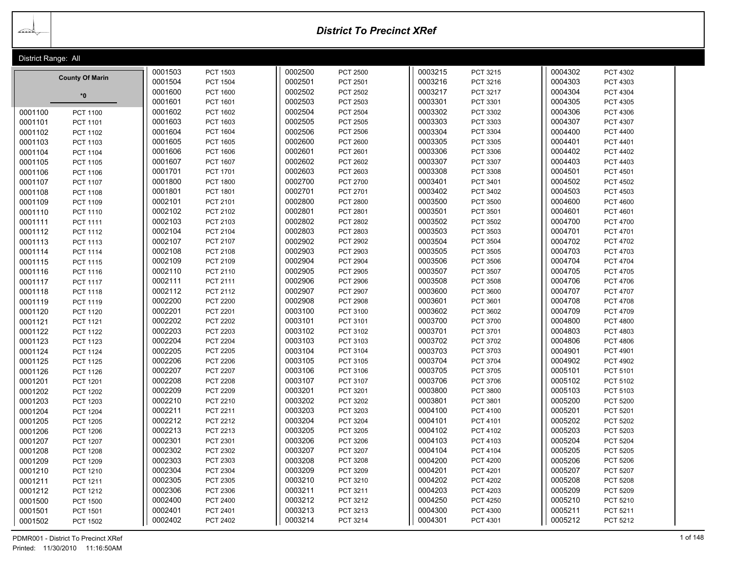# District To Precinct XRef

District Range: All

**County Of Marin**

*0

| District | Precinct |
|---|---|
| 0001100 | PCT 1100 |
| 0001101 | PCT 1101 |
| 0001102 | PCT 1102 |
| 0001103 | PCT 1103 |
| 0001104 | PCT 1104 |
| 0001105 | PCT 1105 |
| 0001106 | PCT 1106 |
| 0001107 | PCT 1107 |
| 0001108 | PCT 1108 |
| 0001109 | PCT 1109 |
| 0001110 | PCT 1110 |
| 0001111 | PCT 1111 |
| 0001112 | PCT 1112 |
| 0001113 | PCT 1113 |
| 0001114 | PCT 1114 |
| 0001115 | PCT 1115 |
| 0001116 | PCT 1116 |
| 0001117 | PCT 1117 |
| 0001118 | PCT 1118 |
| 0001119 | PCT 1119 |
| 0001120 | PCT 1120 |
| 0001121 | PCT 1121 |
| 0001122 | PCT 1122 |
| 0001123 | PCT 1123 |
| 0001124 | PCT 1124 |
| 0001125 | PCT 1125 |
| 0001126 | PCT 1126 |
| 0001201 | PCT 1201 |
| 0001202 | PCT 1202 |
| 0001203 | PCT 1203 |
| 0001204 | PCT 1204 |
| 0001205 | PCT 1205 |
| 0001206 | PCT 1206 |
| 0001207 | PCT 1207 |
| 0001208 | PCT 1208 |
| 0001209 | PCT 1209 |
| 0001210 | PCT 1210 |
| 0001211 | PCT 1211 |
| 0001212 | PCT 1212 |
| 0001500 | PCT 1500 |
| 0001501 | PCT 1501 |
| 0001502 | PCT 1502 |
| 0001503 | PCT 1503 |
| 0001504 | PCT 1504 |
| 0001600 | PCT 1600 |
| 0001601 | PCT 1601 |
| 0001602 | PCT 1602 |
| 0001603 | PCT 1603 |
| 0001604 | PCT 1604 |
| 0001605 | PCT 1605 |
| 0001606 | PCT 1606 |
| 0001607 | PCT 1607 |
| 0001701 | PCT 1701 |
| 0001800 | PCT 1800 |
| 0001801 | PCT 1801 |
| 0002101 | PCT 2101 |
| 0002102 | PCT 2102 |
| 0002103 | PCT 2103 |
| 0002104 | PCT 2104 |
| 0002107 | PCT 2107 |
| 0002108 | PCT 2108 |
| 0002109 | PCT 2109 |
| 0002110 | PCT 2110 |
| 0002111 | PCT 2111 |
| 0002112 | PCT 2112 |
| 0002200 | PCT 2200 |
| 0002201 | PCT 2201 |
| 0002202 | PCT 2202 |
| 0002203 | PCT 2203 |
| 0002204 | PCT 2204 |
| 0002205 | PCT 2205 |
| 0002206 | PCT 2206 |
| 0002207 | PCT 2207 |
| 0002208 | PCT 2208 |
| 0002209 | PCT 2209 |
| 0002210 | PCT 2210 |
| 0002211 | PCT 2211 |
| 0002212 | PCT 2212 |
| 0002213 | PCT 2213 |
| 0002301 | PCT 2301 |
| 0002302 | PCT 2302 |
| 0002303 | PCT 2303 |
| 0002304 | PCT 2304 |
| 0002305 | PCT 2305 |
| 0002306 | PCT 2306 |
| 0002400 | PCT 2400 |
| 0002401 | PCT 2401 |
| 0002402 | PCT 2402 |
| 0002500 | PCT 2500 |
| 0002501 | PCT 2501 |
| 0002502 | PCT 2502 |
| 0002503 | PCT 2503 |
| 0002504 | PCT 2504 |
| 0002505 | PCT 2505 |
| 0002506 | PCT 2506 |
| 0002600 | PCT 2600 |
| 0002601 | PCT 2601 |
| 0002602 | PCT 2602 |
| 0002603 | PCT 2603 |
| 0002700 | PCT 2700 |
| 0002701 | PCT 2701 |
| 0002800 | PCT 2800 |
| 0002801 | PCT 2801 |
| 0002802 | PCT 2802 |
| 0002803 | PCT 2803 |
| 0002902 | PCT 2902 |
| 0002903 | PCT 2903 |
| 0002904 | PCT 2904 |
| 0002905 | PCT 2905 |
| 0002906 | PCT 2906 |
| 0002907 | PCT 2907 |
| 0002908 | PCT 2908 |
| 0003100 | PCT 3100 |
| 0003101 | PCT 3101 |
| 0003102 | PCT 3102 |
| 0003103 | PCT 3103 |
| 0003104 | PCT 3104 |
| 0003105 | PCT 3105 |
| 0003106 | PCT 3106 |
| 0003107 | PCT 3107 |
| 0003201 | PCT 3201 |
| 0003202 | PCT 3202 |
| 0003203 | PCT 3203 |
| 0003204 | PCT 3204 |
| 0003205 | PCT 3205 |
| 0003206 | PCT 3206 |
| 0003207 | PCT 3207 |
| 0003208 | PCT 3208 |
| 0003209 | PCT 3209 |
| 0003210 | PCT 3210 |
| 0003211 | PCT 3211 |
| 0003212 | PCT 3212 |
| 0003213 | PCT 3213 |
| 0003214 | PCT 3214 |
| 0003215 | PCT 3215 |
| 0003216 | PCT 3216 |
| 0003217 | PCT 3217 |
| 0003301 | PCT 3301 |
| 0003302 | PCT 3302 |
| 0003303 | PCT 3303 |
| 0003304 | PCT 3304 |
| 0003305 | PCT 3305 |
| 0003306 | PCT 3306 |
| 0003307 | PCT 3307 |
| 0003308 | PCT 3308 |
| 0003401 | PCT 3401 |
| 0003402 | PCT 3402 |
| 0003500 | PCT 3500 |
| 0003501 | PCT 3501 |
| 0003502 | PCT 3502 |
| 0003503 | PCT 3503 |
| 0003504 | PCT 3504 |
| 0003505 | PCT 3505 |
| 0003506 | PCT 3506 |
| 0003507 | PCT 3507 |
| 0003508 | PCT 3508 |
| 0003600 | PCT 3600 |
| 0003601 | PCT 3601 |
| 0003602 | PCT 3602 |
| 0003700 | PCT 3700 |
| 0003701 | PCT 3701 |
| 0003702 | PCT 3702 |
| 0003703 | PCT 3703 |
| 0003704 | PCT 3704 |
| 0003705 | PCT 3705 |
| 0003706 | PCT 3706 |
| 0003800 | PCT 3800 |
| 0003801 | PCT 3801 |
| 0004100 | PCT 4100 |
| 0004101 | PCT 4101 |
| 0004102 | PCT 4102 |
| 0004103 | PCT 4103 |
| 0004104 | PCT 4104 |
| 0004200 | PCT 4200 |
| 0004201 | PCT 4201 |
| 0004202 | PCT 4202 |
| 0004203 | PCT 4203 |
| 0004250 | PCT 4250 |
| 0004300 | PCT 4300 |
| 0004301 | PCT 4301 |
| 0004302 | PCT 4302 |
| 0004303 | PCT 4303 |
| 0004304 | PCT 4304 |
| 0004305 | PCT 4305 |
| 0004306 | PCT 4306 |
| 0004307 | PCT 4307 |
| 0004400 | PCT 4400 |
| 0004401 | PCT 4401 |
| 0004402 | PCT 4402 |
| 0004403 | PCT 4403 |
| 0004501 | PCT 4501 |
| 0004502 | PCT 4502 |
| 0004503 | PCT 4503 |
| 0004600 | PCT 4600 |
| 0004601 | PCT 4601 |
| 0004700 | PCT 4700 |
| 0004701 | PCT 4701 |
| 0004702 | PCT 4702 |
| 0004703 | PCT 4703 |
| 0004704 | PCT 4704 |
| 0004705 | PCT 4705 |
| 0004706 | PCT 4706 |
| 0004707 | PCT 4707 |
| 0004708 | PCT 4708 |
| 0004709 | PCT 4709 |
| 0004800 | PCT 4800 |
| 0004803 | PCT 4803 |
| 0004806 | PCT 4806 |
| 0004901 | PCT 4901 |
| 0004902 | PCT 4902 |
| 0005101 | PCT 5101 |
| 0005102 | PCT 5102 |
| 0005103 | PCT 5103 |
| 0005200 | PCT 5200 |
| 0005201 | PCT 5201 |
| 0005202 | PCT 5202 |
| 0005203 | PCT 5203 |
| 0005204 | PCT 5204 |
| 0005205 | PCT 5205 |
| 0005206 | PCT 5206 |
| 0005207 | PCT 5207 |
| 0005208 | PCT 5208 |
| 0005209 | PCT 5209 |
| 0005210 | PCT 5210 |
| 0005211 | PCT 5211 |
| 0005212 | PCT 5212 |

PDMR001 - District To Precinct XRef

Printed: 11/30/2010 11:16:50AM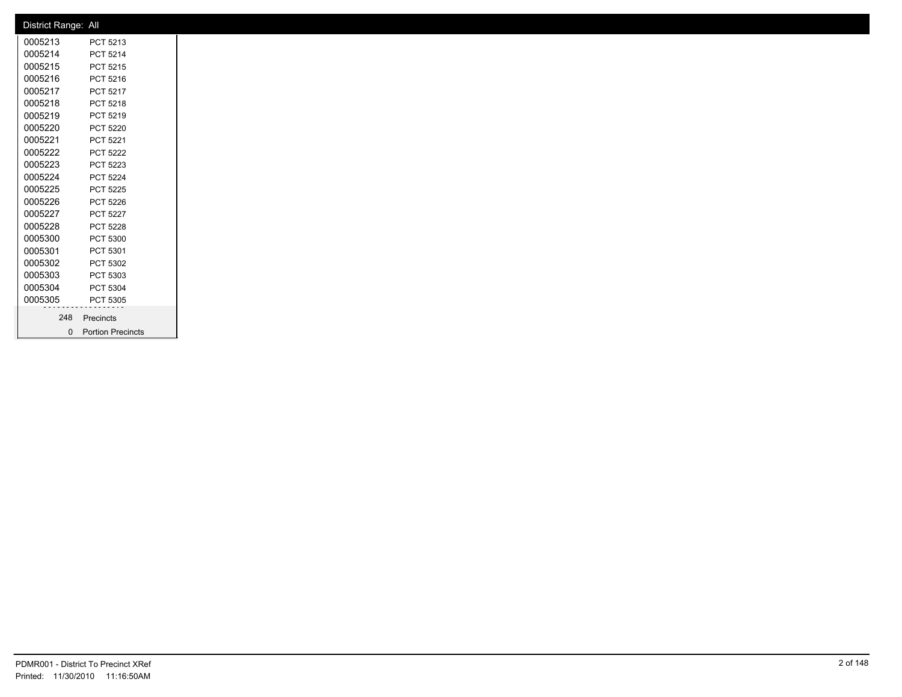District Range: All

| | |
|---|---|
| 0005213 | PCT 5213 |
| 0005214 | PCT 5214 |
| 0005215 | PCT 5215 |
| 0005216 | PCT 5216 |
| 0005217 | PCT 5217 |
| 0005218 | PCT 5218 |
| 0005219 | PCT 5219 |
| 0005220 | PCT 5220 |
| 0005221 | PCT 5221 |
| 0005222 | PCT 5222 |
| 0005223 | PCT 5223 |
| 0005224 | PCT 5224 |
| 0005225 | PCT 5225 |
| 0005226 | PCT 5226 |
| 0005227 | PCT 5227 |
| 0005228 | PCT 5228 |
| 0005300 | PCT 5300 |
| 0005301 | PCT 5301 |
| 0005302 | PCT 5302 |
| 0005303 | PCT 5303 |
| 0005304 | PCT 5304 |
| 0005305 | PCT 5305 |
| 248 | Precincts |
| 0 | Portion Precincts |

PDMR001 - District To Precinct XRef
Printed: 11/30/2010 11:16:50AM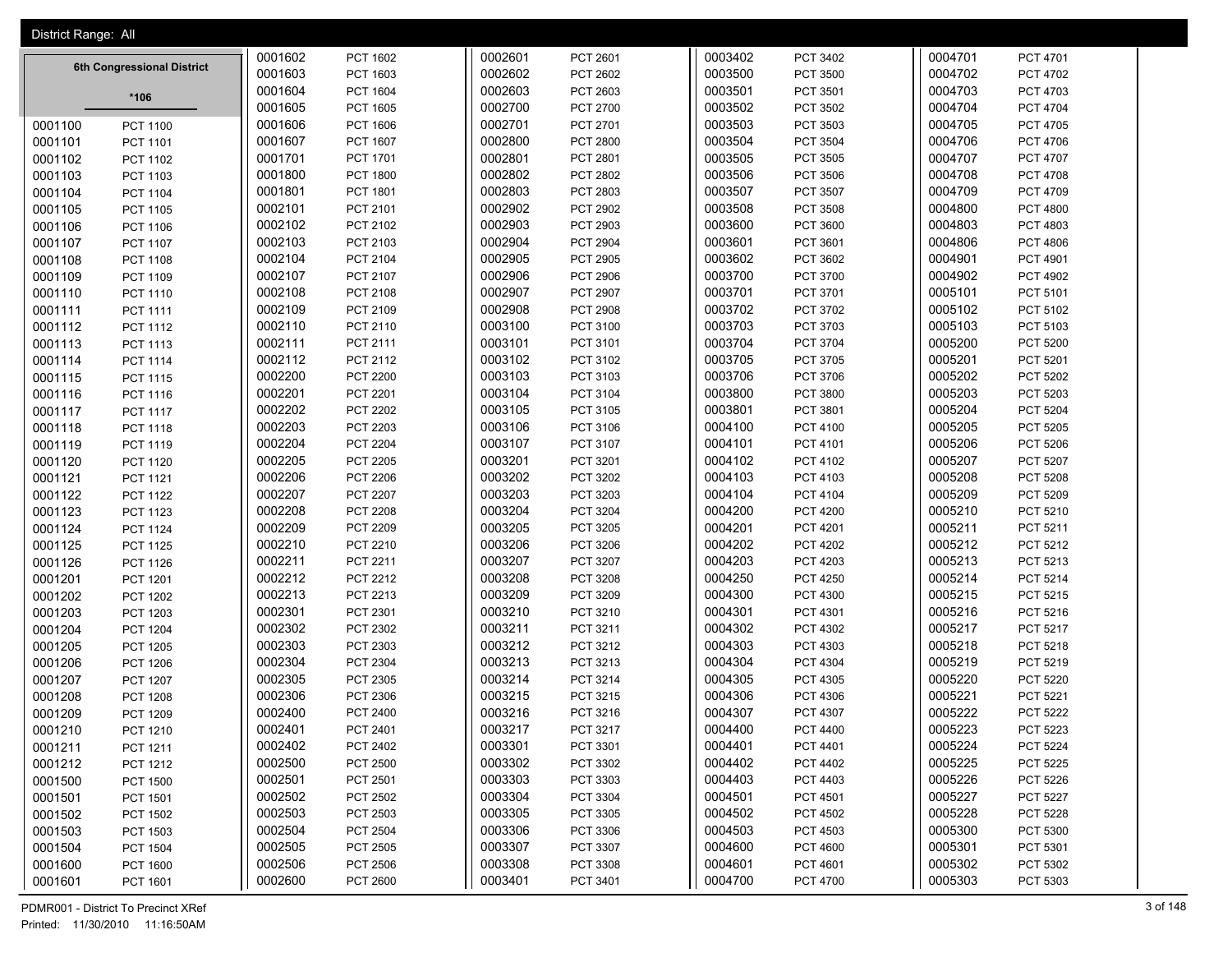District Range: All

## 6th Congressional District

*106

| Precinct | Name |
|---|---|
| 0001100 | PCT 1100 |
| 0001101 | PCT 1101 |
| 0001102 | PCT 1102 |
| 0001103 | PCT 1103 |
| 0001104 | PCT 1104 |
| 0001105 | PCT 1105 |
| 0001106 | PCT 1106 |
| 0001107 | PCT 1107 |
| 0001108 | PCT 1108 |
| 0001109 | PCT 1109 |
| 0001110 | PCT 1110 |
| 0001111 | PCT 1111 |
| 0001112 | PCT 1112 |
| 0001113 | PCT 1113 |
| 0001114 | PCT 1114 |
| 0001115 | PCT 1115 |
| 0001116 | PCT 1116 |
| 0001117 | PCT 1117 |
| 0001118 | PCT 1118 |
| 0001119 | PCT 1119 |
| 0001120 | PCT 1120 |
| 0001121 | PCT 1121 |
| 0001122 | PCT 1122 |
| 0001123 | PCT 1123 |
| 0001124 | PCT 1124 |
| 0001125 | PCT 1125 |
| 0001126 | PCT 1126 |
| 0001201 | PCT 1201 |
| 0001202 | PCT 1202 |
| 0001203 | PCT 1203 |
| 0001204 | PCT 1204 |
| 0001205 | PCT 1205 |
| 0001206 | PCT 1206 |
| 0001207 | PCT 1207 |
| 0001208 | PCT 1208 |
| 0001209 | PCT 1209 |
| 0001210 | PCT 1210 |
| 0001211 | PCT 1211 |
| 0001212 | PCT 1212 |
| 0001500 | PCT 1500 |
| 0001501 | PCT 1501 |
| 0001502 | PCT 1502 |
| 0001503 | PCT 1503 |
| 0001504 | PCT 1504 |
| 0001600 | PCT 1600 |
| 0001601 | PCT 1601 |
| 0001602 | PCT 1602 |
| 0001603 | PCT 1603 |
| 0001604 | PCT 1604 |
| 0001605 | PCT 1605 |
| 0001606 | PCT 1606 |
| 0001607 | PCT 1607 |
| 0001701 | PCT 1701 |
| 0001800 | PCT 1800 |
| 0001801 | PCT 1801 |
| 0002101 | PCT 2101 |
| 0002102 | PCT 2102 |
| 0002103 | PCT 2103 |
| 0002104 | PCT 2104 |
| 0002107 | PCT 2107 |
| 0002108 | PCT 2108 |
| 0002109 | PCT 2109 |
| 0002110 | PCT 2110 |
| 0002111 | PCT 2111 |
| 0002112 | PCT 2112 |
| 0002200 | PCT 2200 |
| 0002201 | PCT 2201 |
| 0002202 | PCT 2202 |
| 0002203 | PCT 2203 |
| 0002204 | PCT 2204 |
| 0002205 | PCT 2205 |
| 0002206 | PCT 2206 |
| 0002207 | PCT 2207 |
| 0002208 | PCT 2208 |
| 0002209 | PCT 2209 |
| 0002210 | PCT 2210 |
| 0002211 | PCT 2211 |
| 0002212 | PCT 2212 |
| 0002213 | PCT 2213 |
| 0002301 | PCT 2301 |
| 0002302 | PCT 2302 |
| 0002303 | PCT 2303 |
| 0002304 | PCT 2304 |
| 0002305 | PCT 2305 |
| 0002306 | PCT 2306 |
| 0002400 | PCT 2400 |
| 0002401 | PCT 2401 |
| 0002402 | PCT 2402 |
| 0002500 | PCT 2500 |
| 0002501 | PCT 2501 |
| 0002502 | PCT 2502 |
| 0002503 | PCT 2503 |
| 0002504 | PCT 2504 |
| 0002505 | PCT 2505 |
| 0002506 | PCT 2506 |
| 0002600 | PCT 2600 |
| 0002601 | PCT 2601 |
| 0002602 | PCT 2602 |
| 0002603 | PCT 2603 |
| 0002700 | PCT 2700 |
| 0002701 | PCT 2701 |
| 0002800 | PCT 2800 |
| 0002801 | PCT 2801 |
| 0002802 | PCT 2802 |
| 0002803 | PCT 2803 |
| 0002902 | PCT 2902 |
| 0002903 | PCT 2903 |
| 0002904 | PCT 2904 |
| 0002905 | PCT 2905 |
| 0002906 | PCT 2906 |
| 0002907 | PCT 2907 |
| 0002908 | PCT 2908 |
| 0003100 | PCT 3100 |
| 0003101 | PCT 3101 |
| 0003102 | PCT 3102 |
| 0003103 | PCT 3103 |
| 0003104 | PCT 3104 |
| 0003105 | PCT 3105 |
| 0003106 | PCT 3106 |
| 0003107 | PCT 3107 |
| 0003201 | PCT 3201 |
| 0003202 | PCT 3202 |
| 0003203 | PCT 3203 |
| 0003204 | PCT 3204 |
| 0003205 | PCT 3205 |
| 0003206 | PCT 3206 |
| 0003207 | PCT 3207 |
| 0003208 | PCT 3208 |
| 0003209 | PCT 3209 |
| 0003210 | PCT 3210 |
| 0003211 | PCT 3211 |
| 0003212 | PCT 3212 |
| 0003213 | PCT 3213 |
| 0003214 | PCT 3214 |
| 0003215 | PCT 3215 |
| 0003216 | PCT 3216 |
| 0003217 | PCT 3217 |
| 0003301 | PCT 3301 |
| 0003302 | PCT 3302 |
| 0003303 | PCT 3303 |
| 0003304 | PCT 3304 |
| 0003305 | PCT 3305 |
| 0003306 | PCT 3306 |
| 0003307 | PCT 3307 |
| 0003308 | PCT 3308 |
| 0003401 | PCT 3401 |
| 0003402 | PCT 3402 |
| 0003500 | PCT 3500 |
| 0003501 | PCT 3501 |
| 0003502 | PCT 3502 |
| 0003503 | PCT 3503 |
| 0003504 | PCT 3504 |
| 0003505 | PCT 3505 |
| 0003506 | PCT 3506 |
| 0003507 | PCT 3507 |
| 0003508 | PCT 3508 |
| 0003600 | PCT 3600 |
| 0003601 | PCT 3601 |
| 0003602 | PCT 3602 |
| 0003700 | PCT 3700 |
| 0003701 | PCT 3701 |
| 0003702 | PCT 3702 |
| 0003703 | PCT 3703 |
| 0003704 | PCT 3704 |
| 0003705 | PCT 3705 |
| 0003706 | PCT 3706 |
| 0003800 | PCT 3800 |
| 0003801 | PCT 3801 |
| 0004100 | PCT 4100 |
| 0004101 | PCT 4101 |
| 0004102 | PCT 4102 |
| 0004103 | PCT 4103 |
| 0004104 | PCT 4104 |
| 0004200 | PCT 4200 |
| 0004201 | PCT 4201 |
| 0004202 | PCT 4202 |
| 0004203 | PCT 4203 |
| 0004250 | PCT 4250 |
| 0004300 | PCT 4300 |
| 0004301 | PCT 4301 |
| 0004302 | PCT 4302 |
| 0004303 | PCT 4303 |
| 0004304 | PCT 4304 |
| 0004305 | PCT 4305 |
| 0004306 | PCT 4306 |
| 0004307 | PCT 4307 |
| 0004400 | PCT 4400 |
| 0004401 | PCT 4401 |
| 0004402 | PCT 4402 |
| 0004403 | PCT 4403 |
| 0004501 | PCT 4501 |
| 0004502 | PCT 4502 |
| 0004503 | PCT 4503 |
| 0004600 | PCT 4600 |
| 0004601 | PCT 4601 |
| 0004700 | PCT 4700 |
| 0004701 | PCT 4701 |
| 0004702 | PCT 4702 |
| 0004703 | PCT 4703 |
| 0004704 | PCT 4704 |
| 0004705 | PCT 4705 |
| 0004706 | PCT 4706 |
| 0004707 | PCT 4707 |
| 0004708 | PCT 4708 |
| 0004709 | PCT 4709 |
| 0004800 | PCT 4800 |
| 0004803 | PCT 4803 |
| 0004806 | PCT 4806 |
| 0004901 | PCT 4901 |
| 0004902 | PCT 4902 |
| 0005101 | PCT 5101 |
| 0005102 | PCT 5102 |
| 0005103 | PCT 5103 |
| 0005200 | PCT 5200 |
| 0005201 | PCT 5201 |
| 0005202 | PCT 5202 |
| 0005203 | PCT 5203 |
| 0005204 | PCT 5204 |
| 0005205 | PCT 5205 |
| 0005206 | PCT 5206 |
| 0005207 | PCT 5207 |
| 0005208 | PCT 5208 |
| 0005209 | PCT 5209 |
| 0005210 | PCT 5210 |
| 0005211 | PCT 5211 |
| 0005212 | PCT 5212 |
| 0005213 | PCT 5213 |
| 0005214 | PCT 5214 |
| 0005215 | PCT 5215 |
| 0005216 | PCT 5216 |
| 0005217 | PCT 5217 |
| 0005218 | PCT 5218 |
| 0005219 | PCT 5219 |
| 0005220 | PCT 5220 |
| 0005221 | PCT 5221 |
| 0005222 | PCT 5222 |
| 0005223 | PCT 5223 |
| 0005224 | PCT 5224 |
| 0005225 | PCT 5225 |
| 0005226 | PCT 5226 |
| 0005227 | PCT 5227 |
| 0005228 | PCT 5228 |
| 0005300 | PCT 5300 |
| 0005301 | PCT 5301 |
| 0005302 | PCT 5302 |
| 0005303 | PCT 5303 |

PDMR001 - District To Precinct XRef
Printed: 11/30/2010 11:16:50AM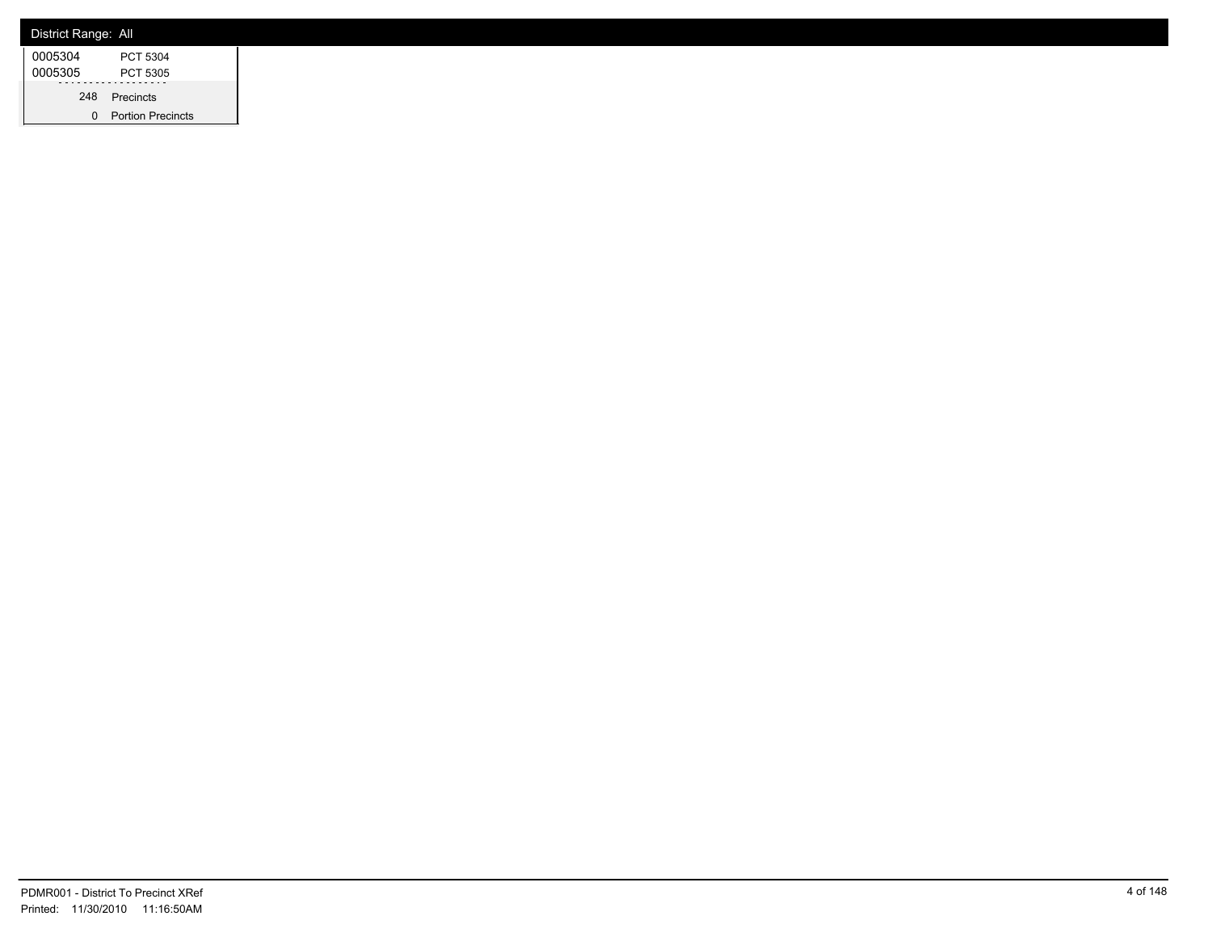District Range: All

| | |
|---|---|
| 0005304 | PCT 5304 |
| 0005305 | PCT 5305 |
| 248 | Precincts |
| 0 | Portion Precincts |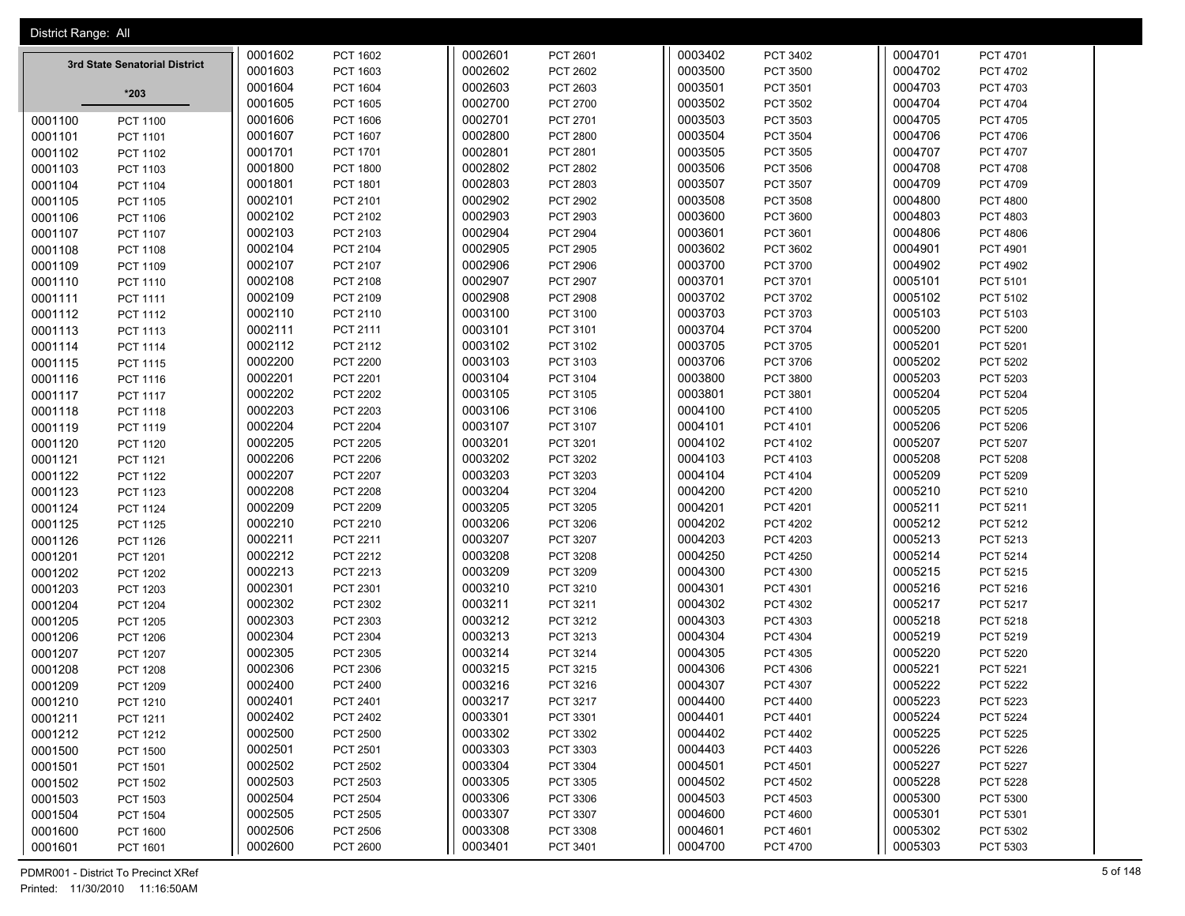District Range: All

**3rd State Senatorial District**

**\*203**

| Code | Precinct |
|---|---|
| 0001100 | PCT 1100 |
| 0001101 | PCT 1101 |
| 0001102 | PCT 1102 |
| 0001103 | PCT 1103 |
| 0001104 | PCT 1104 |
| 0001105 | PCT 1105 |
| 0001106 | PCT 1106 |
| 0001107 | PCT 1107 |
| 0001108 | PCT 1108 |
| 0001109 | PCT 1109 |
| 0001110 | PCT 1110 |
| 0001111 | PCT 1111 |
| 0001112 | PCT 1112 |
| 0001113 | PCT 1113 |
| 0001114 | PCT 1114 |
| 0001115 | PCT 1115 |
| 0001116 | PCT 1116 |
| 0001117 | PCT 1117 |
| 0001118 | PCT 1118 |
| 0001119 | PCT 1119 |
| 0001120 | PCT 1120 |
| 0001121 | PCT 1121 |
| 0001122 | PCT 1122 |
| 0001123 | PCT 1123 |
| 0001124 | PCT 1124 |
| 0001125 | PCT 1125 |
| 0001126 | PCT 1126 |
| 0001201 | PCT 1201 |
| 0001202 | PCT 1202 |
| 0001203 | PCT 1203 |
| 0001204 | PCT 1204 |
| 0001205 | PCT 1205 |
| 0001206 | PCT 1206 |
| 0001207 | PCT 1207 |
| 0001208 | PCT 1208 |
| 0001209 | PCT 1209 |
| 0001210 | PCT 1210 |
| 0001211 | PCT 1211 |
| 0001212 | PCT 1212 |
| 0001500 | PCT 1500 |
| 0001501 | PCT 1501 |
| 0001502 | PCT 1502 |
| 0001503 | PCT 1503 |
| 0001504 | PCT 1504 |
| 0001600 | PCT 1600 |
| 0001601 | PCT 1601 |
| 0001602 | PCT 1602 |
| 0001603 | PCT 1603 |
| 0001604 | PCT 1604 |
| 0001605 | PCT 1605 |
| 0001606 | PCT 1606 |
| 0001607 | PCT 1607 |
| 0001701 | PCT 1701 |
| 0001800 | PCT 1800 |
| 0001801 | PCT 1801 |
| 0002101 | PCT 2101 |
| 0002102 | PCT 2102 |
| 0002103 | PCT 2103 |
| 0002104 | PCT 2104 |
| 0002107 | PCT 2107 |
| 0002108 | PCT 2108 |
| 0002109 | PCT 2109 |
| 0002110 | PCT 2110 |
| 0002111 | PCT 2111 |
| 0002112 | PCT 2112 |
| 0002200 | PCT 2200 |
| 0002201 | PCT 2201 |
| 0002202 | PCT 2202 |
| 0002203 | PCT 2203 |
| 0002204 | PCT 2204 |
| 0002205 | PCT 2205 |
| 0002206 | PCT 2206 |
| 0002207 | PCT 2207 |
| 0002208 | PCT 2208 |
| 0002209 | PCT 2209 |
| 0002210 | PCT 2210 |
| 0002211 | PCT 2211 |
| 0002212 | PCT 2212 |
| 0002213 | PCT 2213 |
| 0002301 | PCT 2301 |
| 0002302 | PCT 2302 |
| 0002303 | PCT 2303 |
| 0002304 | PCT 2304 |
| 0002305 | PCT 2305 |
| 0002306 | PCT 2306 |
| 0002400 | PCT 2400 |
| 0002401 | PCT 2401 |
| 0002402 | PCT 2402 |
| 0002500 | PCT 2500 |
| 0002501 | PCT 2501 |
| 0002502 | PCT 2502 |
| 0002503 | PCT 2503 |
| 0002504 | PCT 2504 |
| 0002505 | PCT 2505 |
| 0002506 | PCT 2506 |
| 0002600 | PCT 2600 |
| 0002601 | PCT 2601 |
| 0002602 | PCT 2602 |
| 0002603 | PCT 2603 |
| 0002700 | PCT 2700 |
| 0002701 | PCT 2701 |
| 0002800 | PCT 2800 |
| 0002801 | PCT 2801 |
| 0002802 | PCT 2802 |
| 0002803 | PCT 2803 |
| 0002902 | PCT 2902 |
| 0002903 | PCT 2903 |
| 0002904 | PCT 2904 |
| 0002905 | PCT 2905 |
| 0002906 | PCT 2906 |
| 0002907 | PCT 2907 |
| 0002908 | PCT 2908 |
| 0003100 | PCT 3100 |
| 0003101 | PCT 3101 |
| 0003102 | PCT 3102 |
| 0003103 | PCT 3103 |
| 0003104 | PCT 3104 |
| 0003105 | PCT 3105 |
| 0003106 | PCT 3106 |
| 0003107 | PCT 3107 |
| 0003201 | PCT 3201 |
| 0003202 | PCT 3202 |
| 0003203 | PCT 3203 |
| 0003204 | PCT 3204 |
| 0003205 | PCT 3205 |
| 0003206 | PCT 3206 |
| 0003207 | PCT 3207 |
| 0003208 | PCT 3208 |
| 0003209 | PCT 3209 |
| 0003210 | PCT 3210 |
| 0003211 | PCT 3211 |
| 0003212 | PCT 3212 |
| 0003213 | PCT 3213 |
| 0003214 | PCT 3214 |
| 0003215 | PCT 3215 |
| 0003216 | PCT 3216 |
| 0003217 | PCT 3217 |
| 0003301 | PCT 3301 |
| 0003302 | PCT 3302 |
| 0003303 | PCT 3303 |
| 0003304 | PCT 3304 |
| 0003305 | PCT 3305 |
| 0003306 | PCT 3306 |
| 0003307 | PCT 3307 |
| 0003308 | PCT 3308 |
| 0003401 | PCT 3401 |
| 0003402 | PCT 3402 |
| 0003500 | PCT 3500 |
| 0003501 | PCT 3501 |
| 0003502 | PCT 3502 |
| 0003503 | PCT 3503 |
| 0003504 | PCT 3504 |
| 0003505 | PCT 3505 |
| 0003506 | PCT 3506 |
| 0003507 | PCT 3507 |
| 0003508 | PCT 3508 |
| 0003600 | PCT 3600 |
| 0003601 | PCT 3601 |
| 0003602 | PCT 3602 |
| 0003700 | PCT 3700 |
| 0003701 | PCT 3701 |
| 0003702 | PCT 3702 |
| 0003703 | PCT 3703 |
| 0003704 | PCT 3704 |
| 0003705 | PCT 3705 |
| 0003706 | PCT 3706 |
| 0003800 | PCT 3800 |
| 0003801 | PCT 3801 |
| 0004100 | PCT 4100 |
| 0004101 | PCT 4101 |
| 0004102 | PCT 4102 |
| 0004103 | PCT 4103 |
| 0004104 | PCT 4104 |
| 0004200 | PCT 4200 |
| 0004201 | PCT 4201 |
| 0004202 | PCT 4202 |
| 0004203 | PCT 4203 |
| 0004250 | PCT 4250 |
| 0004300 | PCT 4300 |
| 0004301 | PCT 4301 |
| 0004302 | PCT 4302 |
| 0004303 | PCT 4303 |
| 0004304 | PCT 4304 |
| 0004305 | PCT 4305 |
| 0004306 | PCT 4306 |
| 0004307 | PCT 4307 |
| 0004400 | PCT 4400 |
| 0004401 | PCT 4401 |
| 0004402 | PCT 4402 |
| 0004403 | PCT 4403 |
| 0004501 | PCT 4501 |
| 0004502 | PCT 4502 |
| 0004503 | PCT 4503 |
| 0004600 | PCT 4600 |
| 0004601 | PCT 4601 |
| 0004700 | PCT 4700 |
| 0004701 | PCT 4701 |
| 0004702 | PCT 4702 |
| 0004703 | PCT 4703 |
| 0004704 | PCT 4704 |
| 0004705 | PCT 4705 |
| 0004706 | PCT 4706 |
| 0004707 | PCT 4707 |
| 0004708 | PCT 4708 |
| 0004709 | PCT 4709 |
| 0004800 | PCT 4800 |
| 0004803 | PCT 4803 |
| 0004806 | PCT 4806 |
| 0004901 | PCT 4901 |
| 0004902 | PCT 4902 |
| 0005101 | PCT 5101 |
| 0005102 | PCT 5102 |
| 0005103 | PCT 5103 |
| 0005200 | PCT 5200 |
| 0005201 | PCT 5201 |
| 0005202 | PCT 5202 |
| 0005203 | PCT 5203 |
| 0005204 | PCT 5204 |
| 0005205 | PCT 5205 |
| 0005206 | PCT 5206 |
| 0005207 | PCT 5207 |
| 0005208 | PCT 5208 |
| 0005209 | PCT 5209 |
| 0005210 | PCT 5210 |
| 0005211 | PCT 5211 |
| 0005212 | PCT 5212 |
| 0005213 | PCT 5213 |
| 0005214 | PCT 5214 |
| 0005215 | PCT 5215 |
| 0005216 | PCT 5216 |
| 0005217 | PCT 5217 |
| 0005218 | PCT 5218 |
| 0005219 | PCT 5219 |
| 0005220 | PCT 5220 |
| 0005221 | PCT 5221 |
| 0005222 | PCT 5222 |
| 0005223 | PCT 5223 |
| 0005224 | PCT 5224 |
| 0005225 | PCT 5225 |
| 0005226 | PCT 5226 |
| 0005227 | PCT 5227 |
| 0005228 | PCT 5228 |
| 0005300 | PCT 5300 |
| 0005301 | PCT 5301 |
| 0005302 | PCT 5302 |
| 0005303 | PCT 5303 |

PDMR001 - District To Precinct XRef
Printed: 11/30/2010 11:16:50AM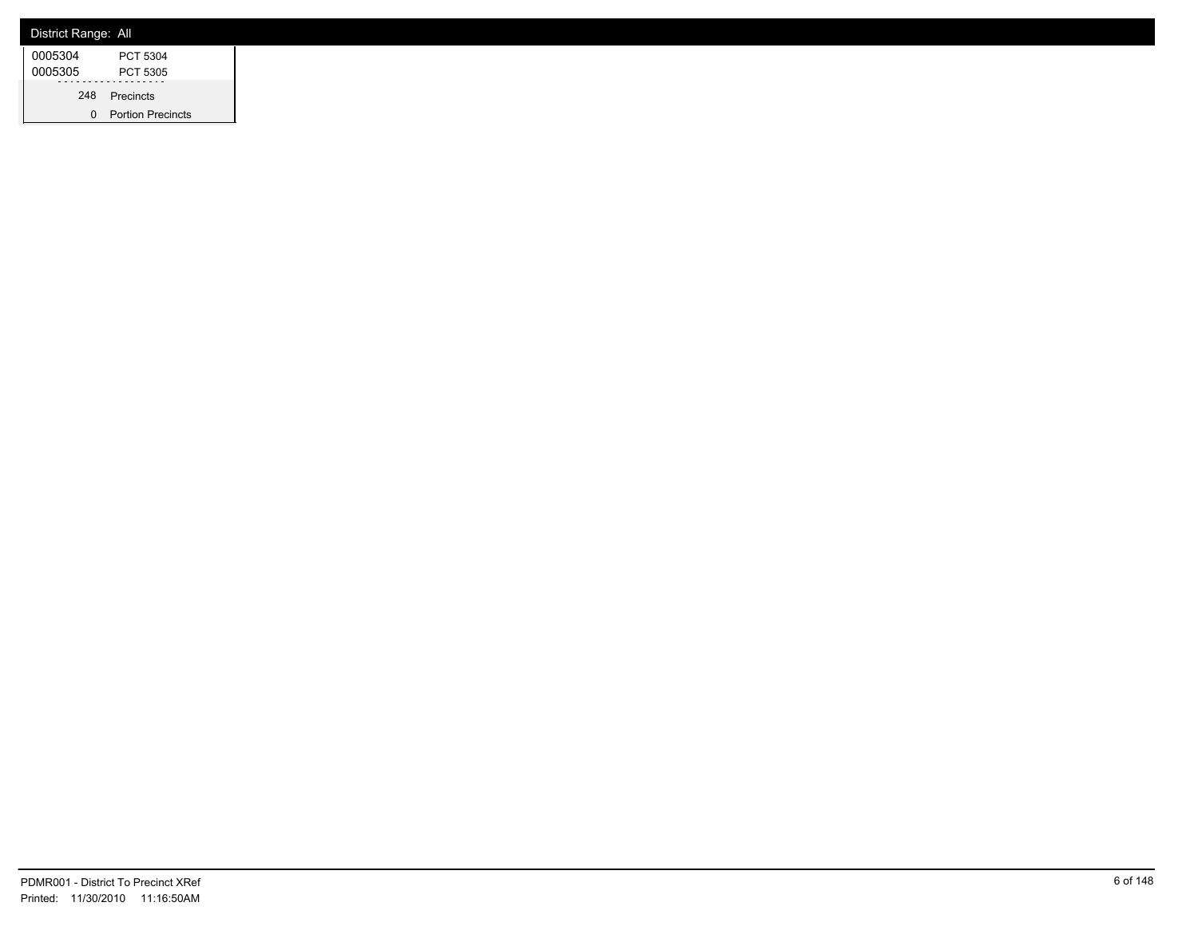District Range: All

| | |
|---|---|
| 0005304 | PCT 5304 |
| 0005305 | PCT 5305 |

248 Precincts

0 Portion Precincts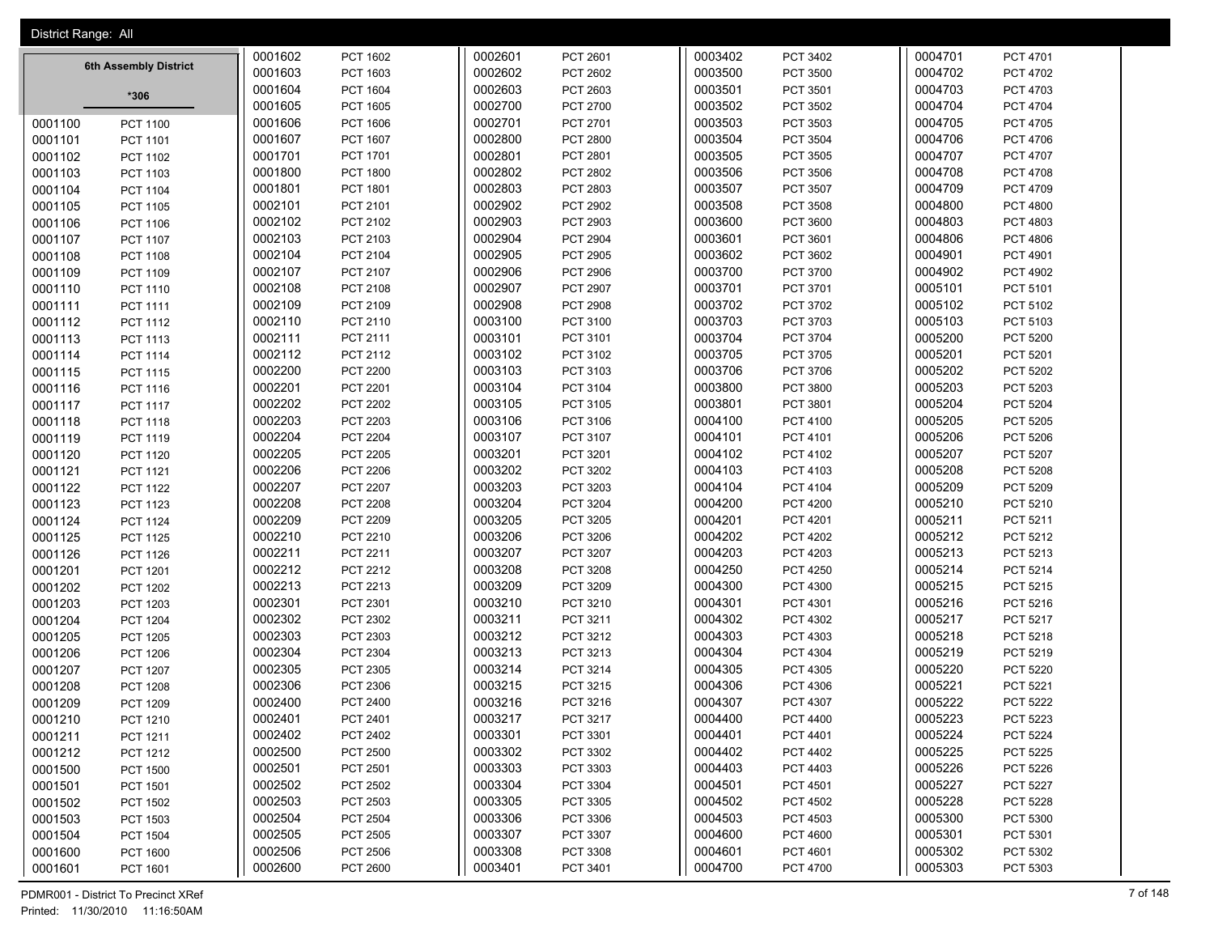District Range: All

**6th Assembly District**

***306**

| District | Precinct |
|---|---|
| 0001100 | PCT 1100 |
| 0001101 | PCT 1101 |
| 0001102 | PCT 1102 |
| 0001103 | PCT 1103 |
| 0001104 | PCT 1104 |
| 0001105 | PCT 1105 |
| 0001106 | PCT 1106 |
| 0001107 | PCT 1107 |
| 0001108 | PCT 1108 |
| 0001109 | PCT 1109 |
| 0001110 | PCT 1110 |
| 0001111 | PCT 1111 |
| 0001112 | PCT 1112 |
| 0001113 | PCT 1113 |
| 0001114 | PCT 1114 |
| 0001115 | PCT 1115 |
| 0001116 | PCT 1116 |
| 0001117 | PCT 1117 |
| 0001118 | PCT 1118 |
| 0001119 | PCT 1119 |
| 0001120 | PCT 1120 |
| 0001121 | PCT 1121 |
| 0001122 | PCT 1122 |
| 0001123 | PCT 1123 |
| 0001124 | PCT 1124 |
| 0001125 | PCT 1125 |
| 0001126 | PCT 1126 |
| 0001201 | PCT 1201 |
| 0001202 | PCT 1202 |
| 0001203 | PCT 1203 |
| 0001204 | PCT 1204 |
| 0001205 | PCT 1205 |
| 0001206 | PCT 1206 |
| 0001207 | PCT 1207 |
| 0001208 | PCT 1208 |
| 0001209 | PCT 1209 |
| 0001210 | PCT 1210 |
| 0001211 | PCT 1211 |
| 0001212 | PCT 1212 |
| 0001500 | PCT 1500 |
| 0001501 | PCT 1501 |
| 0001502 | PCT 1502 |
| 0001503 | PCT 1503 |
| 0001504 | PCT 1504 |
| 0001600 | PCT 1600 |
| 0001601 | PCT 1601 |
| 0001602 | PCT 1602 |
| 0001603 | PCT 1603 |
| 0001604 | PCT 1604 |
| 0001605 | PCT 1605 |
| 0001606 | PCT 1606 |
| 0001607 | PCT 1607 |
| 0001701 | PCT 1701 |
| 0001800 | PCT 1800 |
| 0001801 | PCT 1801 |
| 0002101 | PCT 2101 |
| 0002102 | PCT 2102 |
| 0002103 | PCT 2103 |
| 0002104 | PCT 2104 |
| 0002107 | PCT 2107 |
| 0002108 | PCT 2108 |
| 0002109 | PCT 2109 |
| 0002110 | PCT 2110 |
| 0002111 | PCT 2111 |
| 0002112 | PCT 2112 |
| 0002200 | PCT 2200 |
| 0002201 | PCT 2201 |
| 0002202 | PCT 2202 |
| 0002203 | PCT 2203 |
| 0002204 | PCT 2204 |
| 0002205 | PCT 2205 |
| 0002206 | PCT 2206 |
| 0002207 | PCT 2207 |
| 0002208 | PCT 2208 |
| 0002209 | PCT 2209 |
| 0002210 | PCT 2210 |
| 0002211 | PCT 2211 |
| 0002212 | PCT 2212 |
| 0002213 | PCT 2213 |
| 0002301 | PCT 2301 |
| 0002302 | PCT 2302 |
| 0002303 | PCT 2303 |
| 0002304 | PCT 2304 |
| 0002305 | PCT 2305 |
| 0002306 | PCT 2306 |
| 0002400 | PCT 2400 |
| 0002401 | PCT 2401 |
| 0002402 | PCT 2402 |
| 0002500 | PCT 2500 |
| 0002501 | PCT 2501 |
| 0002502 | PCT 2502 |
| 0002503 | PCT 2503 |
| 0002504 | PCT 2504 |
| 0002505 | PCT 2505 |
| 0002506 | PCT 2506 |
| 0002600 | PCT 2600 |
| 0002601 | PCT 2601 |
| 0002602 | PCT 2602 |
| 0002603 | PCT 2603 |
| 0002700 | PCT 2700 |
| 0002701 | PCT 2701 |
| 0002800 | PCT 2800 |
| 0002801 | PCT 2801 |
| 0002802 | PCT 2802 |
| 0002803 | PCT 2803 |
| 0002902 | PCT 2902 |
| 0002903 | PCT 2903 |
| 0002904 | PCT 2904 |
| 0002905 | PCT 2905 |
| 0002906 | PCT 2906 |
| 0002907 | PCT 2907 |
| 0002908 | PCT 2908 |
| 0003100 | PCT 3100 |
| 0003101 | PCT 3101 |
| 0003102 | PCT 3102 |
| 0003103 | PCT 3103 |
| 0003104 | PCT 3104 |
| 0003105 | PCT 3105 |
| 0003106 | PCT 3106 |
| 0003107 | PCT 3107 |
| 0003201 | PCT 3201 |
| 0003202 | PCT 3202 |
| 0003203 | PCT 3203 |
| 0003204 | PCT 3204 |
| 0003205 | PCT 3205 |
| 0003206 | PCT 3206 |
| 0003207 | PCT 3207 |
| 0003208 | PCT 3208 |
| 0003209 | PCT 3209 |
| 0003210 | PCT 3210 |
| 0003211 | PCT 3211 |
| 0003212 | PCT 3212 |
| 0003213 | PCT 3213 |
| 0003214 | PCT 3214 |
| 0003215 | PCT 3215 |
| 0003216 | PCT 3216 |
| 0003217 | PCT 3217 |
| 0003301 | PCT 3301 |
| 0003302 | PCT 3302 |
| 0003303 | PCT 3303 |
| 0003304 | PCT 3304 |
| 0003305 | PCT 3305 |
| 0003306 | PCT 3306 |
| 0003307 | PCT 3307 |
| 0003308 | PCT 3308 |
| 0003401 | PCT 3401 |
| 0003402 | PCT 3402 |
| 0003500 | PCT 3500 |
| 0003501 | PCT 3501 |
| 0003502 | PCT 3502 |
| 0003503 | PCT 3503 |
| 0003504 | PCT 3504 |
| 0003505 | PCT 3505 |
| 0003506 | PCT 3506 |
| 0003507 | PCT 3507 |
| 0003508 | PCT 3508 |
| 0003600 | PCT 3600 |
| 0003601 | PCT 3601 |
| 0003602 | PCT 3602 |
| 0003700 | PCT 3700 |
| 0003701 | PCT 3701 |
| 0003702 | PCT 3702 |
| 0003703 | PCT 3703 |
| 0003704 | PCT 3704 |
| 0003705 | PCT 3705 |
| 0003706 | PCT 3706 |
| 0003800 | PCT 3800 |
| 0003801 | PCT 3801 |
| 0004100 | PCT 4100 |
| 0004101 | PCT 4101 |
| 0004102 | PCT 4102 |
| 0004103 | PCT 4103 |
| 0004104 | PCT 4104 |
| 0004200 | PCT 4200 |
| 0004201 | PCT 4201 |
| 0004202 | PCT 4202 |
| 0004203 | PCT 4203 |
| 0004250 | PCT 4250 |
| 0004300 | PCT 4300 |
| 0004301 | PCT 4301 |
| 0004302 | PCT 4302 |
| 0004303 | PCT 4303 |
| 0004304 | PCT 4304 |
| 0004305 | PCT 4305 |
| 0004306 | PCT 4306 |
| 0004307 | PCT 4307 |
| 0004400 | PCT 4400 |
| 0004401 | PCT 4401 |
| 0004402 | PCT 4402 |
| 0004403 | PCT 4403 |
| 0004501 | PCT 4501 |
| 0004502 | PCT 4502 |
| 0004503 | PCT 4503 |
| 0004600 | PCT 4600 |
| 0004601 | PCT 4601 |
| 0004700 | PCT 4700 |
| 0004701 | PCT 4701 |
| 0004702 | PCT 4702 |
| 0004703 | PCT 4703 |
| 0004704 | PCT 4704 |
| 0004705 | PCT 4705 |
| 0004706 | PCT 4706 |
| 0004707 | PCT 4707 |
| 0004708 | PCT 4708 |
| 0004709 | PCT 4709 |
| 0004800 | PCT 4800 |
| 0004803 | PCT 4803 |
| 0004806 | PCT 4806 |
| 0004901 | PCT 4901 |
| 0004902 | PCT 4902 |
| 0005101 | PCT 5101 |
| 0005102 | PCT 5102 |
| 0005103 | PCT 5103 |
| 0005200 | PCT 5200 |
| 0005201 | PCT 5201 |
| 0005202 | PCT 5202 |
| 0005203 | PCT 5203 |
| 0005204 | PCT 5204 |
| 0005205 | PCT 5205 |
| 0005206 | PCT 5206 |
| 0005207 | PCT 5207 |
| 0005208 | PCT 5208 |
| 0005209 | PCT 5209 |
| 0005210 | PCT 5210 |
| 0005211 | PCT 5211 |
| 0005212 | PCT 5212 |
| 0005213 | PCT 5213 |
| 0005214 | PCT 5214 |
| 0005215 | PCT 5215 |
| 0005216 | PCT 5216 |
| 0005217 | PCT 5217 |
| 0005218 | PCT 5218 |
| 0005219 | PCT 5219 |
| 0005220 | PCT 5220 |
| 0005221 | PCT 5221 |
| 0005222 | PCT 5222 |
| 0005223 | PCT 5223 |
| 0005224 | PCT 5224 |
| 0005225 | PCT 5225 |
| 0005226 | PCT 5226 |
| 0005227 | PCT 5227 |
| 0005228 | PCT 5228 |
| 0005300 | PCT 5300 |
| 0005301 | PCT 5301 |
| 0005302 | PCT 5302 |
| 0005303 | PCT 5303 |

PDMR001 - District To Precinct XRef
Printed: 11/30/2010 11:16:50AM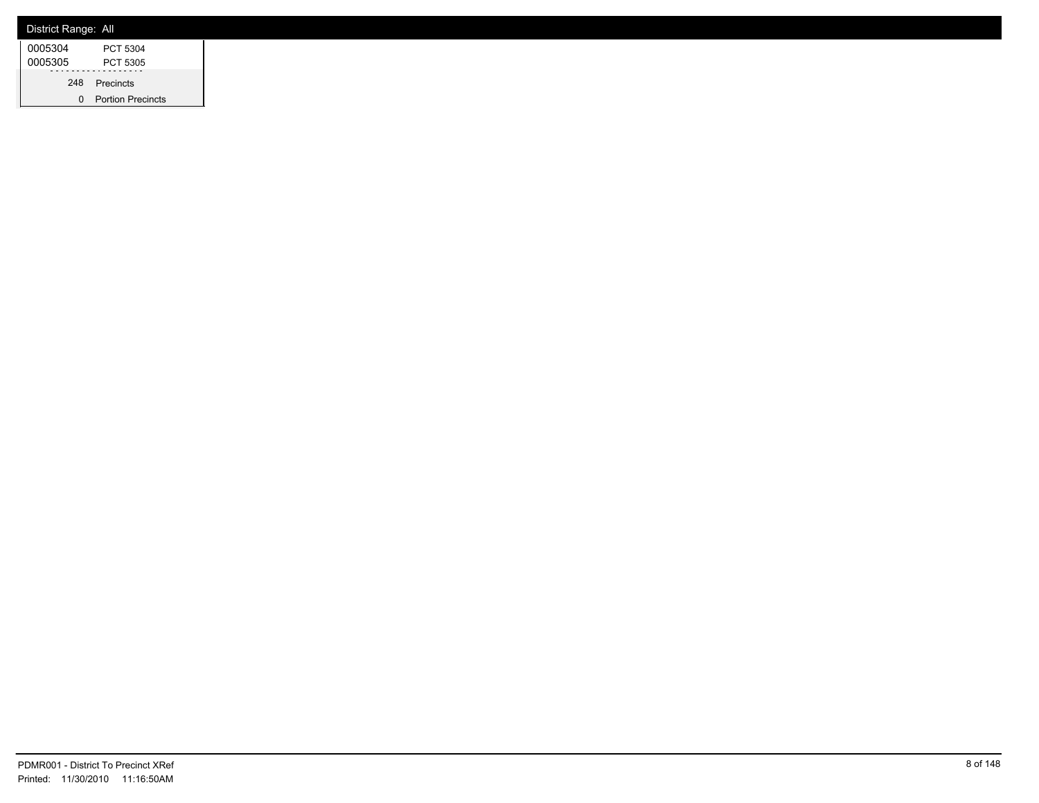District Range: All

| | |
|---|---|
| 0005304 | PCT 5304 |
| 0005305 | PCT 5305 |
| 248 | Precincts |
| 0 | Portion Precincts |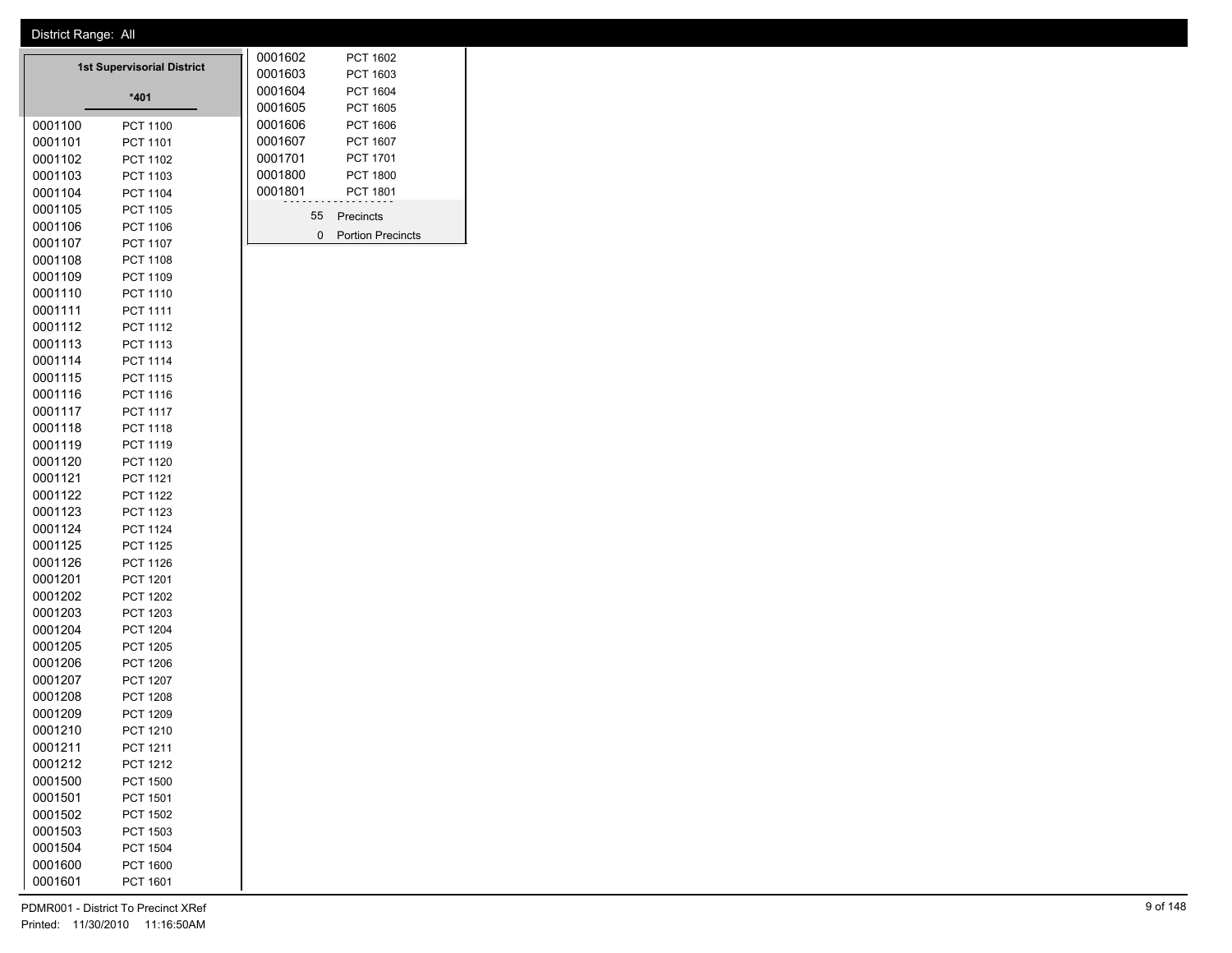District Range: All

## 1st Supervisorial District

**\*401**

| Precinct | Name |
|---|---|
| 0001100 | PCT 1100 |
| 0001101 | PCT 1101 |
| 0001102 | PCT 1102 |
| 0001103 | PCT 1103 |
| 0001104 | PCT 1104 |
| 0001105 | PCT 1105 |
| 0001106 | PCT 1106 |
| 0001107 | PCT 1107 |
| 0001108 | PCT 1108 |
| 0001109 | PCT 1109 |
| 0001110 | PCT 1110 |
| 0001111 | PCT 1111 |
| 0001112 | PCT 1112 |
| 0001113 | PCT 1113 |
| 0001114 | PCT 1114 |
| 0001115 | PCT 1115 |
| 0001116 | PCT 1116 |
| 0001117 | PCT 1117 |
| 0001118 | PCT 1118 |
| 0001119 | PCT 1119 |
| 0001120 | PCT 1120 |
| 0001121 | PCT 1121 |
| 0001122 | PCT 1122 |
| 0001123 | PCT 1123 |
| 0001124 | PCT 1124 |
| 0001125 | PCT 1125 |
| 0001126 | PCT 1126 |
| 0001201 | PCT 1201 |
| 0001202 | PCT 1202 |
| 0001203 | PCT 1203 |
| 0001204 | PCT 1204 |
| 0001205 | PCT 1205 |
| 0001206 | PCT 1206 |
| 0001207 | PCT 1207 |
| 0001208 | PCT 1208 |
| 0001209 | PCT 1209 |
| 0001210 | PCT 1210 |
| 0001211 | PCT 1211 |
| 0001212 | PCT 1212 |
| 0001500 | PCT 1500 |
| 0001501 | PCT 1501 |
| 0001502 | PCT 1502 |
| 0001503 | PCT 1503 |
| 0001504 | PCT 1504 |
| 0001600 | PCT 1600 |
| 0001601 | PCT 1601 |
| 0001602 | PCT 1602 |
| 0001603 | PCT 1603 |
| 0001604 | PCT 1604 |
| 0001605 | PCT 1605 |
| 0001606 | PCT 1606 |
| 0001607 | PCT 1607 |
| 0001701 | PCT 1701 |
| 0001800 | PCT 1800 |
| 0001801 | PCT 1801 |

55 Precincts

0 Portion Precincts

PDMR001 - District To Precinct XRef

Printed: 11/30/2010 11:16:50AM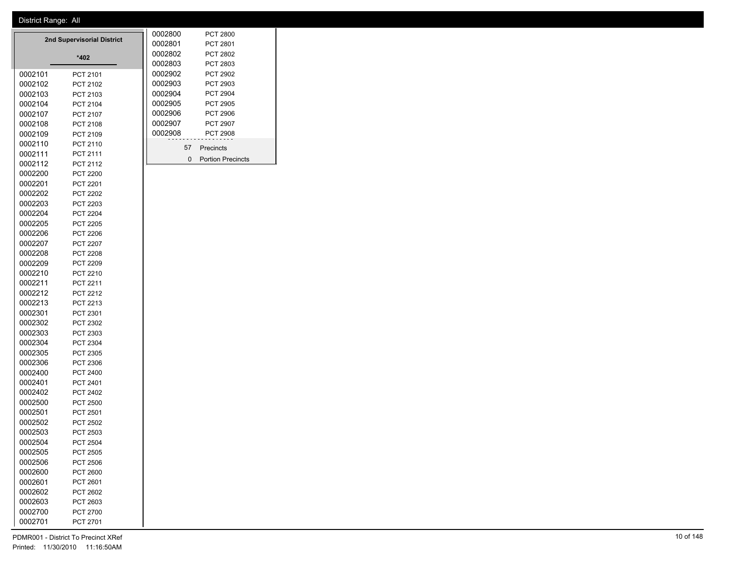District Range: All

## 2nd Supervisorial District

*402

| Code | Precinct |
|---|---|
| 0002101 | PCT 2101 |
| 0002102 | PCT 2102 |
| 0002103 | PCT 2103 |
| 0002104 | PCT 2104 |
| 0002107 | PCT 2107 |
| 0002108 | PCT 2108 |
| 0002109 | PCT 2109 |
| 0002110 | PCT 2110 |
| 0002111 | PCT 2111 |
| 0002112 | PCT 2112 |
| 0002200 | PCT 2200 |
| 0002201 | PCT 2201 |
| 0002202 | PCT 2202 |
| 0002203 | PCT 2203 |
| 0002204 | PCT 2204 |
| 0002205 | PCT 2205 |
| 0002206 | PCT 2206 |
| 0002207 | PCT 2207 |
| 0002208 | PCT 2208 |
| 0002209 | PCT 2209 |
| 0002210 | PCT 2210 |
| 0002211 | PCT 2211 |
| 0002212 | PCT 2212 |
| 0002213 | PCT 2213 |
| 0002301 | PCT 2301 |
| 0002302 | PCT 2302 |
| 0002303 | PCT 2303 |
| 0002304 | PCT 2304 |
| 0002305 | PCT 2305 |
| 0002306 | PCT 2306 |
| 0002400 | PCT 2400 |
| 0002401 | PCT 2401 |
| 0002402 | PCT 2402 |
| 0002500 | PCT 2500 |
| 0002501 | PCT 2501 |
| 0002502 | PCT 2502 |
| 0002503 | PCT 2503 |
| 0002504 | PCT 2504 |
| 0002505 | PCT 2505 |
| 0002506 | PCT 2506 |
| 0002600 | PCT 2600 |
| 0002601 | PCT 2601 |
| 0002602 | PCT 2602 |
| 0002603 | PCT 2603 |
| 0002700 | PCT 2700 |
| 0002701 | PCT 2701 |
| 0002800 | PCT 2800 |
| 0002801 | PCT 2801 |
| 0002802 | PCT 2802 |
| 0002803 | PCT 2803 |
| 0002902 | PCT 2902 |
| 0002903 | PCT 2903 |
| 0002904 | PCT 2904 |
| 0002905 | PCT 2905 |
| 0002906 | PCT 2906 |
| 0002907 | PCT 2907 |
| 0002908 | PCT 2908 |

57 Precincts

0 Portion Precincts

PDMR001 - District To Precinct XRef

Printed: 11/30/2010 11:16:50AM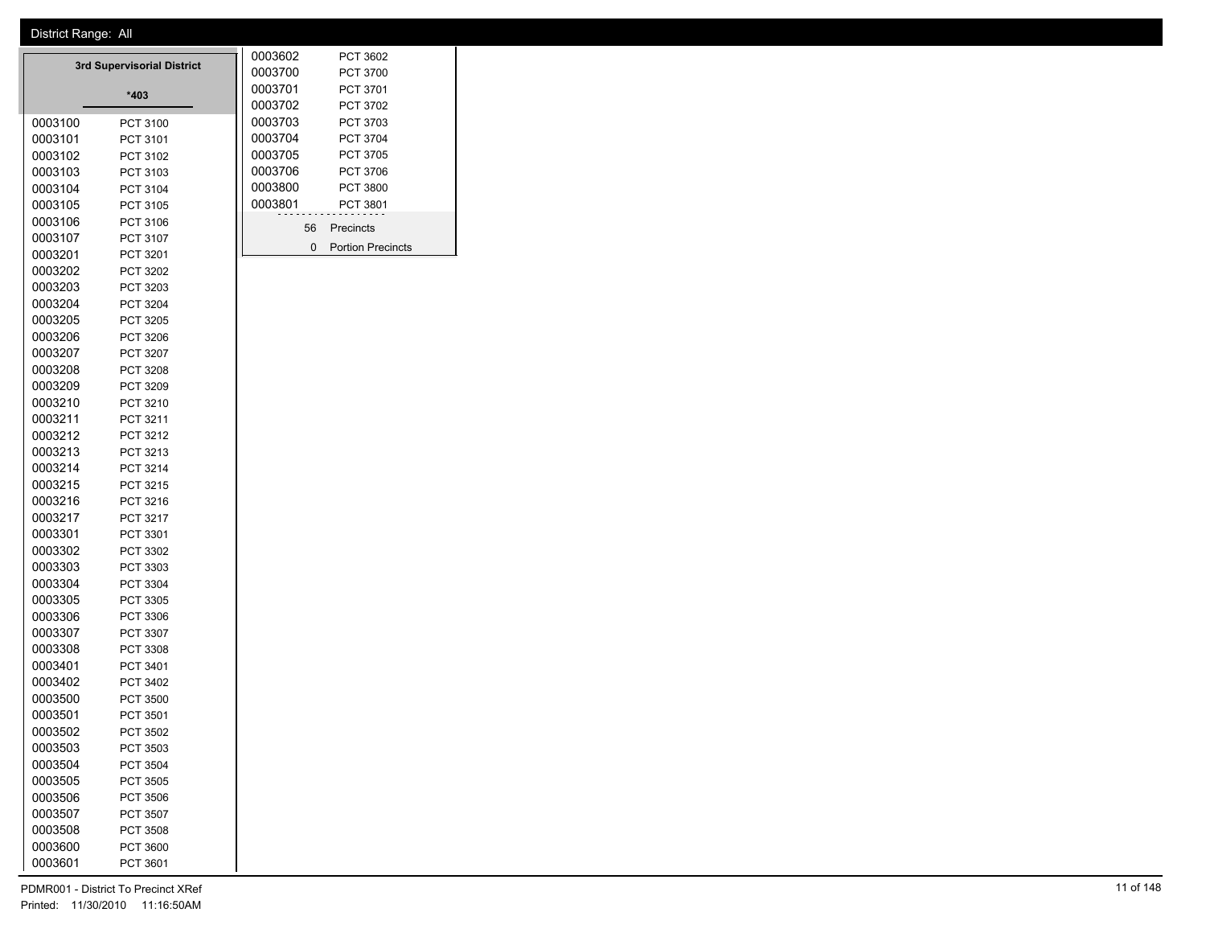District Range: All

## 3rd Supervisorial District

**\*403**

| Code | Precinct |
|---|---|
| 0003100 | PCT 3100 |
| 0003101 | PCT 3101 |
| 0003102 | PCT 3102 |
| 0003103 | PCT 3103 |
| 0003104 | PCT 3104 |
| 0003105 | PCT 3105 |
| 0003106 | PCT 3106 |
| 0003107 | PCT 3107 |
| 0003201 | PCT 3201 |
| 0003202 | PCT 3202 |
| 0003203 | PCT 3203 |
| 0003204 | PCT 3204 |
| 0003205 | PCT 3205 |
| 0003206 | PCT 3206 |
| 0003207 | PCT 3207 |
| 0003208 | PCT 3208 |
| 0003209 | PCT 3209 |
| 0003210 | PCT 3210 |
| 0003211 | PCT 3211 |
| 0003212 | PCT 3212 |
| 0003213 | PCT 3213 |
| 0003214 | PCT 3214 |
| 0003215 | PCT 3215 |
| 0003216 | PCT 3216 |
| 0003217 | PCT 3217 |
| 0003301 | PCT 3301 |
| 0003302 | PCT 3302 |
| 0003303 | PCT 3303 |
| 0003304 | PCT 3304 |
| 0003305 | PCT 3305 |
| 0003306 | PCT 3306 |
| 0003307 | PCT 3307 |
| 0003308 | PCT 3308 |
| 0003401 | PCT 3401 |
| 0003402 | PCT 3402 |
| 0003500 | PCT 3500 |
| 0003501 | PCT 3501 |
| 0003502 | PCT 3502 |
| 0003503 | PCT 3503 |
| 0003504 | PCT 3504 |
| 0003505 | PCT 3505 |
| 0003506 | PCT 3506 |
| 0003507 | PCT 3507 |
| 0003508 | PCT 3508 |
| 0003600 | PCT 3600 |
| 0003601 | PCT 3601 |
| 0003602 | PCT 3602 |
| 0003700 | PCT 3700 |
| 0003701 | PCT 3701 |
| 0003702 | PCT 3702 |
| 0003703 | PCT 3703 |
| 0003704 | PCT 3704 |
| 0003705 | PCT 3705 |
| 0003706 | PCT 3706 |
| 0003800 | PCT 3800 |
| 0003801 | PCT 3801 |

56 Precincts

0 Portion Precincts

PDMR001 - District To Precinct XRef

Printed: 11/30/2010 11:16:50AM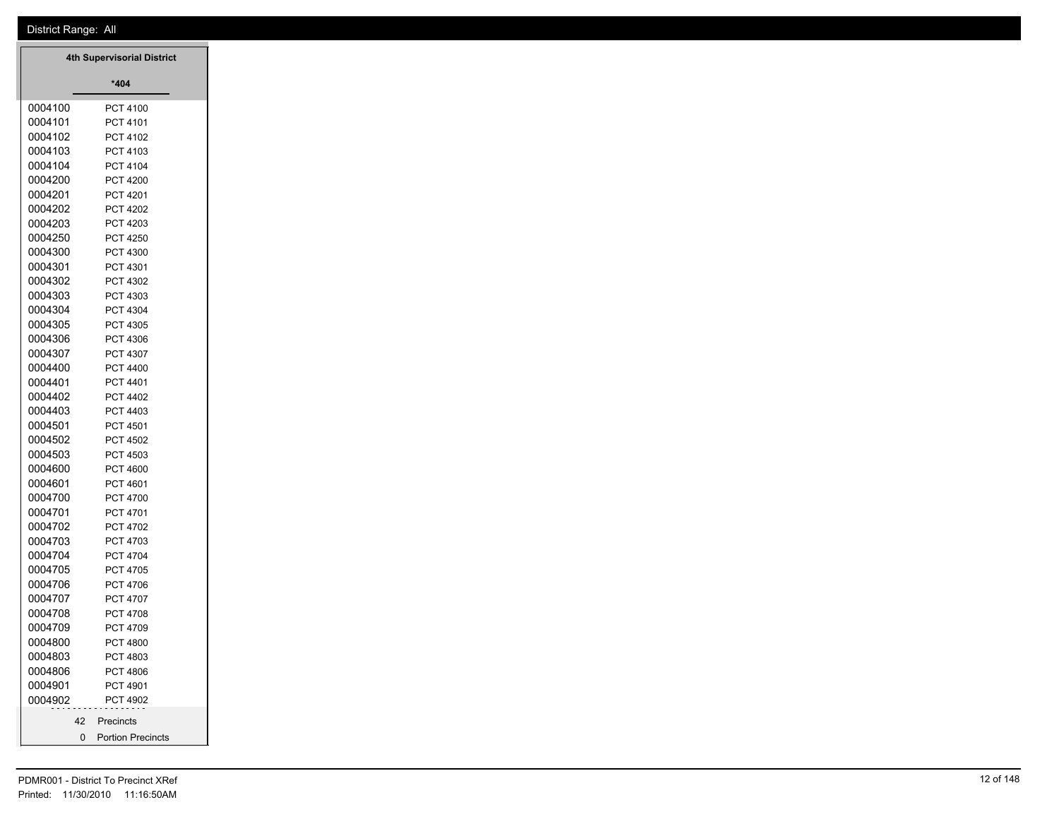District Range: All

| 4th Supervisorial District | |
|---|---|
| *404 | |
| 0004100 | PCT 4100 |
| 0004101 | PCT 4101 |
| 0004102 | PCT 4102 |
| 0004103 | PCT 4103 |
| 0004104 | PCT 4104 |
| 0004200 | PCT 4200 |
| 0004201 | PCT 4201 |
| 0004202 | PCT 4202 |
| 0004203 | PCT 4203 |
| 0004250 | PCT 4250 |
| 0004300 | PCT 4300 |
| 0004301 | PCT 4301 |
| 0004302 | PCT 4302 |
| 0004303 | PCT 4303 |
| 0004304 | PCT 4304 |
| 0004305 | PCT 4305 |
| 0004306 | PCT 4306 |
| 0004307 | PCT 4307 |
| 0004400 | PCT 4400 |
| 0004401 | PCT 4401 |
| 0004402 | PCT 4402 |
| 0004403 | PCT 4403 |
| 0004501 | PCT 4501 |
| 0004502 | PCT 4502 |
| 0004503 | PCT 4503 |
| 0004600 | PCT 4600 |
| 0004601 | PCT 4601 |
| 0004700 | PCT 4700 |
| 0004701 | PCT 4701 |
| 0004702 | PCT 4702 |
| 0004703 | PCT 4703 |
| 0004704 | PCT 4704 |
| 0004705 | PCT 4705 |
| 0004706 | PCT 4706 |
| 0004707 | PCT 4707 |
| 0004708 | PCT 4708 |
| 0004709 | PCT 4709 |
| 0004800 | PCT 4800 |
| 0004803 | PCT 4803 |
| 0004806 | PCT 4806 |
| 0004901 | PCT 4901 |
| 0004902 | PCT 4902 |
| 42 | Precincts |
| 0 | Portion Precincts |

PDMR001 - District To Precinct XRef
Printed: 11/30/2010 11:16:50AM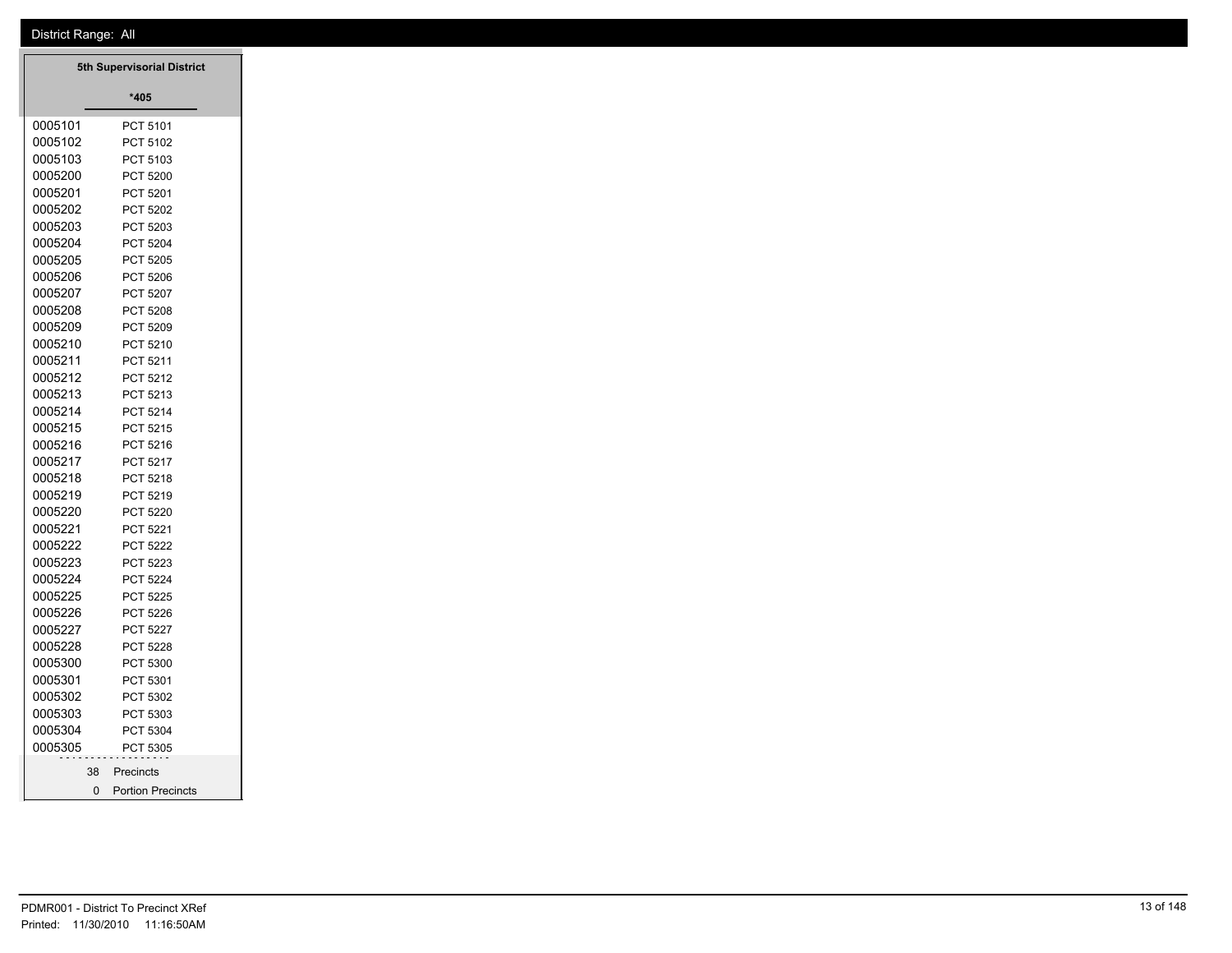District Range: All

**5th Supervisorial District**

***405**

| Code | Precinct |
|---|---|
| 0005101 | PCT 5101 |
| 0005102 | PCT 5102 |
| 0005103 | PCT 5103 |
| 0005200 | PCT 5200 |
| 0005201 | PCT 5201 |
| 0005202 | PCT 5202 |
| 0005203 | PCT 5203 |
| 0005204 | PCT 5204 |
| 0005205 | PCT 5205 |
| 0005206 | PCT 5206 |
| 0005207 | PCT 5207 |
| 0005208 | PCT 5208 |
| 0005209 | PCT 5209 |
| 0005210 | PCT 5210 |
| 0005211 | PCT 5211 |
| 0005212 | PCT 5212 |
| 0005213 | PCT 5213 |
| 0005214 | PCT 5214 |
| 0005215 | PCT 5215 |
| 0005216 | PCT 5216 |
| 0005217 | PCT 5217 |
| 0005218 | PCT 5218 |
| 0005219 | PCT 5219 |
| 0005220 | PCT 5220 |
| 0005221 | PCT 5221 |
| 0005222 | PCT 5222 |
| 0005223 | PCT 5223 |
| 0005224 | PCT 5224 |
| 0005225 | PCT 5225 |
| 0005226 | PCT 5226 |
| 0005227 | PCT 5227 |
| 0005228 | PCT 5228 |
| 0005300 | PCT 5300 |
| 0005301 | PCT 5301 |
| 0005302 | PCT 5302 |
| 0005303 | PCT 5303 |
| 0005304 | PCT 5304 |
| 0005305 | PCT 5305 |

38 Precincts

0 Portion Precincts

PDMR001 - District To Precinct XRef

Printed: 11/30/2010 11:16:50AM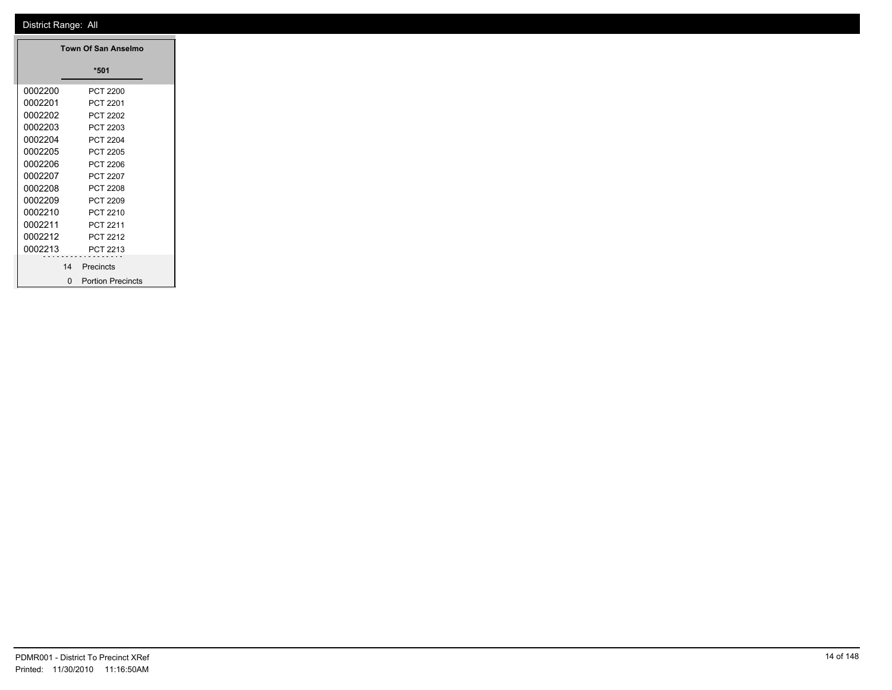District Range: All

| Town Of San Anselmo | |
|---|---|
| | *501 |
| 0002200 | PCT 2200 |
| 0002201 | PCT 2201 |
| 0002202 | PCT 2202 |
| 0002203 | PCT 2203 |
| 0002204 | PCT 2204 |
| 0002205 | PCT 2205 |
| 0002206 | PCT 2206 |
| 0002207 | PCT 2207 |
| 0002208 | PCT 2208 |
| 0002209 | PCT 2209 |
| 0002210 | PCT 2210 |
| 0002211 | PCT 2211 |
| 0002212 | PCT 2212 |
| 0002213 | PCT 2213 |
| 14 | Precincts |
| 0 | Portion Precincts |

PDMR001 - District To Precinct XRef
Printed: 11/30/2010 11:16:50AM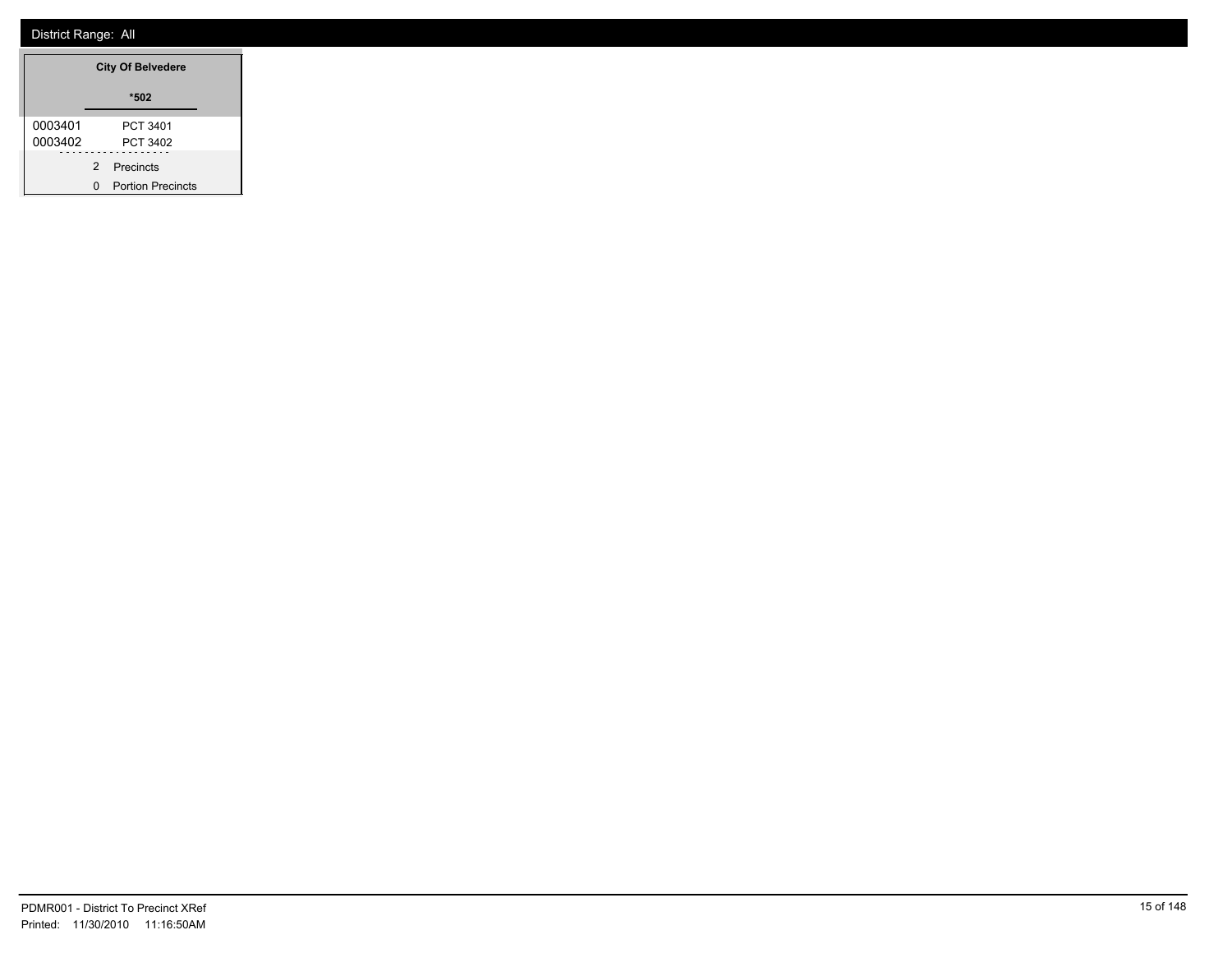District Range: All

| City Of Belvedere | |
|---|---|
| | *502 |
| 0003401 | PCT 3401 |
| 0003402 | PCT 3402 |

2 Precincts

0 Portion Precincts

PDMR001 - District To Precinct XRef

Printed: 11/30/2010 11:16:50AM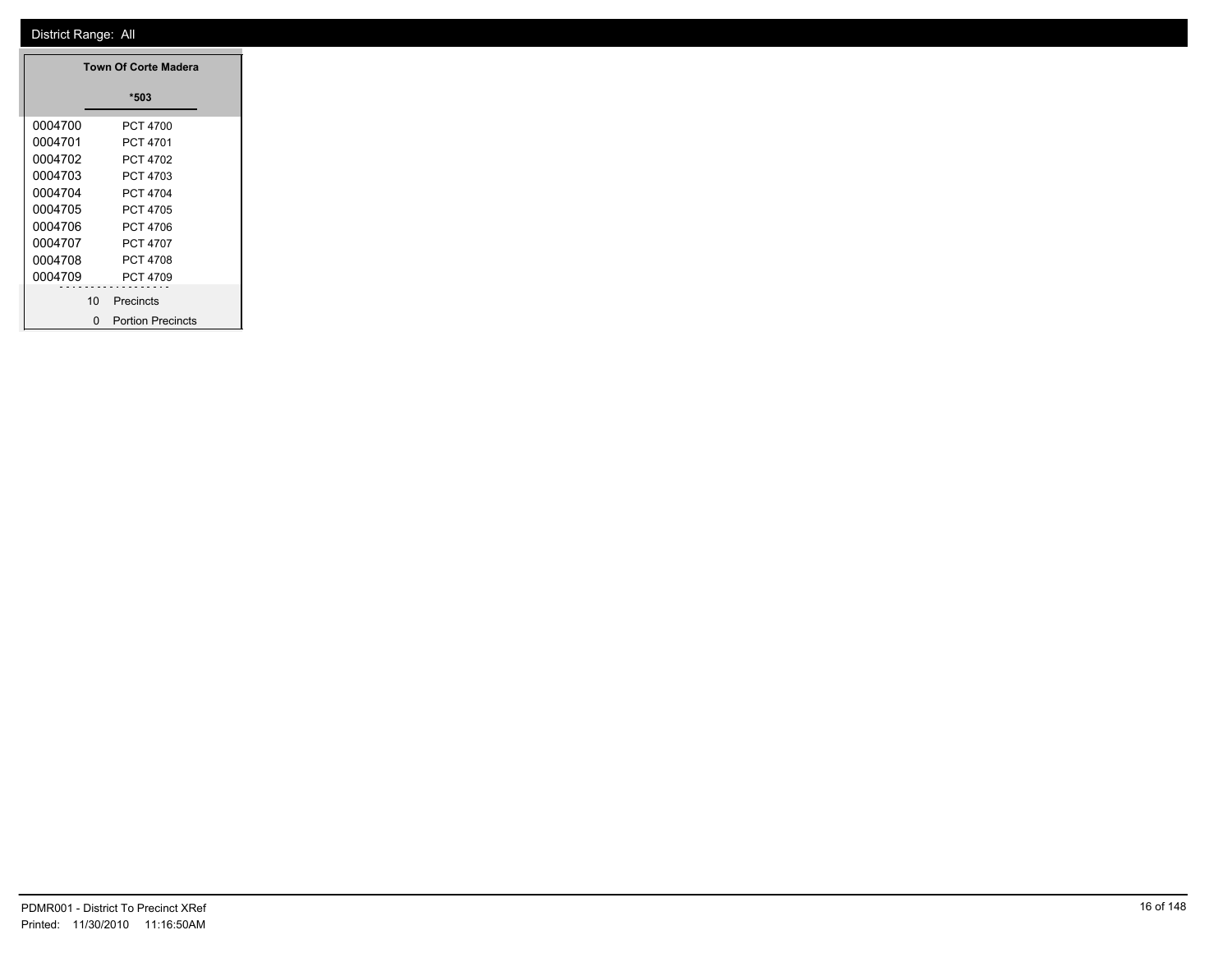District Range: All

| Town Of Corte Madera | |
|---|---|
| | *503 |
| 0004700 | PCT 4700 |
| 0004701 | PCT 4701 |
| 0004702 | PCT 4702 |
| 0004703 | PCT 4703 |
| 0004704 | PCT 4704 |
| 0004705 | PCT 4705 |
| 0004706 | PCT 4706 |
| 0004707 | PCT 4707 |
| 0004708 | PCT 4708 |
| 0004709 | PCT 4709 |
| 10 | Precincts |
| 0 | Portion Precincts |

PDMR001 - District To Precinct XRef
Printed: 11/30/2010 11:16:50AM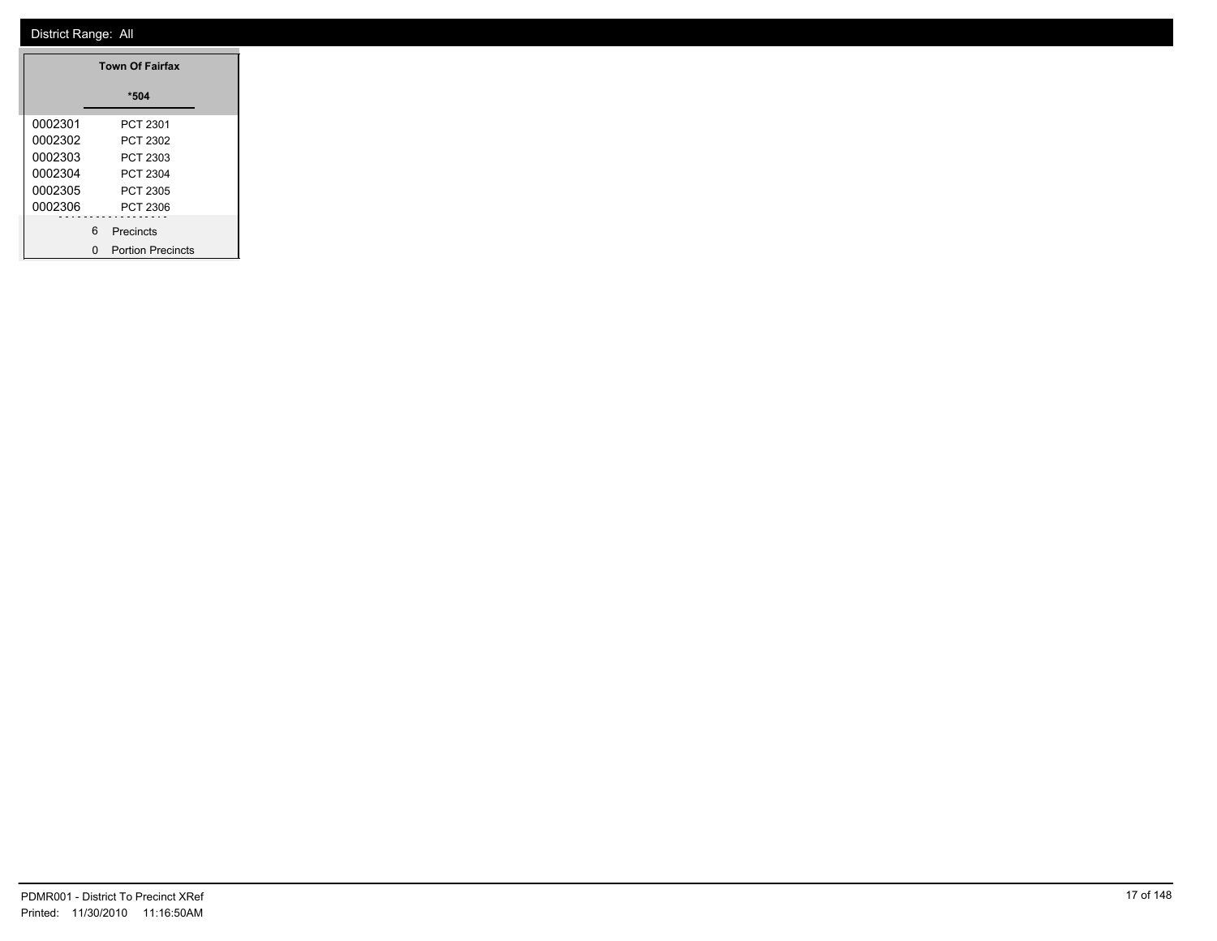District Range: All

| Town Of Fairfax | |
| --- | --- |
| | *504 |
| 0002301 | PCT 2301 |
| 0002302 | PCT 2302 |
| 0002303 | PCT 2303 |
| 0002304 | PCT 2304 |
| 0002305 | PCT 2305 |
| 0002306 | PCT 2306 |
| 6 | Precincts |
| 0 | Portion Precincts |

PDMR001 - District To Precinct XRef
Printed: 11/30/2010 11:16:50AM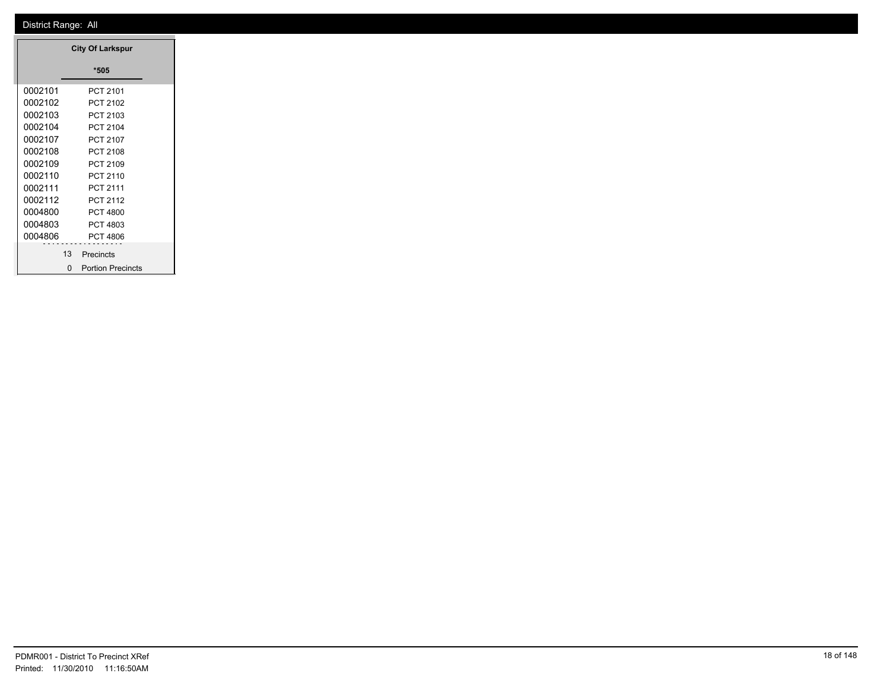District Range: All

| City Of Larkspur | |
|---|---|
| | *505 |
| 0002101 | PCT 2101 |
| 0002102 | PCT 2102 |
| 0002103 | PCT 2103 |
| 0002104 | PCT 2104 |
| 0002107 | PCT 2107 |
| 0002108 | PCT 2108 |
| 0002109 | PCT 2109 |
| 0002110 | PCT 2110 |
| 0002111 | PCT 2111 |
| 0002112 | PCT 2112 |
| 0004800 | PCT 4800 |
| 0004803 | PCT 4803 |
| 0004806 | PCT 4806 |
| 13 | Precincts |
| 0 | Portion Precincts |

PDMR001 - District To Precinct XRef
Printed: 11/30/2010 11:16:50AM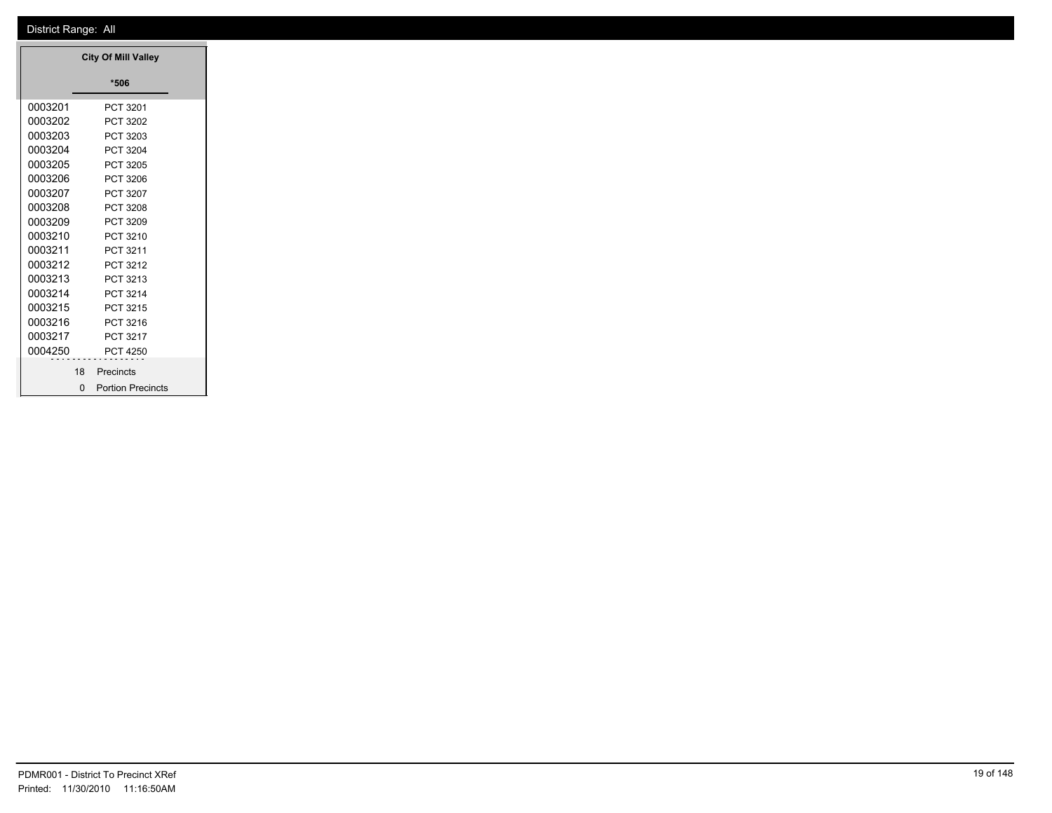District Range: All

| City Of Mill Valley | |
|---|---|
| | *506 |
| 0003201 | PCT 3201 |
| 0003202 | PCT 3202 |
| 0003203 | PCT 3203 |
| 0003204 | PCT 3204 |
| 0003205 | PCT 3205 |
| 0003206 | PCT 3206 |
| 0003207 | PCT 3207 |
| 0003208 | PCT 3208 |
| 0003209 | PCT 3209 |
| 0003210 | PCT 3210 |
| 0003211 | PCT 3211 |
| 0003212 | PCT 3212 |
| 0003213 | PCT 3213 |
| 0003214 | PCT 3214 |
| 0003215 | PCT 3215 |
| 0003216 | PCT 3216 |
| 0003217 | PCT 3217 |
| 0004250 | PCT 4250 |
| 18 | Precincts |
| 0 | Portion Precincts |

PDMR001 - District To Precinct XRef
Printed: 11/30/2010 11:16:50AM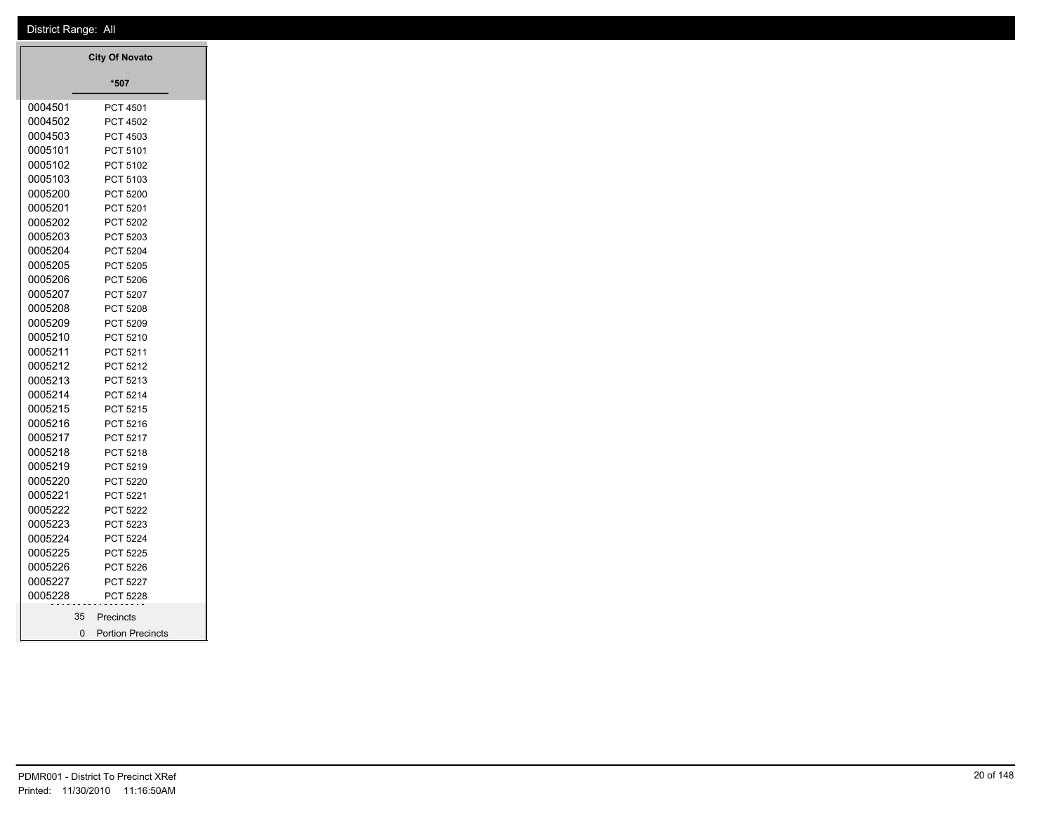District Range: All

| City Of Novato | |
|---|---|
| | *507 |
| 0004501 | PCT 4501 |
| 0004502 | PCT 4502 |
| 0004503 | PCT 4503 |
| 0005101 | PCT 5101 |
| 0005102 | PCT 5102 |
| 0005103 | PCT 5103 |
| 0005200 | PCT 5200 |
| 0005201 | PCT 5201 |
| 0005202 | PCT 5202 |
| 0005203 | PCT 5203 |
| 0005204 | PCT 5204 |
| 0005205 | PCT 5205 |
| 0005206 | PCT 5206 |
| 0005207 | PCT 5207 |
| 0005208 | PCT 5208 |
| 0005209 | PCT 5209 |
| 0005210 | PCT 5210 |
| 0005211 | PCT 5211 |
| 0005212 | PCT 5212 |
| 0005213 | PCT 5213 |
| 0005214 | PCT 5214 |
| 0005215 | PCT 5215 |
| 0005216 | PCT 5216 |
| 0005217 | PCT 5217 |
| 0005218 | PCT 5218 |
| 0005219 | PCT 5219 |
| 0005220 | PCT 5220 |
| 0005221 | PCT 5221 |
| 0005222 | PCT 5222 |
| 0005223 | PCT 5223 |
| 0005224 | PCT 5224 |
| 0005225 | PCT 5225 |
| 0005226 | PCT 5226 |
| 0005227 | PCT 5227 |
| 0005228 | PCT 5228 |
| 35 | Precincts |
| 0 | Portion Precincts |

PDMR001 - District To Precinct XRef
Printed: 11/30/2010 11:16:50AM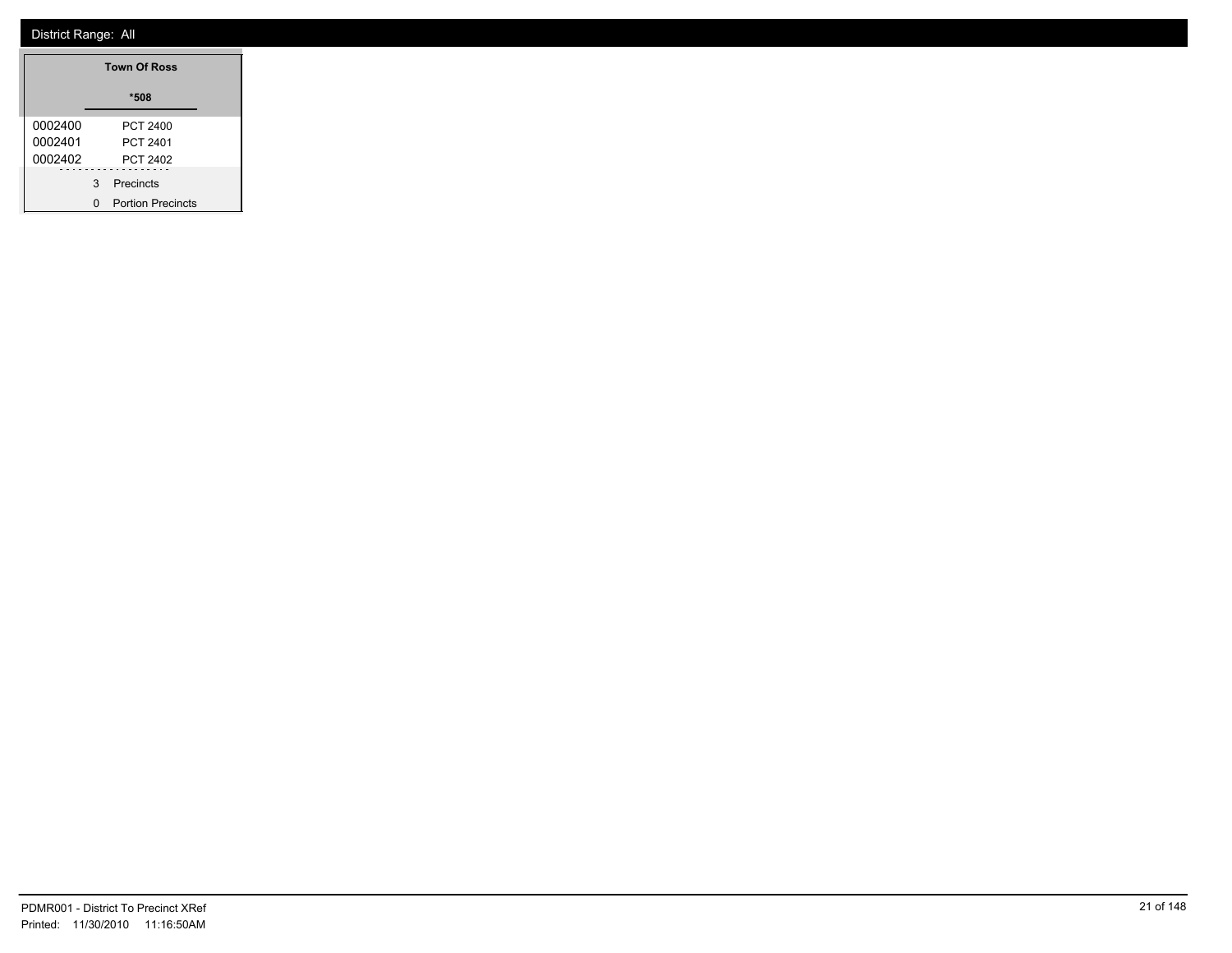District Range: All

| Town Of Ross | |
|---|---|
| *508 | |
| 0002400 | PCT 2400 |
| 0002401 | PCT 2401 |
| 0002402 | PCT 2402 |
| 3 | Precincts |
| 0 | Portion Precincts |

PDMR001 - District To Precinct XRef
Printed: 11/30/2010 11:16:50AM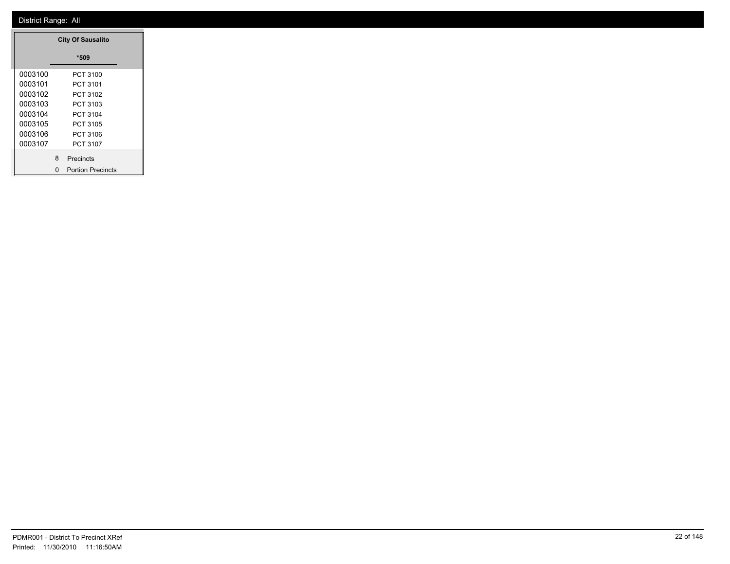District Range: All

| | City Of Sausalito |
|---|---|
| | *509 |
| 0003100 | PCT 3100 |
| 0003101 | PCT 3101 |
| 0003102 | PCT 3102 |
| 0003103 | PCT 3103 |
| 0003104 | PCT 3104 |
| 0003105 | PCT 3105 |
| 0003106 | PCT 3106 |
| 0003107 | PCT 3107 |
| 8 | Precincts |
| 0 | Portion Precincts |

PDMR001 - District To Precinct XRef
Printed: 11/30/2010 11:16:50AM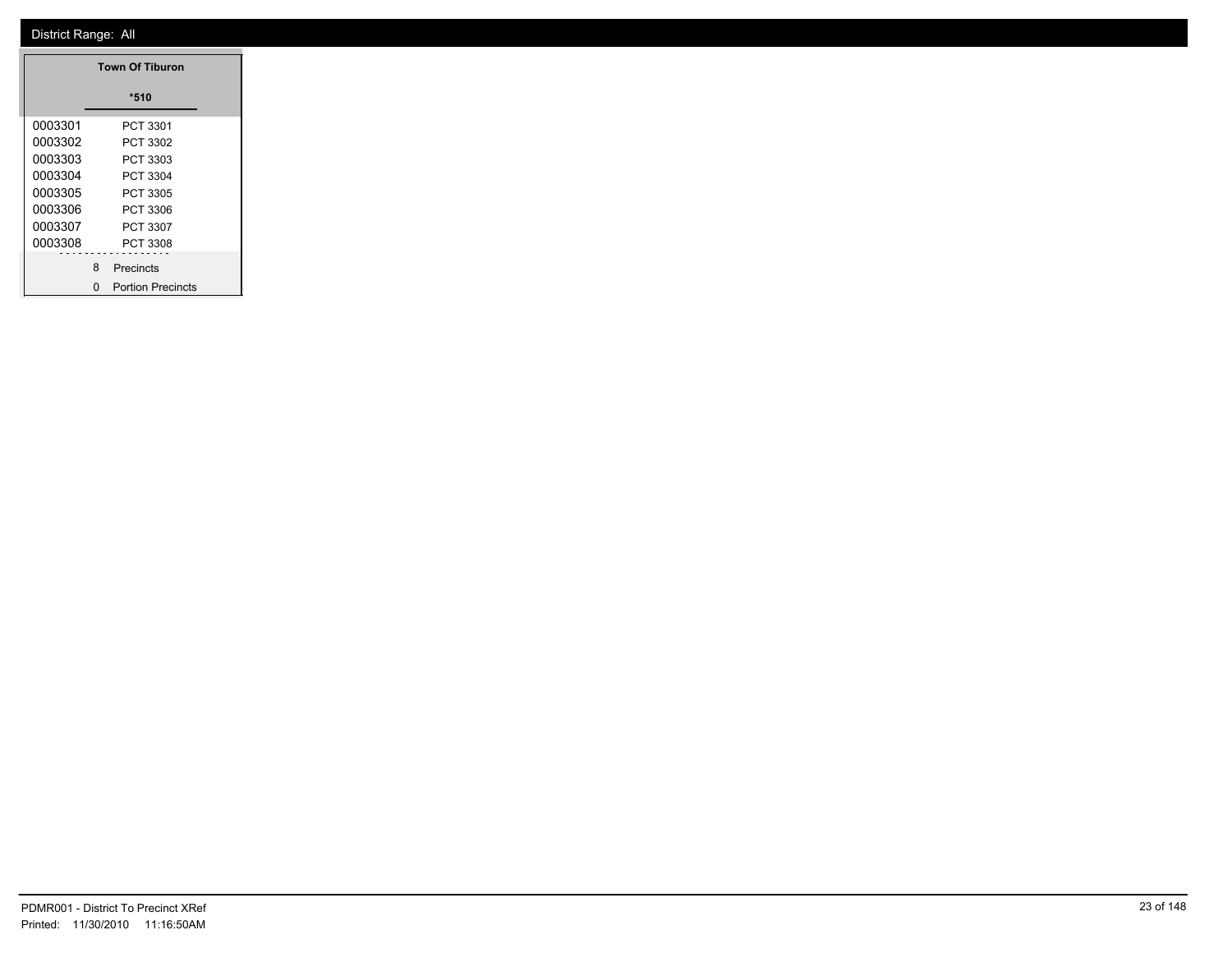District Range: All

| Town Of Tiburon | |
|---|---|
| | *510 |
| 0003301 | PCT 3301 |
| 0003302 | PCT 3302 |
| 0003303 | PCT 3303 |
| 0003304 | PCT 3304 |
| 0003305 | PCT 3305 |
| 0003306 | PCT 3306 |
| 0003307 | PCT 3307 |
| 0003308 | PCT 3308 |
| 8 | Precincts |
| 0 | Portion Precincts |

PDMR001 - District To Precinct XRef
Printed: 11/30/2010 11:16:50AM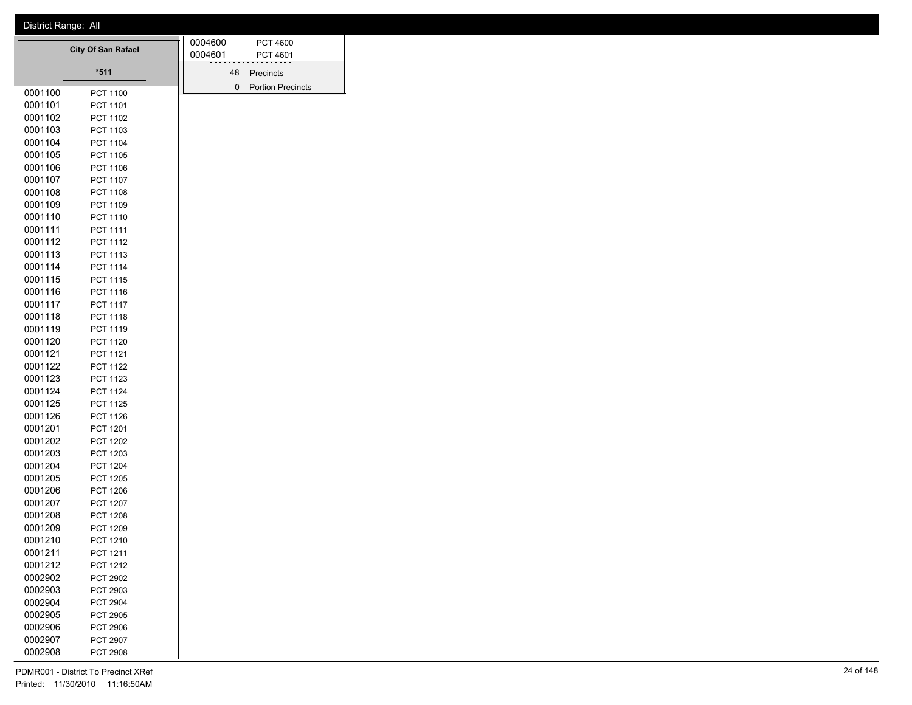District Range: All

**City Of San Rafael**

***511**

| Precinct | Name |
|---|---|
| 0001100 | PCT 1100 |
| 0001101 | PCT 1101 |
| 0001102 | PCT 1102 |
| 0001103 | PCT 1103 |
| 0001104 | PCT 1104 |
| 0001105 | PCT 1105 |
| 0001106 | PCT 1106 |
| 0001107 | PCT 1107 |
| 0001108 | PCT 1108 |
| 0001109 | PCT 1109 |
| 0001110 | PCT 1110 |
| 0001111 | PCT 1111 |
| 0001112 | PCT 1112 |
| 0001113 | PCT 1113 |
| 0001114 | PCT 1114 |
| 0001115 | PCT 1115 |
| 0001116 | PCT 1116 |
| 0001117 | PCT 1117 |
| 0001118 | PCT 1118 |
| 0001119 | PCT 1119 |
| 0001120 | PCT 1120 |
| 0001121 | PCT 1121 |
| 0001122 | PCT 1122 |
| 0001123 | PCT 1123 |
| 0001124 | PCT 1124 |
| 0001125 | PCT 1125 |
| 0001126 | PCT 1126 |
| 0001201 | PCT 1201 |
| 0001202 | PCT 1202 |
| 0001203 | PCT 1203 |
| 0001204 | PCT 1204 |
| 0001205 | PCT 1205 |
| 0001206 | PCT 1206 |
| 0001207 | PCT 1207 |
| 0001208 | PCT 1208 |
| 0001209 | PCT 1209 |
| 0001210 | PCT 1210 |
| 0001211 | PCT 1211 |
| 0001212 | PCT 1212 |
| 0002902 | PCT 2902 |
| 0002903 | PCT 2903 |
| 0002904 | PCT 2904 |
| 0002905 | PCT 2905 |
| 0002906 | PCT 2906 |
| 0002907 | PCT 2907 |
| 0002908 | PCT 2908 |
| 0004600 | PCT 4600 |
| 0004601 | PCT 4601 |

48 Precincts

0 Portion Precincts

PDMR001 - District To Precinct XRef

Printed: 11/30/2010 11:16:50AM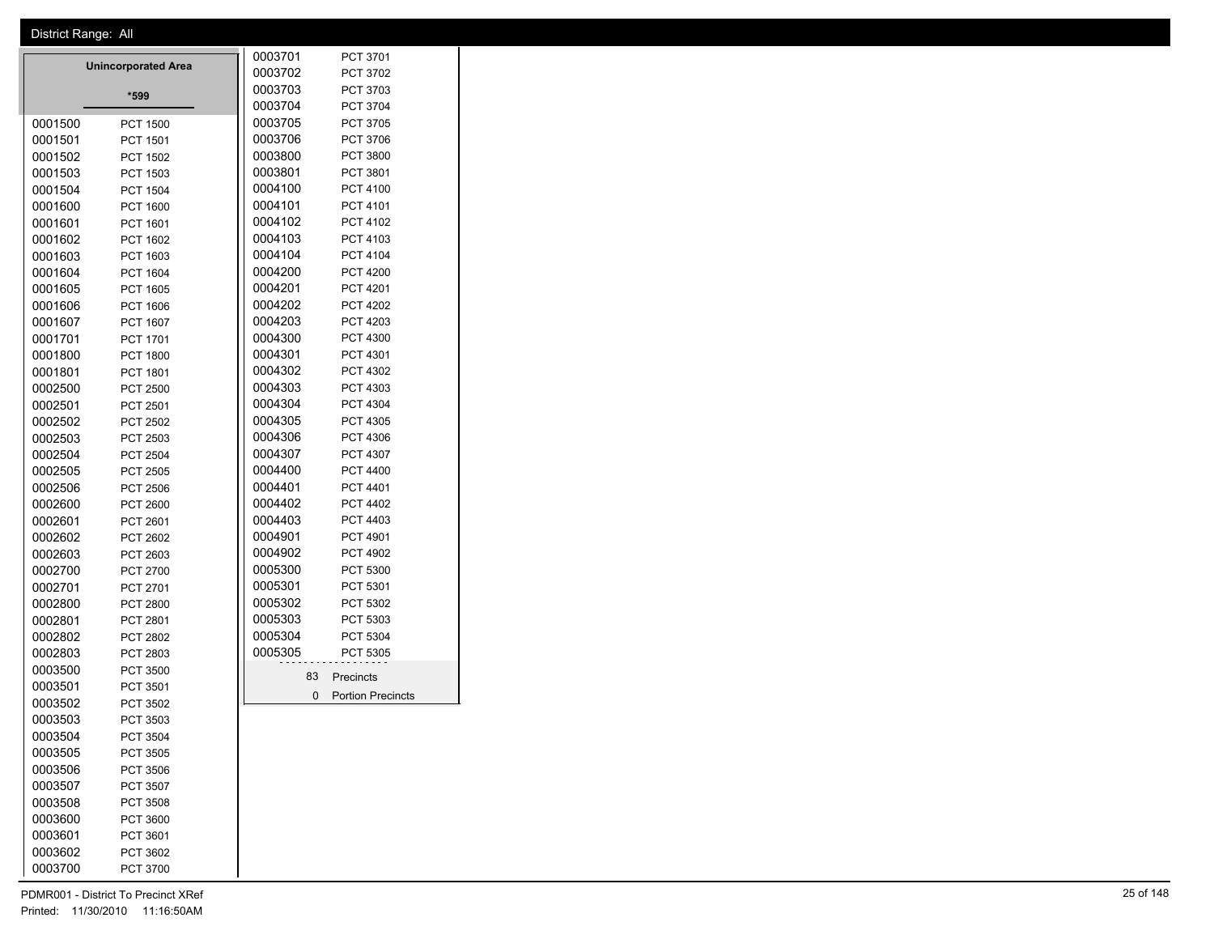District Range: All

## Unincorporated Area

**\*599**

| Precinct | Name |
| --- | --- |
| 0001500 | PCT 1500 |
| 0001501 | PCT 1501 |
| 0001502 | PCT 1502 |
| 0001503 | PCT 1503 |
| 0001504 | PCT 1504 |
| 0001600 | PCT 1600 |
| 0001601 | PCT 1601 |
| 0001602 | PCT 1602 |
| 0001603 | PCT 1603 |
| 0001604 | PCT 1604 |
| 0001605 | PCT 1605 |
| 0001606 | PCT 1606 |
| 0001607 | PCT 1607 |
| 0001701 | PCT 1701 |
| 0001800 | PCT 1800 |
| 0001801 | PCT 1801 |
| 0002500 | PCT 2500 |
| 0002501 | PCT 2501 |
| 0002502 | PCT 2502 |
| 0002503 | PCT 2503 |
| 0002504 | PCT 2504 |
| 0002505 | PCT 2505 |
| 0002506 | PCT 2506 |
| 0002600 | PCT 2600 |
| 0002601 | PCT 2601 |
| 0002602 | PCT 2602 |
| 0002603 | PCT 2603 |
| 0002700 | PCT 2700 |
| 0002701 | PCT 2701 |
| 0002800 | PCT 2800 |
| 0002801 | PCT 2801 |
| 0002802 | PCT 2802 |
| 0002803 | PCT 2803 |
| 0003500 | PCT 3500 |
| 0003501 | PCT 3501 |
| 0003502 | PCT 3502 |
| 0003503 | PCT 3503 |
| 0003504 | PCT 3504 |
| 0003505 | PCT 3505 |
| 0003506 | PCT 3506 |
| 0003507 | PCT 3507 |
| 0003508 | PCT 3508 |
| 0003600 | PCT 3600 |
| 0003601 | PCT 3601 |
| 0003602 | PCT 3602 |
| 0003700 | PCT 3700 |
| 0003701 | PCT 3701 |
| 0003702 | PCT 3702 |
| 0003703 | PCT 3703 |
| 0003704 | PCT 3704 |
| 0003705 | PCT 3705 |
| 0003706 | PCT 3706 |
| 0003800 | PCT 3800 |
| 0003801 | PCT 3801 |
| 0004100 | PCT 4100 |
| 0004101 | PCT 4101 |
| 0004102 | PCT 4102 |
| 0004103 | PCT 4103 |
| 0004104 | PCT 4104 |
| 0004200 | PCT 4200 |
| 0004201 | PCT 4201 |
| 0004202 | PCT 4202 |
| 0004203 | PCT 4203 |
| 0004300 | PCT 4300 |
| 0004301 | PCT 4301 |
| 0004302 | PCT 4302 |
| 0004303 | PCT 4303 |
| 0004304 | PCT 4304 |
| 0004305 | PCT 4305 |
| 0004306 | PCT 4306 |
| 0004307 | PCT 4307 |
| 0004400 | PCT 4400 |
| 0004401 | PCT 4401 |
| 0004402 | PCT 4402 |
| 0004403 | PCT 4403 |
| 0004901 | PCT 4901 |
| 0004902 | PCT 4902 |
| 0005300 | PCT 5300 |
| 0005301 | PCT 5301 |
| 0005302 | PCT 5302 |
| 0005303 | PCT 5303 |
| 0005304 | PCT 5304 |
| 0005305 | PCT 5305 |

83 Precincts

0 Portion Precincts

PDMR001 - District To Precinct XRef

Printed: 11/30/2010 11:16:50AM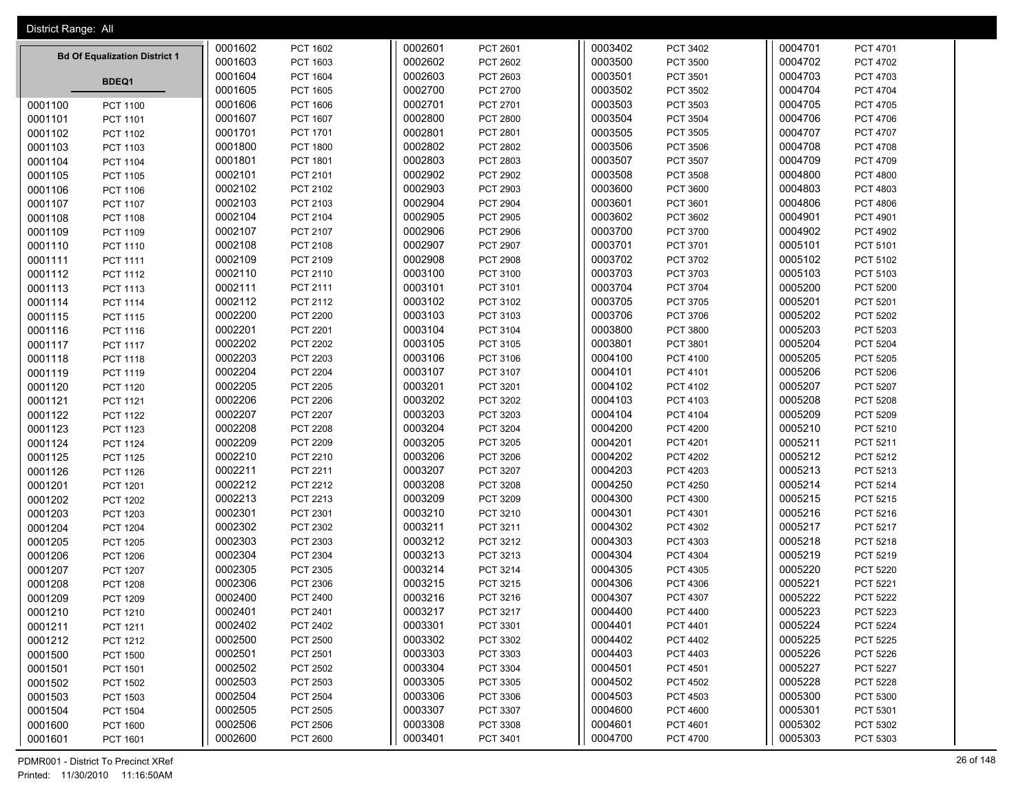District Range: All

**Bd Of Equalization District 1**

**BDEQ1**

| Code | Precinct | Code | Precinct | Code | Precinct | Code | Precinct | Code | Precinct |
|---|---|---|---|---|---|---|---|---|---|
| 0001100 | PCT 1100 | 0001602 | PCT 1602 | 0002601 | PCT 2601 | 0003402 | PCT 3402 | 0004701 | PCT 4701 |
| 0001101 | PCT 1101 | 0001603 | PCT 1603 | 0002602 | PCT 2602 | 0003500 | PCT 3500 | 0004702 | PCT 4702 |
| 0001102 | PCT 1102 | 0001604 | PCT 1604 | 0002603 | PCT 2603 | 0003501 | PCT 3501 | 0004703 | PCT 4703 |
| 0001103 | PCT 1103 | 0001605 | PCT 1605 | 0002700 | PCT 2700 | 0003502 | PCT 3502 | 0004704 | PCT 4704 |
| 0001104 | PCT 1104 | 0001606 | PCT 1606 | 0002701 | PCT 2701 | 0003503 | PCT 3503 | 0004705 | PCT 4705 |
| 0001105 | PCT 1105 | 0001607 | PCT 1607 | 0002800 | PCT 2800 | 0003504 | PCT 3504 | 0004706 | PCT 4706 |
| 0001106 | PCT 1106 | 0001701 | PCT 1701 | 0002801 | PCT 2801 | 0003505 | PCT 3505 | 0004707 | PCT 4707 |
| 0001107 | PCT 1107 | 0001800 | PCT 1800 | 0002802 | PCT 2802 | 0003506 | PCT 3506 | 0004708 | PCT 4708 |
| 0001108 | PCT 1108 | 0001801 | PCT 1801 | 0002803 | PCT 2803 | 0003507 | PCT 3507 | 0004709 | PCT 4709 |
| 0001109 | PCT 1109 | 0002101 | PCT 2101 | 0002902 | PCT 2902 | 0003508 | PCT 3508 | 0004800 | PCT 4800 |
| 0001110 | PCT 1110 | 0002102 | PCT 2102 | 0002903 | PCT 2903 | 0003600 | PCT 3600 | 0004803 | PCT 4803 |
| 0001111 | PCT 1111 | 0002103 | PCT 2103 | 0002904 | PCT 2904 | 0003601 | PCT 3601 | 0004806 | PCT 4806 |
| 0001112 | PCT 1112 | 0002104 | PCT 2104 | 0002905 | PCT 2905 | 0003602 | PCT 3602 | 0004901 | PCT 4901 |
| 0001113 | PCT 1113 | 0002107 | PCT 2107 | 0002906 | PCT 2906 | 0003700 | PCT 3700 | 0004902 | PCT 4902 |
| 0001114 | PCT 1114 | 0002108 | PCT 2108 | 0002907 | PCT 2907 | 0003701 | PCT 3701 | 0005101 | PCT 5101 |
| 0001115 | PCT 1115 | 0002109 | PCT 2109 | 0002908 | PCT 2908 | 0003702 | PCT 3702 | 0005102 | PCT 5102 |
| 0001116 | PCT 1116 | 0002110 | PCT 2110 | 0003100 | PCT 3100 | 0003703 | PCT 3703 | 0005103 | PCT 5103 |
| 0001117 | PCT 1117 | 0002111 | PCT 2111 | 0003101 | PCT 3101 | 0003704 | PCT 3704 | 0005200 | PCT 5200 |
| 0001118 | PCT 1118 | 0002112 | PCT 2112 | 0003102 | PCT 3102 | 0003705 | PCT 3705 | 0005201 | PCT 5201 |
| 0001119 | PCT 1119 | 0002200 | PCT 2200 | 0003103 | PCT 3103 | 0003706 | PCT 3706 | 0005202 | PCT 5202 |
| 0001120 | PCT 1120 | 0002201 | PCT 2201 | 0003104 | PCT 3104 | 0003800 | PCT 3800 | 0005203 | PCT 5203 |
| 0001121 | PCT 1121 | 0002202 | PCT 2202 | 0003105 | PCT 3105 | 0003801 | PCT 3801 | 0005204 | PCT 5204 |
| 0001122 | PCT 1122 | 0002203 | PCT 2203 | 0003106 | PCT 3106 | 0004100 | PCT 4100 | 0005205 | PCT 5205 |
| 0001123 | PCT 1123 | 0002204 | PCT 2204 | 0003107 | PCT 3107 | 0004101 | PCT 4101 | 0005206 | PCT 5206 |
| 0001124 | PCT 1124 | 0002205 | PCT 2205 | 0003201 | PCT 3201 | 0004102 | PCT 4102 | 0005207 | PCT 5207 |
| 0001125 | PCT 1125 | 0002206 | PCT 2206 | 0003202 | PCT 3202 | 0004103 | PCT 4103 | 0005208 | PCT 5208 |
| 0001126 | PCT 1126 | 0002207 | PCT 2207 | 0003203 | PCT 3203 | 0004104 | PCT 4104 | 0005209 | PCT 5209 |
| 0001201 | PCT 1201 | 0002208 | PCT 2208 | 0003204 | PCT 3204 | 0004200 | PCT 4200 | 0005210 | PCT 5210 |
| 0001202 | PCT 1202 | 0002209 | PCT 2209 | 0003205 | PCT 3205 | 0004201 | PCT 4201 | 0005211 | PCT 5211 |
| 0001203 | PCT 1203 | 0002210 | PCT 2210 | 0003206 | PCT 3206 | 0004202 | PCT 4202 | 0005212 | PCT 5212 |
| 0001204 | PCT 1204 | 0002211 | PCT 2211 | 0003207 | PCT 3207 | 0004203 | PCT 4203 | 0005213 | PCT 5213 |
| 0001205 | PCT 1205 | 0002212 | PCT 2212 | 0003208 | PCT 3208 | 0004250 | PCT 4250 | 0005214 | PCT 5214 |
| 0001206 | PCT 1206 | 0002213 | PCT 2213 | 0003209 | PCT 3209 | 0004300 | PCT 4300 | 0005215 | PCT 5215 |
| 0001207 | PCT 1207 | 0002301 | PCT 2301 | 0003210 | PCT 3210 | 0004301 | PCT 4301 | 0005216 | PCT 5216 |
| 0001208 | PCT 1208 | 0002302 | PCT 2302 | 0003211 | PCT 3211 | 0004302 | PCT 4302 | 0005217 | PCT 5217 |
| 0001209 | PCT 1209 | 0002303 | PCT 2303 | 0003212 | PCT 3212 | 0004303 | PCT 4303 | 0005218 | PCT 5218 |
| 0001210 | PCT 1210 | 0002304 | PCT 2304 | 0003213 | PCT 3213 | 0004304 | PCT 4304 | 0005219 | PCT 5219 |
| 0001211 | PCT 1211 | 0002305 | PCT 2305 | 0003214 | PCT 3214 | 0004305 | PCT 4305 | 0005220 | PCT 5220 |
| 0001212 | PCT 1212 | 0002306 | PCT 2306 | 0003215 | PCT 3215 | 0004306 | PCT 4306 | 0005221 | PCT 5221 |
| 0001500 | PCT 1500 | 0002400 | PCT 2400 | 0003216 | PCT 3216 | 0004307 | PCT 4307 | 0005222 | PCT 5222 |
| 0001501 | PCT 1501 | 0002401 | PCT 2401 | 0003217 | PCT 3217 | 0004400 | PCT 4400 | 0005223 | PCT 5223 |
| 0001502 | PCT 1502 | 0002402 | PCT 2402 | 0003301 | PCT 3301 | 0004401 | PCT 4401 | 0005224 | PCT 5224 |
| 0001503 | PCT 1503 | 0002500 | PCT 2500 | 0003302 | PCT 3302 | 0004402 | PCT 4402 | 0005225 | PCT 5225 |
| 0001504 | PCT 1504 | 0002501 | PCT 2501 | 0003303 | PCT 3303 | 0004403 | PCT 4403 | 0005226 | PCT 5226 |
| 0001600 | PCT 1600 | 0002502 | PCT 2502 | 0003304 | PCT 3304 | 0004501 | PCT 4501 | 0005227 | PCT 5227 |
| 0001601 | PCT 1601 | 0002503 | PCT 2503 | 0003305 | PCT 3305 | 0004502 | PCT 4502 | 0005228 | PCT 5228 |
| | | 0002504 | PCT 2504 | 0003306 | PCT 3306 | 0004503 | PCT 4503 | 0005300 | PCT 5300 |
| | | 0002505 | PCT 2505 | 0003307 | PCT 3307 | 0004600 | PCT 4600 | 0005301 | PCT 5301 |
| | | 0002506 | PCT 2506 | 0003308 | PCT 3308 | 0004601 | PCT 4601 | 0005302 | PCT 5302 |
| | | 0002600 | PCT 2600 | 0003401 | PCT 3401 | 0004700 | PCT 4700 | 0005303 | PCT 5303 |

PDMR001 - District To Precinct XRef
Printed: 11/30/2010 11:16:50AM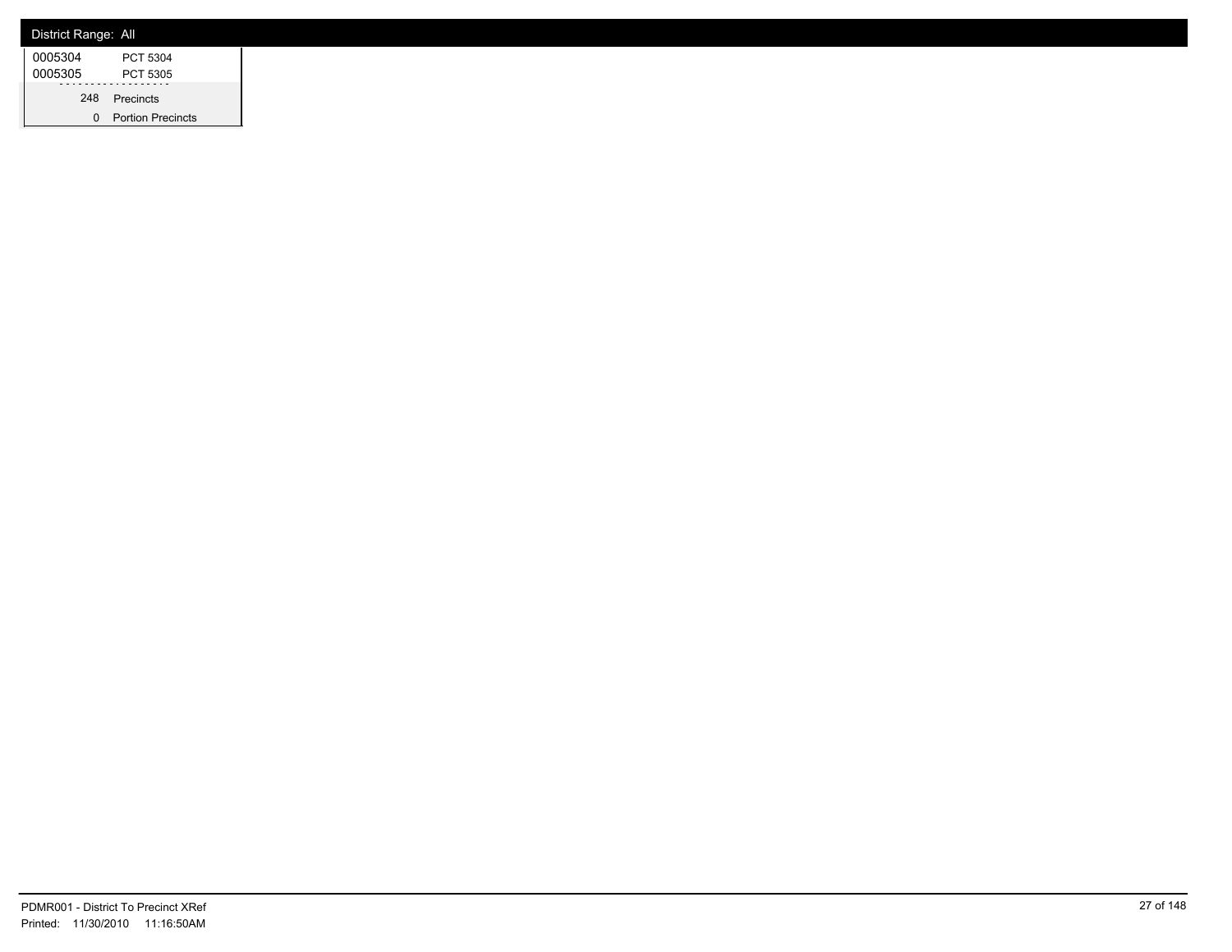District Range: All

| | |
|---|---|
| 0005304 | PCT 5304 |
| 0005305 | PCT 5305 |

| | |
|---|---|
| 248 | Precincts |
| 0 | Portion Precincts |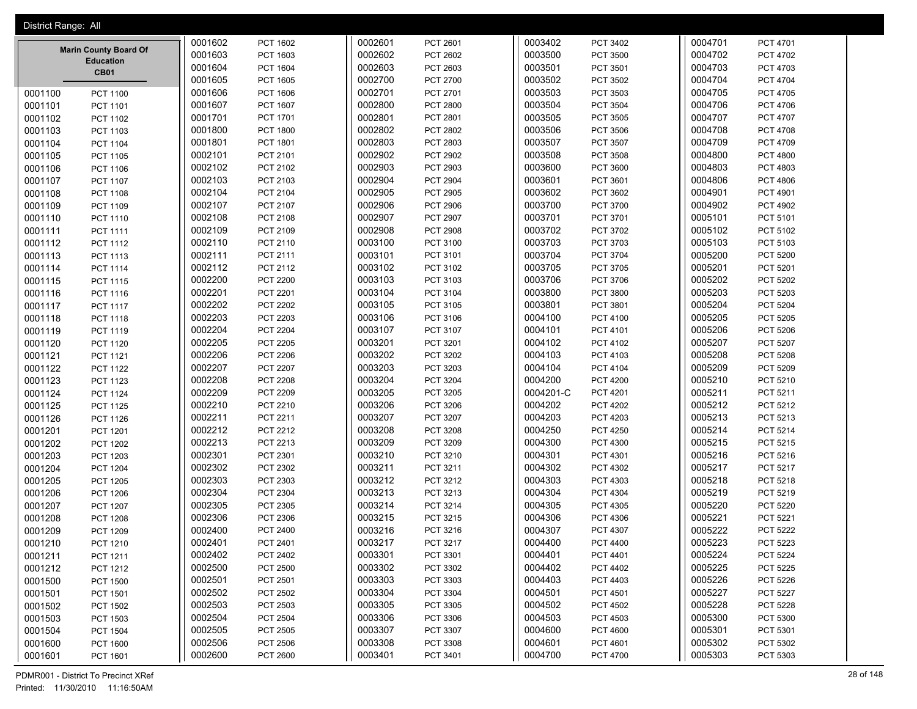District Range: All

## Marin County Board Of Education

### CB01

| Precinct | Name |
|---|---|
| 0001100 | PCT 1100 |
| 0001101 | PCT 1101 |
| 0001102 | PCT 1102 |
| 0001103 | PCT 1103 |
| 0001104 | PCT 1104 |
| 0001105 | PCT 1105 |
| 0001106 | PCT 1106 |
| 0001107 | PCT 1107 |
| 0001108 | PCT 1108 |
| 0001109 | PCT 1109 |
| 0001110 | PCT 1110 |
| 0001111 | PCT 1111 |
| 0001112 | PCT 1112 |
| 0001113 | PCT 1113 |
| 0001114 | PCT 1114 |
| 0001115 | PCT 1115 |
| 0001116 | PCT 1116 |
| 0001117 | PCT 1117 |
| 0001118 | PCT 1118 |
| 0001119 | PCT 1119 |
| 0001120 | PCT 1120 |
| 0001121 | PCT 1121 |
| 0001122 | PCT 1122 |
| 0001123 | PCT 1123 |
| 0001124 | PCT 1124 |
| 0001125 | PCT 1125 |
| 0001126 | PCT 1126 |
| 0001201 | PCT 1201 |
| 0001202 | PCT 1202 |
| 0001203 | PCT 1203 |
| 0001204 | PCT 1204 |
| 0001205 | PCT 1205 |
| 0001206 | PCT 1206 |
| 0001207 | PCT 1207 |
| 0001208 | PCT 1208 |
| 0001209 | PCT 1209 |
| 0001210 | PCT 1210 |
| 0001211 | PCT 1211 |
| 0001212 | PCT 1212 |
| 0001500 | PCT 1500 |
| 0001501 | PCT 1501 |
| 0001502 | PCT 1502 |
| 0001503 | PCT 1503 |
| 0001504 | PCT 1504 |
| 0001600 | PCT 1600 |
| 0001601 | PCT 1601 |
| 0001602 | PCT 1602 |
| 0001603 | PCT 1603 |
| 0001604 | PCT 1604 |
| 0001605 | PCT 1605 |
| 0001606 | PCT 1606 |
| 0001607 | PCT 1607 |
| 0001701 | PCT 1701 |
| 0001800 | PCT 1800 |
| 0001801 | PCT 1801 |
| 0002101 | PCT 2101 |
| 0002102 | PCT 2102 |
| 0002103 | PCT 2103 |
| 0002104 | PCT 2104 |
| 0002107 | PCT 2107 |
| 0002108 | PCT 2108 |
| 0002109 | PCT 2109 |
| 0002110 | PCT 2110 |
| 0002111 | PCT 2111 |
| 0002112 | PCT 2112 |
| 0002200 | PCT 2200 |
| 0002201 | PCT 2201 |
| 0002202 | PCT 2202 |
| 0002203 | PCT 2203 |
| 0002204 | PCT 2204 |
| 0002205 | PCT 2205 |
| 0002206 | PCT 2206 |
| 0002207 | PCT 2207 |
| 0002208 | PCT 2208 |
| 0002209 | PCT 2209 |
| 0002210 | PCT 2210 |
| 0002211 | PCT 2211 |
| 0002212 | PCT 2212 |
| 0002213 | PCT 2213 |
| 0002301 | PCT 2301 |
| 0002302 | PCT 2302 |
| 0002303 | PCT 2303 |
| 0002304 | PCT 2304 |
| 0002305 | PCT 2305 |
| 0002306 | PCT 2306 |
| 0002400 | PCT 2400 |
| 0002401 | PCT 2401 |
| 0002402 | PCT 2402 |
| 0002500 | PCT 2500 |
| 0002501 | PCT 2501 |
| 0002502 | PCT 2502 |
| 0002503 | PCT 2503 |
| 0002504 | PCT 2504 |
| 0002505 | PCT 2505 |
| 0002506 | PCT 2506 |
| 0002600 | PCT 2600 |
| 0002601 | PCT 2601 |
| 0002602 | PCT 2602 |
| 0002603 | PCT 2603 |
| 0002700 | PCT 2700 |
| 0002701 | PCT 2701 |
| 0002800 | PCT 2800 |
| 0002801 | PCT 2801 |
| 0002802 | PCT 2802 |
| 0002803 | PCT 2803 |
| 0002902 | PCT 2902 |
| 0002903 | PCT 2903 |
| 0002904 | PCT 2904 |
| 0002905 | PCT 2905 |
| 0002906 | PCT 2906 |
| 0002907 | PCT 2907 |
| 0002908 | PCT 2908 |
| 0003100 | PCT 3100 |
| 0003101 | PCT 3101 |
| 0003102 | PCT 3102 |
| 0003103 | PCT 3103 |
| 0003104 | PCT 3104 |
| 0003105 | PCT 3105 |
| 0003106 | PCT 3106 |
| 0003107 | PCT 3107 |
| 0003201 | PCT 3201 |
| 0003202 | PCT 3202 |
| 0003203 | PCT 3203 |
| 0003204 | PCT 3204 |
| 0003205 | PCT 3205 |
| 0003206 | PCT 3206 |
| 0003207 | PCT 3207 |
| 0003208 | PCT 3208 |
| 0003209 | PCT 3209 |
| 0003210 | PCT 3210 |
| 0003211 | PCT 3211 |
| 0003212 | PCT 3212 |
| 0003213 | PCT 3213 |
| 0003214 | PCT 3214 |
| 0003215 | PCT 3215 |
| 0003216 | PCT 3216 |
| 0003217 | PCT 3217 |
| 0003301 | PCT 3301 |
| 0003302 | PCT 3302 |
| 0003303 | PCT 3303 |
| 0003304 | PCT 3304 |
| 0003305 | PCT 3305 |
| 0003306 | PCT 3306 |
| 0003307 | PCT 3307 |
| 0003308 | PCT 3308 |
| 0003401 | PCT 3401 |
| 0003402 | PCT 3402 |
| 0003500 | PCT 3500 |
| 0003501 | PCT 3501 |
| 0003502 | PCT 3502 |
| 0003503 | PCT 3503 |
| 0003504 | PCT 3504 |
| 0003505 | PCT 3505 |
| 0003506 | PCT 3506 |
| 0003507 | PCT 3507 |
| 0003508 | PCT 3508 |
| 0003600 | PCT 3600 |
| 0003601 | PCT 3601 |
| 0003602 | PCT 3602 |
| 0003700 | PCT 3700 |
| 0003701 | PCT 3701 |
| 0003702 | PCT 3702 |
| 0003703 | PCT 3703 |
| 0003704 | PCT 3704 |
| 0003705 | PCT 3705 |
| 0003706 | PCT 3706 |
| 0003800 | PCT 3800 |
| 0003801 | PCT 3801 |
| 0004100 | PCT 4100 |
| 0004101 | PCT 4101 |
| 0004102 | PCT 4102 |
| 0004103 | PCT 4103 |
| 0004104 | PCT 4104 |
| 0004200 | PCT 4200 |
| 0004201-C | PCT 4201 |
| 0004202 | PCT 4202 |
| 0004203 | PCT 4203 |
| 0004250 | PCT 4250 |
| 0004300 | PCT 4300 |
| 0004301 | PCT 4301 |
| 0004302 | PCT 4302 |
| 0004303 | PCT 4303 |
| 0004304 | PCT 4304 |
| 0004305 | PCT 4305 |
| 0004306 | PCT 4306 |
| 0004307 | PCT 4307 |
| 0004400 | PCT 4400 |
| 0004401 | PCT 4401 |
| 0004402 | PCT 4402 |
| 0004403 | PCT 4403 |
| 0004501 | PCT 4501 |
| 0004502 | PCT 4502 |
| 0004503 | PCT 4503 |
| 0004600 | PCT 4600 |
| 0004601 | PCT 4601 |
| 0004700 | PCT 4700 |
| 0004701 | PCT 4701 |
| 0004702 | PCT 4702 |
| 0004703 | PCT 4703 |
| 0004704 | PCT 4704 |
| 0004705 | PCT 4705 |
| 0004706 | PCT 4706 |
| 0004707 | PCT 4707 |
| 0004708 | PCT 4708 |
| 0004709 | PCT 4709 |
| 0004800 | PCT 4800 |
| 0004803 | PCT 4803 |
| 0004806 | PCT 4806 |
| 0004901 | PCT 4901 |
| 0004902 | PCT 4902 |
| 0005101 | PCT 5101 |
| 0005102 | PCT 5102 |
| 0005103 | PCT 5103 |
| 0005200 | PCT 5200 |
| 0005201 | PCT 5201 |
| 0005202 | PCT 5202 |
| 0005203 | PCT 5203 |
| 0005204 | PCT 5204 |
| 0005205 | PCT 5205 |
| 0005206 | PCT 5206 |
| 0005207 | PCT 5207 |
| 0005208 | PCT 5208 |
| 0005209 | PCT 5209 |
| 0005210 | PCT 5210 |
| 0005211 | PCT 5211 |
| 0005212 | PCT 5212 |
| 0005213 | PCT 5213 |
| 0005214 | PCT 5214 |
| 0005215 | PCT 5215 |
| 0005216 | PCT 5216 |
| 0005217 | PCT 5217 |
| 0005218 | PCT 5218 |
| 0005219 | PCT 5219 |
| 0005220 | PCT 5220 |
| 0005221 | PCT 5221 |
| 0005222 | PCT 5222 |
| 0005223 | PCT 5223 |
| 0005224 | PCT 5224 |
| 0005225 | PCT 5225 |
| 0005226 | PCT 5226 |
| 0005227 | PCT 5227 |
| 0005228 | PCT 5228 |
| 0005300 | PCT 5300 |
| 0005301 | PCT 5301 |
| 0005302 | PCT 5302 |
| 0005303 | PCT 5303 |

PDMR001 - District To Precinct XRef
Printed: 11/30/2010 11:16:50AM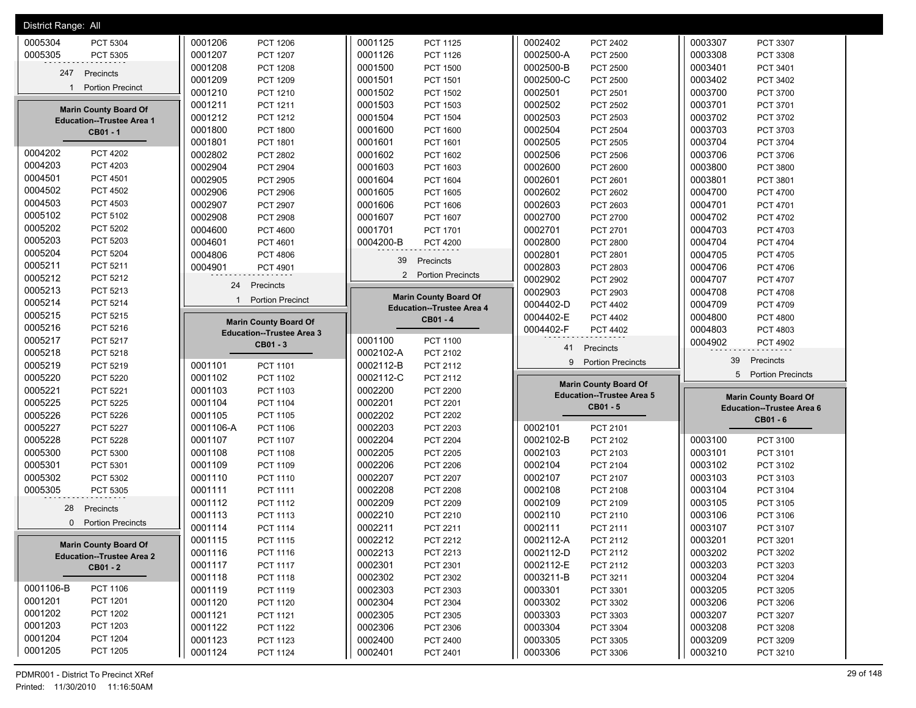District Range: All

| | |
|---|---|
| 0005304 | PCT 5304 |
| 0005305 | PCT 5305 |

247 Precincts

1 Portion Precinct

## Marin County Board Of Education--Trustee Area 1

**CB01 - 1**

| | |
|---|---|
| 0004202 | PCT 4202 |
| 0004203 | PCT 4203 |
| 0004501 | PCT 4501 |
| 0004502 | PCT 4502 |
| 0004503 | PCT 4503 |
| 0005102 | PCT 5102 |
| 0005202 | PCT 5202 |
| 0005203 | PCT 5203 |
| 0005204 | PCT 5204 |
| 0005211 | PCT 5211 |
| 0005212 | PCT 5212 |
| 0005213 | PCT 5213 |
| 0005214 | PCT 5214 |
| 0005215 | PCT 5215 |
| 0005216 | PCT 5216 |
| 0005217 | PCT 5217 |
| 0005218 | PCT 5218 |
| 0005219 | PCT 5219 |
| 0005220 | PCT 5220 |
| 0005221 | PCT 5221 |
| 0005225 | PCT 5225 |
| 0005226 | PCT 5226 |
| 0005227 | PCT 5227 |
| 0005228 | PCT 5228 |
| 0005300 | PCT 5300 |
| 0005301 | PCT 5301 |
| 0005302 | PCT 5302 |
| 0005305 | PCT 5305 |

28 Precincts

0 Portion Precincts

## Marin County Board Of Education--Trustee Area 2

**CB01 - 2**

| | |
|---|---|
| 0001106-B | PCT 1106 |
| 0001201 | PCT 1201 |
| 0001202 | PCT 1202 |
| 0001203 | PCT 1203 |
| 0001204 | PCT 1204 |
| 0001205 | PCT 1205 |
| 0001206 | PCT 1206 |
| 0001207 | PCT 1207 |
| 0001208 | PCT 1208 |
| 0001209 | PCT 1209 |
| 0001210 | PCT 1210 |
| 0001211 | PCT 1211 |
| 0001212 | PCT 1212 |
| 0001800 | PCT 1800 |
| 0001801 | PCT 1801 |
| 0002802 | PCT 2802 |
| 0002904 | PCT 2904 |
| 0002905 | PCT 2905 |
| 0002906 | PCT 2906 |
| 0002907 | PCT 2907 |
| 0002908 | PCT 2908 |
| 0004600 | PCT 4600 |
| 0004601 | PCT 4601 |
| 0004806 | PCT 4806 |
| 0004901 | PCT 4901 |

24 Precincts

1 Portion Precinct

## Marin County Board Of Education--Trustee Area 3

**CB01 - 3**

| | |
|---|---|
| 0001101 | PCT 1101 |
| 0001102 | PCT 1102 |
| 0001103 | PCT 1103 |
| 0001104 | PCT 1104 |
| 0001105 | PCT 1105 |
| 0001106-A | PCT 1106 |
| 0001107 | PCT 1107 |
| 0001108 | PCT 1108 |
| 0001109 | PCT 1109 |
| 0001110 | PCT 1110 |
| 0001111 | PCT 1111 |
| 0001112 | PCT 1112 |
| 0001113 | PCT 1113 |
| 0001114 | PCT 1114 |
| 0001115 | PCT 1115 |
| 0001116 | PCT 1116 |
| 0001117 | PCT 1117 |
| 0001118 | PCT 1118 |
| 0001119 | PCT 1119 |
| 0001120 | PCT 1120 |
| 0001121 | PCT 1121 |
| 0001122 | PCT 1122 |
| 0001123 | PCT 1123 |
| 0001124 | PCT 1124 |
| 0001125 | PCT 1125 |
| 0001126 | PCT 1126 |
| 0001500 | PCT 1500 |
| 0001501 | PCT 1501 |
| 0001502 | PCT 1502 |
| 0001503 | PCT 1503 |
| 0001504 | PCT 1504 |
| 0001600 | PCT 1600 |
| 0001601 | PCT 1601 |
| 0001602 | PCT 1602 |
| 0001603 | PCT 1603 |
| 0001604 | PCT 1604 |
| 0001605 | PCT 1605 |
| 0001606 | PCT 1606 |
| 0001607 | PCT 1607 |
| 0001701 | PCT 1701 |
| 0004200-B | PCT 4200 |

39 Precincts

2 Portion Precincts

## Marin County Board Of Education--Trustee Area 4

**CB01 - 4**

| | |
|---|---|
| 0001100 | PCT 1100 |
| 0002102-A | PCT 2102 |
| 0002112-B | PCT 2112 |
| 0002112-C | PCT 2112 |
| 0002200 | PCT 2200 |
| 0002201 | PCT 2201 |
| 0002202 | PCT 2202 |
| 0002203 | PCT 2203 |
| 0002204 | PCT 2204 |
| 0002205 | PCT 2205 |
| 0002206 | PCT 2206 |
| 0002207 | PCT 2207 |
| 0002208 | PCT 2208 |
| 0002209 | PCT 2209 |
| 0002210 | PCT 2210 |
| 0002211 | PCT 2211 |
| 0002212 | PCT 2212 |
| 0002213 | PCT 2213 |
| 0002301 | PCT 2301 |
| 0002302 | PCT 2302 |
| 0002303 | PCT 2303 |
| 0002304 | PCT 2304 |
| 0002305 | PCT 2305 |
| 0002306 | PCT 2306 |
| 0002400 | PCT 2400 |
| 0002401 | PCT 2401 |
| 0002402 | PCT 2402 |
| 0002500-A | PCT 2500 |
| 0002500-B | PCT 2500 |
| 0002500-C | PCT 2500 |
| 0002501 | PCT 2501 |
| 0002502 | PCT 2502 |
| 0002503 | PCT 2503 |
| 0002504 | PCT 2504 |
| 0002505 | PCT 2505 |
| 0002506 | PCT 2506 |
| 0002600 | PCT 2600 |
| 0002601 | PCT 2601 |
| 0002602 | PCT 2602 |
| 0002603 | PCT 2603 |
| 0002700 | PCT 2700 |
| 0002701 | PCT 2701 |
| 0002800 | PCT 2800 |
| 0002801 | PCT 2801 |
| 0002803 | PCT 2803 |
| 0002902 | PCT 2902 |
| 0002903 | PCT 2903 |
| 0004402-D | PCT 4402 |
| 0004402-E | PCT 4402 |
| 0004402-F | PCT 4402 |

41 Precincts

9 Portion Precincts

## Marin County Board Of Education--Trustee Area 5

**CB01 - 5**

| | |
|---|---|
| 0002101 | PCT 2101 |
| 0002102-B | PCT 2102 |
| 0002103 | PCT 2103 |
| 0002104 | PCT 2104 |
| 0002107 | PCT 2107 |
| 0002108 | PCT 2108 |
| 0002109 | PCT 2109 |
| 0002110 | PCT 2110 |
| 0002111 | PCT 2111 |
| 0002112-A | PCT 2112 |
| 0002112-D | PCT 2112 |
| 0002112-E | PCT 2112 |
| 0003211-B | PCT 3211 |
| 0003301 | PCT 3301 |
| 0003302 | PCT 3302 |
| 0003303 | PCT 3303 |
| 0003304 | PCT 3304 |
| 0003305 | PCT 3305 |
| 0003306 | PCT 3306 |
| 0003307 | PCT 3307 |
| 0003308 | PCT 3308 |
| 0003401 | PCT 3401 |
| 0003402 | PCT 3402 |
| 0003700 | PCT 3700 |
| 0003701 | PCT 3701 |
| 0003702 | PCT 3702 |
| 0003703 | PCT 3703 |
| 0003704 | PCT 3704 |
| 0003706 | PCT 3706 |
| 0003800 | PCT 3800 |
| 0003801 | PCT 3801 |
| 0004700 | PCT 4700 |
| 0004701 | PCT 4701 |
| 0004702 | PCT 4702 |
| 0004703 | PCT 4703 |
| 0004704 | PCT 4704 |
| 0004705 | PCT 4705 |
| 0004706 | PCT 4706 |
| 0004707 | PCT 4707 |
| 0004708 | PCT 4708 |
| 0004709 | PCT 4709 |
| 0004800 | PCT 4800 |
| 0004803 | PCT 4803 |
| 0004902 | PCT 4902 |

39 Precincts

5 Portion Precincts

## Marin County Board Of Education--Trustee Area 6

**CB01 - 6**

| | |
|---|---|
| 0003100 | PCT 3100 |
| 0003101 | PCT 3101 |
| 0003102 | PCT 3102 |
| 0003103 | PCT 3103 |
| 0003104 | PCT 3104 |
| 0003105 | PCT 3105 |
| 0003106 | PCT 3106 |
| 0003107 | PCT 3107 |
| 0003201 | PCT 3201 |
| 0003202 | PCT 3202 |
| 0003203 | PCT 3203 |
| 0003204 | PCT 3204 |
| 0003205 | PCT 3205 |
| 0003206 | PCT 3206 |
| 0003207 | PCT 3207 |
| 0003208 | PCT 3208 |
| 0003209 | PCT 3209 |
| 0003210 | PCT 3210 |

PDMR001 - District To Precinct XRef

Printed: 11/30/2010 11:16:50AM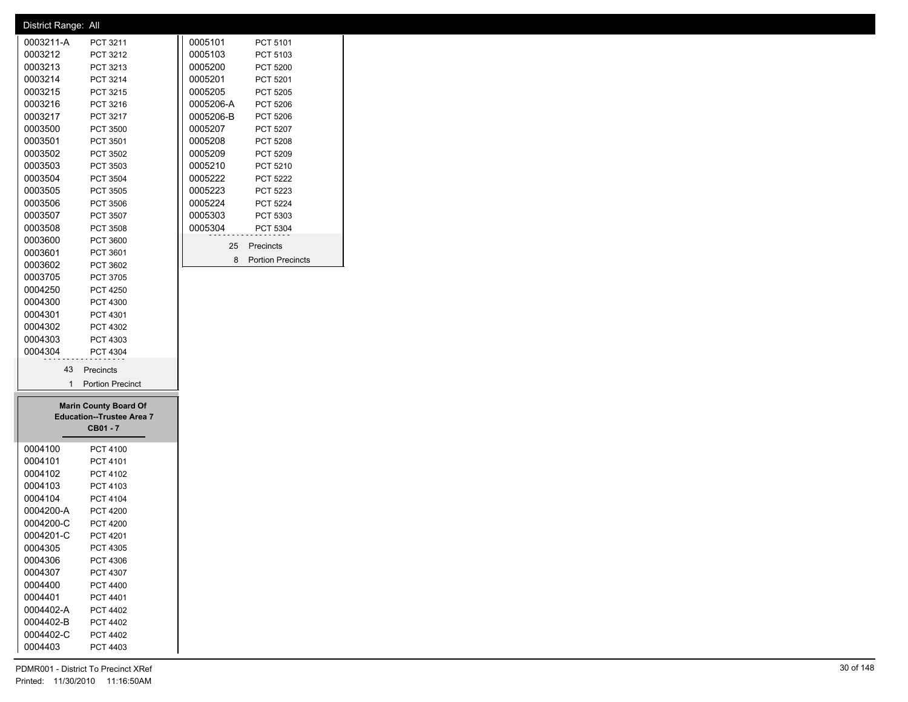District Range: All

| Precinct | Name |
|---|---|
| 0003211-A | PCT 3211 |
| 0003212 | PCT 3212 |
| 0003213 | PCT 3213 |
| 0003214 | PCT 3214 |
| 0003215 | PCT 3215 |
| 0003216 | PCT 3216 |
| 0003217 | PCT 3217 |
| 0003500 | PCT 3500 |
| 0003501 | PCT 3501 |
| 0003502 | PCT 3502 |
| 0003503 | PCT 3503 |
| 0003504 | PCT 3504 |
| 0003505 | PCT 3505 |
| 0003506 | PCT 3506 |
| 0003507 | PCT 3507 |
| 0003508 | PCT 3508 |
| 0003600 | PCT 3600 |
| 0003601 | PCT 3601 |
| 0003602 | PCT 3602 |
| 0003705 | PCT 3705 |
| 0004250 | PCT 4250 |
| 0004300 | PCT 4300 |
| 0004301 | PCT 4301 |
| 0004302 | PCT 4302 |
| 0004303 | PCT 4303 |
| 0004304 | PCT 4304 |

43 Precincts
1 Portion Precinct

**Marin County Board Of Education--Trustee Area 7**
**CB01 - 7**

| Precinct | Name |
|---|---|
| 0004100 | PCT 4100 |
| 0004101 | PCT 4101 |
| 0004102 | PCT 4102 |
| 0004103 | PCT 4103 |
| 0004104 | PCT 4104 |
| 0004200-A | PCT 4200 |
| 0004200-C | PCT 4200 |
| 0004201-C | PCT 4201 |
| 0004305 | PCT 4305 |
| 0004306 | PCT 4306 |
| 0004307 | PCT 4307 |
| 0004400 | PCT 4400 |
| 0004401 | PCT 4401 |
| 0004402-A | PCT 4402 |
| 0004402-B | PCT 4402 |
| 0004402-C | PCT 4402 |
| 0004403 | PCT 4403 |
| 0005101 | PCT 5101 |
| 0005103 | PCT 5103 |
| 0005200 | PCT 5200 |
| 0005201 | PCT 5201 |
| 0005205 | PCT 5205 |
| 0005206-A | PCT 5206 |
| 0005206-B | PCT 5206 |
| 0005207 | PCT 5207 |
| 0005208 | PCT 5208 |
| 0005209 | PCT 5209 |
| 0005210 | PCT 5210 |
| 0005222 | PCT 5222 |
| 0005223 | PCT 5223 |
| 0005224 | PCT 5224 |
| 0005303 | PCT 5303 |
| 0005304 | PCT 5304 |

25 Precincts
8 Portion Precincts

PDMR001 - District To Precinct XRef
Printed: 11/30/2010 11:16:50AM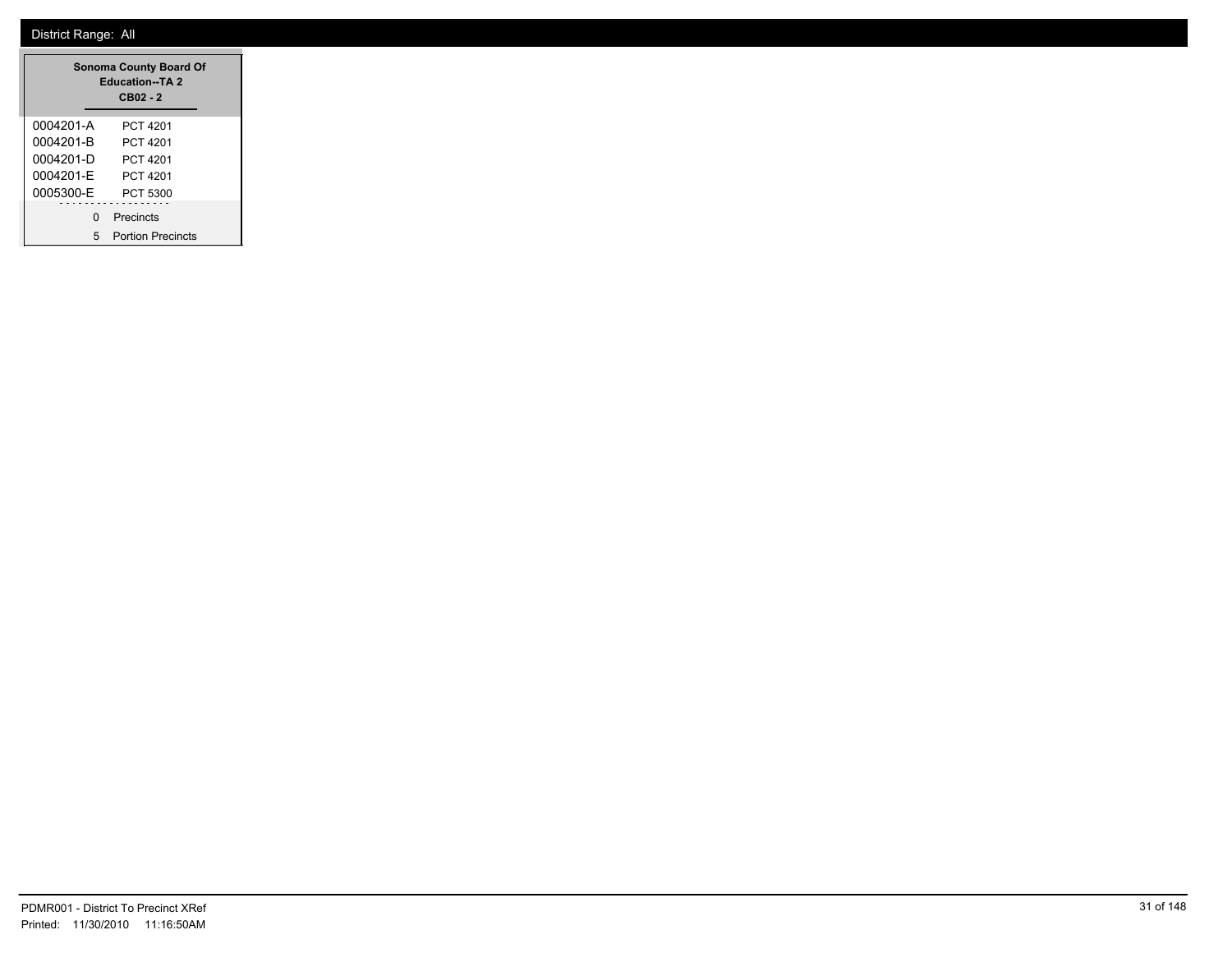District Range: All

**Sonoma County Board Of Education--TA 2**
**CB02 - 2**

| | |
|---|---|
| 0004201-A | PCT 4201 |
| 0004201-B | PCT 4201 |
| 0004201-D | PCT 4201 |
| 0004201-E | PCT 4201 |
| 0005300-E | PCT 5300 |

0 Precincts

5 Portion Precincts

PDMR001 - District To Precinct XRef

Printed: 11/30/2010 11:16:50AM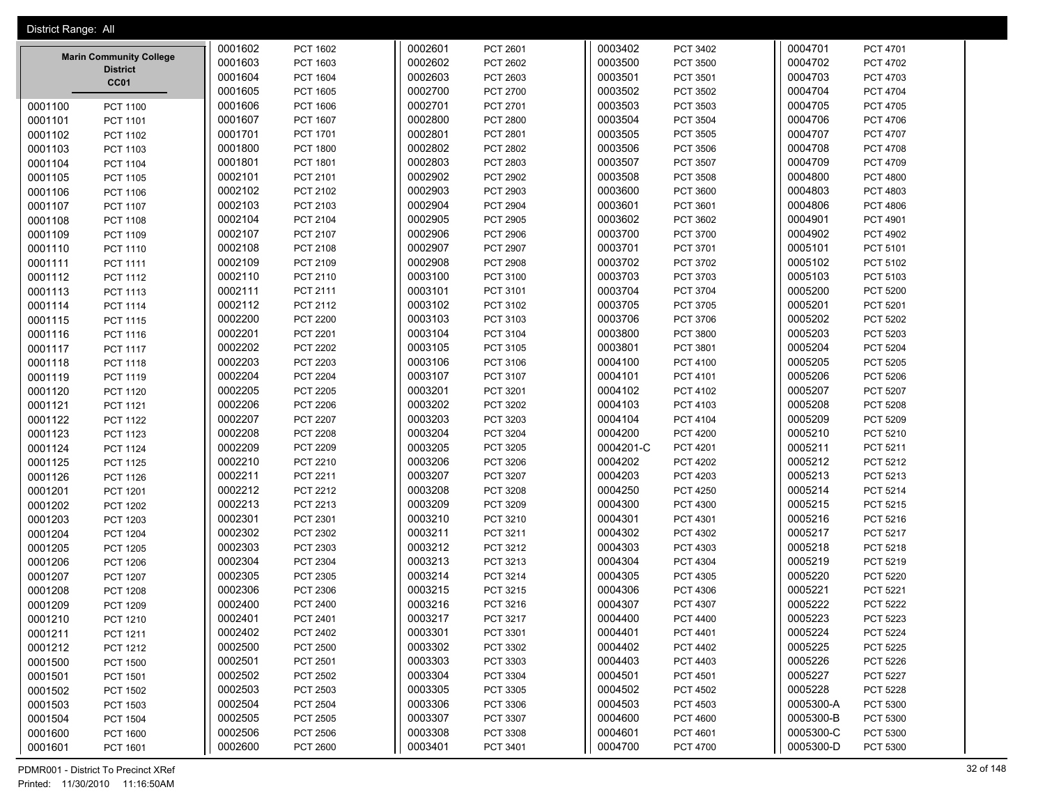District Range: All

**Marin Community College District**
**CC01**

| Precinct | Name |
|---|---|
| 0001100 | PCT 1100 |
| 0001101 | PCT 1101 |
| 0001102 | PCT 1102 |
| 0001103 | PCT 1103 |
| 0001104 | PCT 1104 |
| 0001105 | PCT 1105 |
| 0001106 | PCT 1106 |
| 0001107 | PCT 1107 |
| 0001108 | PCT 1108 |
| 0001109 | PCT 1109 |
| 0001110 | PCT 1110 |
| 0001111 | PCT 1111 |
| 0001112 | PCT 1112 |
| 0001113 | PCT 1113 |
| 0001114 | PCT 1114 |
| 0001115 | PCT 1115 |
| 0001116 | PCT 1116 |
| 0001117 | PCT 1117 |
| 0001118 | PCT 1118 |
| 0001119 | PCT 1119 |
| 0001120 | PCT 1120 |
| 0001121 | PCT 1121 |
| 0001122 | PCT 1122 |
| 0001123 | PCT 1123 |
| 0001124 | PCT 1124 |
| 0001125 | PCT 1125 |
| 0001126 | PCT 1126 |
| 0001201 | PCT 1201 |
| 0001202 | PCT 1202 |
| 0001203 | PCT 1203 |
| 0001204 | PCT 1204 |
| 0001205 | PCT 1205 |
| 0001206 | PCT 1206 |
| 0001207 | PCT 1207 |
| 0001208 | PCT 1208 |
| 0001209 | PCT 1209 |
| 0001210 | PCT 1210 |
| 0001211 | PCT 1211 |
| 0001212 | PCT 1212 |
| 0001500 | PCT 1500 |
| 0001501 | PCT 1501 |
| 0001502 | PCT 1502 |
| 0001503 | PCT 1503 |
| 0001504 | PCT 1504 |
| 0001600 | PCT 1600 |
| 0001601 | PCT 1601 |
| 0001602 | PCT 1602 |
| 0001603 | PCT 1603 |
| 0001604 | PCT 1604 |
| 0001605 | PCT 1605 |
| 0001606 | PCT 1606 |
| 0001607 | PCT 1607 |
| 0001701 | PCT 1701 |
| 0001800 | PCT 1800 |
| 0001801 | PCT 1801 |
| 0002101 | PCT 2101 |
| 0002102 | PCT 2102 |
| 0002103 | PCT 2103 |
| 0002104 | PCT 2104 |
| 0002107 | PCT 2107 |
| 0002108 | PCT 2108 |
| 0002109 | PCT 2109 |
| 0002110 | PCT 2110 |
| 0002111 | PCT 2111 |
| 0002112 | PCT 2112 |
| 0002200 | PCT 2200 |
| 0002201 | PCT 2201 |
| 0002202 | PCT 2202 |
| 0002203 | PCT 2203 |
| 0002204 | PCT 2204 |
| 0002205 | PCT 2205 |
| 0002206 | PCT 2206 |
| 0002207 | PCT 2207 |
| 0002208 | PCT 2208 |
| 0002209 | PCT 2209 |
| 0002210 | PCT 2210 |
| 0002211 | PCT 2211 |
| 0002212 | PCT 2212 |
| 0002213 | PCT 2213 |
| 0002301 | PCT 2301 |
| 0002302 | PCT 2302 |
| 0002303 | PCT 2303 |
| 0002304 | PCT 2304 |
| 0002305 | PCT 2305 |
| 0002306 | PCT 2306 |
| 0002400 | PCT 2400 |
| 0002401 | PCT 2401 |
| 0002402 | PCT 2402 |
| 0002500 | PCT 2500 |
| 0002501 | PCT 2501 |
| 0002502 | PCT 2502 |
| 0002503 | PCT 2503 |
| 0002504 | PCT 2504 |
| 0002505 | PCT 2505 |
| 0002506 | PCT 2506 |
| 0002600 | PCT 2600 |
| 0002601 | PCT 2601 |
| 0002602 | PCT 2602 |
| 0002603 | PCT 2603 |
| 0002700 | PCT 2700 |
| 0002701 | PCT 2701 |
| 0002800 | PCT 2800 |
| 0002801 | PCT 2801 |
| 0002802 | PCT 2802 |
| 0002803 | PCT 2803 |
| 0002902 | PCT 2902 |
| 0002903 | PCT 2903 |
| 0002904 | PCT 2904 |
| 0002905 | PCT 2905 |
| 0002906 | PCT 2906 |
| 0002907 | PCT 2907 |
| 0002908 | PCT 2908 |
| 0003100 | PCT 3100 |
| 0003101 | PCT 3101 |
| 0003102 | PCT 3102 |
| 0003103 | PCT 3103 |
| 0003104 | PCT 3104 |
| 0003105 | PCT 3105 |
| 0003106 | PCT 3106 |
| 0003107 | PCT 3107 |
| 0003201 | PCT 3201 |
| 0003202 | PCT 3202 |
| 0003203 | PCT 3203 |
| 0003204 | PCT 3204 |
| 0003205 | PCT 3205 |
| 0003206 | PCT 3206 |
| 0003207 | PCT 3207 |
| 0003208 | PCT 3208 |
| 0003209 | PCT 3209 |
| 0003210 | PCT 3210 |
| 0003211 | PCT 3211 |
| 0003212 | PCT 3212 |
| 0003213 | PCT 3213 |
| 0003214 | PCT 3214 |
| 0003215 | PCT 3215 |
| 0003216 | PCT 3216 |
| 0003217 | PCT 3217 |
| 0003301 | PCT 3301 |
| 0003302 | PCT 3302 |
| 0003303 | PCT 3303 |
| 0003304 | PCT 3304 |
| 0003305 | PCT 3305 |
| 0003306 | PCT 3306 |
| 0003307 | PCT 3307 |
| 0003308 | PCT 3308 |
| 0003401 | PCT 3401 |
| 0003402 | PCT 3402 |
| 0003500 | PCT 3500 |
| 0003501 | PCT 3501 |
| 0003502 | PCT 3502 |
| 0003503 | PCT 3503 |
| 0003504 | PCT 3504 |
| 0003505 | PCT 3505 |
| 0003506 | PCT 3506 |
| 0003507 | PCT 3507 |
| 0003508 | PCT 3508 |
| 0003600 | PCT 3600 |
| 0003601 | PCT 3601 |
| 0003602 | PCT 3602 |
| 0003700 | PCT 3700 |
| 0003701 | PCT 3701 |
| 0003702 | PCT 3702 |
| 0003703 | PCT 3703 |
| 0003704 | PCT 3704 |
| 0003705 | PCT 3705 |
| 0003706 | PCT 3706 |
| 0003800 | PCT 3800 |
| 0003801 | PCT 3801 |
| 0004100 | PCT 4100 |
| 0004101 | PCT 4101 |
| 0004102 | PCT 4102 |
| 0004103 | PCT 4103 |
| 0004104 | PCT 4104 |
| 0004200 | PCT 4200 |
| 0004201-C | PCT 4201 |
| 0004202 | PCT 4202 |
| 0004203 | PCT 4203 |
| 0004250 | PCT 4250 |
| 0004300 | PCT 4300 |
| 0004301 | PCT 4301 |
| 0004302 | PCT 4302 |
| 0004303 | PCT 4303 |
| 0004304 | PCT 4304 |
| 0004305 | PCT 4305 |
| 0004306 | PCT 4306 |
| 0004307 | PCT 4307 |
| 0004400 | PCT 4400 |
| 0004401 | PCT 4401 |
| 0004402 | PCT 4402 |
| 0004403 | PCT 4403 |
| 0004501 | PCT 4501 |
| 0004502 | PCT 4502 |
| 0004503 | PCT 4503 |
| 0004600 | PCT 4600 |
| 0004601 | PCT 4601 |
| 0004700 | PCT 4700 |
| 0004701 | PCT 4701 |
| 0004702 | PCT 4702 |
| 0004703 | PCT 4703 |
| 0004704 | PCT 4704 |
| 0004705 | PCT 4705 |
| 0004706 | PCT 4706 |
| 0004707 | PCT 4707 |
| 0004708 | PCT 4708 |
| 0004709 | PCT 4709 |
| 0004800 | PCT 4800 |
| 0004803 | PCT 4803 |
| 0004806 | PCT 4806 |
| 0004901 | PCT 4901 |
| 0004902 | PCT 4902 |
| 0005101 | PCT 5101 |
| 0005102 | PCT 5102 |
| 0005103 | PCT 5103 |
| 0005200 | PCT 5200 |
| 0005201 | PCT 5201 |
| 0005202 | PCT 5202 |
| 0005203 | PCT 5203 |
| 0005204 | PCT 5204 |
| 0005205 | PCT 5205 |
| 0005206 | PCT 5206 |
| 0005207 | PCT 5207 |
| 0005208 | PCT 5208 |
| 0005209 | PCT 5209 |
| 0005210 | PCT 5210 |
| 0005211 | PCT 5211 |
| 0005212 | PCT 5212 |
| 0005213 | PCT 5213 |
| 0005214 | PCT 5214 |
| 0005215 | PCT 5215 |
| 0005216 | PCT 5216 |
| 0005217 | PCT 5217 |
| 0005218 | PCT 5218 |
| 0005219 | PCT 5219 |
| 0005220 | PCT 5220 |
| 0005221 | PCT 5221 |
| 0005222 | PCT 5222 |
| 0005223 | PCT 5223 |
| 0005224 | PCT 5224 |
| 0005225 | PCT 5225 |
| 0005226 | PCT 5226 |
| 0005227 | PCT 5227 |
| 0005228 | PCT 5228 |
| 0005300-A | PCT 5300 |
| 0005300-B | PCT 5300 |
| 0005300-C | PCT 5300 |
| 0005300-D | PCT 5300 |

PDMR001 - District To Precinct XRef
Printed: 11/30/2010 11:16:50AM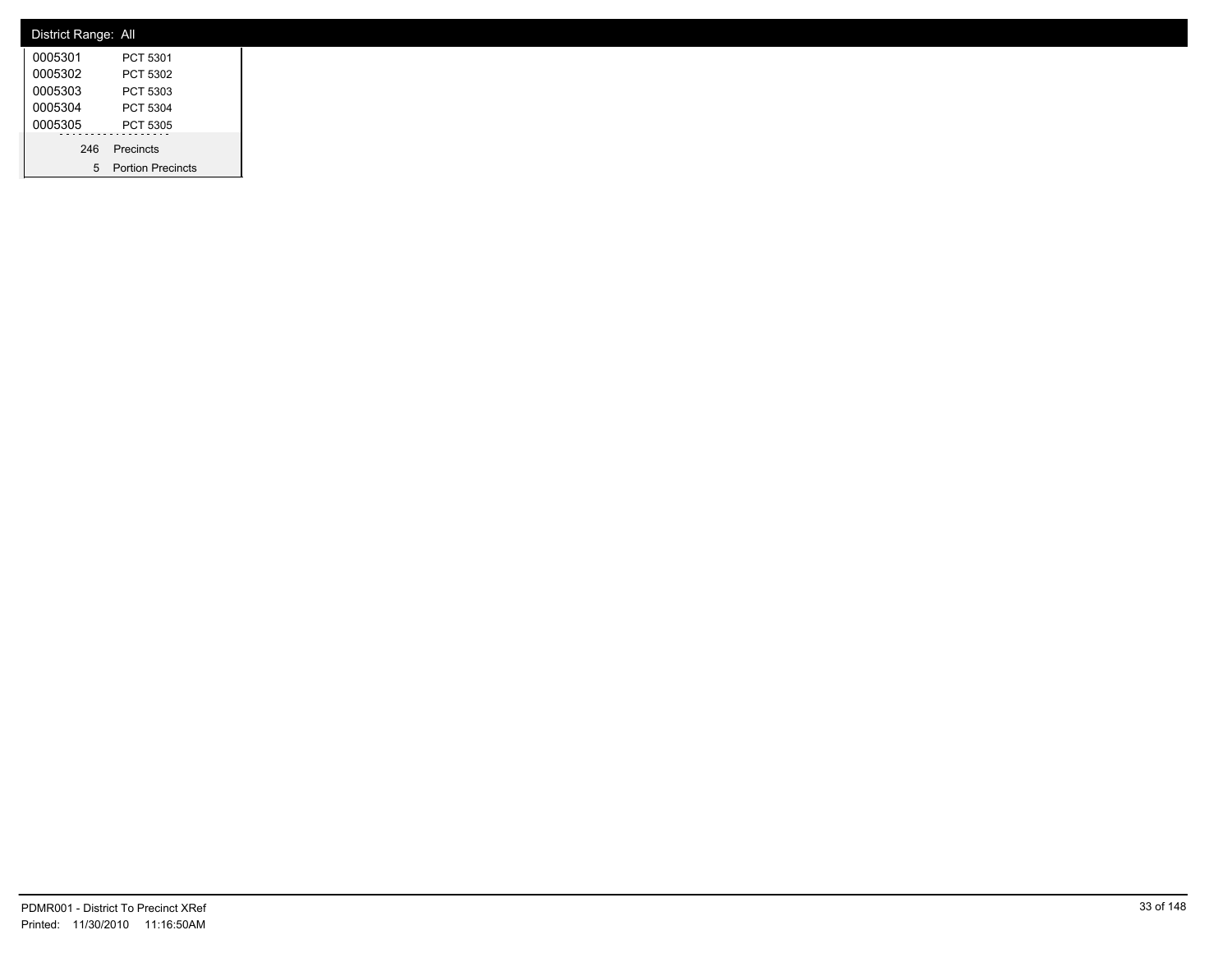District Range: All

| | |
|---|---|
| 0005301 | PCT 5301 |
| 0005302 | PCT 5302 |
| 0005303 | PCT 5303 |
| 0005304 | PCT 5304 |
| 0005305 | PCT 5305 |
| 246 | Precincts |
| 5 | Portion Precincts |

PDMR001 - District To Precinct XRef
Printed: 11/30/2010 11:16:50AM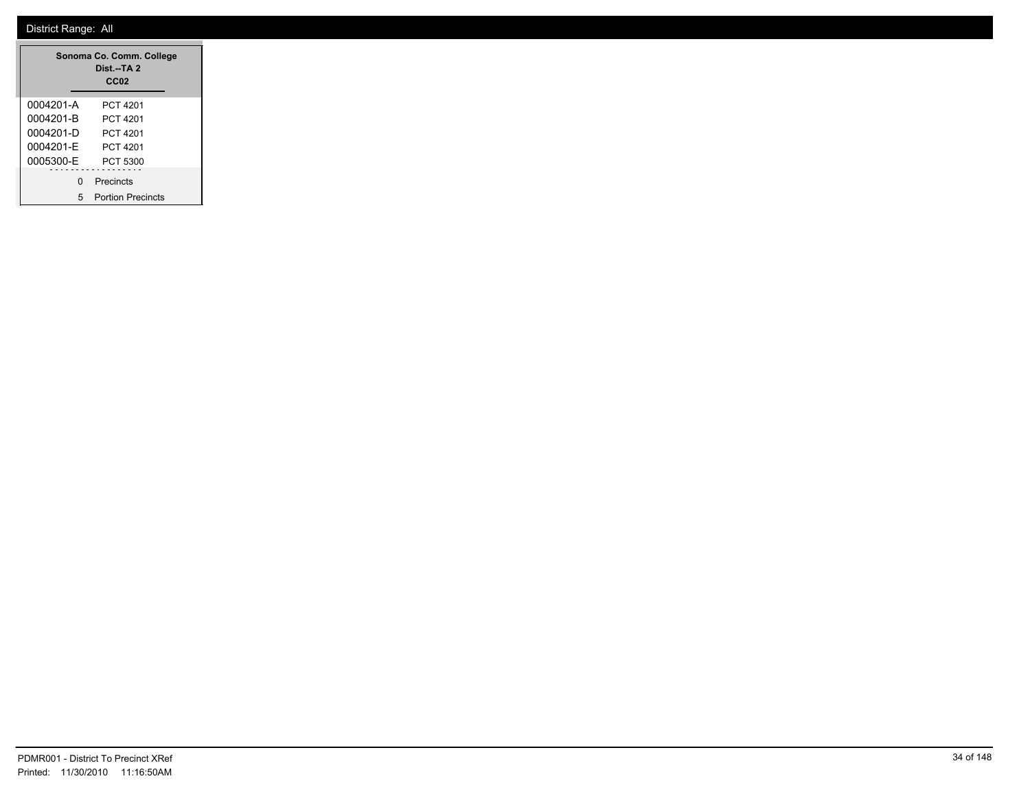District Range: All

| Sonoma Co. Comm. College Dist.--TA 2 CC02 | |
|---|---|
| 0004201-A | PCT 4201 |
| 0004201-B | PCT 4201 |
| 0004201-D | PCT 4201 |
| 0004201-E | PCT 4201 |
| 0005300-E | PCT 5300 |
| 0 | Precincts |
| 5 | Portion Precincts |

PDMR001 - District To Precinct XRef
Printed: 11/30/2010 11:16:50AM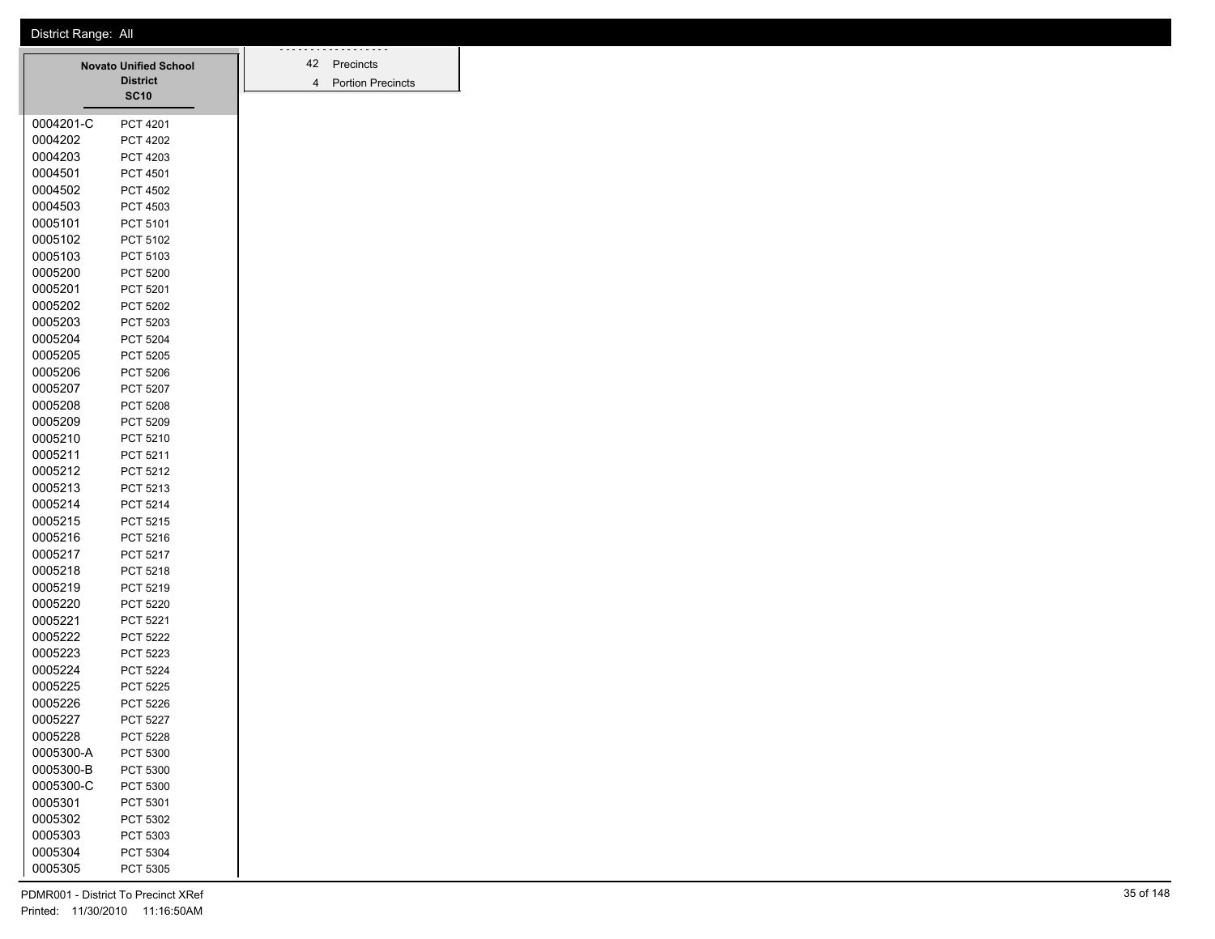District Range: All

| Novato Unified School District SC10 | |
|---|---|
| 0004201-C | PCT 4201 |
| 0004202 | PCT 4202 |
| 0004203 | PCT 4203 |
| 0004501 | PCT 4501 |
| 0004502 | PCT 4502 |
| 0004503 | PCT 4503 |
| 0005101 | PCT 5101 |
| 0005102 | PCT 5102 |
| 0005103 | PCT 5103 |
| 0005200 | PCT 5200 |
| 0005201 | PCT 5201 |
| 0005202 | PCT 5202 |
| 0005203 | PCT 5203 |
| 0005204 | PCT 5204 |
| 0005205 | PCT 5205 |
| 0005206 | PCT 5206 |
| 0005207 | PCT 5207 |
| 0005208 | PCT 5208 |
| 0005209 | PCT 5209 |
| 0005210 | PCT 5210 |
| 0005211 | PCT 5211 |
| 0005212 | PCT 5212 |
| 0005213 | PCT 5213 |
| 0005214 | PCT 5214 |
| 0005215 | PCT 5215 |
| 0005216 | PCT 5216 |
| 0005217 | PCT 5217 |
| 0005218 | PCT 5218 |
| 0005219 | PCT 5219 |
| 0005220 | PCT 5220 |
| 0005221 | PCT 5221 |
| 0005222 | PCT 5222 |
| 0005223 | PCT 5223 |
| 0005224 | PCT 5224 |
| 0005225 | PCT 5225 |
| 0005226 | PCT 5226 |
| 0005227 | PCT 5227 |
| 0005228 | PCT 5228 |
| 0005300-A | PCT 5300 |
| 0005300-B | PCT 5300 |
| 0005300-C | PCT 5300 |
| 0005301 | PCT 5301 |
| 0005302 | PCT 5302 |
| 0005303 | PCT 5303 |
| 0005304 | PCT 5304 |
| 0005305 | PCT 5305 |

| | |
|---|---|
| 42 | Precincts |
| 4 | Portion Precincts |

PDMR001 - District To Precinct XRef
Printed: 11/30/2010 11:16:50AM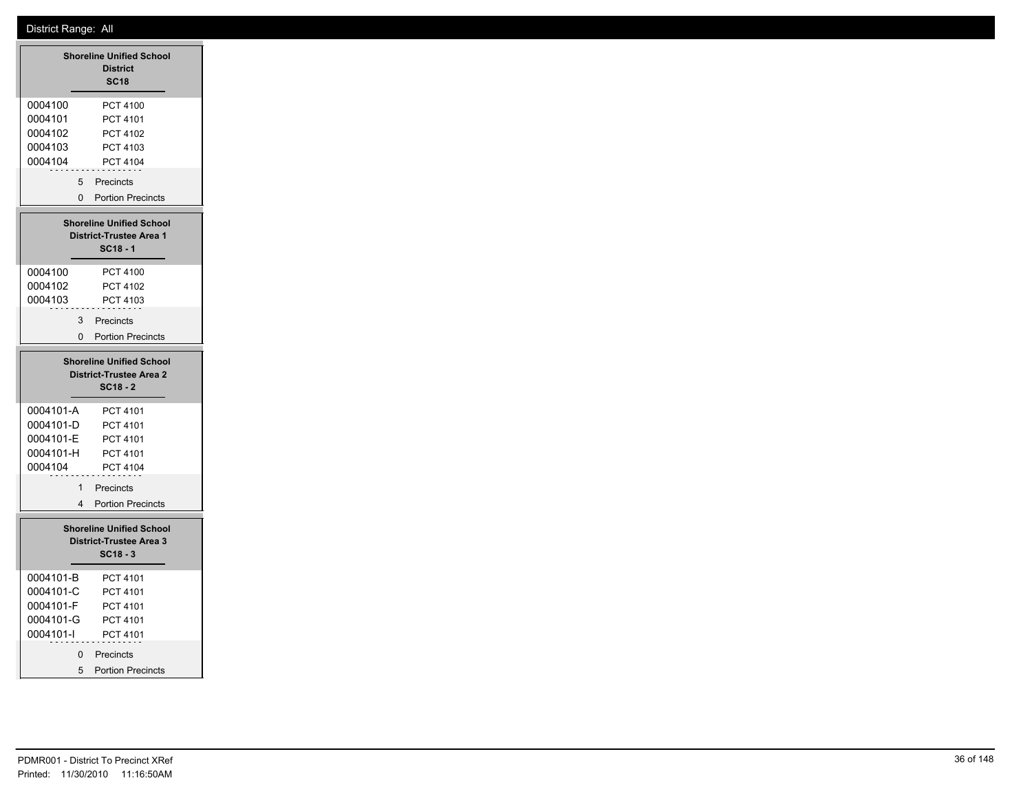District Range: All

## Shoreline Unified School District
### SC18

| | |
|---|---|
| 0004100 | PCT 4100 |
| 0004101 | PCT 4101 |
| 0004102 | PCT 4102 |
| 0004103 | PCT 4103 |
| 0004104 | PCT 4104 |

5 Precincts
0 Portion Precincts

## Shoreline Unified School District-Trustee Area 1
### SC18 - 1

| | |
|---|---|
| 0004100 | PCT 4100 |
| 0004102 | PCT 4102 |
| 0004103 | PCT 4103 |

3 Precincts
0 Portion Precincts

## Shoreline Unified School District-Trustee Area 2
### SC18 - 2

| | |
|---|---|
| 0004101-A | PCT 4101 |
| 0004101-D | PCT 4101 |
| 0004101-E | PCT 4101 |
| 0004101-H | PCT 4101 |
| 0004104 | PCT 4104 |

1 Precincts
4 Portion Precincts

## Shoreline Unified School District-Trustee Area 3
### SC18 - 3

| | |
|---|---|
| 0004101-B | PCT 4101 |
| 0004101-C | PCT 4101 |
| 0004101-F | PCT 4101 |
| 0004101-G | PCT 4101 |
| 0004101-I | PCT 4101 |

0 Precincts
5 Portion Precincts

PDMR001 - District To Precinct XRef
Printed: 11/30/2010 11:16:50AM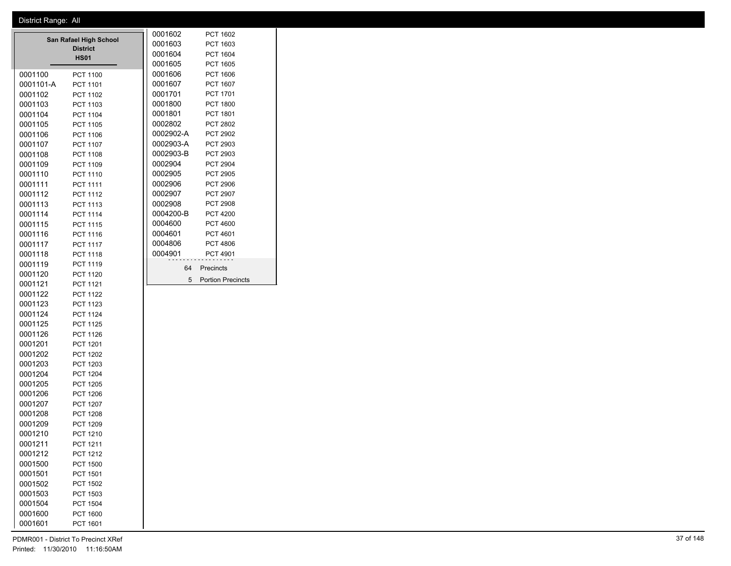District Range: All

**San Rafael High School District**
**HS01**

| Precinct | Name |
| --- | --- |
| 0001100 | PCT 1100 |
| 0001101-A | PCT 1101 |
| 0001102 | PCT 1102 |
| 0001103 | PCT 1103 |
| 0001104 | PCT 1104 |
| 0001105 | PCT 1105 |
| 0001106 | PCT 1106 |
| 0001107 | PCT 1107 |
| 0001108 | PCT 1108 |
| 0001109 | PCT 1109 |
| 0001110 | PCT 1110 |
| 0001111 | PCT 1111 |
| 0001112 | PCT 1112 |
| 0001113 | PCT 1113 |
| 0001114 | PCT 1114 |
| 0001115 | PCT 1115 |
| 0001116 | PCT 1116 |
| 0001117 | PCT 1117 |
| 0001118 | PCT 1118 |
| 0001119 | PCT 1119 |
| 0001120 | PCT 1120 |
| 0001121 | PCT 1121 |
| 0001122 | PCT 1122 |
| 0001123 | PCT 1123 |
| 0001124 | PCT 1124 |
| 0001125 | PCT 1125 |
| 0001126 | PCT 1126 |
| 0001201 | PCT 1201 |
| 0001202 | PCT 1202 |
| 0001203 | PCT 1203 |
| 0001204 | PCT 1204 |
| 0001205 | PCT 1205 |
| 0001206 | PCT 1206 |
| 0001207 | PCT 1207 |
| 0001208 | PCT 1208 |
| 0001209 | PCT 1209 |
| 0001210 | PCT 1210 |
| 0001211 | PCT 1211 |
| 0001212 | PCT 1212 |
| 0001500 | PCT 1500 |
| 0001501 | PCT 1501 |
| 0001502 | PCT 1502 |
| 0001503 | PCT 1503 |
| 0001504 | PCT 1504 |
| 0001600 | PCT 1600 |
| 0001601 | PCT 1601 |
| 0001602 | PCT 1602 |
| 0001603 | PCT 1603 |
| 0001604 | PCT 1604 |
| 0001605 | PCT 1605 |
| 0001606 | PCT 1606 |
| 0001607 | PCT 1607 |
| 0001701 | PCT 1701 |
| 0001800 | PCT 1800 |
| 0001801 | PCT 1801 |
| 0002802 | PCT 2802 |
| 0002902-A | PCT 2902 |
| 0002903-A | PCT 2903 |
| 0002903-B | PCT 2903 |
| 0002904 | PCT 2904 |
| 0002905 | PCT 2905 |
| 0002906 | PCT 2906 |
| 0002907 | PCT 2907 |
| 0002908 | PCT 2908 |
| 0004200-B | PCT 4200 |
| 0004600 | PCT 4600 |
| 0004601 | PCT 4601 |
| 0004806 | PCT 4806 |
| 0004901 | PCT 4901 |

64 Precincts

5 Portion Precincts

PDMR001 - District To Precinct XRef
Printed: 11/30/2010 11:16:50AM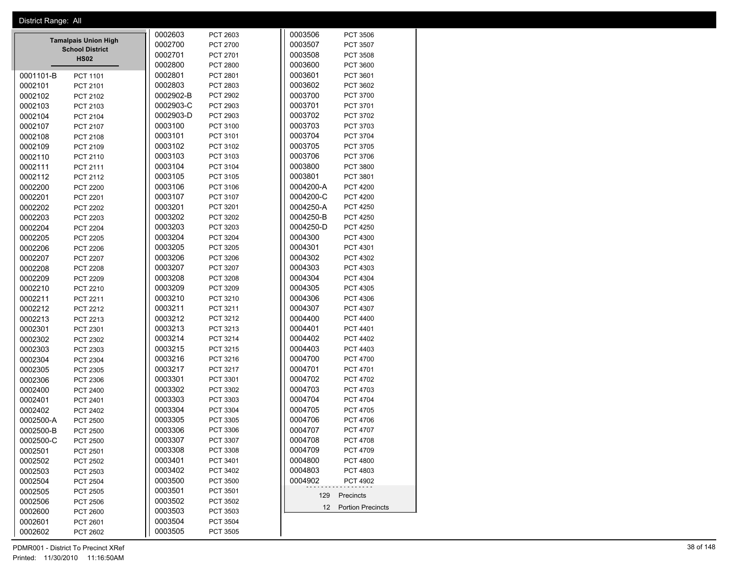District Range: All

## Tamalpais Union High School District

### HS02

| Precinct | Name |
|---|---|
| 0001101-B | PCT 1101 |
| 0002101 | PCT 2101 |
| 0002102 | PCT 2102 |
| 0002103 | PCT 2103 |
| 0002104 | PCT 2104 |
| 0002107 | PCT 2107 |
| 0002108 | PCT 2108 |
| 0002109 | PCT 2109 |
| 0002110 | PCT 2110 |
| 0002111 | PCT 2111 |
| 0002112 | PCT 2112 |
| 0002200 | PCT 2200 |
| 0002201 | PCT 2201 |
| 0002202 | PCT 2202 |
| 0002203 | PCT 2203 |
| 0002204 | PCT 2204 |
| 0002205 | PCT 2205 |
| 0002206 | PCT 2206 |
| 0002207 | PCT 2207 |
| 0002208 | PCT 2208 |
| 0002209 | PCT 2209 |
| 0002210 | PCT 2210 |
| 0002211 | PCT 2211 |
| 0002212 | PCT 2212 |
| 0002213 | PCT 2213 |
| 0002301 | PCT 2301 |
| 0002302 | PCT 2302 |
| 0002303 | PCT 2303 |
| 0002304 | PCT 2304 |
| 0002305 | PCT 2305 |
| 0002306 | PCT 2306 |
| 0002400 | PCT 2400 |
| 0002401 | PCT 2401 |
| 0002402 | PCT 2402 |
| 0002500-A | PCT 2500 |
| 0002500-B | PCT 2500 |
| 0002500-C | PCT 2500 |
| 0002501 | PCT 2501 |
| 0002502 | PCT 2502 |
| 0002503 | PCT 2503 |
| 0002504 | PCT 2504 |
| 0002505 | PCT 2505 |
| 0002506 | PCT 2506 |
| 0002600 | PCT 2600 |
| 0002601 | PCT 2601 |
| 0002602 | PCT 2602 |
| 0002603 | PCT 2603 |
| 0002700 | PCT 2700 |
| 0002701 | PCT 2701 |
| 0002800 | PCT 2800 |
| 0002801 | PCT 2801 |
| 0002803 | PCT 2803 |
| 0002902-B | PCT 2902 |
| 0002903-C | PCT 2903 |
| 0002903-D | PCT 2903 |
| 0003100 | PCT 3100 |
| 0003101 | PCT 3101 |
| 0003102 | PCT 3102 |
| 0003103 | PCT 3103 |
| 0003104 | PCT 3104 |
| 0003105 | PCT 3105 |
| 0003106 | PCT 3106 |
| 0003107 | PCT 3107 |
| 0003201 | PCT 3201 |
| 0003202 | PCT 3202 |
| 0003203 | PCT 3203 |
| 0003204 | PCT 3204 |
| 0003205 | PCT 3205 |
| 0003206 | PCT 3206 |
| 0003207 | PCT 3207 |
| 0003208 | PCT 3208 |
| 0003209 | PCT 3209 |
| 0003210 | PCT 3210 |
| 0003211 | PCT 3211 |
| 0003212 | PCT 3212 |
| 0003213 | PCT 3213 |
| 0003214 | PCT 3214 |
| 0003215 | PCT 3215 |
| 0003216 | PCT 3216 |
| 0003217 | PCT 3217 |
| 0003301 | PCT 3301 |
| 0003302 | PCT 3302 |
| 0003303 | PCT 3303 |
| 0003304 | PCT 3304 |
| 0003305 | PCT 3305 |
| 0003306 | PCT 3306 |
| 0003307 | PCT 3307 |
| 0003308 | PCT 3308 |
| 0003401 | PCT 3401 |
| 0003402 | PCT 3402 |
| 0003500 | PCT 3500 |
| 0003501 | PCT 3501 |
| 0003502 | PCT 3502 |
| 0003503 | PCT 3503 |
| 0003504 | PCT 3504 |
| 0003505 | PCT 3505 |
| 0003506 | PCT 3506 |
| 0003507 | PCT 3507 |
| 0003508 | PCT 3508 |
| 0003600 | PCT 3600 |
| 0003601 | PCT 3601 |
| 0003602 | PCT 3602 |
| 0003700 | PCT 3700 |
| 0003701 | PCT 3701 |
| 0003702 | PCT 3702 |
| 0003703 | PCT 3703 |
| 0003704 | PCT 3704 |
| 0003705 | PCT 3705 |
| 0003706 | PCT 3706 |
| 0003800 | PCT 3800 |
| 0003801 | PCT 3801 |
| 0004200-A | PCT 4200 |
| 0004200-C | PCT 4200 |
| 0004250-A | PCT 4250 |
| 0004250-B | PCT 4250 |
| 0004250-D | PCT 4250 |
| 0004300 | PCT 4300 |
| 0004301 | PCT 4301 |
| 0004302 | PCT 4302 |
| 0004303 | PCT 4303 |
| 0004304 | PCT 4304 |
| 0004305 | PCT 4305 |
| 0004306 | PCT 4306 |
| 0004307 | PCT 4307 |
| 0004400 | PCT 4400 |
| 0004401 | PCT 4401 |
| 0004402 | PCT 4402 |
| 0004403 | PCT 4403 |
| 0004700 | PCT 4700 |
| 0004701 | PCT 4701 |
| 0004702 | PCT 4702 |
| 0004703 | PCT 4703 |
| 0004704 | PCT 4704 |
| 0004705 | PCT 4705 |
| 0004706 | PCT 4706 |
| 0004707 | PCT 4707 |
| 0004708 | PCT 4708 |
| 0004709 | PCT 4709 |
| 0004800 | PCT 4800 |
| 0004803 | PCT 4803 |
| 0004902 | PCT 4902 |

129 Precincts

12 Portion Precincts

PDMR001 - District To Precinct XRef

Printed: 11/30/2010 11:16:50AM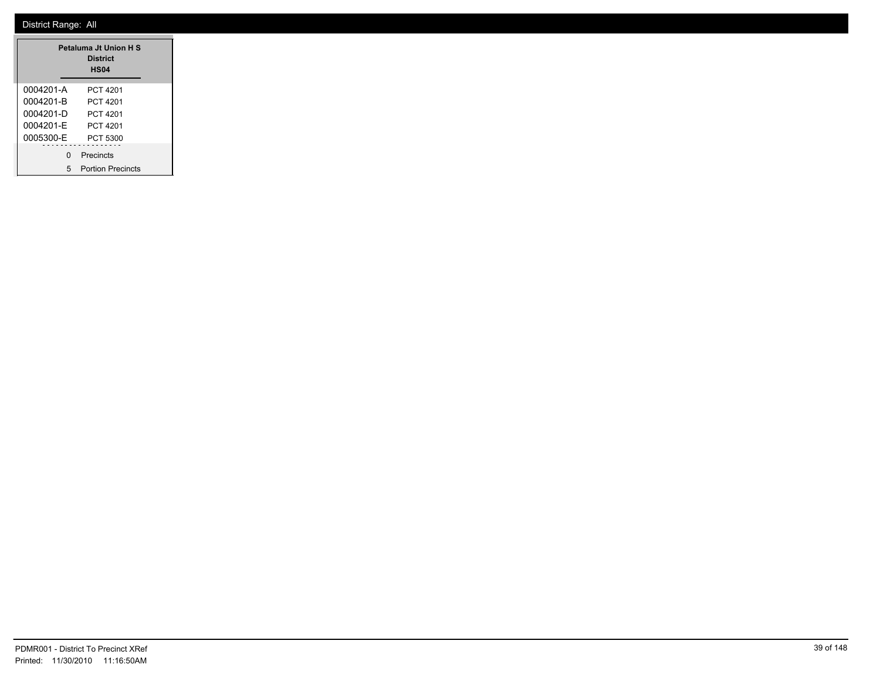District Range: All

| Petaluma Jt Union H S District HS04 | |
|---|---|
| 0004201-A | PCT 4201 |
| 0004201-B | PCT 4201 |
| 0004201-D | PCT 4201 |
| 0004201-E | PCT 4201 |
| 0005300-E | PCT 5300 |
| 0 | Precincts |
| 5 | Portion Precincts |

PDMR001 - District To Precinct XRef
Printed: 11/30/2010 11:16:50AM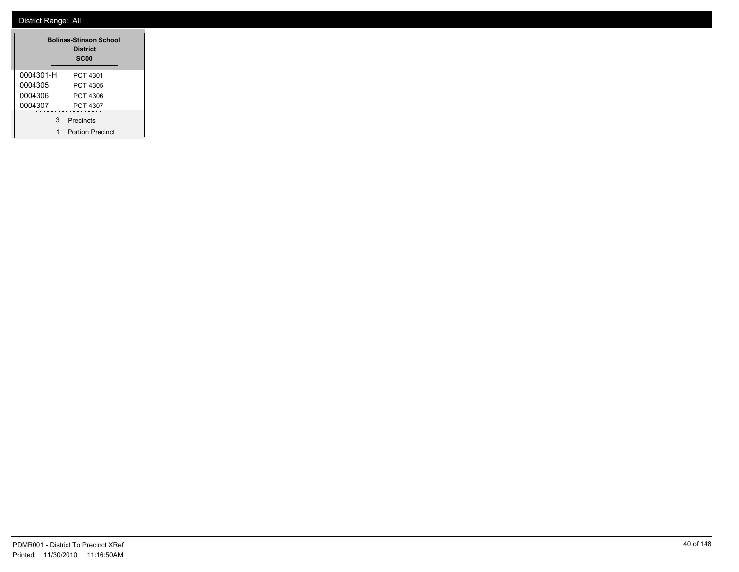District Range: All

## Bolinas-Stinson School District
### SC00

| | |
|---|---|
| 0004301-H | PCT 4301 |
| 0004305 | PCT 4305 |
| 0004306 | PCT 4306 |
| 0004307 | PCT 4307 |

3 Precincts

1 Portion Precinct

PDMR001 - District To Precinct XRef

Printed: 11/30/2010 11:16:50AM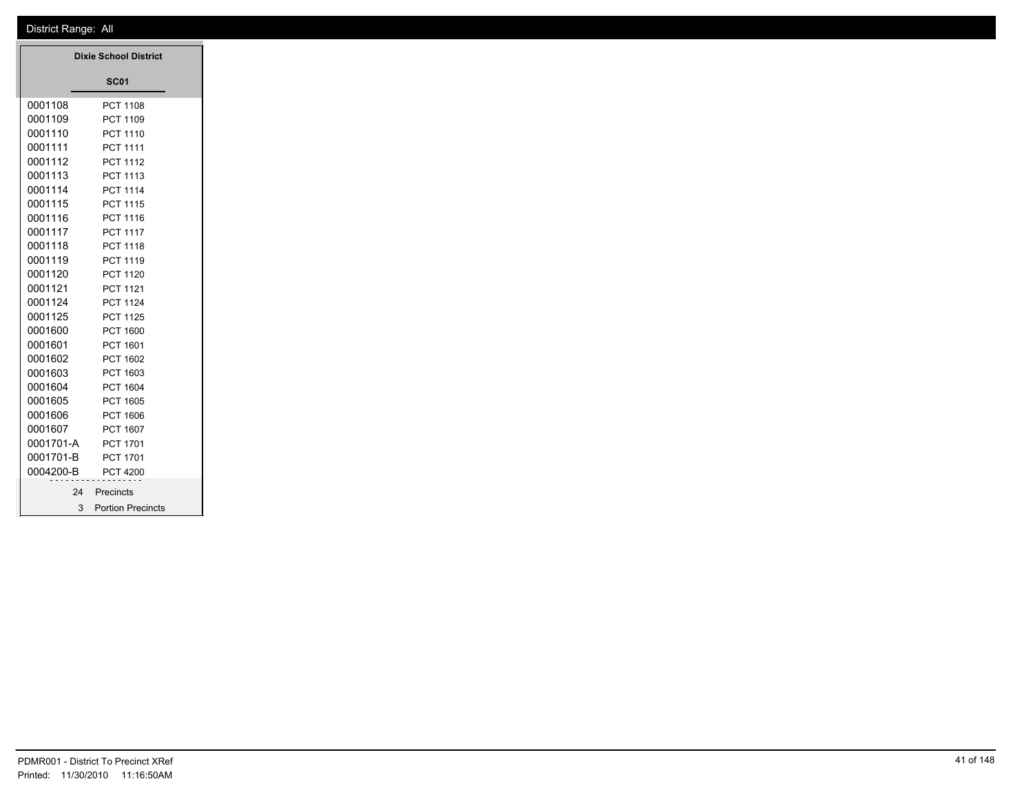District Range: All

**Dixie School District**

**SC01**

| Precinct | Name |
|---|---|
| 0001108 | PCT 1108 |
| 0001109 | PCT 1109 |
| 0001110 | PCT 1110 |
| 0001111 | PCT 1111 |
| 0001112 | PCT 1112 |
| 0001113 | PCT 1113 |
| 0001114 | PCT 1114 |
| 0001115 | PCT 1115 |
| 0001116 | PCT 1116 |
| 0001117 | PCT 1117 |
| 0001118 | PCT 1118 |
| 0001119 | PCT 1119 |
| 0001120 | PCT 1120 |
| 0001121 | PCT 1121 |
| 0001124 | PCT 1124 |
| 0001125 | PCT 1125 |
| 0001600 | PCT 1600 |
| 0001601 | PCT 1601 |
| 0001602 | PCT 1602 |
| 0001603 | PCT 1603 |
| 0001604 | PCT 1604 |
| 0001605 | PCT 1605 |
| 0001606 | PCT 1606 |
| 0001607 | PCT 1607 |
| 0001701-A | PCT 1701 |
| 0001701-B | PCT 1701 |
| 0004200-B | PCT 4200 |

24 Precincts

3 Portion Precincts

PDMR001 - District To Precinct XRef
Printed: 11/30/2010 11:16:50AM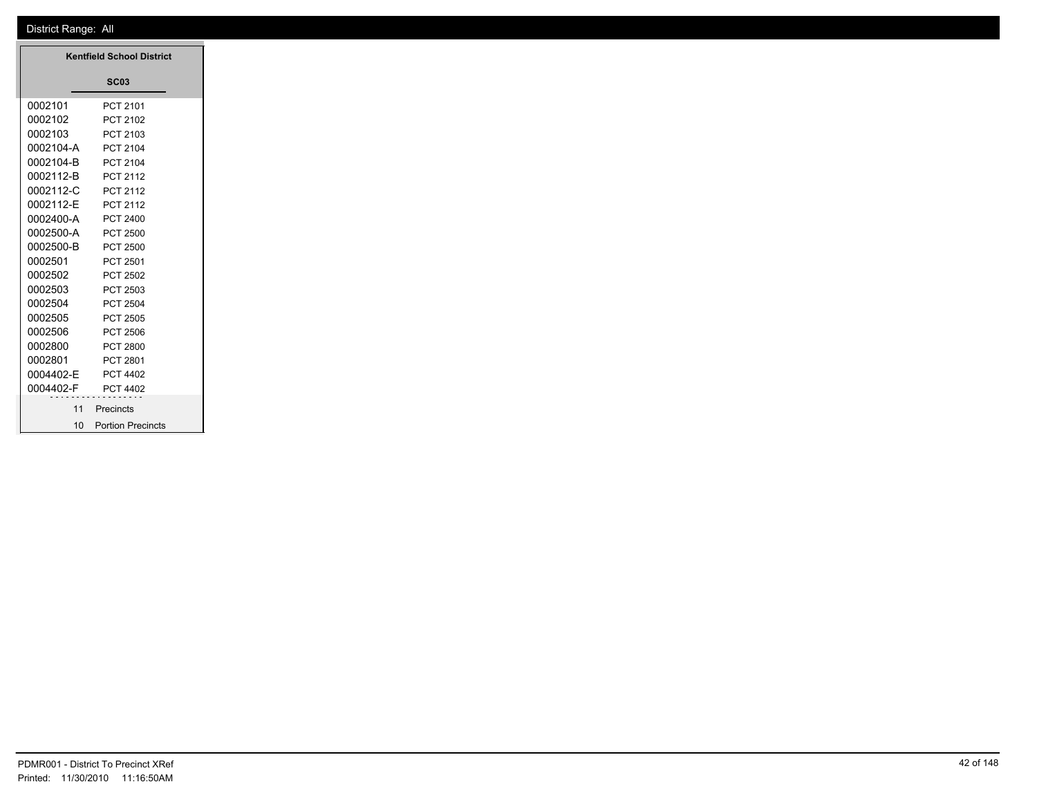District Range: All

**Kentfield School District**

**SC03**

| Precinct | Name |
|---|---|
| 0002101 | PCT 2101 |
| 0002102 | PCT 2102 |
| 0002103 | PCT 2103 |
| 0002104-A | PCT 2104 |
| 0002104-B | PCT 2104 |
| 0002112-B | PCT 2112 |
| 0002112-C | PCT 2112 |
| 0002112-E | PCT 2112 |
| 0002400-A | PCT 2400 |
| 0002500-A | PCT 2500 |
| 0002500-B | PCT 2500 |
| 0002501 | PCT 2501 |
| 0002502 | PCT 2502 |
| 0002503 | PCT 2503 |
| 0002504 | PCT 2504 |
| 0002505 | PCT 2505 |
| 0002506 | PCT 2506 |
| 0002800 | PCT 2800 |
| 0002801 | PCT 2801 |
| 0004402-E | PCT 4402 |
| 0004402-F | PCT 4402 |

11 Precincts

10 Portion Precincts

PDMR001 - District To Precinct XRef
Printed: 11/30/2010 11:16:50AM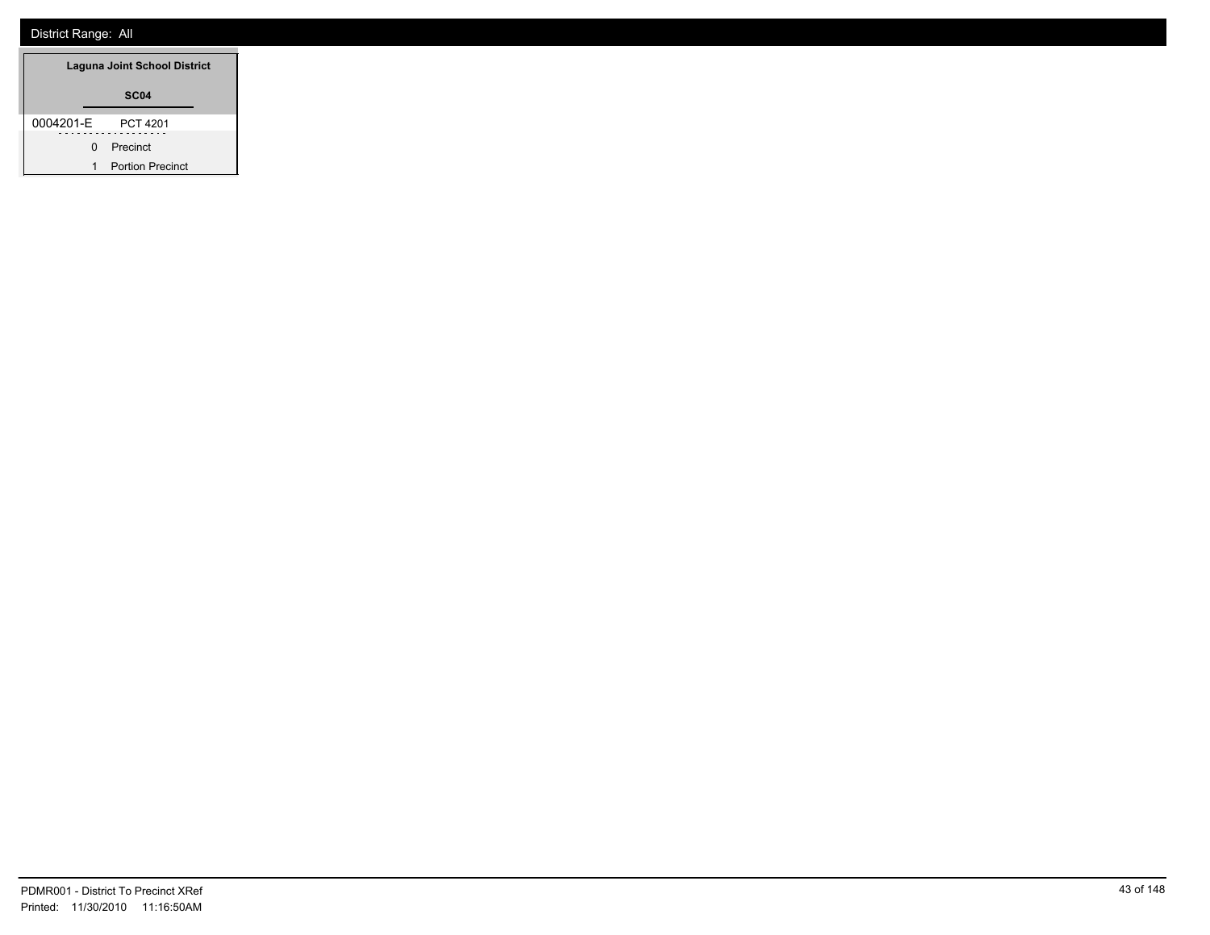District Range: All

| Laguna Joint School District |
|---|
| **SC04** |

| 0004201-E | PCT 4201 |
|---|---|
| 0 | Precinct |
| 1 | Portion Precinct |

PDMR001 - District To Precinct XRef
Printed: 11/30/2010 11:16:50AM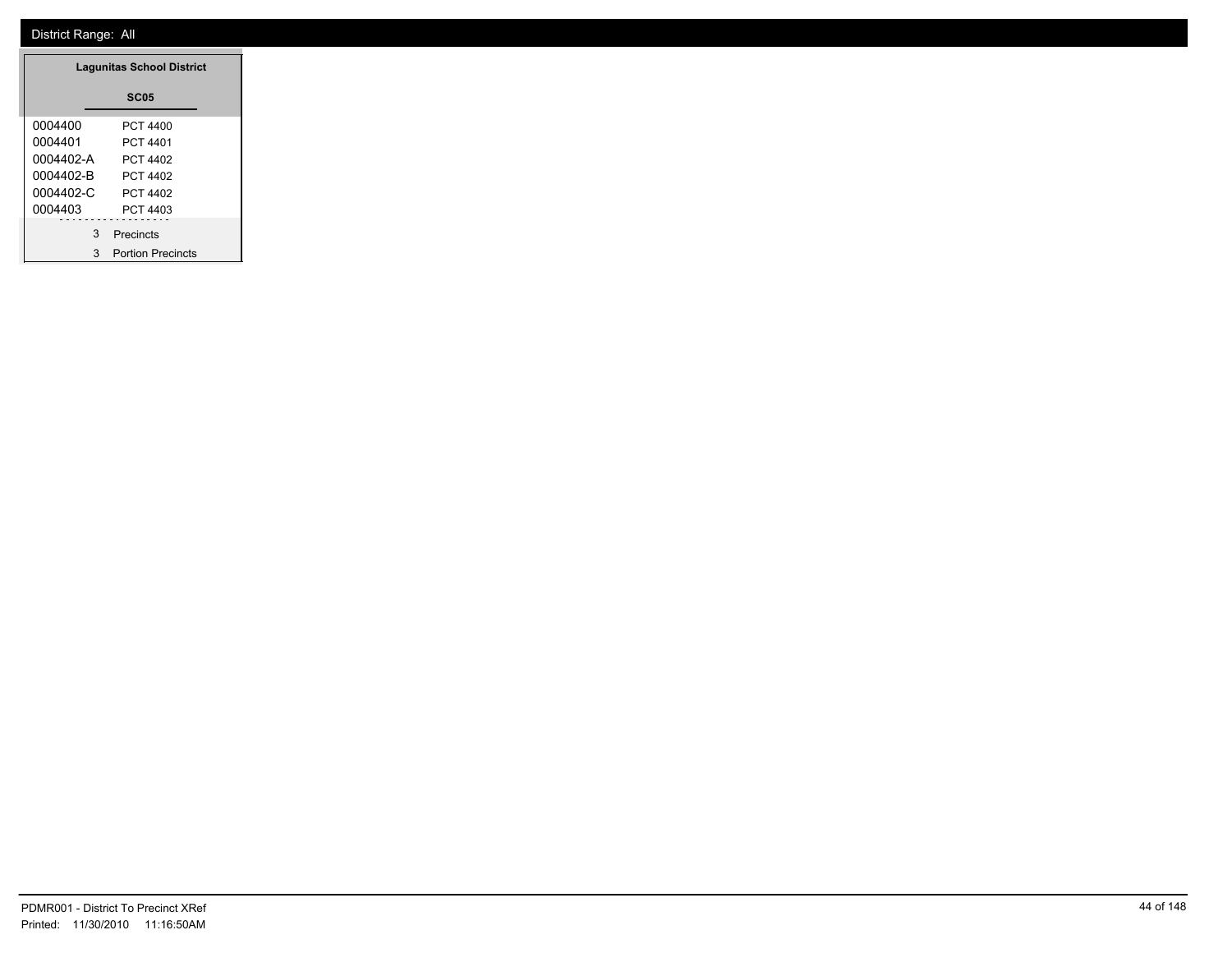District Range: All

**Lagunitas School District**

**SC05**

| | |
|---|---|
| 0004400 | PCT 4400 |
| 0004401 | PCT 4401 |
| 0004402-A | PCT 4402 |
| 0004402-B | PCT 4402 |
| 0004402-C | PCT 4402 |
| 0004403 | PCT 4403 |

3 Precincts

3 Portion Precincts

PDMR001 - District To Precinct XRef

Printed: 11/30/2010 11:16:50AM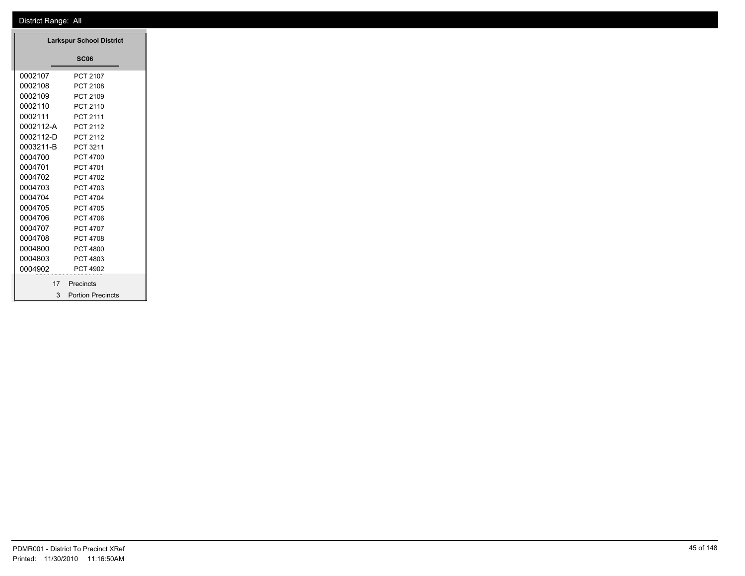District Range: All

| Larkspur School District | |
|---|---|
| **SC06** | |
| 0002107 | PCT 2107 |
| 0002108 | PCT 2108 |
| 0002109 | PCT 2109 |
| 0002110 | PCT 2110 |
| 0002111 | PCT 2111 |
| 0002112-A | PCT 2112 |
| 0002112-D | PCT 2112 |
| 0003211-B | PCT 3211 |
| 0004700 | PCT 4700 |
| 0004701 | PCT 4701 |
| 0004702 | PCT 4702 |
| 0004703 | PCT 4703 |
| 0004704 | PCT 4704 |
| 0004705 | PCT 4705 |
| 0004706 | PCT 4706 |
| 0004707 | PCT 4707 |
| 0004708 | PCT 4708 |
| 0004800 | PCT 4800 |
| 0004803 | PCT 4803 |
| 0004902 | PCT 4902 |
| 17 | Precincts |
| 3 | Portion Precincts |

PDMR001 - District To Precinct XRef
Printed: 11/30/2010 11:16:50AM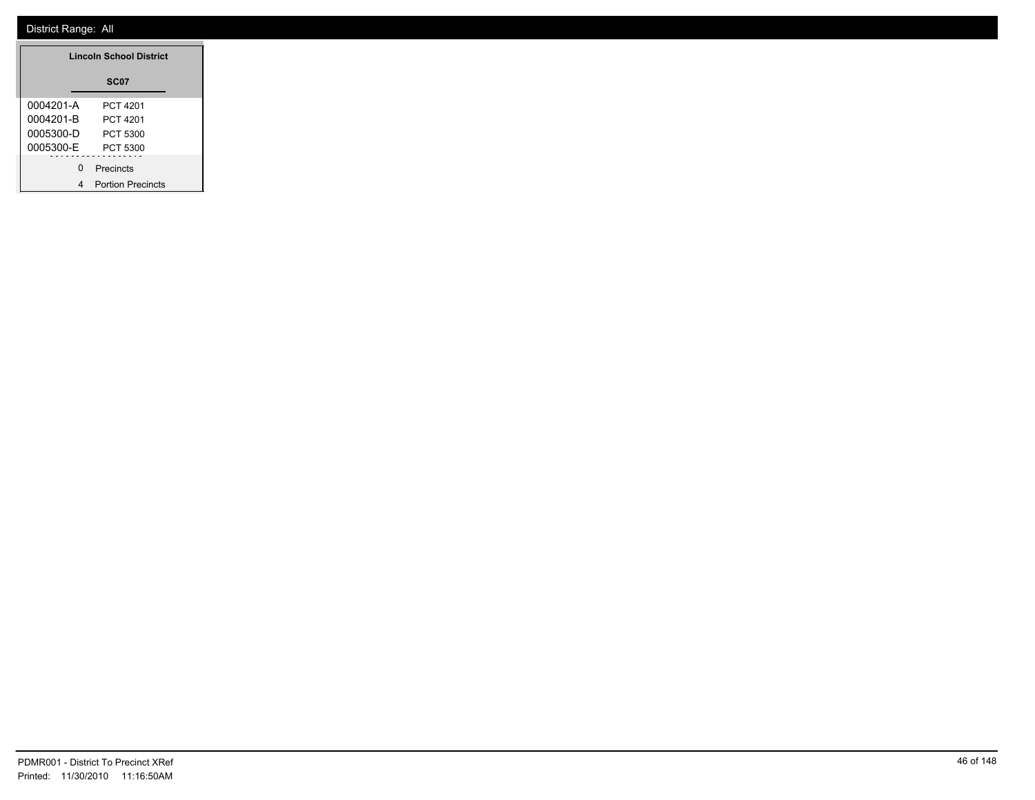District Range: All

**Lincoln School District**

**SC07**

| | |
|---|---|
| 0004201-A | PCT 4201 |
| 0004201-B | PCT 4201 |
| 0005300-D | PCT 5300 |
| 0005300-E | PCT 5300 |

0 Precincts

4 Portion Precincts

PDMR001 - District To Precinct XRef

Printed: 11/30/2010 11:16:50AM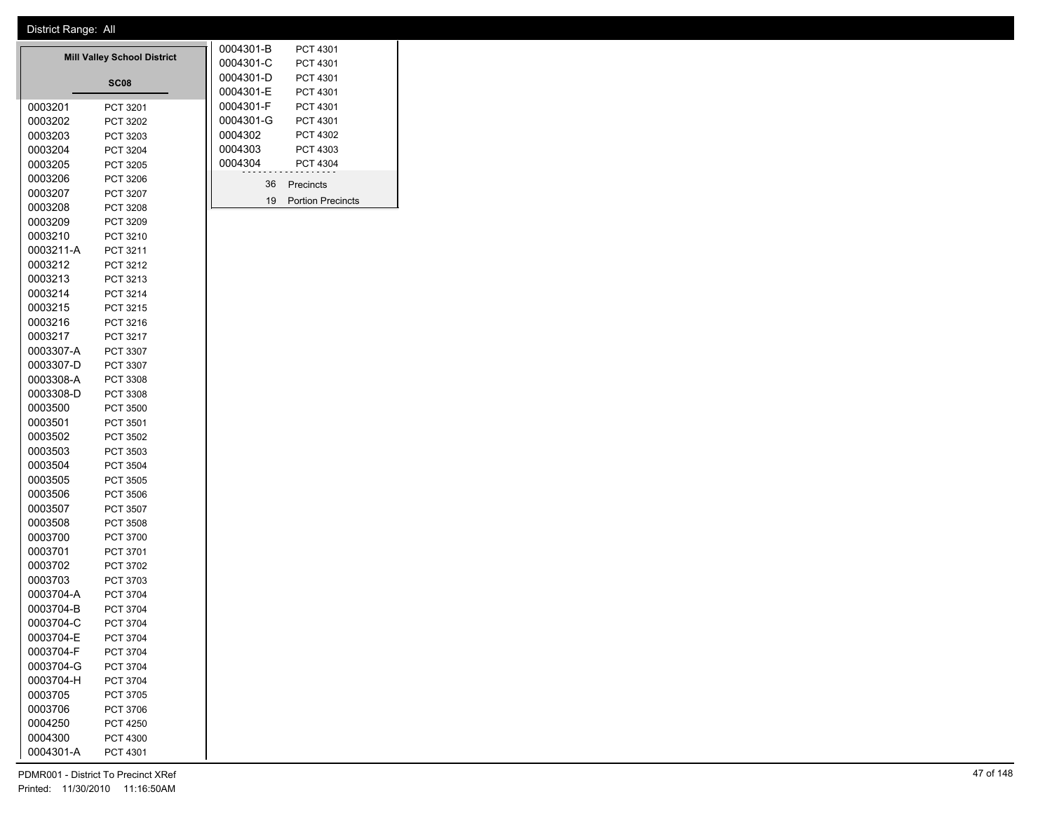District Range: All

## Mill Valley School District

### SC08

| Precinct | Name |
|---|---|
| 0003201 | PCT 3201 |
| 0003202 | PCT 3202 |
| 0003203 | PCT 3203 |
| 0003204 | PCT 3204 |
| 0003205 | PCT 3205 |
| 0003206 | PCT 3206 |
| 0003207 | PCT 3207 |
| 0003208 | PCT 3208 |
| 0003209 | PCT 3209 |
| 0003210 | PCT 3210 |
| 0003211-A | PCT 3211 |
| 0003212 | PCT 3212 |
| 0003213 | PCT 3213 |
| 0003214 | PCT 3214 |
| 0003215 | PCT 3215 |
| 0003216 | PCT 3216 |
| 0003217 | PCT 3217 |
| 0003307-A | PCT 3307 |
| 0003307-D | PCT 3307 |
| 0003308-A | PCT 3308 |
| 0003308-D | PCT 3308 |
| 0003500 | PCT 3500 |
| 0003501 | PCT 3501 |
| 0003502 | PCT 3502 |
| 0003503 | PCT 3503 |
| 0003504 | PCT 3504 |
| 0003505 | PCT 3505 |
| 0003506 | PCT 3506 |
| 0003507 | PCT 3507 |
| 0003508 | PCT 3508 |
| 0003700 | PCT 3700 |
| 0003701 | PCT 3701 |
| 0003702 | PCT 3702 |
| 0003703 | PCT 3703 |
| 0003704-A | PCT 3704 |
| 0003704-B | PCT 3704 |
| 0003704-C | PCT 3704 |
| 0003704-E | PCT 3704 |
| 0003704-F | PCT 3704 |
| 0003704-G | PCT 3704 |
| 0003704-H | PCT 3704 |
| 0003705 | PCT 3705 |
| 0003706 | PCT 3706 |
| 0004250 | PCT 4250 |
| 0004300 | PCT 4300 |
| 0004301-A | PCT 4301 |
| 0004301-B | PCT 4301 |
| 0004301-C | PCT 4301 |
| 0004301-D | PCT 4301 |
| 0004301-E | PCT 4301 |
| 0004301-F | PCT 4301 |
| 0004301-G | PCT 4301 |
| 0004302 | PCT 4302 |
| 0004303 | PCT 4303 |
| 0004304 | PCT 4304 |

36 Precincts

19 Portion Precincts

PDMR001 - District To Precinct XRef

Printed: 11/30/2010 11:16:50AM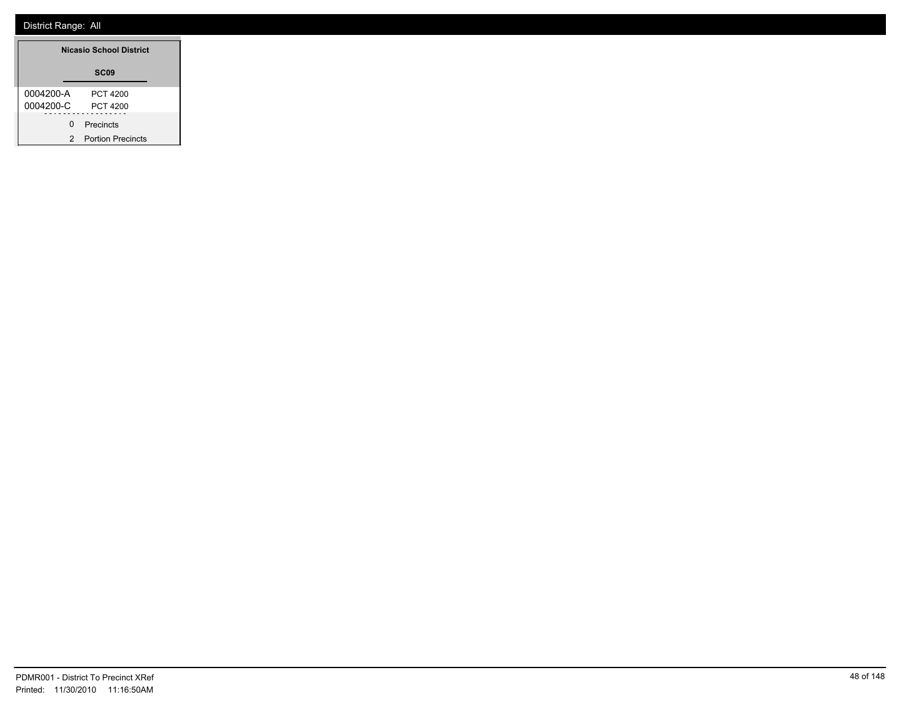District Range: All

**Nicasio School District**

**SC09**

| | |
|---|---|
| 0004200-A | PCT 4200 |
| 0004200-C | PCT 4200 |

0 Precincts

2 Portion Precincts

PDMR001 - District To Precinct XRef
Printed: 11/30/2010 11:16:50AM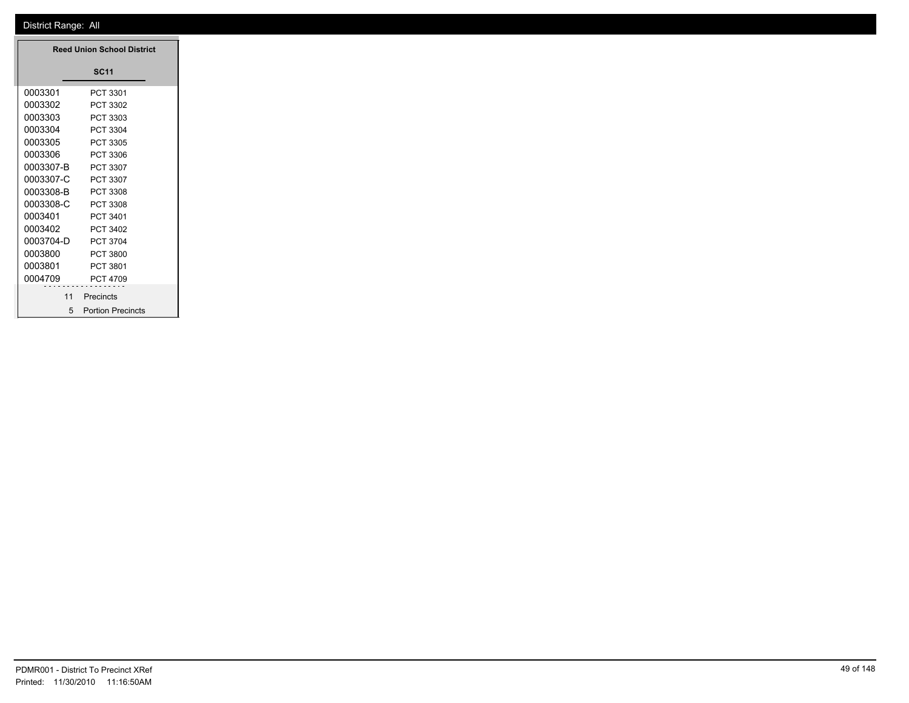District Range: All

**Reed Union School District**

**SC11**

| | |
|---|---|
| 0003301 | PCT 3301 |
| 0003302 | PCT 3302 |
| 0003303 | PCT 3303 |
| 0003304 | PCT 3304 |
| 0003305 | PCT 3305 |
| 0003306 | PCT 3306 |
| 0003307-B | PCT 3307 |
| 0003307-C | PCT 3307 |
| 0003308-B | PCT 3308 |
| 0003308-C | PCT 3308 |
| 0003401 | PCT 3401 |
| 0003402 | PCT 3402 |
| 0003704-D | PCT 3704 |
| 0003800 | PCT 3800 |
| 0003801 | PCT 3801 |
| 0004709 | PCT 4709 |
| 11 | Precincts |
| 5 | Portion Precincts |

PDMR001 - District To Precinct XRef
Printed: 11/30/2010 11:16:50AM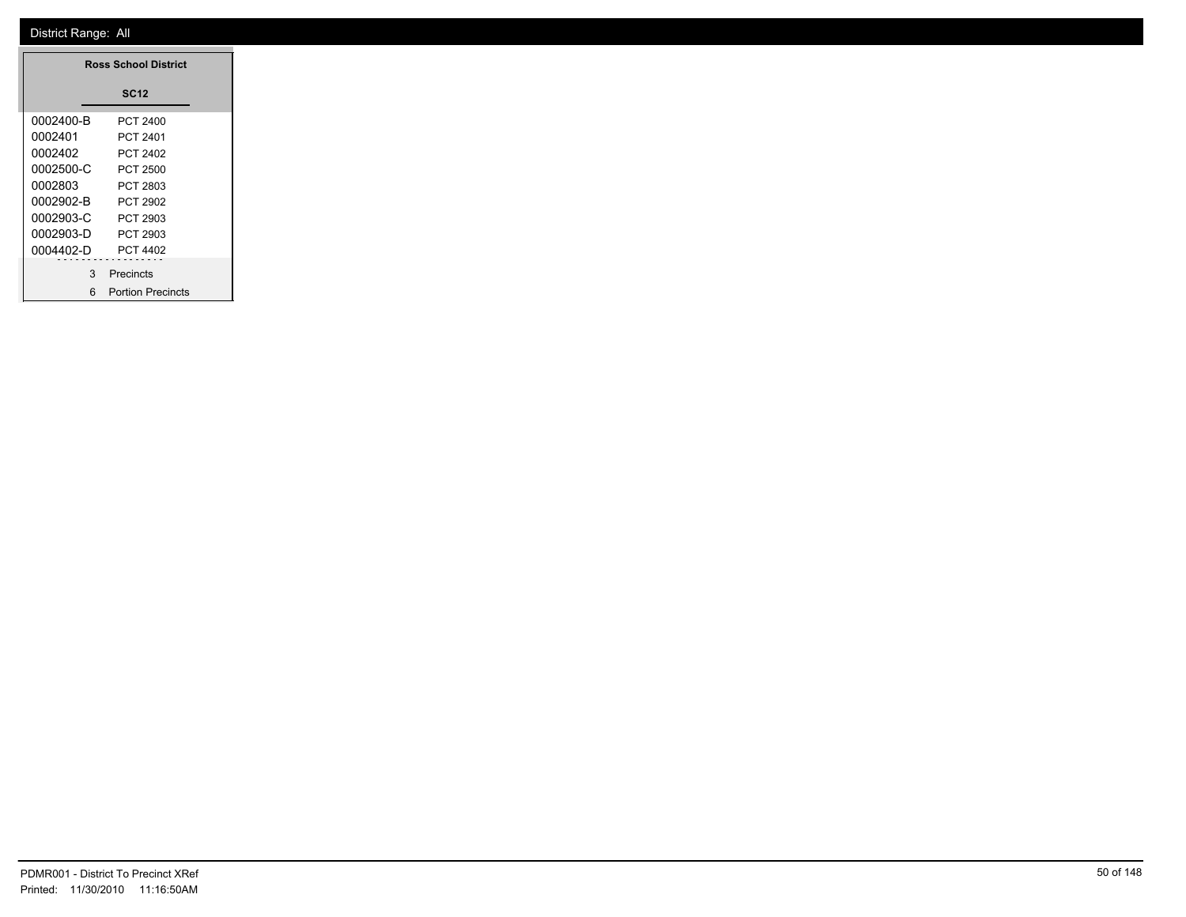District Range: All

**Ross School District**

**SC12**

| | |
|---|---|
| 0002400-B | PCT 2400 |
| 0002401 | PCT 2401 |
| 0002402 | PCT 2402 |
| 0002500-C | PCT 2500 |
| 0002803 | PCT 2803 |
| 0002902-B | PCT 2902 |
| 0002903-C | PCT 2903 |
| 0002903-D | PCT 2903 |
| 0004402-D | PCT 4402 |

3 Precincts

6 Portion Precincts

PDMR001 - District To Precinct XRef

Printed: 11/30/2010 11:16:50AM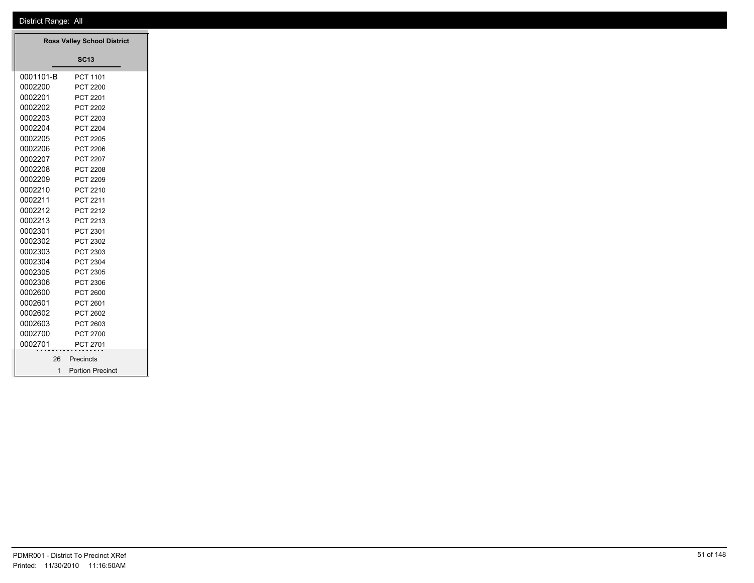District Range: All

## Ross Valley School District

### SC13

| | |
|---|---|
| 0001101-B | PCT 1101 |
| 0002200 | PCT 2200 |
| 0002201 | PCT 2201 |
| 0002202 | PCT 2202 |
| 0002203 | PCT 2203 |
| 0002204 | PCT 2204 |
| 0002205 | PCT 2205 |
| 0002206 | PCT 2206 |
| 0002207 | PCT 2207 |
| 0002208 | PCT 2208 |
| 0002209 | PCT 2209 |
| 0002210 | PCT 2210 |
| 0002211 | PCT 2211 |
| 0002212 | PCT 2212 |
| 0002213 | PCT 2213 |
| 0002301 | PCT 2301 |
| 0002302 | PCT 2302 |
| 0002303 | PCT 2303 |
| 0002304 | PCT 2304 |
| 0002305 | PCT 2305 |
| 0002306 | PCT 2306 |
| 0002600 | PCT 2600 |
| 0002601 | PCT 2601 |
| 0002602 | PCT 2602 |
| 0002603 | PCT 2603 |
| 0002700 | PCT 2700 |
| 0002701 | PCT 2701 |

26 Precincts

1 Portion Precinct

PDMR001 - District To Precinct XRef

Printed: 11/30/2010 11:16:50AM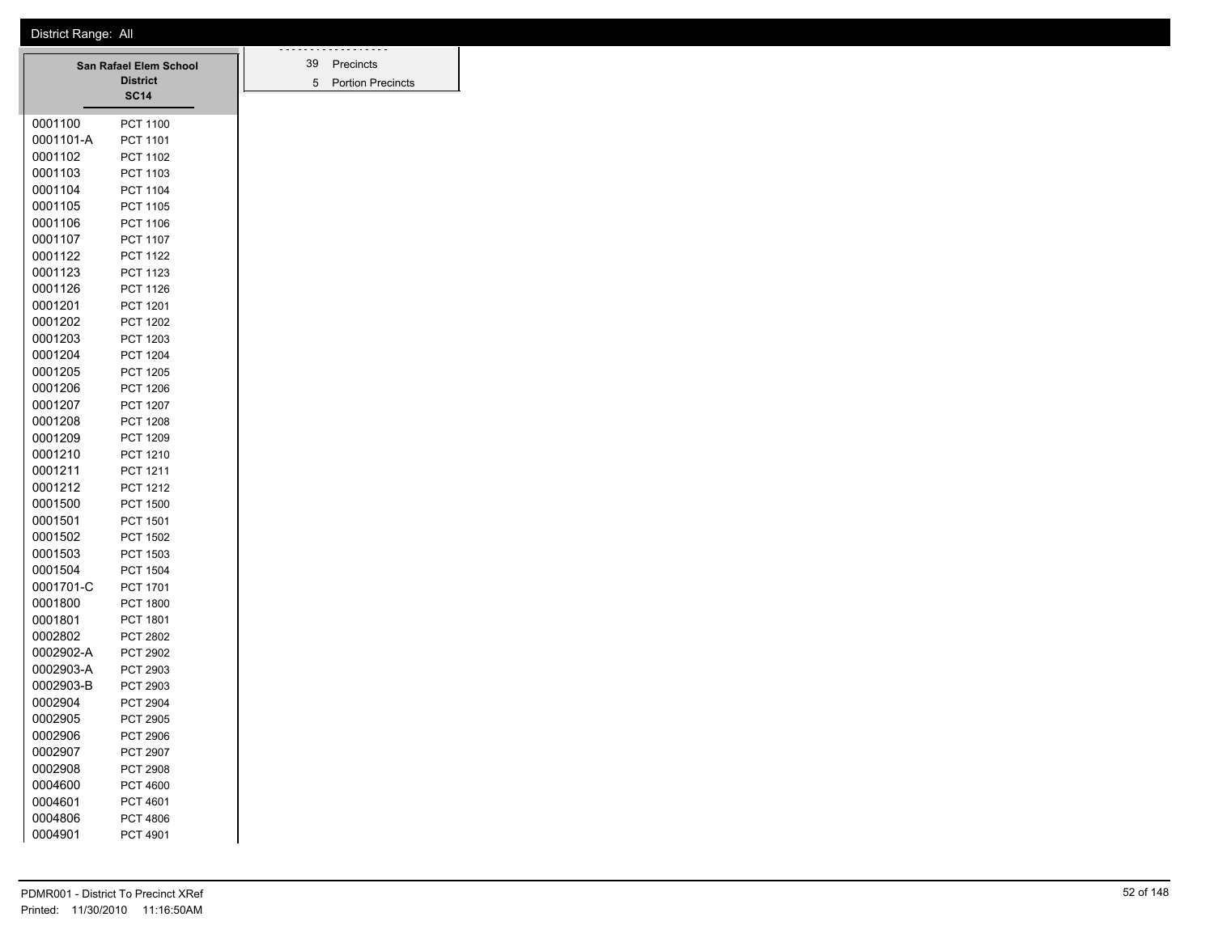District Range: All

| San Rafael Elem School District SC14 | |
|---|---|
| 0001100 | PCT 1100 |
| 0001101-A | PCT 1101 |
| 0001102 | PCT 1102 |
| 0001103 | PCT 1103 |
| 0001104 | PCT 1104 |
| 0001105 | PCT 1105 |
| 0001106 | PCT 1106 |
| 0001107 | PCT 1107 |
| 0001122 | PCT 1122 |
| 0001123 | PCT 1123 |
| 0001126 | PCT 1126 |
| 0001201 | PCT 1201 |
| 0001202 | PCT 1202 |
| 0001203 | PCT 1203 |
| 0001204 | PCT 1204 |
| 0001205 | PCT 1205 |
| 0001206 | PCT 1206 |
| 0001207 | PCT 1207 |
| 0001208 | PCT 1208 |
| 0001209 | PCT 1209 |
| 0001210 | PCT 1210 |
| 0001211 | PCT 1211 |
| 0001212 | PCT 1212 |
| 0001500 | PCT 1500 |
| 0001501 | PCT 1501 |
| 0001502 | PCT 1502 |
| 0001503 | PCT 1503 |
| 0001504 | PCT 1504 |
| 0001701-C | PCT 1701 |
| 0001800 | PCT 1800 |
| 0001801 | PCT 1801 |
| 0002802 | PCT 2802 |
| 0002902-A | PCT 2902 |
| 0002903-A | PCT 2903 |
| 0002903-B | PCT 2903 |
| 0002904 | PCT 2904 |
| 0002905 | PCT 2905 |
| 0002906 | PCT 2906 |
| 0002907 | PCT 2907 |
| 0002908 | PCT 2908 |
| 0004600 | PCT 4600 |
| 0004601 | PCT 4601 |
| 0004806 | PCT 4806 |
| 0004901 | PCT 4901 |

| | |
|---|---|
| 39 | Precincts |
| 5 | Portion Precincts |

PDMR001 - District To Precinct XRef
Printed: 11/30/2010 11:16:50AM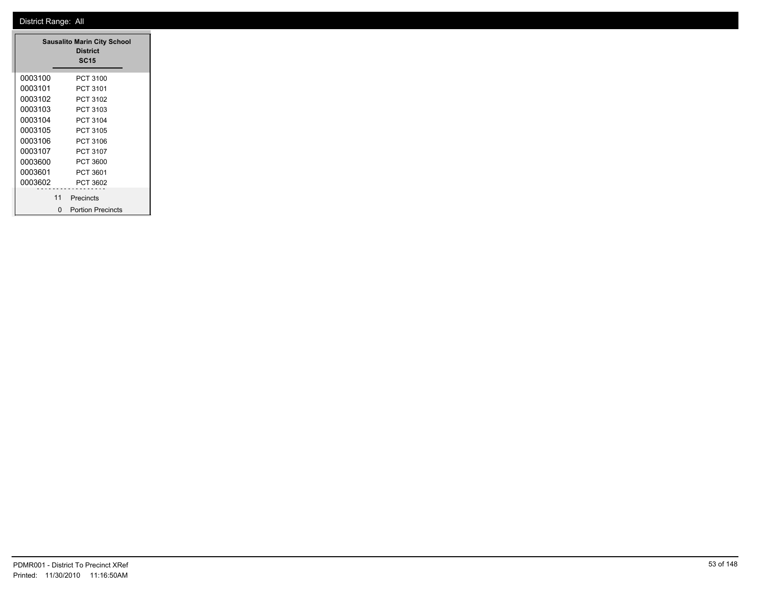District Range: All

| Sausalito Marin City School District SC15 | |
|---|---|
| 0003100 | PCT 3100 |
| 0003101 | PCT 3101 |
| 0003102 | PCT 3102 |
| 0003103 | PCT 3103 |
| 0003104 | PCT 3104 |
| 0003105 | PCT 3105 |
| 0003106 | PCT 3106 |
| 0003107 | PCT 3107 |
| 0003600 | PCT 3600 |
| 0003601 | PCT 3601 |
| 0003602 | PCT 3602 |
| 11 | Precincts |
| 0 | Portion Precincts |

PDMR001 - District To Precinct XRef
Printed: 11/30/2010 11:16:50AM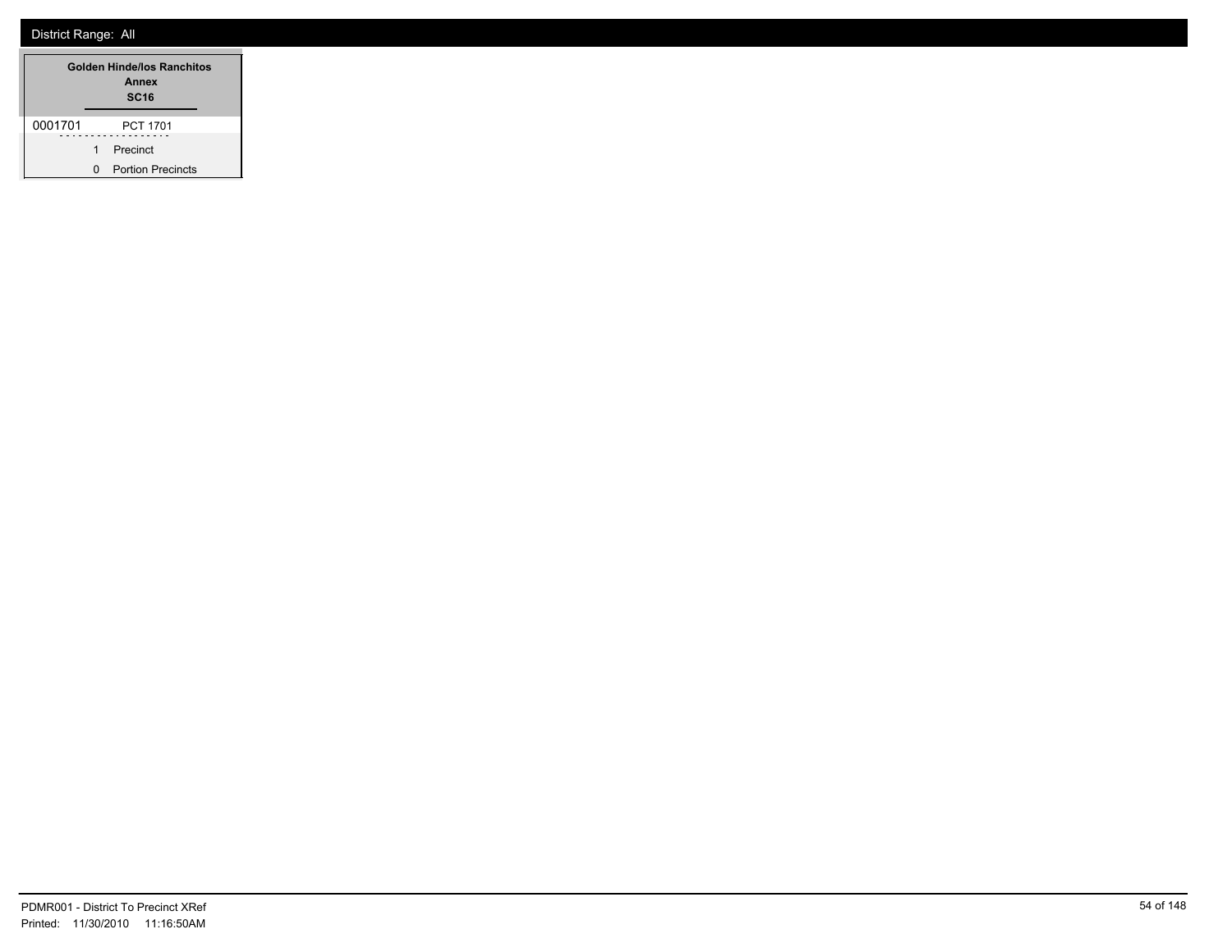District Range: All

| Golden Hinde/los Ranchitos Annex SC16 | |
|---|---|
| 0001701 | PCT 1701 |
| 1 | Precinct |
| 0 | Portion Precincts |

PDMR001 - District To Precinct XRef
Printed: 11/30/2010 11:16:50AM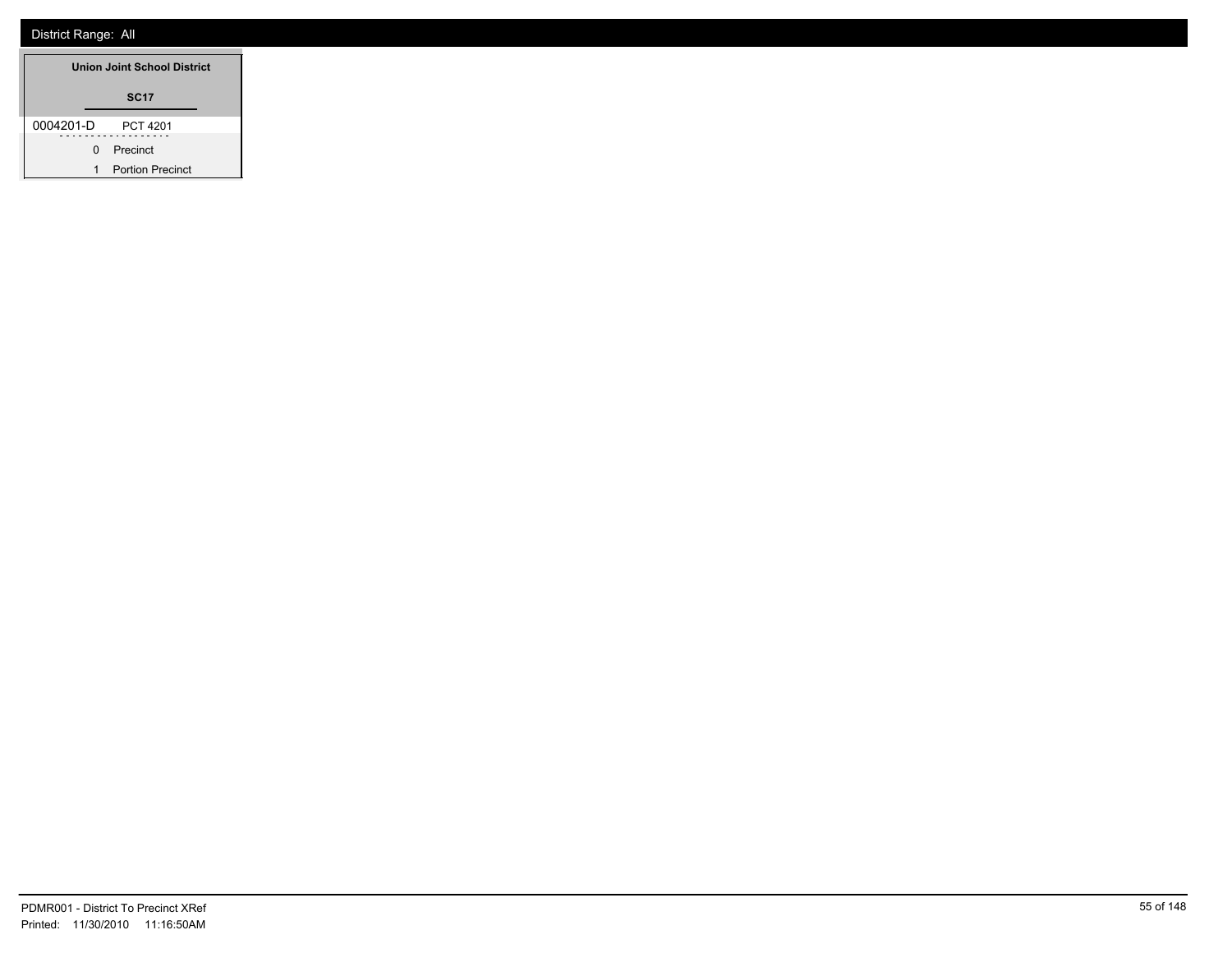District Range: All

**Union Joint School District**

**SC17**

0004201-D PCT 4201

0 Precinct

1 Portion Precinct

PDMR001 - District To Precinct XRef
Printed: 11/30/2010 11:16:50AM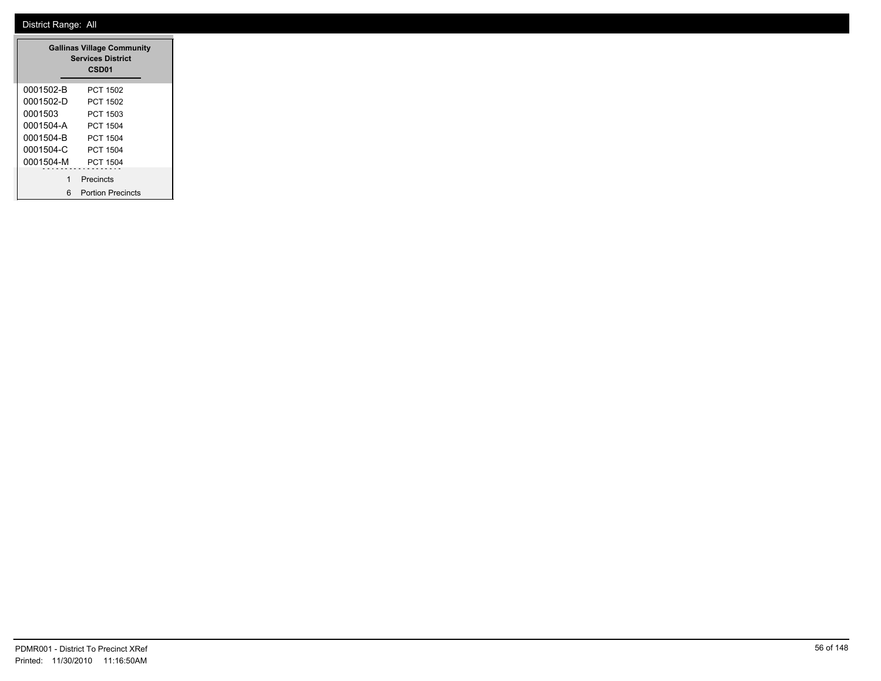District Range: All

| Gallinas Village Community Services District CSD01 | |
|---|---|
| 0001502-B | PCT 1502 |
| 0001502-D | PCT 1502 |
| 0001503 | PCT 1503 |
| 0001504-A | PCT 1504 |
| 0001504-B | PCT 1504 |
| 0001504-C | PCT 1504 |
| 0001504-M | PCT 1504 |
| 1 | Precincts |
| 6 | Portion Precincts |

PDMR001 - District To Precinct XRef
Printed: 11/30/2010 11:16:50AM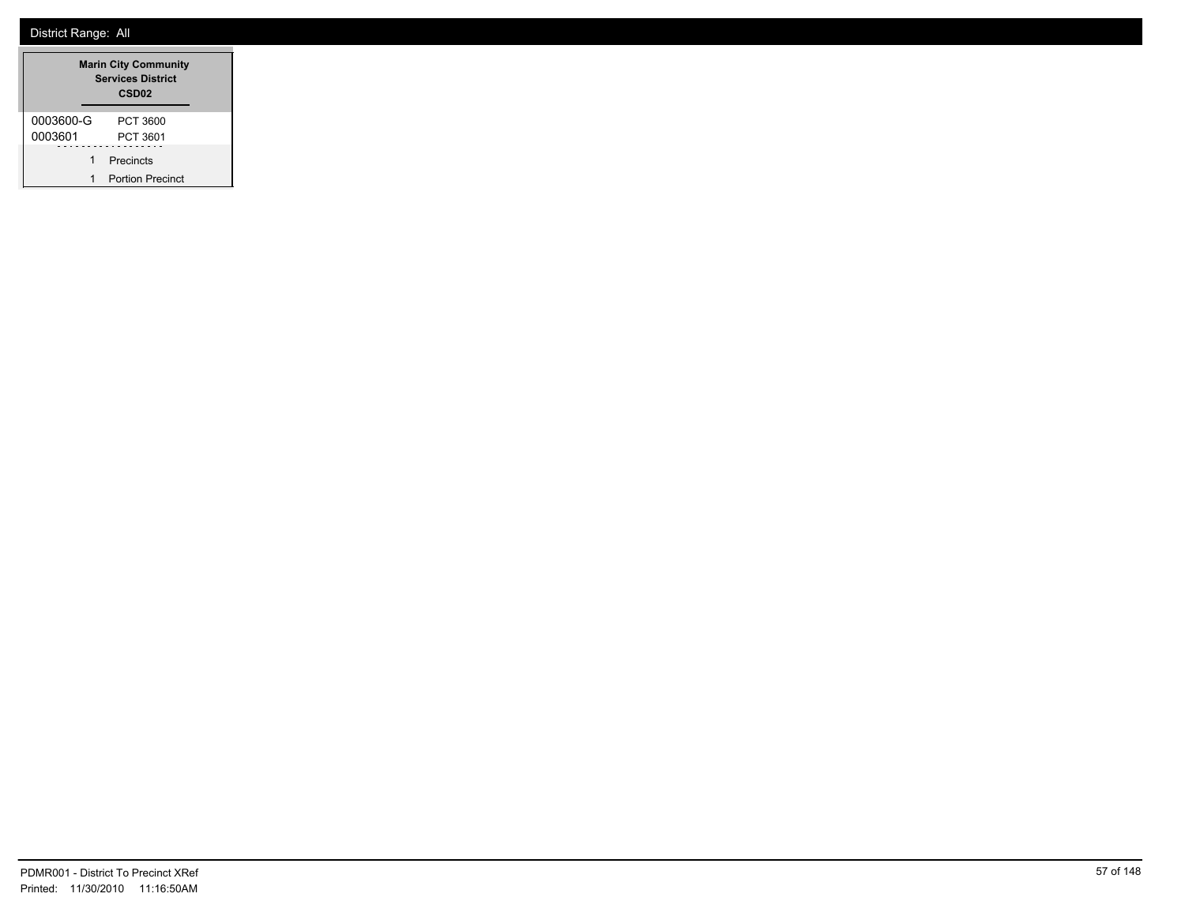District Range: All

| Marin City Community Services District CSD02 | |
|---|---|
| 0003600-G | PCT 3600 |
| 0003601 | PCT 3601 |
| 1 | Precincts |
| 1 | Portion Precinct |

PDMR001 - District To Precinct XRef
Printed: 11/30/2010 11:16:50AM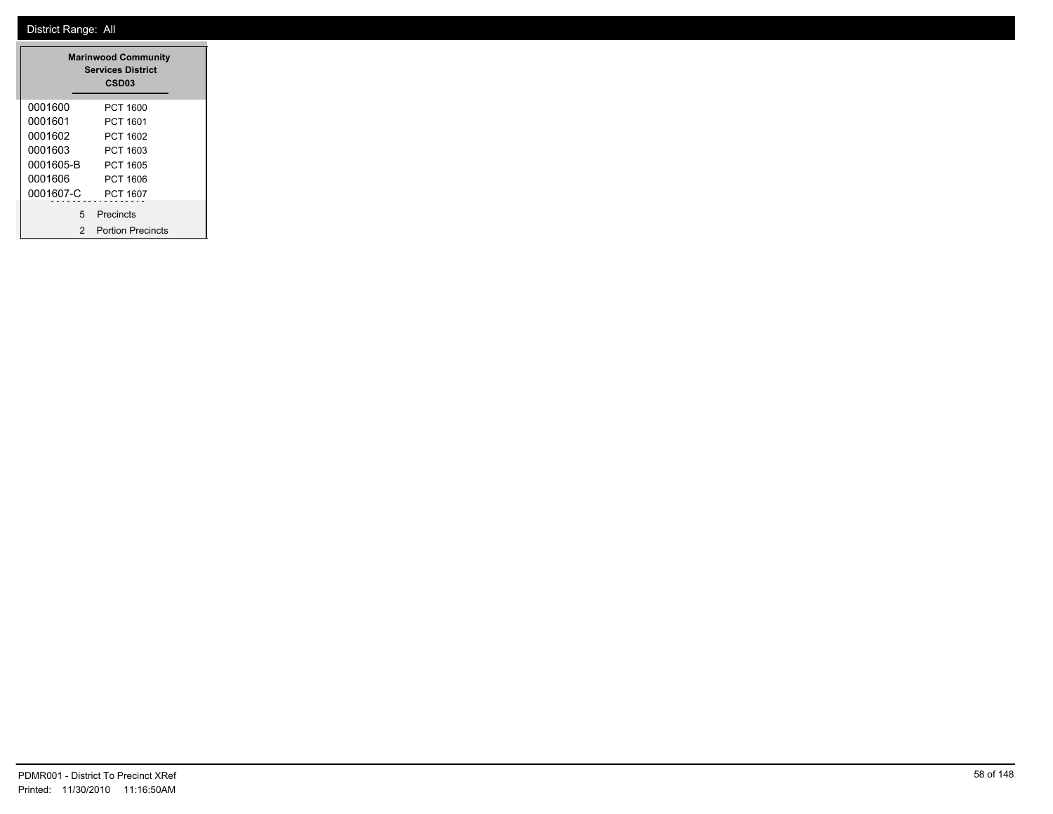District Range: All

| Marinwood Community Services District CSD03 | |
|---|---|
| 0001600 | PCT 1600 |
| 0001601 | PCT 1601 |
| 0001602 | PCT 1602 |
| 0001603 | PCT 1603 |
| 0001605-B | PCT 1605 |
| 0001606 | PCT 1606 |
| 0001607-C | PCT 1607 |
| 5 | Precincts |
| 2 | Portion Precincts |

PDMR001 - District To Precinct XRef
Printed: 11/30/2010 11:16:50AM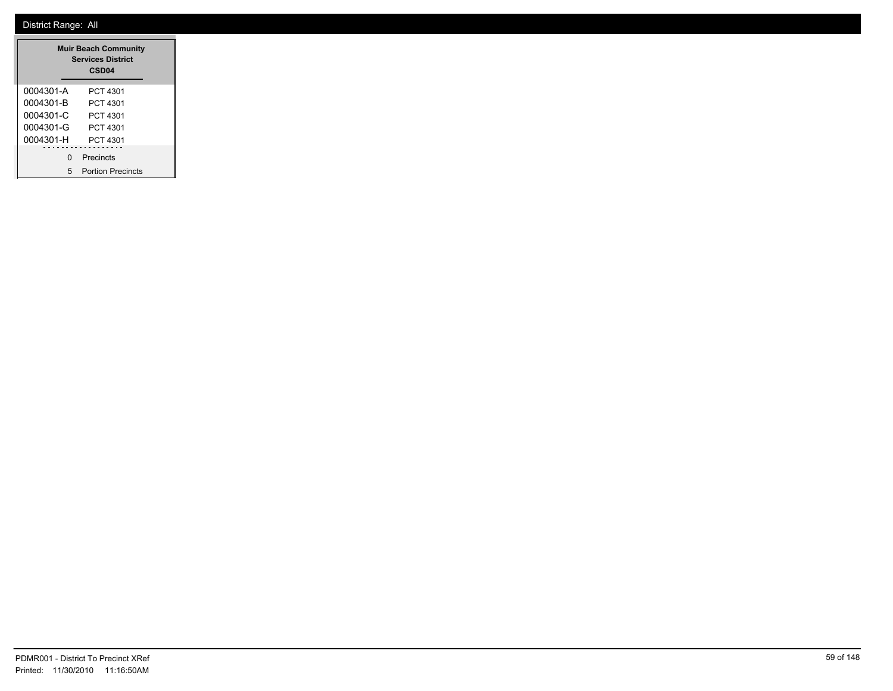District Range: All

| Muir Beach Community Services District CSD04 | |
|---|---|
| 0004301-A | PCT 4301 |
| 0004301-B | PCT 4301 |
| 0004301-C | PCT 4301 |
| 0004301-G | PCT 4301 |
| 0004301-H | PCT 4301 |
| 0 | Precincts |
| 5 | Portion Precincts |

PDMR001 - District To Precinct XRef
Printed: 11/30/2010 11:16:50AM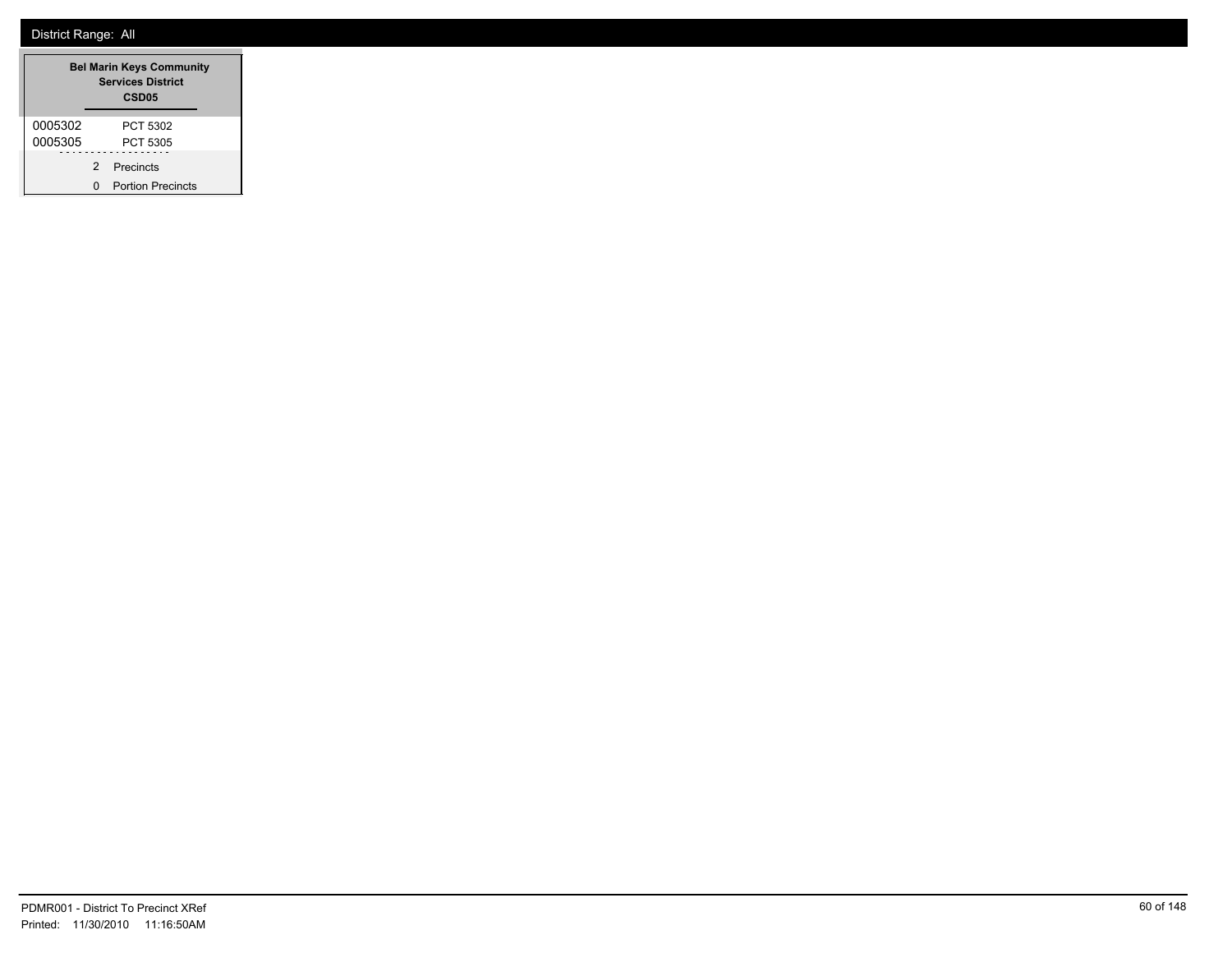District Range: All

| Bel Marin Keys Community Services District CSD05 | |
|---|---|
| 0005302 | PCT 5302 |
| 0005305 | PCT 5305 |
| 2 | Precincts |
| 0 | Portion Precincts |

PDMR001 - District To Precinct XRef
Printed: 11/30/2010 11:16:50AM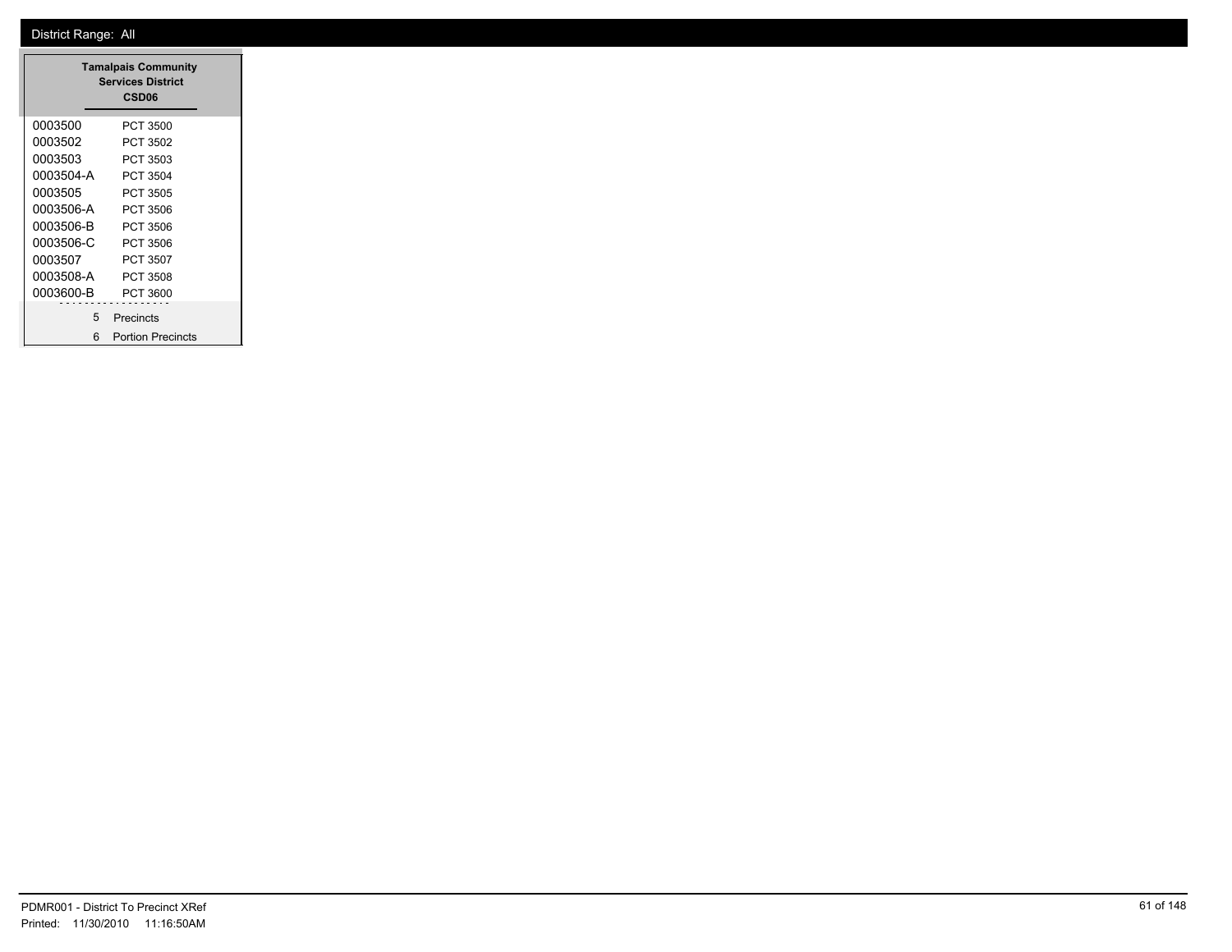District Range: All

| Tamalpais Community Services District CSD06 | |
|---|---|
| 0003500 | PCT 3500 |
| 0003502 | PCT 3502 |
| 0003503 | PCT 3503 |
| 0003504-A | PCT 3504 |
| 0003505 | PCT 3505 |
| 0003506-A | PCT 3506 |
| 0003506-B | PCT 3506 |
| 0003506-C | PCT 3506 |
| 0003507 | PCT 3507 |
| 0003508-A | PCT 3508 |
| 0003600-B | PCT 3600 |
| 5 | Precincts |
| 6 | Portion Precincts |

PDMR001 - District To Precinct XRef
Printed: 11/30/2010 11:16:50AM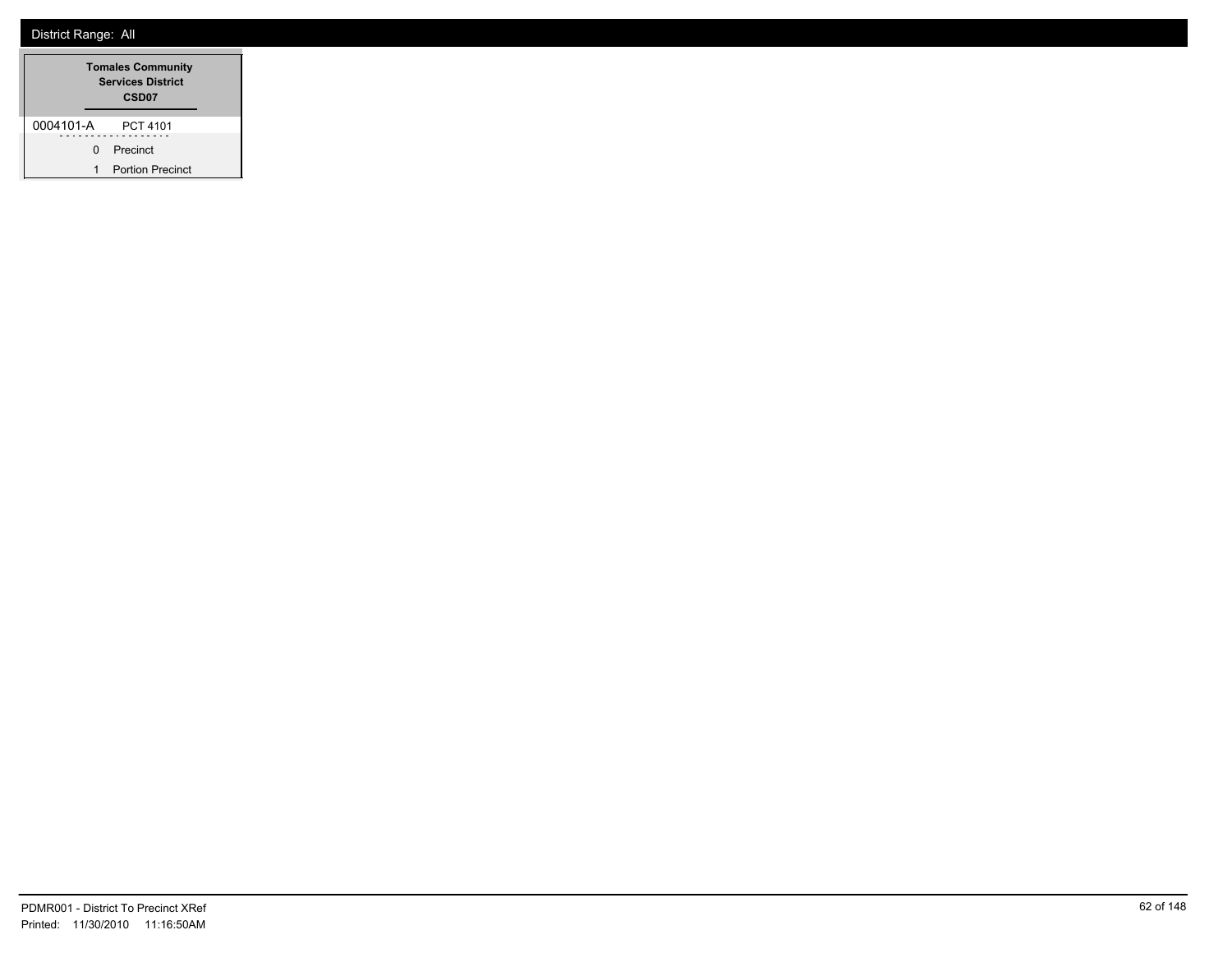District Range: All

| Tomales Community Services District CSD07 | |
|---|---|
| 0004101-A | PCT 4101 |
| 0 | Precinct |
| 1 | Portion Precinct |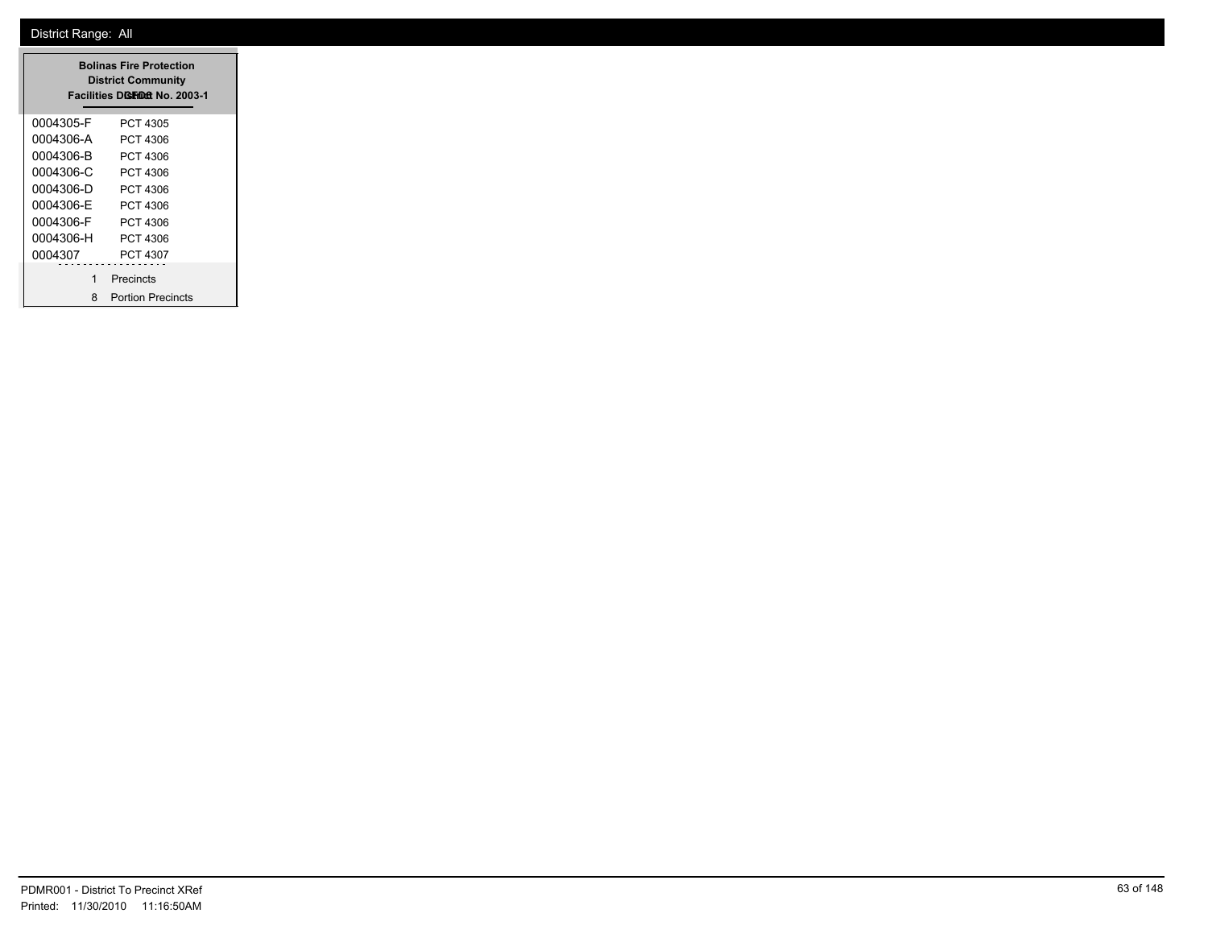District Range: All

**Bolinas Fire Protection District Community Facilities District No. 2003-1**

| Precinct | Name |
|---|---|
| 0004305-F | PCT 4305 |
| 0004306-A | PCT 4306 |
| 0004306-B | PCT 4306 |
| 0004306-C | PCT 4306 |
| 0004306-D | PCT 4306 |
| 0004306-E | PCT 4306 |
| 0004306-F | PCT 4306 |
| 0004306-H | PCT 4306 |
| 0004307 | PCT 4307 |

1 Precincts

8 Portion Precincts

PDMR001 - District To Precinct XRef

Printed: 11/30/2010 11:16:50AM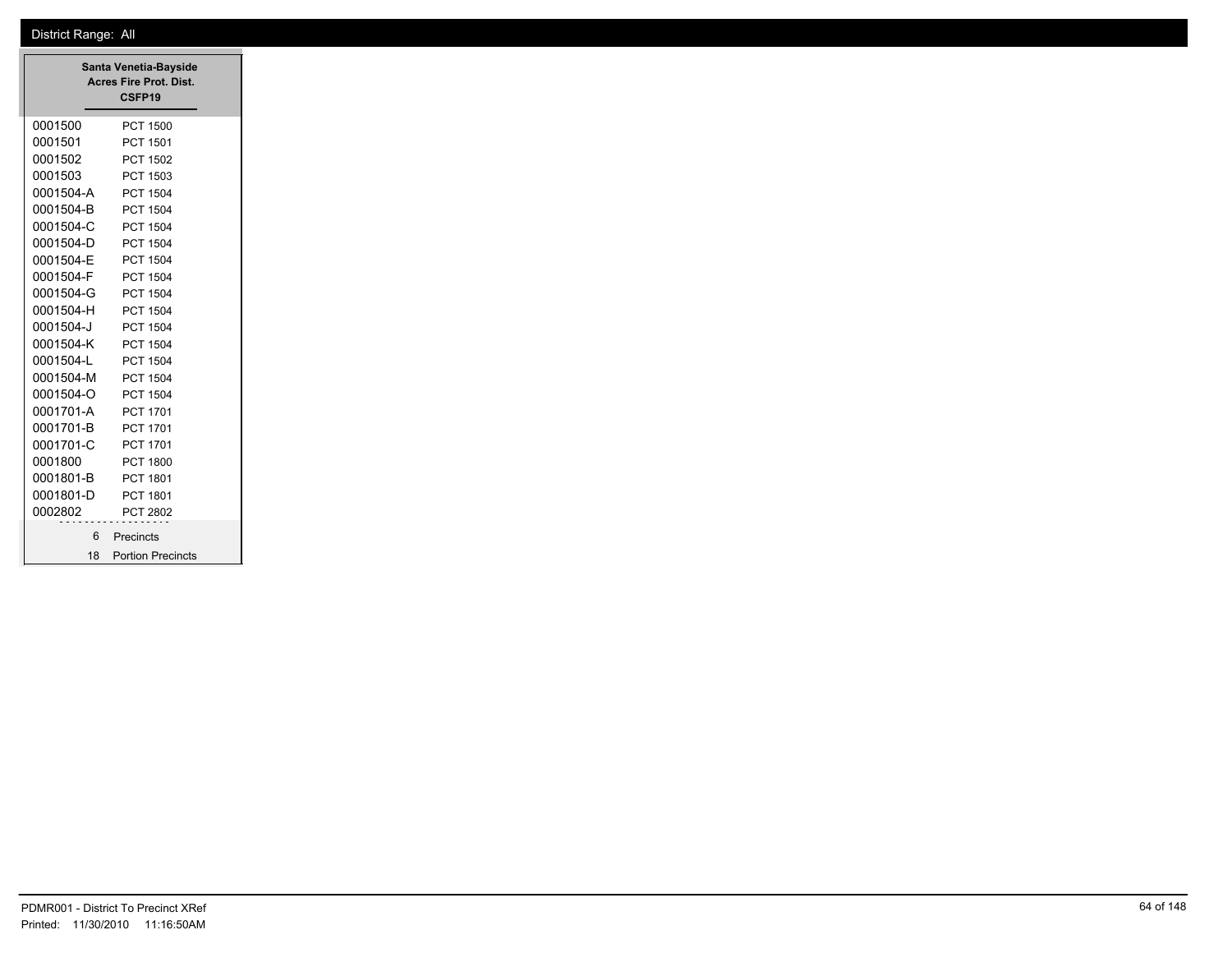District Range: All

| Santa Venetia-Bayside Acres Fire Prot. Dist. CSFP19 | |
|---|---|
| 0001500 | PCT 1500 |
| 0001501 | PCT 1501 |
| 0001502 | PCT 1502 |
| 0001503 | PCT 1503 |
| 0001504-A | PCT 1504 |
| 0001504-B | PCT 1504 |
| 0001504-C | PCT 1504 |
| 0001504-D | PCT 1504 |
| 0001504-E | PCT 1504 |
| 0001504-F | PCT 1504 |
| 0001504-G | PCT 1504 |
| 0001504-H | PCT 1504 |
| 0001504-J | PCT 1504 |
| 0001504-K | PCT 1504 |
| 0001504-L | PCT 1504 |
| 0001504-M | PCT 1504 |
| 0001504-O | PCT 1504 |
| 0001701-A | PCT 1701 |
| 0001701-B | PCT 1701 |
| 0001701-C | PCT 1701 |
| 0001800 | PCT 1800 |
| 0001801-B | PCT 1801 |
| 0001801-D | PCT 1801 |
| 0002802 | PCT 2802 |
| 6 | Precincts |
| 18 | Portion Precincts |

PDMR001 - District To Precinct XRef
Printed: 11/30/2010 11:16:50AM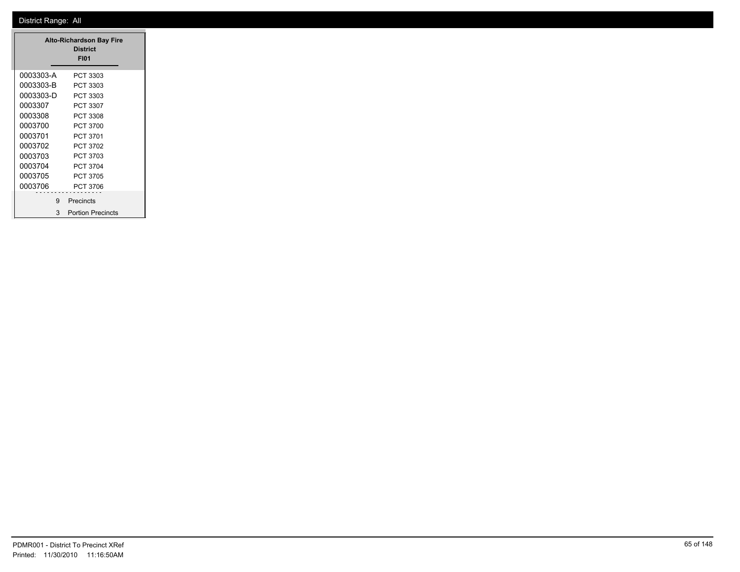District Range: All

| Alto-Richardson Bay Fire District FI01 | |
|---|---|
| 0003303-A | PCT 3303 |
| 0003303-B | PCT 3303 |
| 0003303-D | PCT 3303 |
| 0003307 | PCT 3307 |
| 0003308 | PCT 3308 |
| 0003700 | PCT 3700 |
| 0003701 | PCT 3701 |
| 0003702 | PCT 3702 |
| 0003703 | PCT 3703 |
| 0003704 | PCT 3704 |
| 0003705 | PCT 3705 |
| 0003706 | PCT 3706 |
| 9 | Precincts |
| 3 | Portion Precincts |

PDMR001 - District To Precinct XRef
Printed: 11/30/2010 11:16:50AM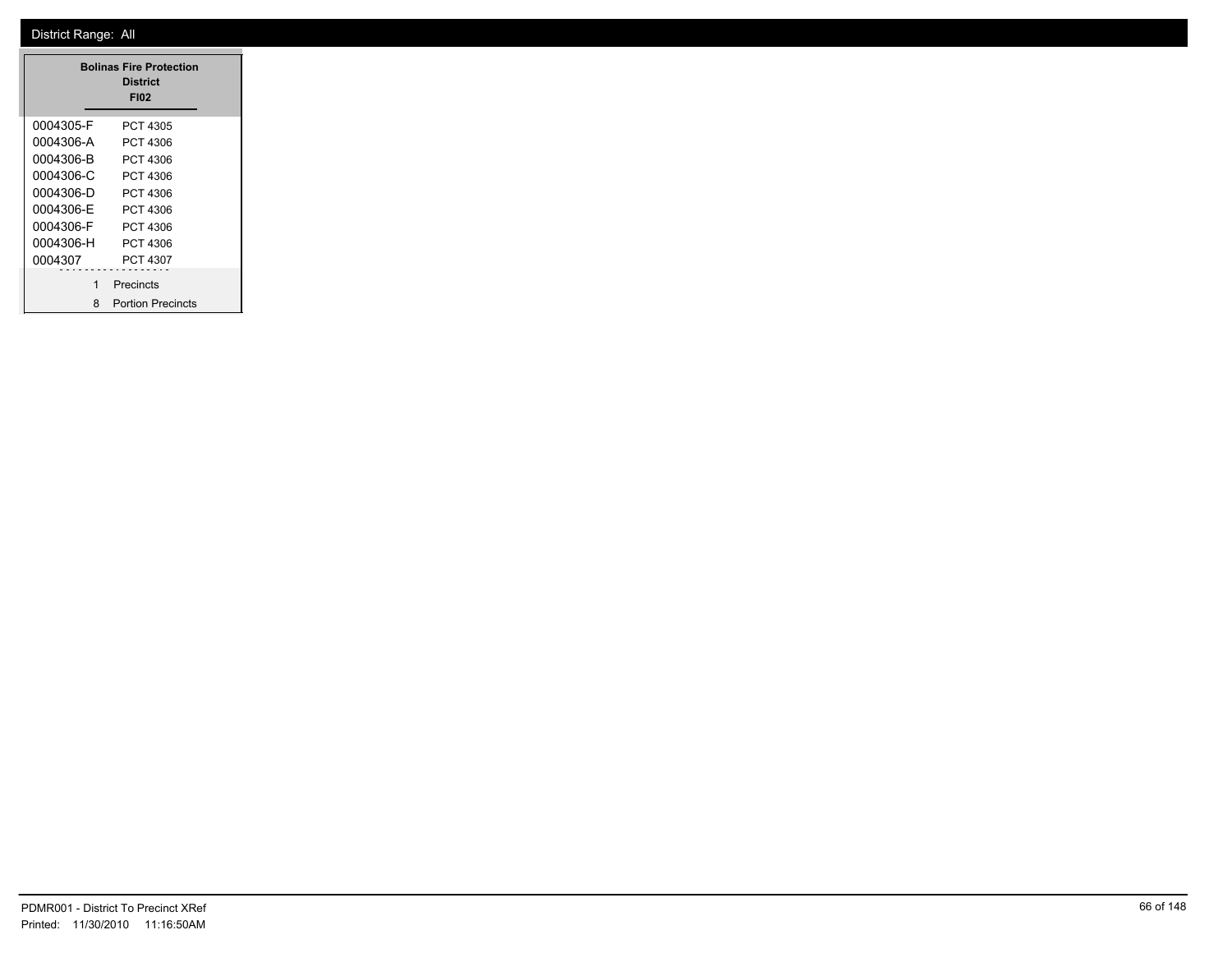District Range: All

## Bolinas Fire Protection District
### FI02

| | |
|---|---|
| 0004305-F | PCT 4305 |
| 0004306-A | PCT 4306 |
| 0004306-B | PCT 4306 |
| 0004306-C | PCT 4306 |
| 0004306-D | PCT 4306 |
| 0004306-E | PCT 4306 |
| 0004306-F | PCT 4306 |
| 0004306-H | PCT 4306 |
| 0004307 | PCT 4307 |

1 Precincts

8 Portion Precincts

PDMR001 - District To Precinct XRef

Printed: 11/30/2010 11:16:50AM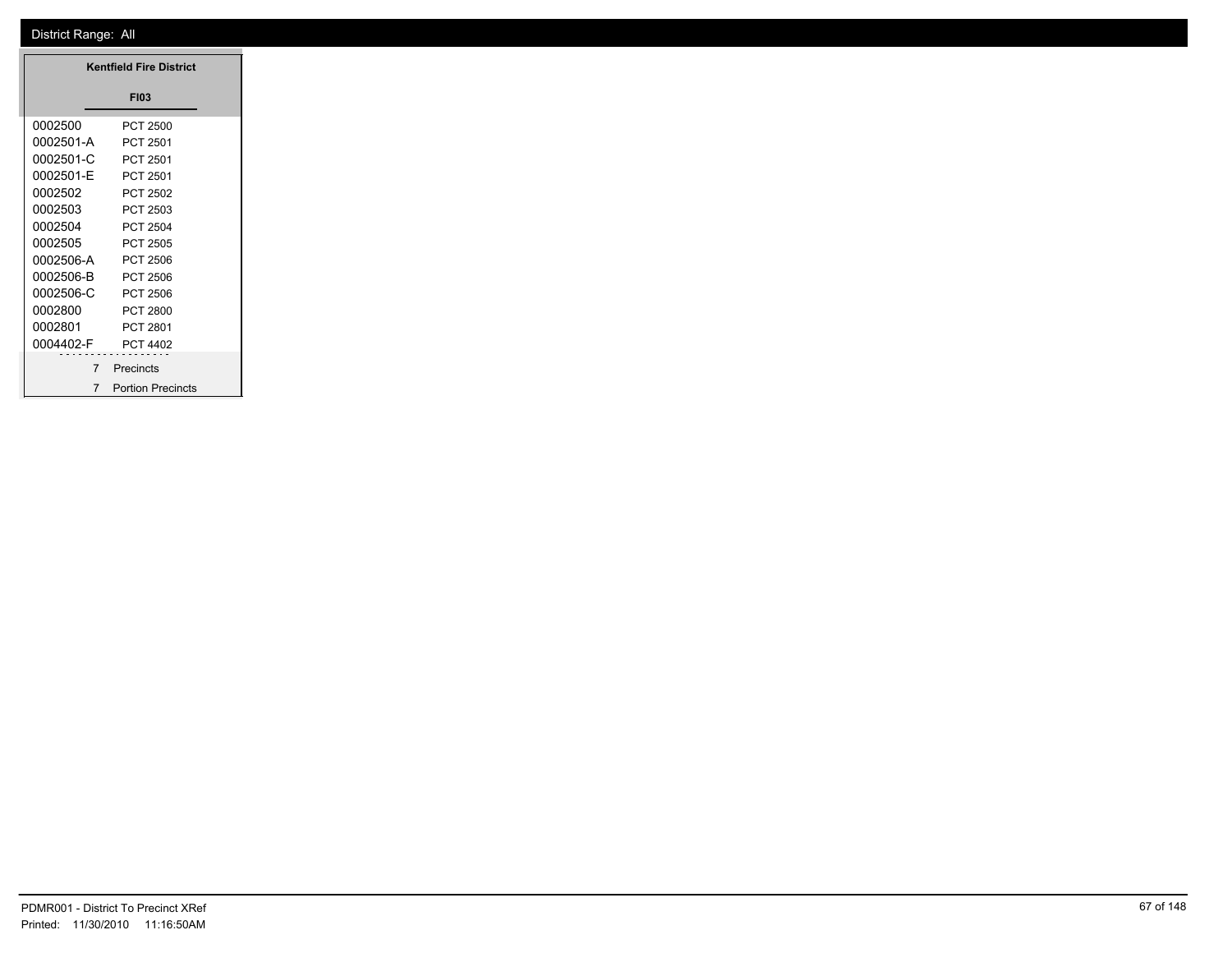District Range: All

| Kentfield Fire District | |
|---|---|
| **FI03** | |
| 0002500 | PCT 2500 |
| 0002501-A | PCT 2501 |
| 0002501-C | PCT 2501 |
| 0002501-E | PCT 2501 |
| 0002502 | PCT 2502 |
| 0002503 | PCT 2503 |
| 0002504 | PCT 2504 |
| 0002505 | PCT 2505 |
| 0002506-A | PCT 2506 |
| 0002506-B | PCT 2506 |
| 0002506-C | PCT 2506 |
| 0002800 | PCT 2800 |
| 0002801 | PCT 2801 |
| 0004402-F | PCT 4402 |
| 7 | Precincts |
| 7 | Portion Precincts |

PDMR001 - District To Precinct XRef
Printed: 11/30/2010 11:16:50AM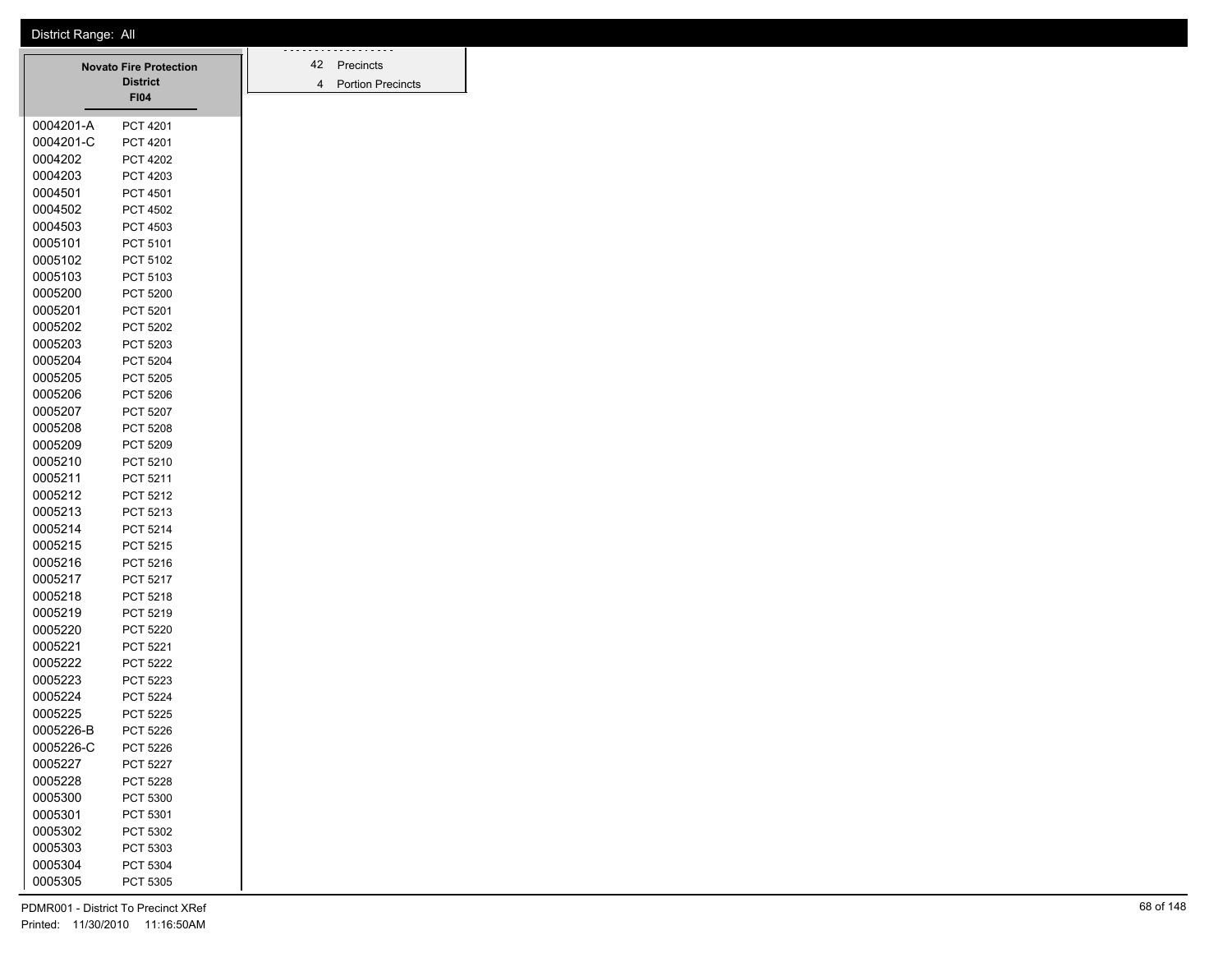District Range: All

| Novato Fire Protection District FI04 | |
|---|---|
| 0004201-A | PCT 4201 |
| 0004201-C | PCT 4201 |
| 0004202 | PCT 4202 |
| 0004203 | PCT 4203 |
| 0004501 | PCT 4501 |
| 0004502 | PCT 4502 |
| 0004503 | PCT 4503 |
| 0005101 | PCT 5101 |
| 0005102 | PCT 5102 |
| 0005103 | PCT 5103 |
| 0005200 | PCT 5200 |
| 0005201 | PCT 5201 |
| 0005202 | PCT 5202 |
| 0005203 | PCT 5203 |
| 0005204 | PCT 5204 |
| 0005205 | PCT 5205 |
| 0005206 | PCT 5206 |
| 0005207 | PCT 5207 |
| 0005208 | PCT 5208 |
| 0005209 | PCT 5209 |
| 0005210 | PCT 5210 |
| 0005211 | PCT 5211 |
| 0005212 | PCT 5212 |
| 0005213 | PCT 5213 |
| 0005214 | PCT 5214 |
| 0005215 | PCT 5215 |
| 0005216 | PCT 5216 |
| 0005217 | PCT 5217 |
| 0005218 | PCT 5218 |
| 0005219 | PCT 5219 |
| 0005220 | PCT 5220 |
| 0005221 | PCT 5221 |
| 0005222 | PCT 5222 |
| 0005223 | PCT 5223 |
| 0005224 | PCT 5224 |
| 0005225 | PCT 5225 |
| 0005226-B | PCT 5226 |
| 0005226-C | PCT 5226 |
| 0005227 | PCT 5227 |
| 0005228 | PCT 5228 |
| 0005300 | PCT 5300 |
| 0005301 | PCT 5301 |
| 0005302 | PCT 5302 |
| 0005303 | PCT 5303 |
| 0005304 | PCT 5304 |
| 0005305 | PCT 5305 |

| | |
|---|---|
| 42 | Precincts |
| 4 | Portion Precincts |

PDMR001 - District To Precinct XRef
Printed: 11/30/2010 11:16:50AM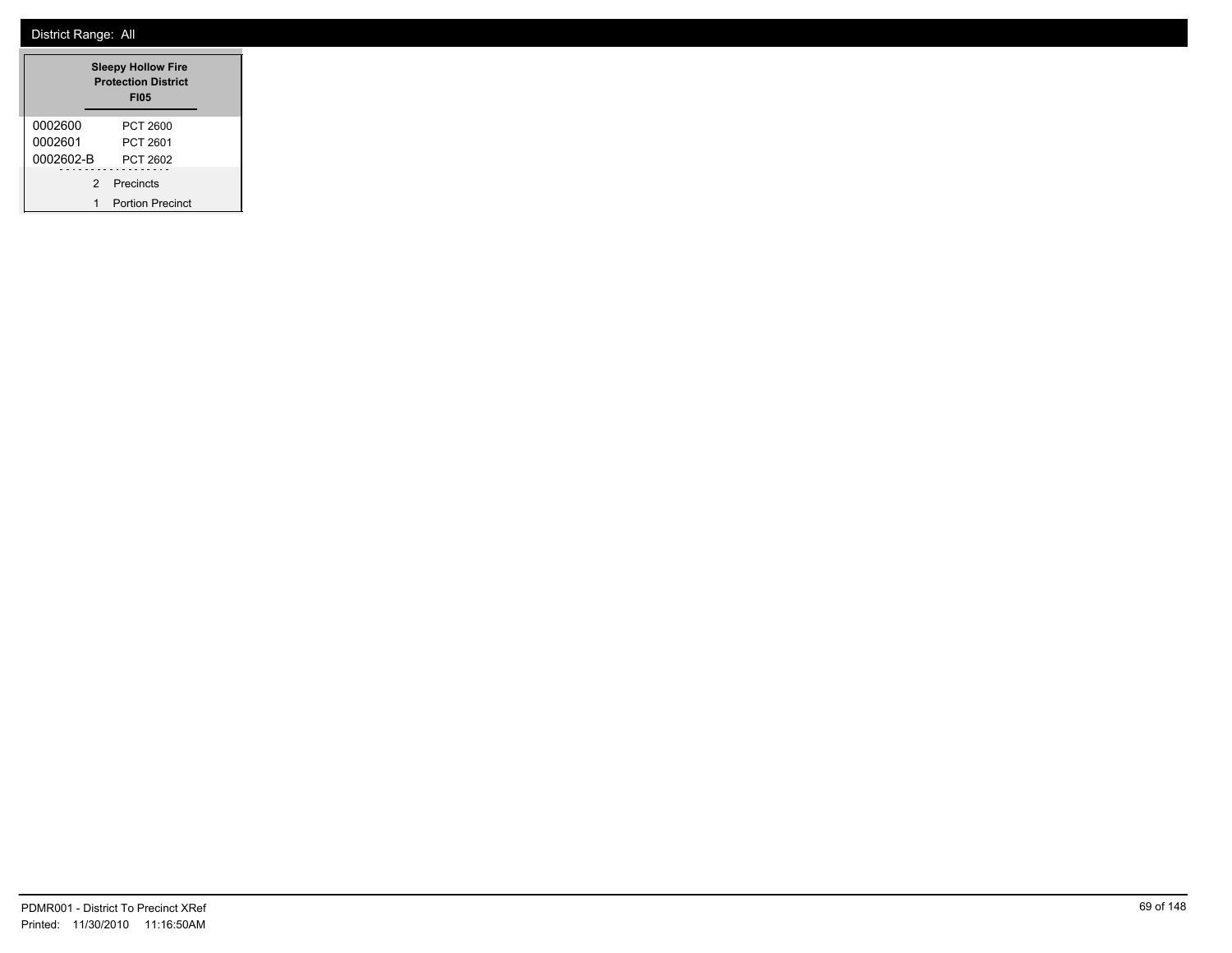District Range: All

| Sleepy Hollow Fire Protection District FI05 | |
|---|---|
| 0002600 | PCT 2600 |
| 0002601 | PCT 2601 |
| 0002602-B | PCT 2602 |
| 2 | Precincts |
| 1 | Portion Precinct |

PDMR001 - District To Precinct XRef

Printed: 11/30/2010 11:16:50AM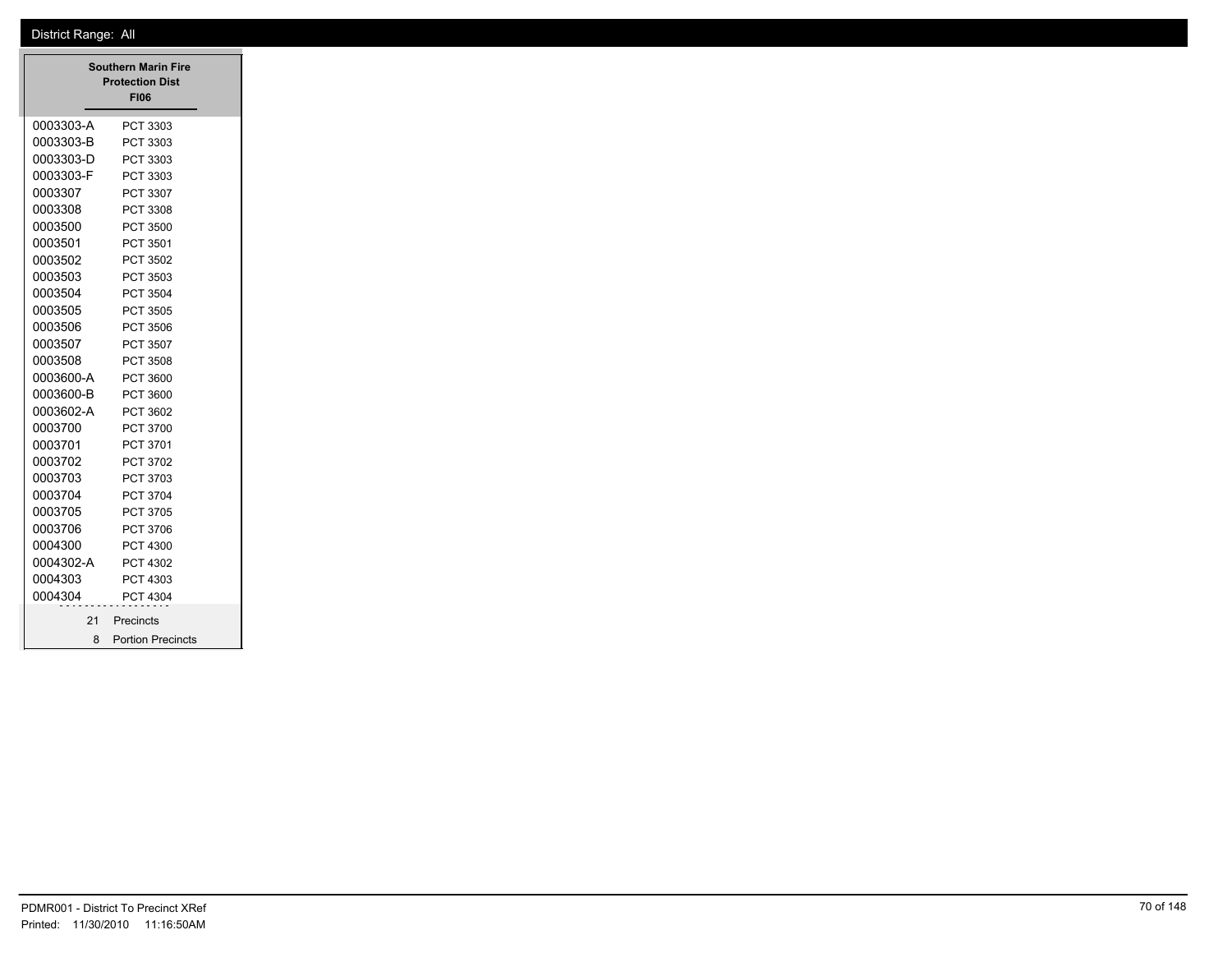District Range: All

| Southern Marin Fire Protection Dist FI06 | |
|---|---|
| 0003303-A | PCT 3303 |
| 0003303-B | PCT 3303 |
| 0003303-D | PCT 3303 |
| 0003303-F | PCT 3303 |
| 0003307 | PCT 3307 |
| 0003308 | PCT 3308 |
| 0003500 | PCT 3500 |
| 0003501 | PCT 3501 |
| 0003502 | PCT 3502 |
| 0003503 | PCT 3503 |
| 0003504 | PCT 3504 |
| 0003505 | PCT 3505 |
| 0003506 | PCT 3506 |
| 0003507 | PCT 3507 |
| 0003508 | PCT 3508 |
| 0003600-A | PCT 3600 |
| 0003600-B | PCT 3600 |
| 0003602-A | PCT 3602 |
| 0003700 | PCT 3700 |
| 0003701 | PCT 3701 |
| 0003702 | PCT 3702 |
| 0003703 | PCT 3703 |
| 0003704 | PCT 3704 |
| 0003705 | PCT 3705 |
| 0003706 | PCT 3706 |
| 0004300 | PCT 4300 |
| 0004302-A | PCT 4302 |
| 0004303 | PCT 4303 |
| 0004304 | PCT 4304 |
| 21 | Precincts |
| 8 | Portion Precincts |

PDMR001 - District To Precinct XRef
Printed: 11/30/2010 11:16:50AM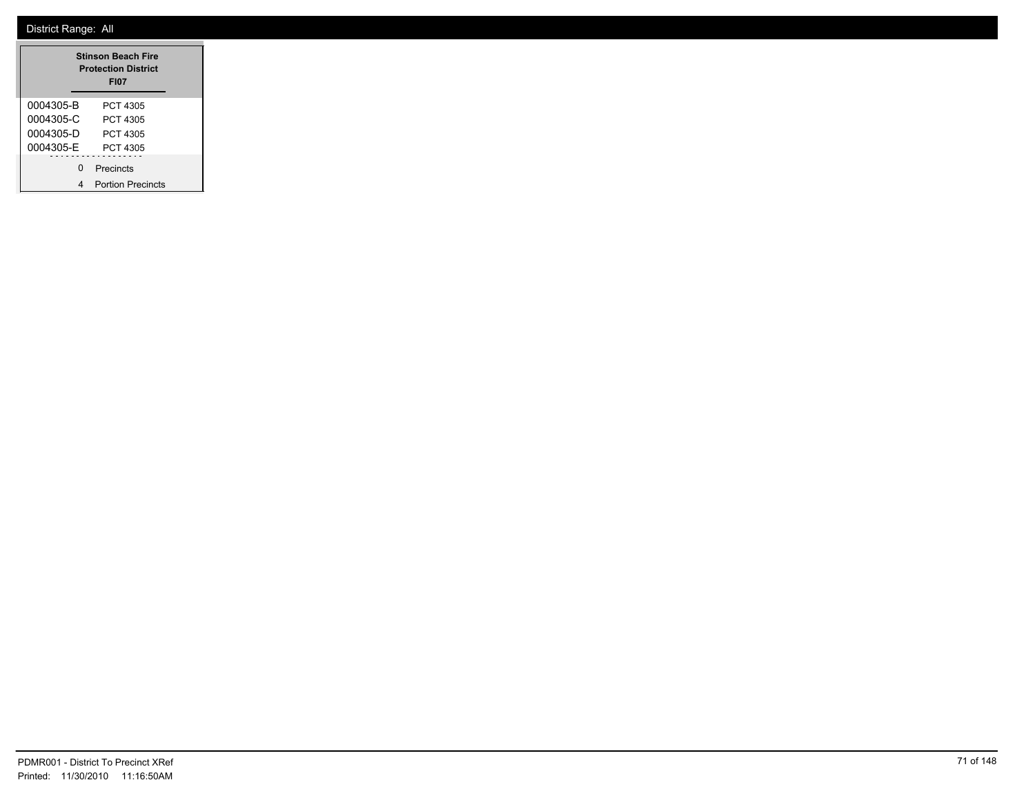District Range: All

**Stinson Beach Fire Protection District**
**FI07**

| | |
|---|---|
| 0004305-B | PCT 4305 |
| 0004305-C | PCT 4305 |
| 0004305-D | PCT 4305 |
| 0004305-E | PCT 4305 |

0 Precincts

4 Portion Precincts

PDMR001 - District To Precinct XRef
Printed: 11/30/2010 11:16:50AM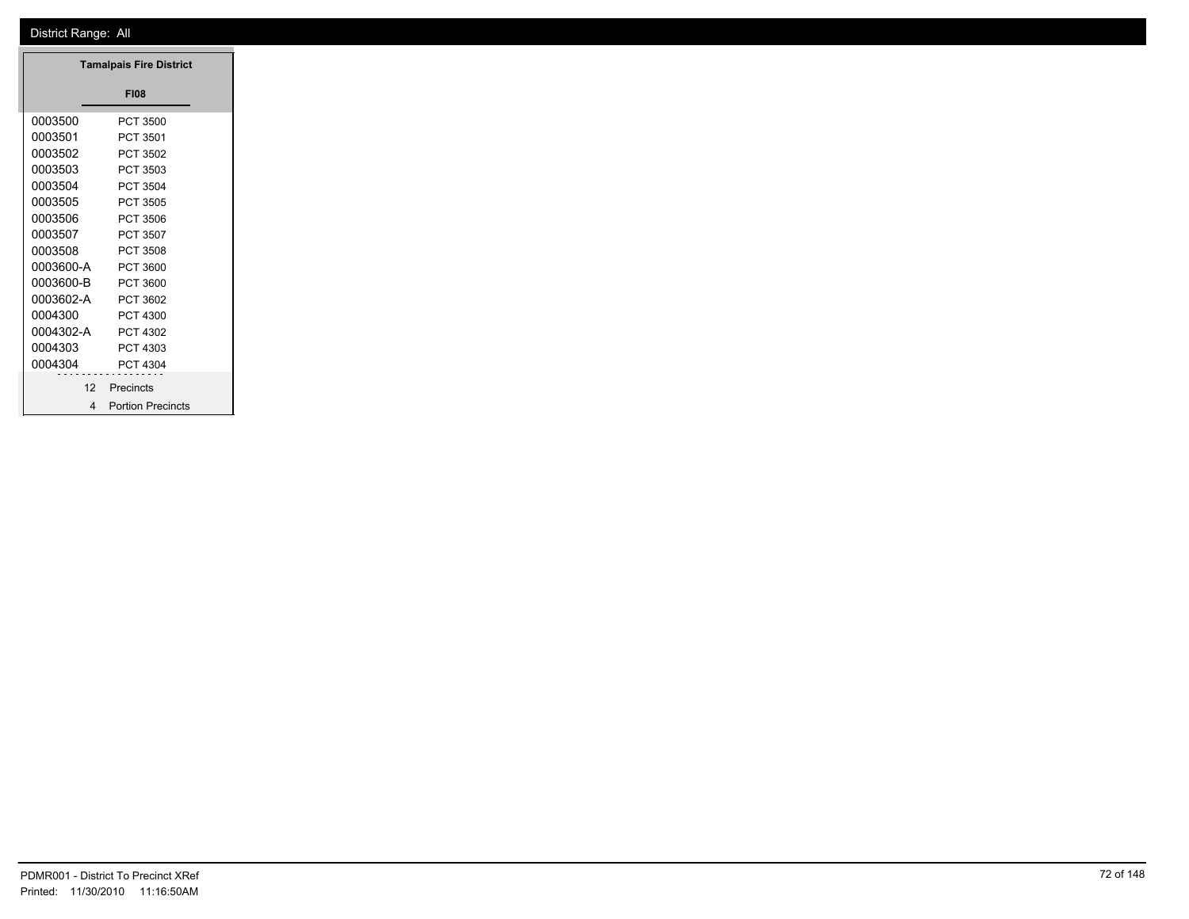District Range: All

| Tamalpais Fire District | |
|---|---|
| **FI08** | |
| 0003500 | PCT 3500 |
| 0003501 | PCT 3501 |
| 0003502 | PCT 3502 |
| 0003503 | PCT 3503 |
| 0003504 | PCT 3504 |
| 0003505 | PCT 3505 |
| 0003506 | PCT 3506 |
| 0003507 | PCT 3507 |
| 0003508 | PCT 3508 |
| 0003600-A | PCT 3600 |
| 0003600-B | PCT 3600 |
| 0003602-A | PCT 3602 |
| 0004300 | PCT 4300 |
| 0004302-A | PCT 4302 |
| 0004303 | PCT 4303 |
| 0004304 | PCT 4304 |
| 12 | Precincts |
| 4 | Portion Precincts |

PDMR001 - District To Precinct XRef
Printed: 11/30/2010 11:16:50AM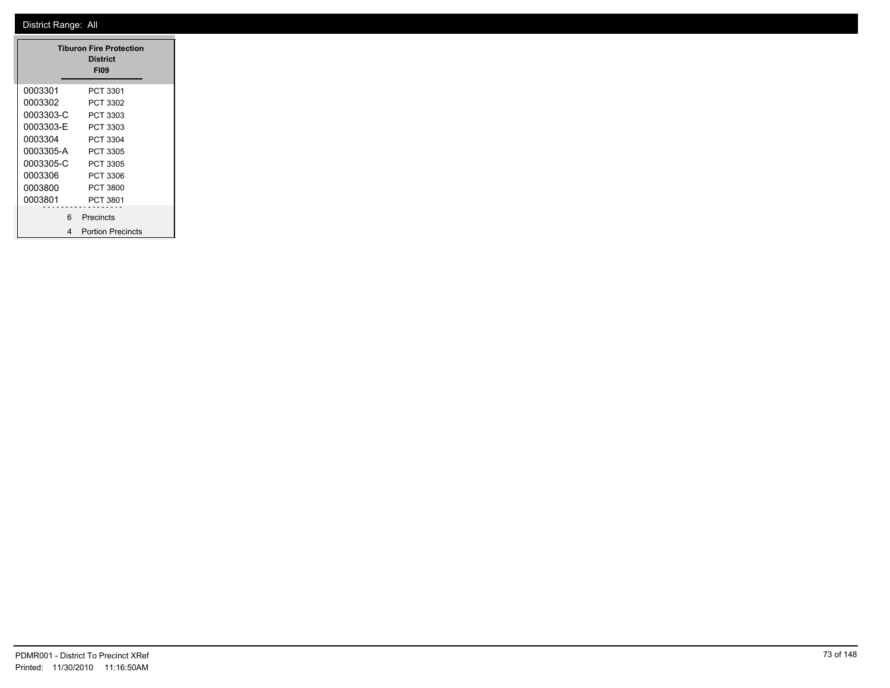District Range: All

| Tiburon Fire Protection District FI09 | |
|---|---|
| 0003301 | PCT 3301 |
| 0003302 | PCT 3302 |
| 0003303-C | PCT 3303 |
| 0003303-E | PCT 3303 |
| 0003304 | PCT 3304 |
| 0003305-A | PCT 3305 |
| 0003305-C | PCT 3305 |
| 0003306 | PCT 3306 |
| 0003800 | PCT 3800 |
| 0003801 | PCT 3801 |
| 6 | Precincts |
| 4 | Portion Precincts |

PDMR001 - District To Precinct XRef
Printed: 11/30/2010 11:16:50AM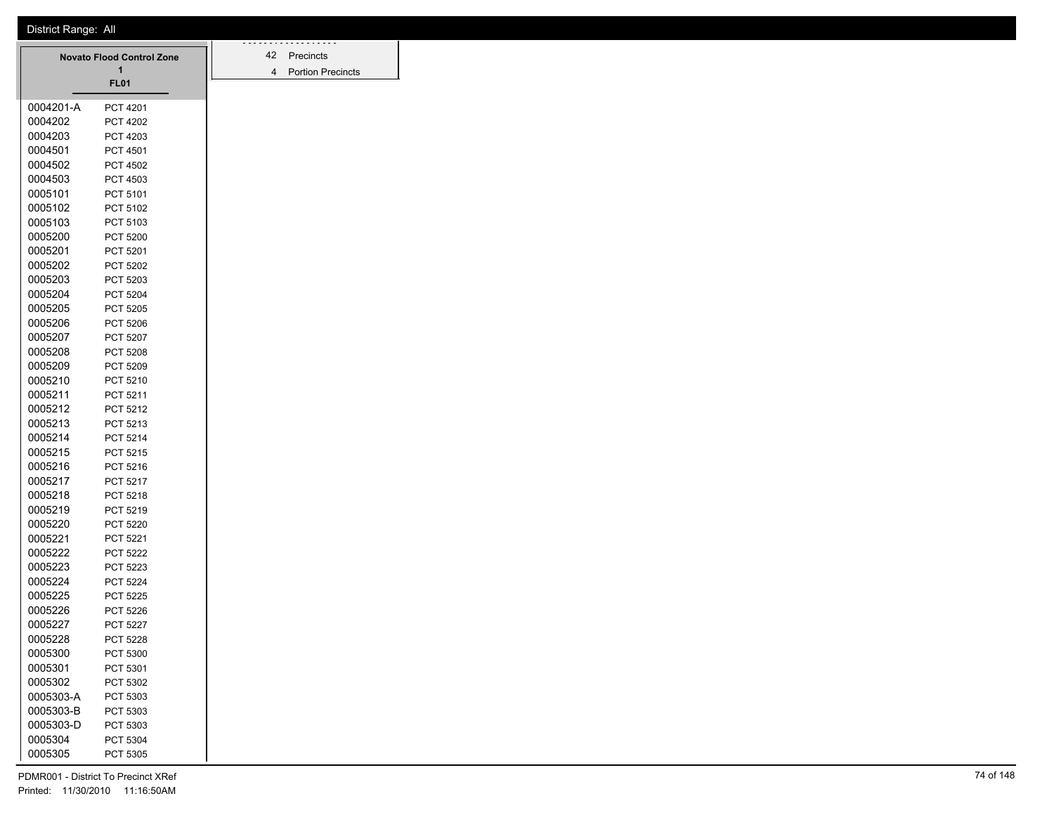District Range: All

## Novato Flood Control Zone 1

**FL01**

| Precinct | Name |
|---|---|
| 0004201-A | PCT 4201 |
| 0004202 | PCT 4202 |
| 0004203 | PCT 4203 |
| 0004501 | PCT 4501 |
| 0004502 | PCT 4502 |
| 0004503 | PCT 4503 |
| 0005101 | PCT 5101 |
| 0005102 | PCT 5102 |
| 0005103 | PCT 5103 |
| 0005200 | PCT 5200 |
| 0005201 | PCT 5201 |
| 0005202 | PCT 5202 |
| 0005203 | PCT 5203 |
| 0005204 | PCT 5204 |
| 0005205 | PCT 5205 |
| 0005206 | PCT 5206 |
| 0005207 | PCT 5207 |
| 0005208 | PCT 5208 |
| 0005209 | PCT 5209 |
| 0005210 | PCT 5210 |
| 0005211 | PCT 5211 |
| 0005212 | PCT 5212 |
| 0005213 | PCT 5213 |
| 0005214 | PCT 5214 |
| 0005215 | PCT 5215 |
| 0005216 | PCT 5216 |
| 0005217 | PCT 5217 |
| 0005218 | PCT 5218 |
| 0005219 | PCT 5219 |
| 0005220 | PCT 5220 |
| 0005221 | PCT 5221 |
| 0005222 | PCT 5222 |
| 0005223 | PCT 5223 |
| 0005224 | PCT 5224 |
| 0005225 | PCT 5225 |
| 0005226 | PCT 5226 |
| 0005227 | PCT 5227 |
| 0005228 | PCT 5228 |
| 0005300 | PCT 5300 |
| 0005301 | PCT 5301 |
| 0005302 | PCT 5302 |
| 0005303-A | PCT 5303 |
| 0005303-B | PCT 5303 |
| 0005303-D | PCT 5303 |
| 0005304 | PCT 5304 |
| 0005305 | PCT 5305 |

| Count | Type |
|---|---|
| 42 | Precincts |
| 4 | Portion Precincts |

PDMR001 - District To Precinct XRef
Printed: 11/30/2010 11:16:50AM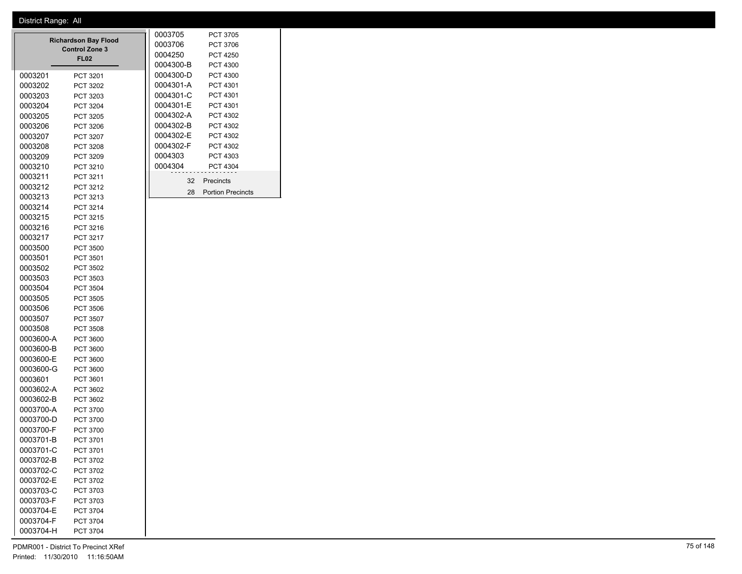District Range: All

## Richardson Bay Flood Control Zone 3

### FL02

| Precinct | Name |
|---|---|
| 0003201 | PCT 3201 |
| 0003202 | PCT 3202 |
| 0003203 | PCT 3203 |
| 0003204 | PCT 3204 |
| 0003205 | PCT 3205 |
| 0003206 | PCT 3206 |
| 0003207 | PCT 3207 |
| 0003208 | PCT 3208 |
| 0003209 | PCT 3209 |
| 0003210 | PCT 3210 |
| 0003211 | PCT 3211 |
| 0003212 | PCT 3212 |
| 0003213 | PCT 3213 |
| 0003214 | PCT 3214 |
| 0003215 | PCT 3215 |
| 0003216 | PCT 3216 |
| 0003217 | PCT 3217 |
| 0003500 | PCT 3500 |
| 0003501 | PCT 3501 |
| 0003502 | PCT 3502 |
| 0003503 | PCT 3503 |
| 0003504 | PCT 3504 |
| 0003505 | PCT 3505 |
| 0003506 | PCT 3506 |
| 0003507 | PCT 3507 |
| 0003508 | PCT 3508 |
| 0003600-A | PCT 3600 |
| 0003600-B | PCT 3600 |
| 0003600-E | PCT 3600 |
| 0003600-G | PCT 3600 |
| 0003601 | PCT 3601 |
| 0003602-A | PCT 3602 |
| 0003602-B | PCT 3602 |
| 0003700-A | PCT 3700 |
| 0003700-D | PCT 3700 |
| 0003700-F | PCT 3700 |
| 0003701-B | PCT 3701 |
| 0003701-C | PCT 3701 |
| 0003702-B | PCT 3702 |
| 0003702-C | PCT 3702 |
| 0003702-E | PCT 3702 |
| 0003703-C | PCT 3703 |
| 0003703-F | PCT 3703 |
| 0003704-E | PCT 3704 |
| 0003704-F | PCT 3704 |
| 0003704-H | PCT 3704 |
| 0003705 | PCT 3705 |
| 0003706 | PCT 3706 |
| 0004250 | PCT 4250 |
| 0004300-B | PCT 4300 |
| 0004300-D | PCT 4300 |
| 0004301-A | PCT 4301 |
| 0004301-C | PCT 4301 |
| 0004301-E | PCT 4301 |
| 0004302-A | PCT 4302 |
| 0004302-B | PCT 4302 |
| 0004302-E | PCT 4302 |
| 0004302-F | PCT 4302 |
| 0004303 | PCT 4303 |
| 0004304 | PCT 4304 |

32 Precincts

28 Portion Precincts

PDMR001 - District To Precinct XRef

Printed: 11/30/2010 11:16:50AM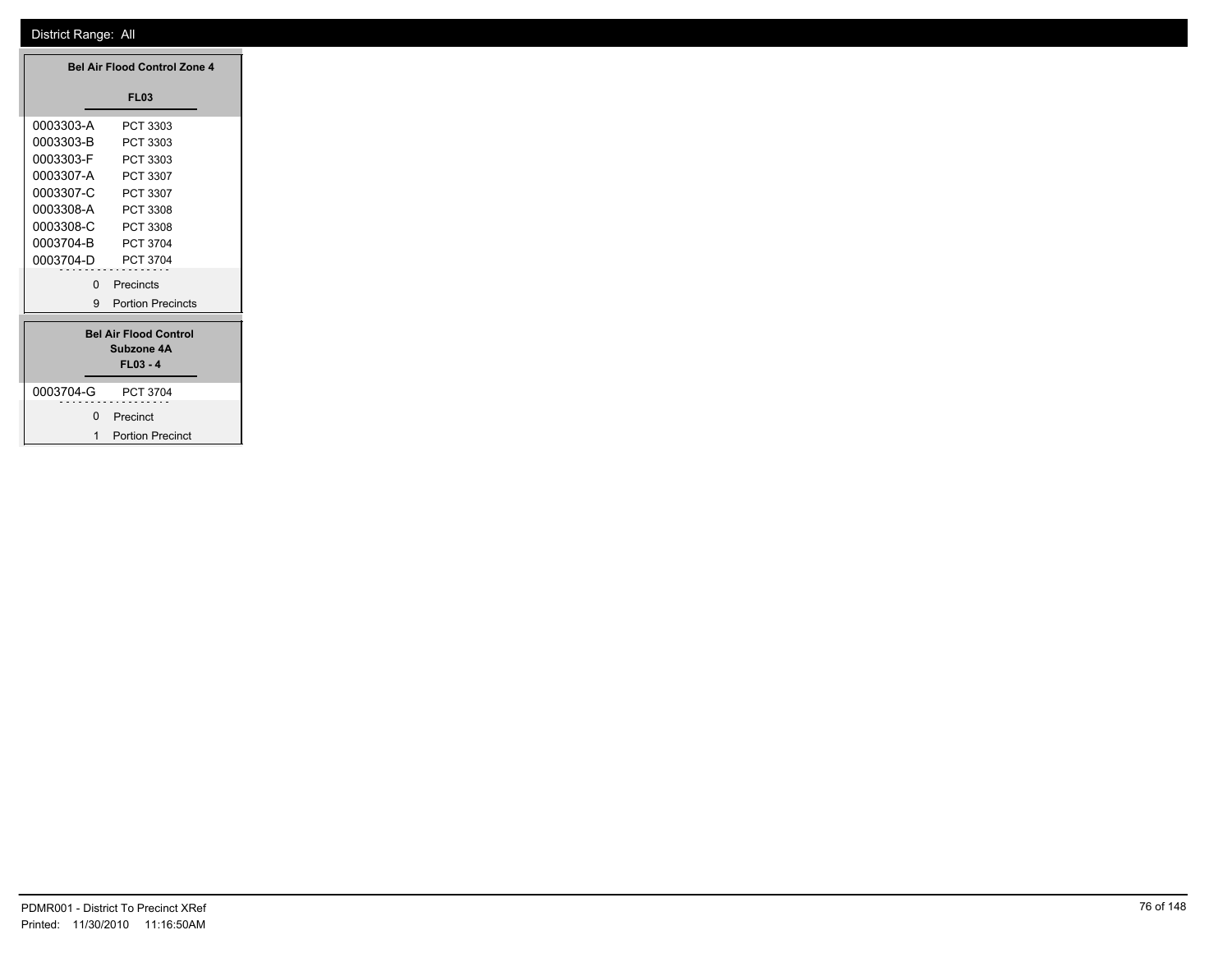District Range: All

## Bel Air Flood Control Zone 4

### FL03

| | |
|---|---|
| 0003303-A | PCT 3303 |
| 0003303-B | PCT 3303 |
| 0003303-F | PCT 3303 |
| 0003307-A | PCT 3307 |
| 0003307-C | PCT 3307 |
| 0003308-A | PCT 3308 |
| 0003308-C | PCT 3308 |
| 0003704-B | PCT 3704 |
| 0003704-D | PCT 3704 |

0 Precincts

9 Portion Precincts

## Bel Air Flood Control Subzone 4A

### FL03 - 4

| | |
|---|---|
| 0003704-G | PCT 3704 |

0 Precinct

1 Portion Precinct

PDMR001 - District To Precinct XRef

Printed: 11/30/2010 11:16:50AM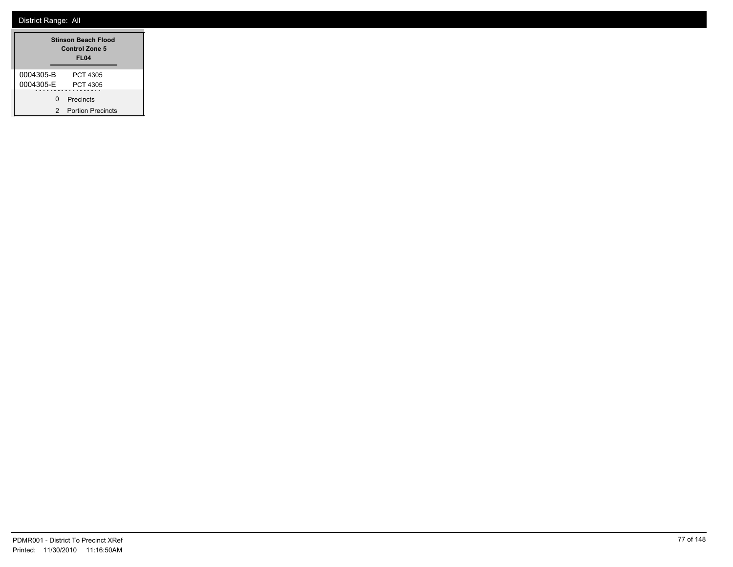District Range: All

| Stinson Beach Flood Control Zone 5 FL04 | |
|---|---|
| 0004305-B | PCT 4305 |
| 0004305-E | PCT 4305 |
| 0 | Precincts |
| 2 | Portion Precincts |

PDMR001 - District To Precinct XRef
Printed: 11/30/2010 11:16:50AM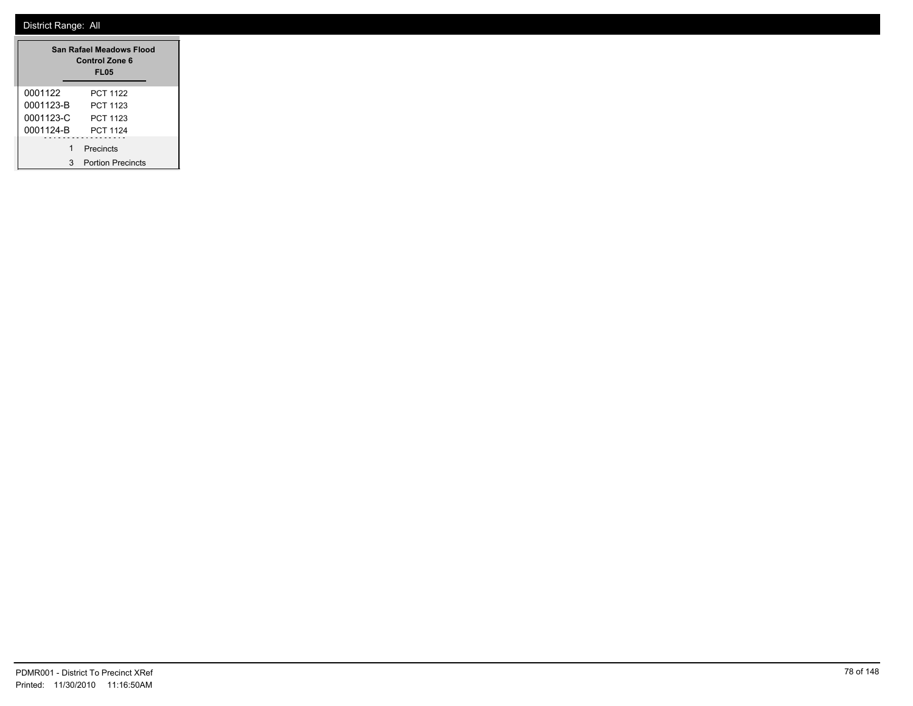District Range: All

| San Rafael Meadows Flood Control Zone 6 FL05 | |
|---|---|
| 0001122 | PCT 1122 |
| 0001123-B | PCT 1123 |
| 0001123-C | PCT 1123 |
| 0001124-B | PCT 1124 |
| 1 | Precincts |
| 3 | Portion Precincts |

PDMR001 - District To Precinct XRef
Printed: 11/30/2010 11:16:50AM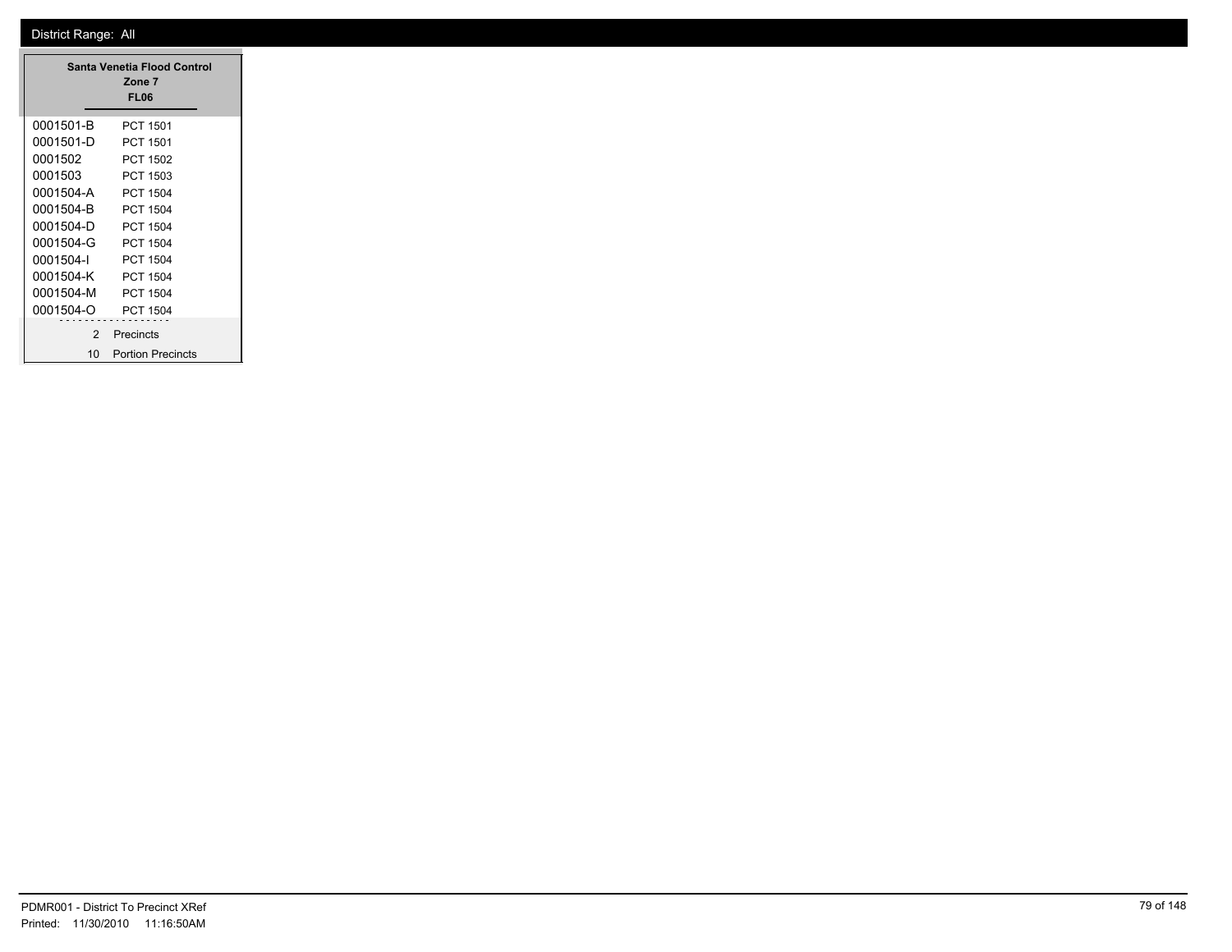District Range: All

| Santa Venetia Flood Control Zone 7 FL06 | |
|---|---|
| 0001501-B | PCT 1501 |
| 0001501-D | PCT 1501 |
| 0001502 | PCT 1502 |
| 0001503 | PCT 1503 |
| 0001504-A | PCT 1504 |
| 0001504-B | PCT 1504 |
| 0001504-D | PCT 1504 |
| 0001504-G | PCT 1504 |
| 0001504-I | PCT 1504 |
| 0001504-K | PCT 1504 |
| 0001504-M | PCT 1504 |
| 0001504-O | PCT 1504 |
| 2 | Precincts |
| 10 | Portion Precincts |

PDMR001 - District To Precinct XRef
Printed: 11/30/2010 11:16:50AM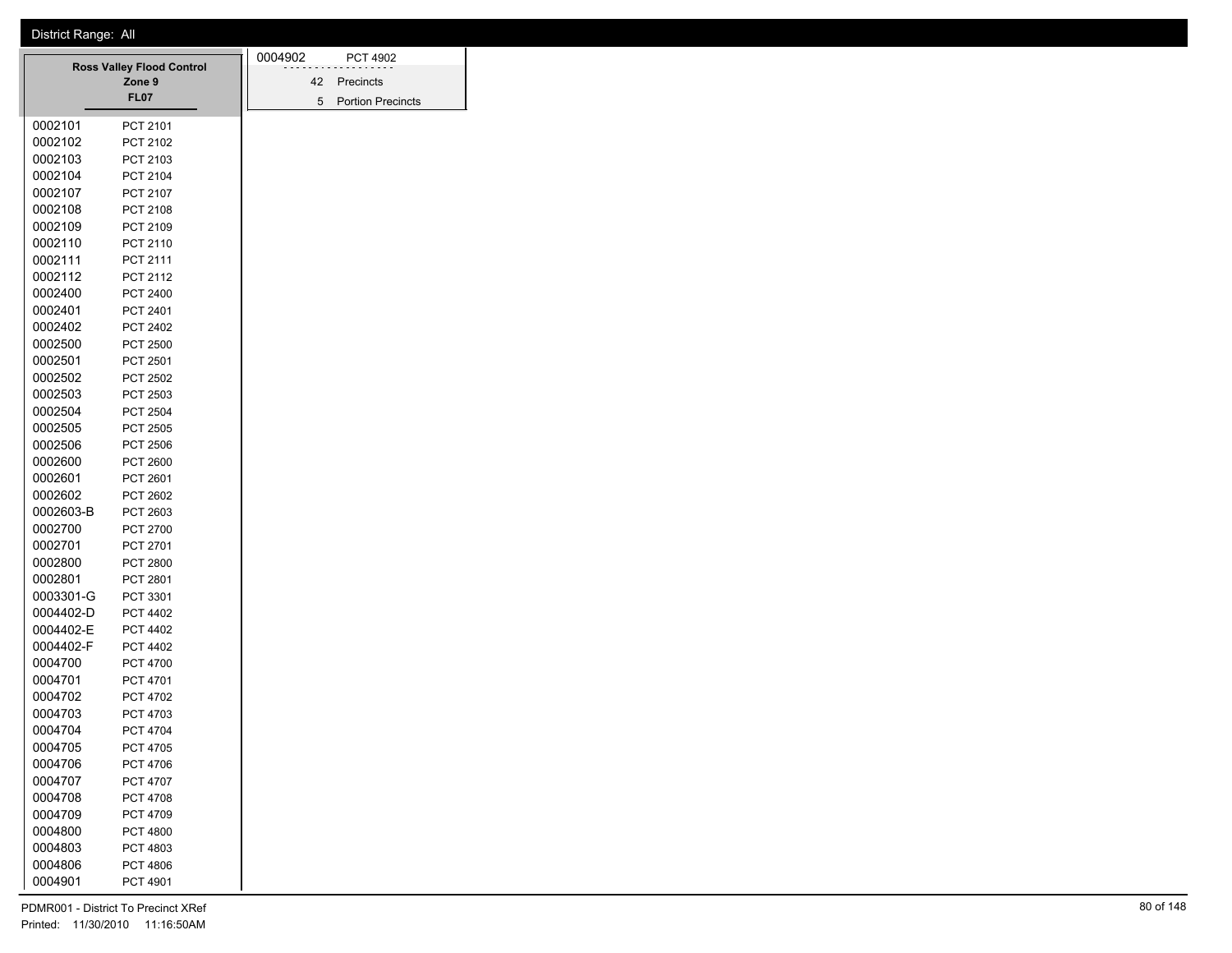District Range: All

## Ross Valley Flood Control Zone 9

**FL07**

| Precinct | Name |
|---|---|
| 0002101 | PCT 2101 |
| 0002102 | PCT 2102 |
| 0002103 | PCT 2103 |
| 0002104 | PCT 2104 |
| 0002107 | PCT 2107 |
| 0002108 | PCT 2108 |
| 0002109 | PCT 2109 |
| 0002110 | PCT 2110 |
| 0002111 | PCT 2111 |
| 0002112 | PCT 2112 |
| 0002400 | PCT 2400 |
| 0002401 | PCT 2401 |
| 0002402 | PCT 2402 |
| 0002500 | PCT 2500 |
| 0002501 | PCT 2501 |
| 0002502 | PCT 2502 |
| 0002503 | PCT 2503 |
| 0002504 | PCT 2504 |
| 0002505 | PCT 2505 |
| 0002506 | PCT 2506 |
| 0002600 | PCT 2600 |
| 0002601 | PCT 2601 |
| 0002602 | PCT 2602 |
| 0002603-B | PCT 2603 |
| 0002700 | PCT 2700 |
| 0002701 | PCT 2701 |
| 0002800 | PCT 2800 |
| 0002801 | PCT 2801 |
| 0003301-G | PCT 3301 |
| 0004402-D | PCT 4402 |
| 0004402-E | PCT 4402 |
| 0004402-F | PCT 4402 |
| 0004700 | PCT 4700 |
| 0004701 | PCT 4701 |
| 0004702 | PCT 4702 |
| 0004703 | PCT 4703 |
| 0004704 | PCT 4704 |
| 0004705 | PCT 4705 |
| 0004706 | PCT 4706 |
| 0004707 | PCT 4707 |
| 0004708 | PCT 4708 |
| 0004709 | PCT 4709 |
| 0004800 | PCT 4800 |
| 0004803 | PCT 4803 |
| 0004806 | PCT 4806 |
| 0004901 | PCT 4901 |
| 0004902 | PCT 4902 |

42 Precincts

5 Portion Precincts

PDMR001 - District To Precinct XRef

Printed: 11/30/2010 11:16:50AM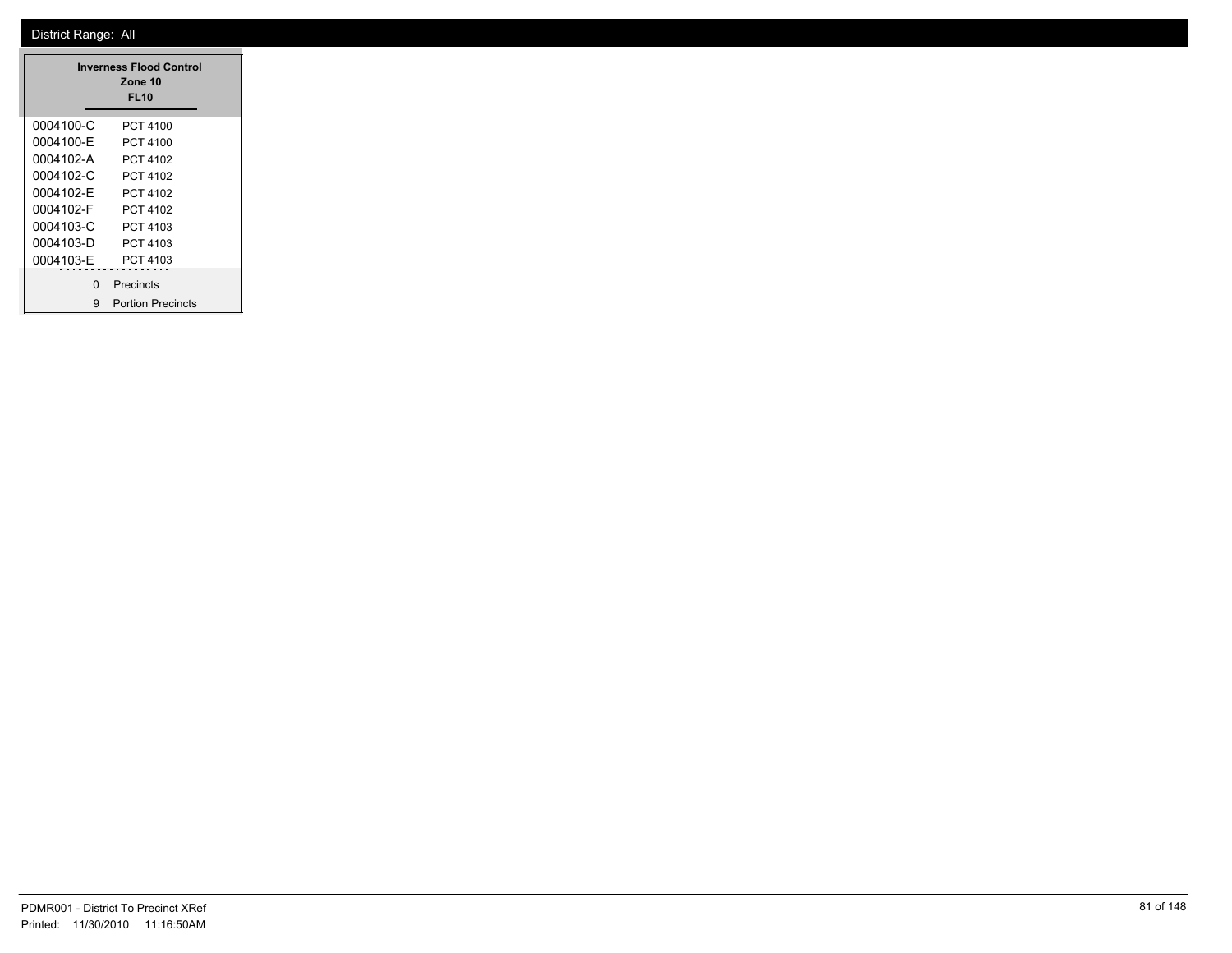District Range: All

**Inverness Flood Control**
**Zone 10**
**FL10**

| Precinct | Name |
|---|---|
| 0004100-C | PCT 4100 |
| 0004100-E | PCT 4100 |
| 0004102-A | PCT 4102 |
| 0004102-C | PCT 4102 |
| 0004102-E | PCT 4102 |
| 0004102-F | PCT 4102 |
| 0004103-C | PCT 4103 |
| 0004103-D | PCT 4103 |
| 0004103-E | PCT 4103 |

0 Precincts

9 Portion Precincts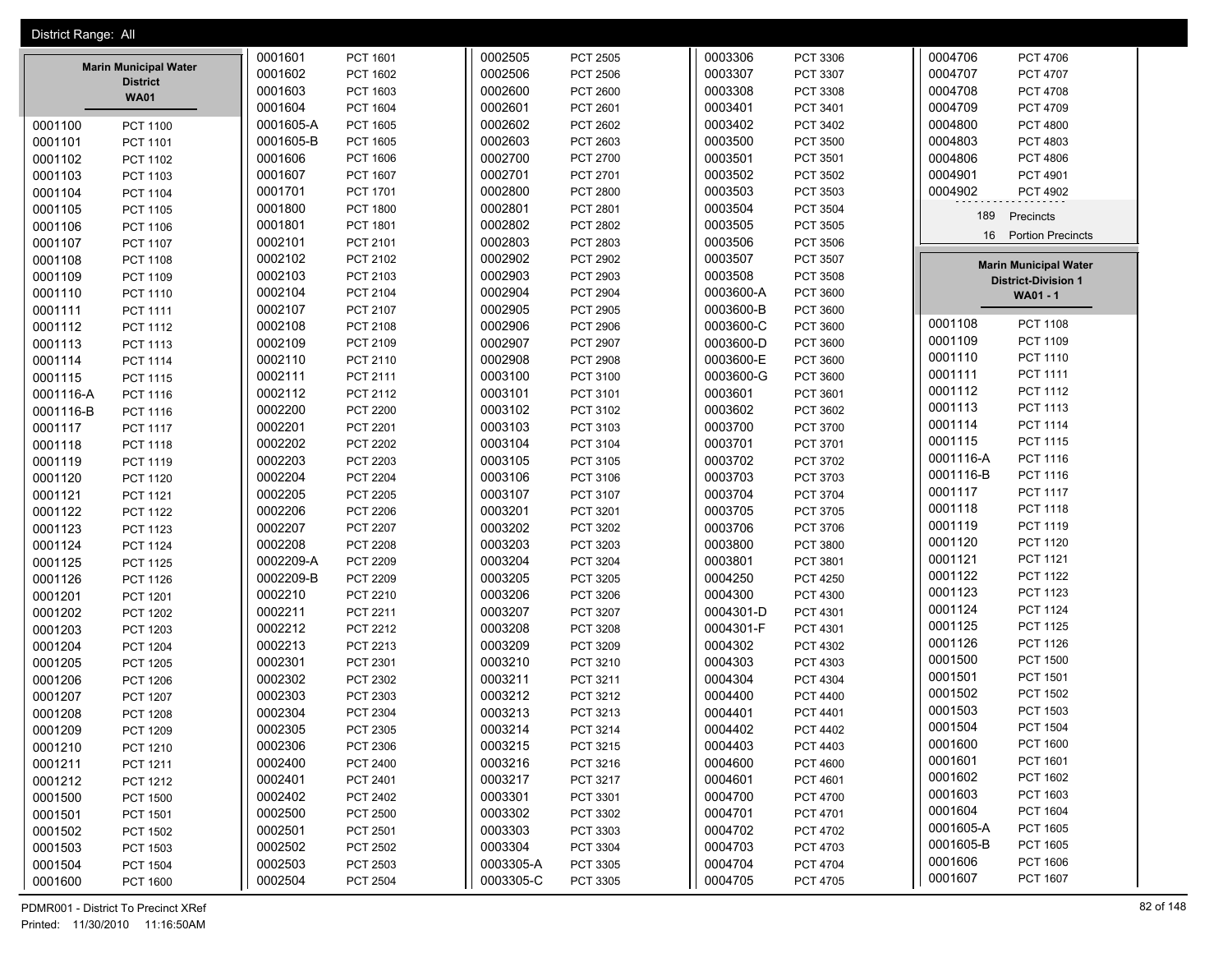District Range: All

## Marin Municipal Water District

**WA01**

| Precinct | Name |
|---|---|
| 0001100 | PCT 1100 |
| 0001101 | PCT 1101 |
| 0001102 | PCT 1102 |
| 0001103 | PCT 1103 |
| 0001104 | PCT 1104 |
| 0001105 | PCT 1105 |
| 0001106 | PCT 1106 |
| 0001107 | PCT 1107 |
| 0001108 | PCT 1108 |
| 0001109 | PCT 1109 |
| 0001110 | PCT 1110 |
| 0001111 | PCT 1111 |
| 0001112 | PCT 1112 |
| 0001113 | PCT 1113 |
| 0001114 | PCT 1114 |
| 0001115 | PCT 1115 |
| 0001116-A | PCT 1116 |
| 0001116-B | PCT 1116 |
| 0001117 | PCT 1117 |
| 0001118 | PCT 1118 |
| 0001119 | PCT 1119 |
| 0001120 | PCT 1120 |
| 0001121 | PCT 1121 |
| 0001122 | PCT 1122 |
| 0001123 | PCT 1123 |
| 0001124 | PCT 1124 |
| 0001125 | PCT 1125 |
| 0001126 | PCT 1126 |
| 0001201 | PCT 1201 |
| 0001202 | PCT 1202 |
| 0001203 | PCT 1203 |
| 0001204 | PCT 1204 |
| 0001205 | PCT 1205 |
| 0001206 | PCT 1206 |
| 0001207 | PCT 1207 |
| 0001208 | PCT 1208 |
| 0001209 | PCT 1209 |
| 0001210 | PCT 1210 |
| 0001211 | PCT 1211 |
| 0001212 | PCT 1212 |
| 0001500 | PCT 1500 |
| 0001501 | PCT 1501 |
| 0001502 | PCT 1502 |
| 0001503 | PCT 1503 |
| 0001504 | PCT 1504 |
| 0001600 | PCT 1600 |
| 0001601 | PCT 1601 |
| 0001602 | PCT 1602 |
| 0001603 | PCT 1603 |
| 0001604 | PCT 1604 |
| 0001605-A | PCT 1605 |
| 0001605-B | PCT 1605 |
| 0001606 | PCT 1606 |
| 0001607 | PCT 1607 |
| 0001701 | PCT 1701 |
| 0001800 | PCT 1800 |
| 0001801 | PCT 1801 |
| 0002101 | PCT 2101 |
| 0002102 | PCT 2102 |
| 0002103 | PCT 2103 |
| 0002104 | PCT 2104 |
| 0002107 | PCT 2107 |
| 0002108 | PCT 2108 |
| 0002109 | PCT 2109 |
| 0002110 | PCT 2110 |
| 0002111 | PCT 2111 |
| 0002112 | PCT 2112 |
| 0002200 | PCT 2200 |
| 0002201 | PCT 2201 |
| 0002202 | PCT 2202 |
| 0002203 | PCT 2203 |
| 0002204 | PCT 2204 |
| 0002205 | PCT 2205 |
| 0002206 | PCT 2206 |
| 0002207 | PCT 2207 |
| 0002208 | PCT 2208 |
| 0002209-A | PCT 2209 |
| 0002209-B | PCT 2209 |
| 0002210 | PCT 2210 |
| 0002211 | PCT 2211 |
| 0002212 | PCT 2212 |
| 0002213 | PCT 2213 |
| 0002301 | PCT 2301 |
| 0002302 | PCT 2302 |
| 0002303 | PCT 2303 |
| 0002304 | PCT 2304 |
| 0002305 | PCT 2305 |
| 0002306 | PCT 2306 |
| 0002400 | PCT 2400 |
| 0002401 | PCT 2401 |
| 0002402 | PCT 2402 |
| 0002500 | PCT 2500 |
| 0002501 | PCT 2501 |
| 0002502 | PCT 2502 |
| 0002503 | PCT 2503 |
| 0002504 | PCT 2504 |
| 0002505 | PCT 2505 |
| 0002506 | PCT 2506 |
| 0002600 | PCT 2600 |
| 0002601 | PCT 2601 |
| 0002602 | PCT 2602 |
| 0002603 | PCT 2603 |
| 0002700 | PCT 2700 |
| 0002701 | PCT 2701 |
| 0002800 | PCT 2800 |
| 0002801 | PCT 2801 |
| 0002802 | PCT 2802 |
| 0002803 | PCT 2803 |
| 0002902 | PCT 2902 |
| 0002903 | PCT 2903 |
| 0002904 | PCT 2904 |
| 0002905 | PCT 2905 |
| 0002906 | PCT 2906 |
| 0002907 | PCT 2907 |
| 0002908 | PCT 2908 |
| 0003100 | PCT 3100 |
| 0003101 | PCT 3101 |
| 0003102 | PCT 3102 |
| 0003103 | PCT 3103 |
| 0003104 | PCT 3104 |
| 0003105 | PCT 3105 |
| 0003106 | PCT 3106 |
| 0003107 | PCT 3107 |
| 0003201 | PCT 3201 |
| 0003202 | PCT 3202 |
| 0003203 | PCT 3203 |
| 0003204 | PCT 3204 |
| 0003205 | PCT 3205 |
| 0003206 | PCT 3206 |
| 0003207 | PCT 3207 |
| 0003208 | PCT 3208 |
| 0003209 | PCT 3209 |
| 0003210 | PCT 3210 |
| 0003211 | PCT 3211 |
| 0003212 | PCT 3212 |
| 0003213 | PCT 3213 |
| 0003214 | PCT 3214 |
| 0003215 | PCT 3215 |
| 0003216 | PCT 3216 |
| 0003217 | PCT 3217 |
| 0003301 | PCT 3301 |
| 0003302 | PCT 3302 |
| 0003303 | PCT 3303 |
| 0003304 | PCT 3304 |
| 0003305-A | PCT 3305 |
| 0003305-C | PCT 3305 |
| 0003306 | PCT 3306 |
| 0003307 | PCT 3307 |
| 0003308 | PCT 3308 |
| 0003401 | PCT 3401 |
| 0003402 | PCT 3402 |
| 0003500 | PCT 3500 |
| 0003501 | PCT 3501 |
| 0003502 | PCT 3502 |
| 0003503 | PCT 3503 |
| 0003504 | PCT 3504 |
| 0003505 | PCT 3505 |
| 0003506 | PCT 3506 |
| 0003507 | PCT 3507 |
| 0003508 | PCT 3508 |
| 0003600-A | PCT 3600 |
| 0003600-B | PCT 3600 |
| 0003600-C | PCT 3600 |
| 0003600-D | PCT 3600 |
| 0003600-E | PCT 3600 |
| 0003600-G | PCT 3600 |
| 0003601 | PCT 3601 |
| 0003602 | PCT 3602 |
| 0003700 | PCT 3700 |
| 0003701 | PCT 3701 |
| 0003702 | PCT 3702 |
| 0003703 | PCT 3703 |
| 0003704 | PCT 3704 |
| 0003705 | PCT 3705 |
| 0003706 | PCT 3706 |
| 0003800 | PCT 3800 |
| 0003801 | PCT 3801 |
| 0004250 | PCT 4250 |
| 0004300 | PCT 4300 |
| 0004301-D | PCT 4301 |
| 0004301-F | PCT 4301 |
| 0004302 | PCT 4302 |
| 0004303 | PCT 4303 |
| 0004304 | PCT 4304 |
| 0004400 | PCT 4400 |
| 0004401 | PCT 4401 |
| 0004402 | PCT 4402 |
| 0004403 | PCT 4403 |
| 0004600 | PCT 4600 |
| 0004601 | PCT 4601 |
| 0004700 | PCT 4700 |
| 0004701 | PCT 4701 |
| 0004702 | PCT 4702 |
| 0004703 | PCT 4703 |
| 0004704 | PCT 4704 |
| 0004705 | PCT 4705 |
| 0004706 | PCT 4706 |
| 0004707 | PCT 4707 |
| 0004708 | PCT 4708 |
| 0004709 | PCT 4709 |
| 0004800 | PCT 4800 |
| 0004803 | PCT 4803 |
| 0004806 | PCT 4806 |
| 0004901 | PCT 4901 |
| 0004902 | PCT 4902 |

189 Precincts

16 Portion Precincts

## Marin Municipal Water District-Division 1

**WA01 - 1**

| Precinct | Name |
|---|---|
| 0001108 | PCT 1108 |
| 0001109 | PCT 1109 |
| 0001110 | PCT 1110 |
| 0001111 | PCT 1111 |
| 0001112 | PCT 1112 |
| 0001113 | PCT 1113 |
| 0001114 | PCT 1114 |
| 0001115 | PCT 1115 |
| 0001116-A | PCT 1116 |
| 0001116-B | PCT 1116 |
| 0001117 | PCT 1117 |
| 0001118 | PCT 1118 |
| 0001119 | PCT 1119 |
| 0001120 | PCT 1120 |
| 0001121 | PCT 1121 |
| 0001122 | PCT 1122 |
| 0001123 | PCT 1123 |
| 0001124 | PCT 1124 |
| 0001125 | PCT 1125 |
| 0001126 | PCT 1126 |
| 0001500 | PCT 1500 |
| 0001501 | PCT 1501 |
| 0001502 | PCT 1502 |
| 0001503 | PCT 1503 |
| 0001504 | PCT 1504 |
| 0001600 | PCT 1600 |
| 0001601 | PCT 1601 |
| 0001602 | PCT 1602 |
| 0001603 | PCT 1603 |
| 0001604 | PCT 1604 |
| 0001605-A | PCT 1605 |
| 0001605-B | PCT 1605 |
| 0001606 | PCT 1606 |
| 0001607 | PCT 1607 |

PDMR001 - District To Precinct XRef

Printed: 11/30/2010 11:16:50AM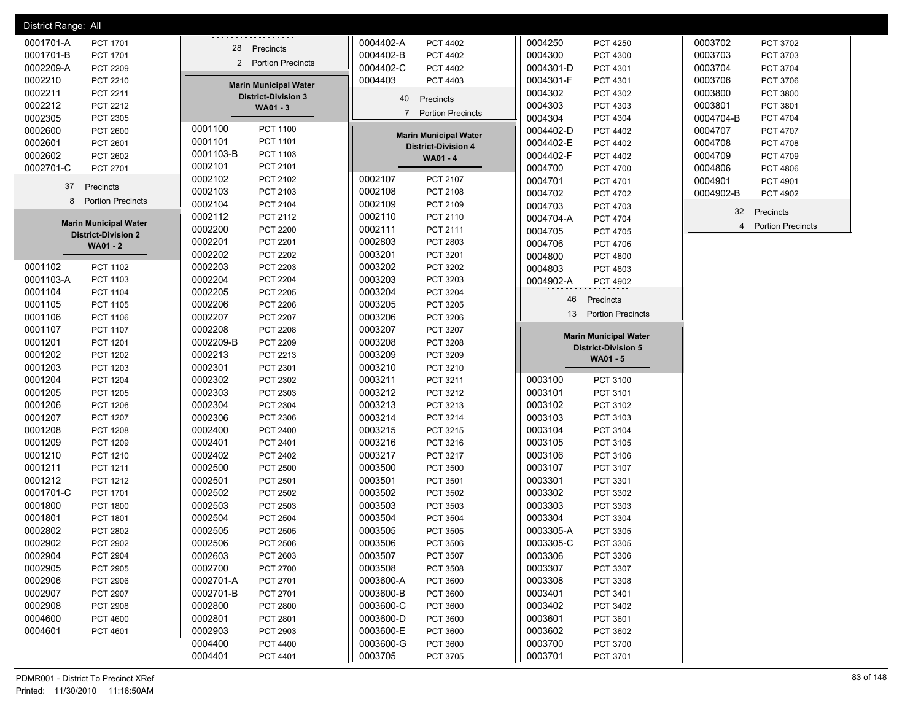District Range: All

| Precinct | Name |
|---|---|
| 0001701-A | PCT 1701 |
| 0001701-B | PCT 1701 |
| 0002209-A | PCT 2209 |
| 0002210 | PCT 2210 |
| 0002211 | PCT 2211 |
| 0002212 | PCT 2212 |
| 0002305 | PCT 2305 |
| 0002600 | PCT 2600 |
| 0002601 | PCT 2601 |
| 0002602 | PCT 2602 |
| 0002701-C | PCT 2701 |

37 Precincts
8 Portion Precincts

### Marin Municipal Water District-Division 2
**WA01 - 2**

| Precinct | Name |
|---|---|
| 0001102 | PCT 1102 |
| 0001103-A | PCT 1103 |
| 0001104 | PCT 1104 |
| 0001105 | PCT 1105 |
| 0001106 | PCT 1106 |
| 0001107 | PCT 1107 |
| 0001201 | PCT 1201 |
| 0001202 | PCT 1202 |
| 0001203 | PCT 1203 |
| 0001204 | PCT 1204 |
| 0001205 | PCT 1205 |
| 0001206 | PCT 1206 |
| 0001207 | PCT 1207 |
| 0001208 | PCT 1208 |
| 0001209 | PCT 1209 |
| 0001210 | PCT 1210 |
| 0001211 | PCT 1211 |
| 0001212 | PCT 1212 |
| 0001701-C | PCT 1701 |
| 0001800 | PCT 1800 |
| 0001801 | PCT 1801 |
| 0002802 | PCT 2802 |
| 0002902 | PCT 2902 |
| 0002904 | PCT 2904 |
| 0002905 | PCT 2905 |
| 0002906 | PCT 2906 |
| 0002907 | PCT 2907 |
| 0002908 | PCT 2908 |
| 0004600 | PCT 4600 |
| 0004601 | PCT 4601 |

28 Precincts
2 Portion Precincts

### Marin Municipal Water District-Division 3
**WA01 - 3**

| Precinct | Name |
|---|---|
| 0001100 | PCT 1100 |
| 0001101 | PCT 1101 |
| 0001103-B | PCT 1103 |
| 0002101 | PCT 2101 |
| 0002102 | PCT 2102 |
| 0002103 | PCT 2103 |
| 0002104 | PCT 2104 |
| 0002112 | PCT 2112 |
| 0002200 | PCT 2200 |
| 0002201 | PCT 2201 |
| 0002202 | PCT 2202 |
| 0002203 | PCT 2203 |
| 0002204 | PCT 2204 |
| 0002205 | PCT 2205 |
| 0002206 | PCT 2206 |
| 0002207 | PCT 2207 |
| 0002208 | PCT 2208 |
| 0002209-B | PCT 2209 |
| 0002213 | PCT 2213 |
| 0002301 | PCT 2301 |
| 0002302 | PCT 2302 |
| 0002303 | PCT 2303 |
| 0002304 | PCT 2304 |
| 0002306 | PCT 2306 |
| 0002400 | PCT 2400 |
| 0002401 | PCT 2401 |
| 0002402 | PCT 2402 |
| 0002500 | PCT 2500 |
| 0002501 | PCT 2501 |
| 0002502 | PCT 2502 |
| 0002503 | PCT 2503 |
| 0002504 | PCT 2504 |
| 0002505 | PCT 2505 |
| 0002506 | PCT 2506 |
| 0002603 | PCT 2603 |
| 0002700 | PCT 2700 |
| 0002701-A | PCT 2701 |
| 0002701-B | PCT 2701 |
| 0002800 | PCT 2800 |
| 0002801 | PCT 2801 |
| 0002903 | PCT 2903 |
| 0004400 | PCT 4400 |
| 0004401 | PCT 4401 |
| 0004402-A | PCT 4402 |
| 0004402-B | PCT 4402 |
| 0004402-C | PCT 4402 |
| 0004403 | PCT 4403 |

40 Precincts
7 Portion Precincts

### Marin Municipal Water District-Division 4
**WA01 - 4**

| Precinct | Name |
|---|---|
| 0002107 | PCT 2107 |
| 0002108 | PCT 2108 |
| 0002109 | PCT 2109 |
| 0002110 | PCT 2110 |
| 0002111 | PCT 2111 |
| 0002803 | PCT 2803 |
| 0003201 | PCT 3201 |
| 0003202 | PCT 3202 |
| 0003203 | PCT 3203 |
| 0003204 | PCT 3204 |
| 0003205 | PCT 3205 |
| 0003206 | PCT 3206 |
| 0003207 | PCT 3207 |
| 0003208 | PCT 3208 |
| 0003209 | PCT 3209 |
| 0003210 | PCT 3210 |
| 0003211 | PCT 3211 |
| 0003212 | PCT 3212 |
| 0003213 | PCT 3213 |
| 0003214 | PCT 3214 |
| 0003215 | PCT 3215 |
| 0003216 | PCT 3216 |
| 0003217 | PCT 3217 |
| 0003500 | PCT 3500 |
| 0003501 | PCT 3501 |
| 0003502 | PCT 3502 |
| 0003503 | PCT 3503 |
| 0003504 | PCT 3504 |
| 0003505 | PCT 3505 |
| 0003506 | PCT 3506 |
| 0003507 | PCT 3507 |
| 0003508 | PCT 3508 |
| 0003600-A | PCT 3600 |
| 0003600-B | PCT 3600 |
| 0003600-C | PCT 3600 |
| 0003600-D | PCT 3600 |
| 0003600-E | PCT 3600 |
| 0003600-G | PCT 3600 |
| 0003705 | PCT 3705 |
| 0004250 | PCT 4250 |
| 0004300 | PCT 4300 |
| 0004301-D | PCT 4301 |
| 0004301-F | PCT 4301 |
| 0004302 | PCT 4302 |
| 0004303 | PCT 4303 |
| 0004304 | PCT 4304 |
| 0004402-D | PCT 4402 |
| 0004402-E | PCT 4402 |
| 0004402-F | PCT 4402 |
| 0004700 | PCT 4700 |
| 0004701 | PCT 4701 |
| 0004702 | PCT 4702 |
| 0004703 | PCT 4703 |
| 0004704-A | PCT 4704 |
| 0004705 | PCT 4705 |
| 0004706 | PCT 4706 |
| 0004800 | PCT 4800 |
| 0004803 | PCT 4803 |
| 0004902-A | PCT 4902 |

46 Precincts
13 Portion Precincts

### Marin Municipal Water District-Division 5
**WA01 - 5**

| Precinct | Name |
|---|---|
| 0003100 | PCT 3100 |
| 0003101 | PCT 3101 |
| 0003102 | PCT 3102 |
| 0003103 | PCT 3103 |
| 0003104 | PCT 3104 |
| 0003105 | PCT 3105 |
| 0003106 | PCT 3106 |
| 0003107 | PCT 3107 |
| 0003301 | PCT 3301 |
| 0003302 | PCT 3302 |
| 0003303 | PCT 3303 |
| 0003304 | PCT 3304 |
| 0003305-A | PCT 3305 |
| 0003305-C | PCT 3305 |
| 0003306 | PCT 3306 |
| 0003307 | PCT 3307 |
| 0003308 | PCT 3308 |
| 0003401 | PCT 3401 |
| 0003402 | PCT 3402 |
| 0003601 | PCT 3601 |
| 0003602 | PCT 3602 |
| 0003700 | PCT 3700 |
| 0003701 | PCT 3701 |
| 0003702 | PCT 3702 |
| 0003703 | PCT 3703 |
| 0003704 | PCT 3704 |
| 0003706 | PCT 3706 |
| 0003800 | PCT 3800 |
| 0003801 | PCT 3801 |
| 0004704-B | PCT 4704 |
| 0004707 | PCT 4707 |
| 0004708 | PCT 4708 |
| 0004709 | PCT 4709 |
| 0004806 | PCT 4806 |
| 0004901 | PCT 4901 |
| 0004902-B | PCT 4902 |

32 Precincts
4 Portion Precincts

PDMR001 - District To Precinct XRef
Printed: 11/30/2010 11:16:50AM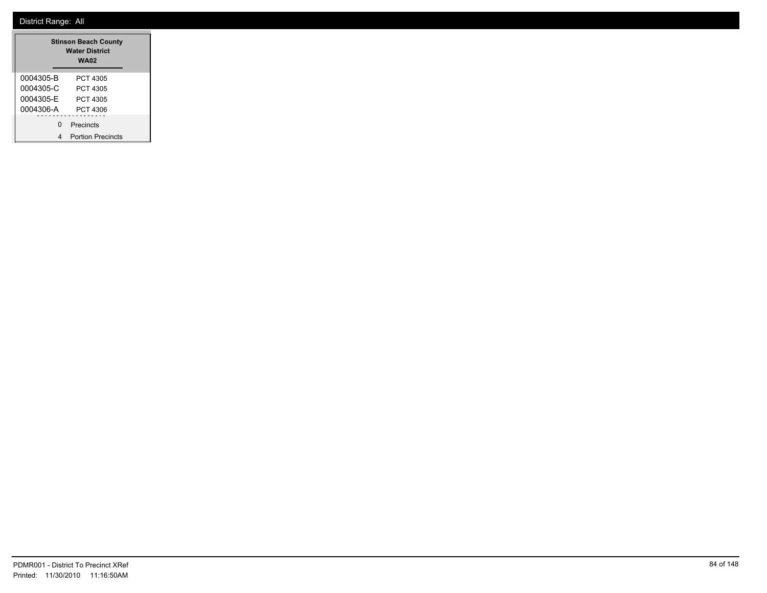District Range: All

| Stinson Beach County Water District WA02 | |
|---|---|
| 0004305-B | PCT 4305 |
| 0004305-C | PCT 4305 |
| 0004305-E | PCT 4305 |
| 0004306-A | PCT 4306 |

0 Precincts

4 Portion Precincts

PDMR001 - District To Precinct XRef
Printed: 11/30/2010 11:16:50AM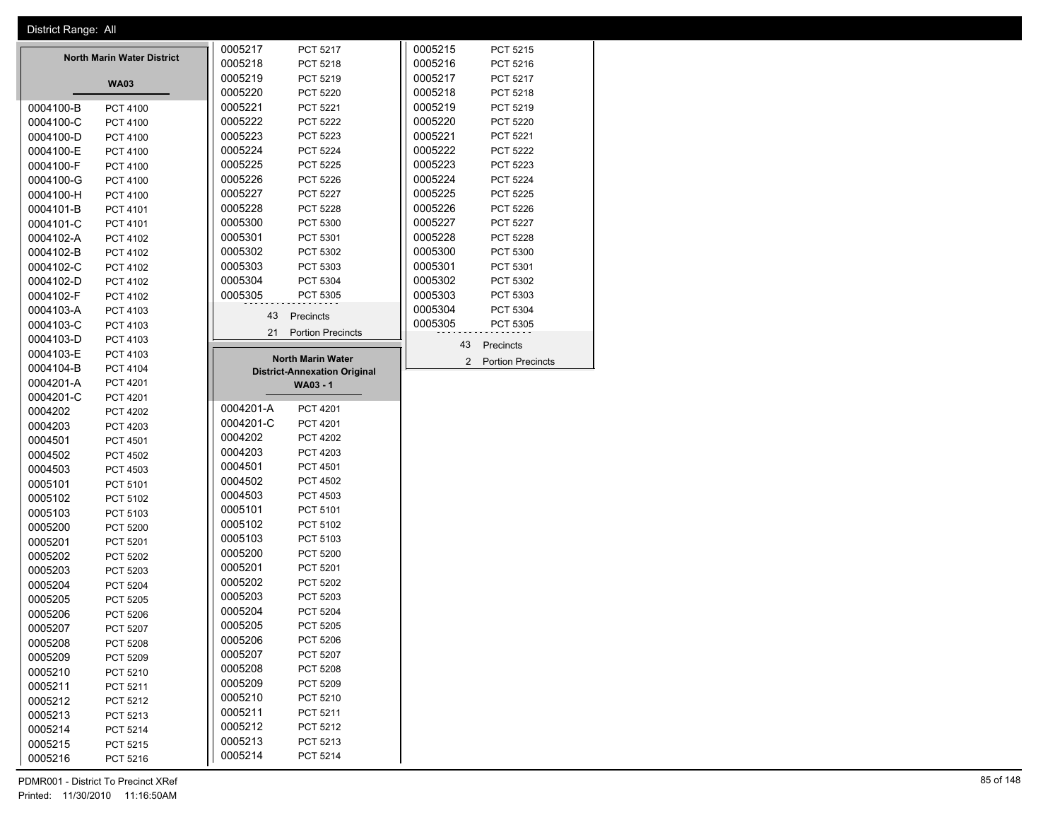District Range: All

## North Marin Water District

### WA03

| Precinct | Name |
|---|---|
| 0004100-B | PCT 4100 |
| 0004100-C | PCT 4100 |
| 0004100-D | PCT 4100 |
| 0004100-E | PCT 4100 |
| 0004100-F | PCT 4100 |
| 0004100-G | PCT 4100 |
| 0004100-H | PCT 4100 |
| 0004101-B | PCT 4101 |
| 0004101-C | PCT 4101 |
| 0004102-A | PCT 4102 |
| 0004102-B | PCT 4102 |
| 0004102-C | PCT 4102 |
| 0004102-D | PCT 4102 |
| 0004102-F | PCT 4102 |
| 0004103-A | PCT 4103 |
| 0004103-C | PCT 4103 |
| 0004103-D | PCT 4103 |
| 0004103-E | PCT 4103 |
| 0004104-B | PCT 4104 |
| 0004201-A | PCT 4201 |
| 0004201-C | PCT 4201 |
| 0004202 | PCT 4202 |
| 0004203 | PCT 4203 |
| 0004501 | PCT 4501 |
| 0004502 | PCT 4502 |
| 0004503 | PCT 4503 |
| 0005101 | PCT 5101 |
| 0005102 | PCT 5102 |
| 0005103 | PCT 5103 |
| 0005200 | PCT 5200 |
| 0005201 | PCT 5201 |
| 0005202 | PCT 5202 |
| 0005203 | PCT 5203 |
| 0005204 | PCT 5204 |
| 0005205 | PCT 5205 |
| 0005206 | PCT 5206 |
| 0005207 | PCT 5207 |
| 0005208 | PCT 5208 |
| 0005209 | PCT 5209 |
| 0005210 | PCT 5210 |
| 0005211 | PCT 5211 |
| 0005212 | PCT 5212 |
| 0005213 | PCT 5213 |
| 0005214 | PCT 5214 |
| 0005215 | PCT 5215 |
| 0005216 | PCT 5216 |
| 0005217 | PCT 5217 |
| 0005218 | PCT 5218 |
| 0005219 | PCT 5219 |
| 0005220 | PCT 5220 |
| 0005221 | PCT 5221 |
| 0005222 | PCT 5222 |
| 0005223 | PCT 5223 |
| 0005224 | PCT 5224 |
| 0005225 | PCT 5225 |
| 0005226 | PCT 5226 |
| 0005227 | PCT 5227 |
| 0005228 | PCT 5228 |
| 0005300 | PCT 5300 |
| 0005301 | PCT 5301 |
| 0005302 | PCT 5302 |
| 0005303 | PCT 5303 |
| 0005304 | PCT 5304 |
| 0005305 | PCT 5305 |

43 Precincts

21 Portion Precincts

## North Marin Water District-Annexation Original

### WA03 - 1

| Precinct | Name |
|---|---|
| 0004201-A | PCT 4201 |
| 0004201-C | PCT 4201 |
| 0004202 | PCT 4202 |
| 0004203 | PCT 4203 |
| 0004501 | PCT 4501 |
| 0004502 | PCT 4502 |
| 0004503 | PCT 4503 |
| 0005101 | PCT 5101 |
| 0005102 | PCT 5102 |
| 0005103 | PCT 5103 |
| 0005200 | PCT 5200 |
| 0005201 | PCT 5201 |
| 0005202 | PCT 5202 |
| 0005203 | PCT 5203 |
| 0005204 | PCT 5204 |
| 0005205 | PCT 5205 |
| 0005206 | PCT 5206 |
| 0005207 | PCT 5207 |
| 0005208 | PCT 5208 |
| 0005209 | PCT 5209 |
| 0005210 | PCT 5210 |
| 0005211 | PCT 5211 |
| 0005212 | PCT 5212 |
| 0005213 | PCT 5213 |
| 0005214 | PCT 5214 |
| 0005215 | PCT 5215 |
| 0005216 | PCT 5216 |
| 0005217 | PCT 5217 |
| 0005218 | PCT 5218 |
| 0005219 | PCT 5219 |
| 0005220 | PCT 5220 |
| 0005221 | PCT 5221 |
| 0005222 | PCT 5222 |
| 0005223 | PCT 5223 |
| 0005224 | PCT 5224 |
| 0005225 | PCT 5225 |
| 0005226 | PCT 5226 |
| 0005227 | PCT 5227 |
| 0005228 | PCT 5228 |
| 0005300 | PCT 5300 |
| 0005301 | PCT 5301 |
| 0005302 | PCT 5302 |
| 0005303 | PCT 5303 |
| 0005304 | PCT 5304 |
| 0005305 | PCT 5305 |

43 Precincts

2 Portion Precincts

PDMR001 - District To Precinct XRef

Printed: 11/30/2010 11:16:50AM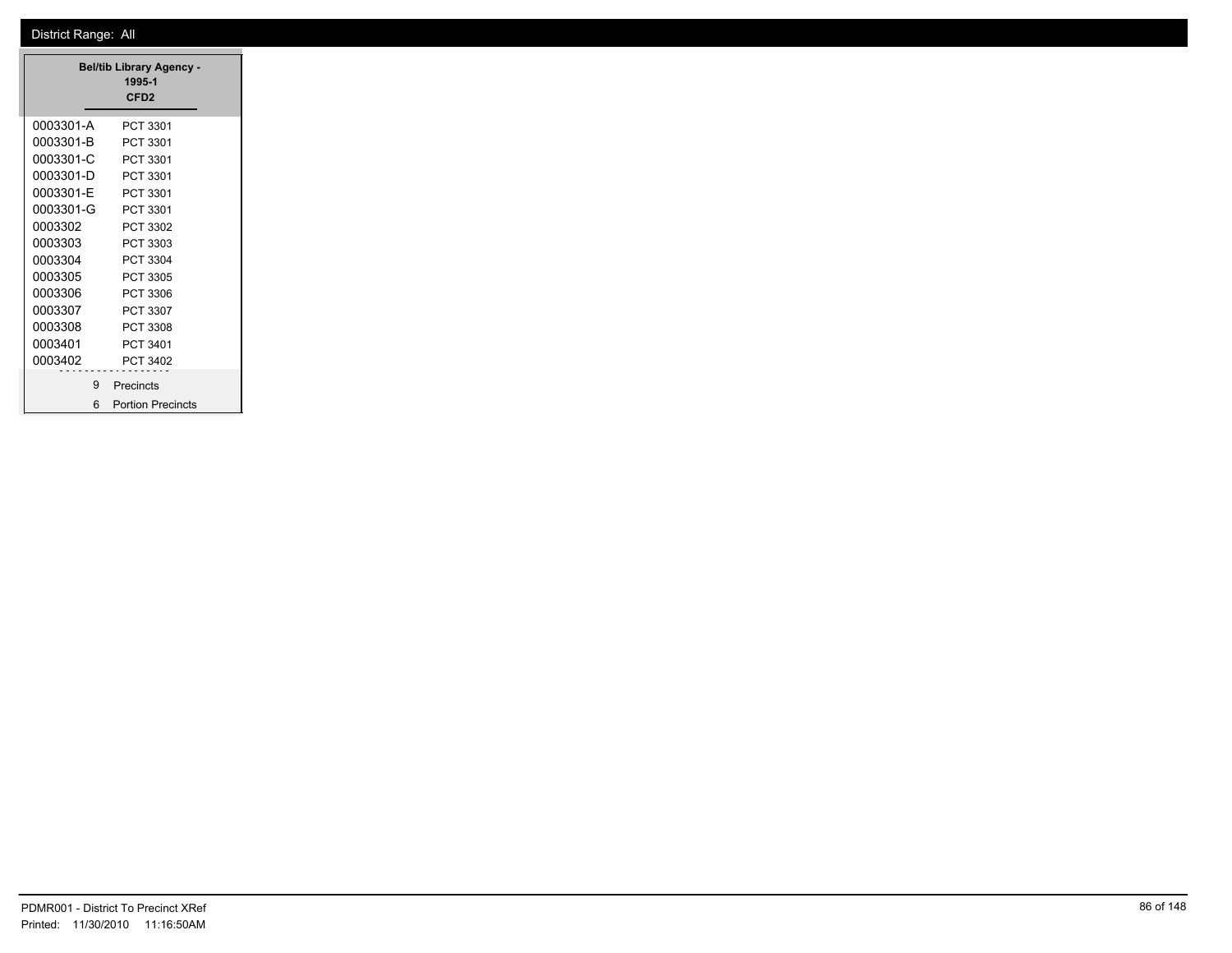District Range: All

| Bel/tib Library Agency - 1995-1 CFD2 | |
|---|---|
| 0003301-A | PCT 3301 |
| 0003301-B | PCT 3301 |
| 0003301-C | PCT 3301 |
| 0003301-D | PCT 3301 |
| 0003301-E | PCT 3301 |
| 0003301-G | PCT 3301 |
| 0003302 | PCT 3302 |
| 0003303 | PCT 3303 |
| 0003304 | PCT 3304 |
| 0003305 | PCT 3305 |
| 0003306 | PCT 3306 |
| 0003307 | PCT 3307 |
| 0003308 | PCT 3308 |
| 0003401 | PCT 3401 |
| 0003402 | PCT 3402 |
| 9 | Precincts |
| 6 | Portion Precincts |

PDMR001 - District To Precinct XRef
Printed: 11/30/2010 11:16:50AM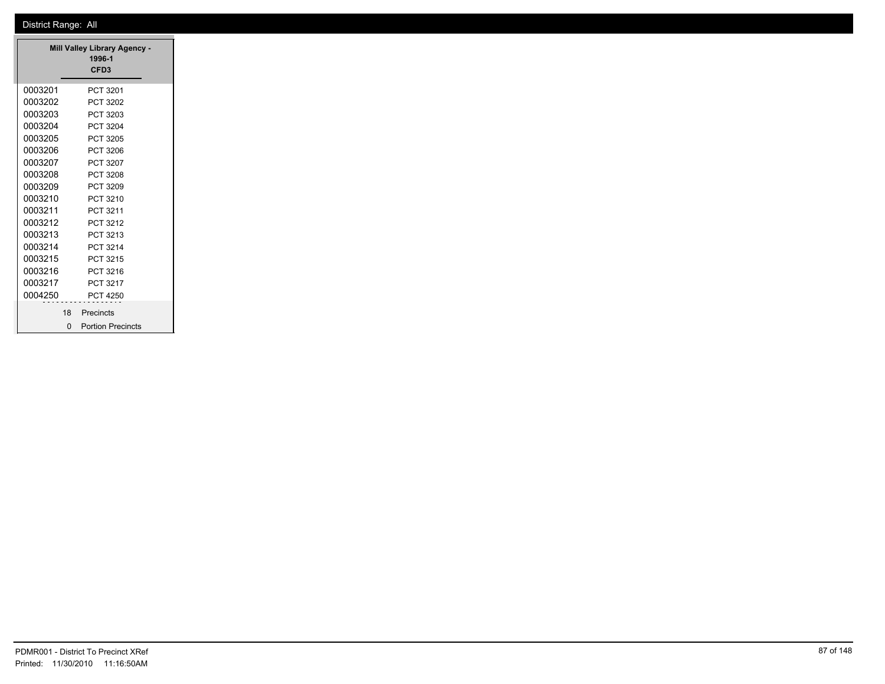District Range: All

| Mill Valley Library Agency - 1996-1 CFD3 | |
|---|---|
| 0003201 | PCT 3201 |
| 0003202 | PCT 3202 |
| 0003203 | PCT 3203 |
| 0003204 | PCT 3204 |
| 0003205 | PCT 3205 |
| 0003206 | PCT 3206 |
| 0003207 | PCT 3207 |
| 0003208 | PCT 3208 |
| 0003209 | PCT 3209 |
| 0003210 | PCT 3210 |
| 0003211 | PCT 3211 |
| 0003212 | PCT 3212 |
| 0003213 | PCT 3213 |
| 0003214 | PCT 3214 |
| 0003215 | PCT 3215 |
| 0003216 | PCT 3216 |
| 0003217 | PCT 3217 |
| 0004250 | PCT 4250 |
| 18 | Precincts |
| 0 | Portion Precincts |

PDMR001 - District To Precinct XRef
Printed: 11/30/2010 11:16:50AM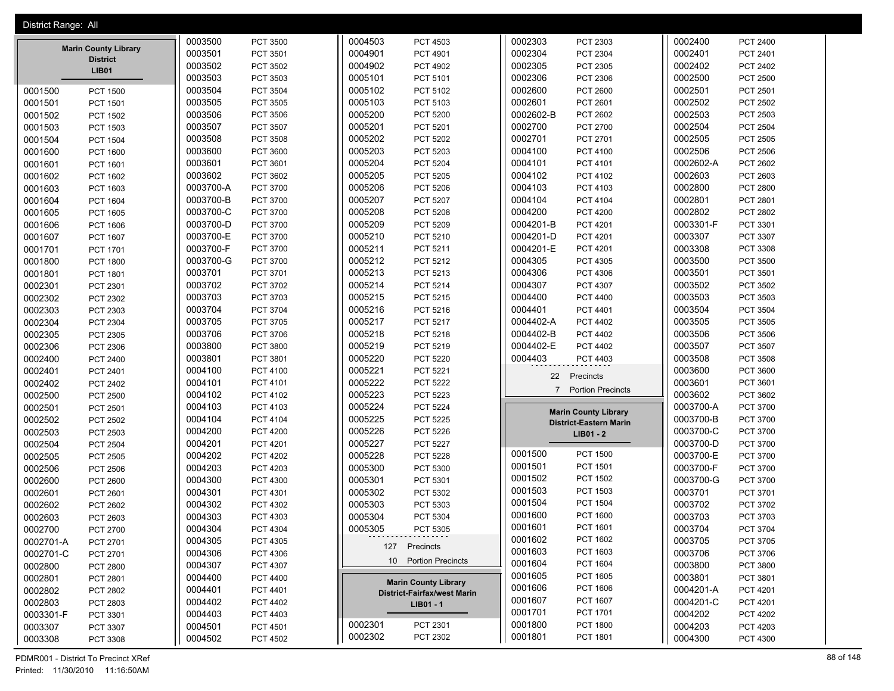District Range: All

### Marin County Library District LIB01

| Precinct | Name |
|---|---|
| 0001500 | PCT 1500 |
| 0001501 | PCT 1501 |
| 0001502 | PCT 1502 |
| 0001503 | PCT 1503 |
| 0001504 | PCT 1504 |
| 0001600 | PCT 1600 |
| 0001601 | PCT 1601 |
| 0001602 | PCT 1602 |
| 0001603 | PCT 1603 |
| 0001604 | PCT 1604 |
| 0001605 | PCT 1605 |
| 0001606 | PCT 1606 |
| 0001607 | PCT 1607 |
| 0001701 | PCT 1701 |
| 0001800 | PCT 1800 |
| 0001801 | PCT 1801 |
| 0002301 | PCT 2301 |
| 0002302 | PCT 2302 |
| 0002303 | PCT 2303 |
| 0002304 | PCT 2304 |
| 0002305 | PCT 2305 |
| 0002306 | PCT 2306 |
| 0002400 | PCT 2400 |
| 0002401 | PCT 2401 |
| 0002402 | PCT 2402 |
| 0002500 | PCT 2500 |
| 0002501 | PCT 2501 |
| 0002502 | PCT 2502 |
| 0002503 | PCT 2503 |
| 0002504 | PCT 2504 |
| 0002505 | PCT 2505 |
| 0002506 | PCT 2506 |
| 0002600 | PCT 2600 |
| 0002601 | PCT 2601 |
| 0002602 | PCT 2602 |
| 0002603 | PCT 2603 |
| 0002700 | PCT 2700 |
| 0002701-A | PCT 2701 |
| 0002701-C | PCT 2701 |
| 0002800 | PCT 2800 |
| 0002801 | PCT 2801 |
| 0002802 | PCT 2802 |
| 0002803 | PCT 2803 |
| 0003301-F | PCT 3301 |
| 0003307 | PCT 3307 |
| 0003308 | PCT 3308 |
| 0003500 | PCT 3500 |
| 0003501 | PCT 3501 |
| 0003502 | PCT 3502 |
| 0003503 | PCT 3503 |
| 0003504 | PCT 3504 |
| 0003505 | PCT 3505 |
| 0003506 | PCT 3506 |
| 0003507 | PCT 3507 |
| 0003508 | PCT 3508 |
| 0003600 | PCT 3600 |
| 0003601 | PCT 3601 |
| 0003602 | PCT 3602 |
| 0003700-A | PCT 3700 |
| 0003700-B | PCT 3700 |
| 0003700-C | PCT 3700 |
| 0003700-D | PCT 3700 |
| 0003700-E | PCT 3700 |
| 0003700-F | PCT 3700 |
| 0003700-G | PCT 3700 |
| 0003701 | PCT 3701 |
| 0003702 | PCT 3702 |
| 0003703 | PCT 3703 |
| 0003704 | PCT 3704 |
| 0003705 | PCT 3705 |
| 0003706 | PCT 3706 |
| 0003800 | PCT 3800 |
| 0003801 | PCT 3801 |
| 0004100 | PCT 4100 |
| 0004101 | PCT 4101 |
| 0004102 | PCT 4102 |
| 0004103 | PCT 4103 |
| 0004104 | PCT 4104 |
| 0004200 | PCT 4200 |
| 0004201 | PCT 4201 |
| 0004202 | PCT 4202 |
| 0004203 | PCT 4203 |
| 0004300 | PCT 4300 |
| 0004301 | PCT 4301 |
| 0004302 | PCT 4302 |
| 0004303 | PCT 4303 |
| 0004304 | PCT 4304 |
| 0004305 | PCT 4305 |
| 0004306 | PCT 4306 |
| 0004307 | PCT 4307 |
| 0004400 | PCT 4400 |
| 0004401 | PCT 4401 |
| 0004402 | PCT 4402 |
| 0004403 | PCT 4403 |
| 0004501 | PCT 4501 |
| 0004502 | PCT 4502 |
| 0004503 | PCT 4503 |
| 0004901 | PCT 4901 |
| 0004902 | PCT 4902 |
| 0005101 | PCT 5101 |
| 0005102 | PCT 5102 |
| 0005103 | PCT 5103 |
| 0005200 | PCT 5200 |
| 0005201 | PCT 5201 |
| 0005202 | PCT 5202 |
| 0005203 | PCT 5203 |
| 0005204 | PCT 5204 |
| 0005205 | PCT 5205 |
| 0005206 | PCT 5206 |
| 0005207 | PCT 5207 |
| 0005208 | PCT 5208 |
| 0005209 | PCT 5209 |
| 0005210 | PCT 5210 |
| 0005211 | PCT 5211 |
| 0005212 | PCT 5212 |
| 0005213 | PCT 5213 |
| 0005214 | PCT 5214 |
| 0005215 | PCT 5215 |
| 0005216 | PCT 5216 |
| 0005217 | PCT 5217 |
| 0005218 | PCT 5218 |
| 0005219 | PCT 5219 |
| 0005220 | PCT 5220 |
| 0005221 | PCT 5221 |
| 0005222 | PCT 5222 |
| 0005223 | PCT 5223 |
| 0005224 | PCT 5224 |
| 0005225 | PCT 5225 |
| 0005226 | PCT 5226 |
| 0005227 | PCT 5227 |
| 0005228 | PCT 5228 |
| 0005300 | PCT 5300 |
| 0005301 | PCT 5301 |
| 0005302 | PCT 5302 |
| 0005303 | PCT 5303 |
| 0005304 | PCT 5304 |
| 0005305 | PCT 5305 |

127 Precincts
10 Portion Precincts

### Marin County Library District-Fairfax/west Marin LIB01 - 1

| Precinct | Name |
|---|---|
| 0002301 | PCT 2301 |
| 0002302 | PCT 2302 |
| 0002303 | PCT 2303 |
| 0002304 | PCT 2304 |
| 0002305 | PCT 2305 |
| 0002306 | PCT 2306 |
| 0002600 | PCT 2600 |
| 0002601 | PCT 2601 |
| 0002602-B | PCT 2602 |
| 0002700 | PCT 2700 |
| 0002701 | PCT 2701 |
| 0004100 | PCT 4100 |
| 0004101 | PCT 4101 |
| 0004102 | PCT 4102 |
| 0004103 | PCT 4103 |
| 0004104 | PCT 4104 |
| 0004200 | PCT 4200 |
| 0004201-B | PCT 4201 |
| 0004201-D | PCT 4201 |
| 0004201-E | PCT 4201 |
| 0004305 | PCT 4305 |
| 0004306 | PCT 4306 |
| 0004307 | PCT 4307 |
| 0004400 | PCT 4400 |
| 0004401 | PCT 4401 |
| 0004402-A | PCT 4402 |
| 0004402-B | PCT 4402 |
| 0004402-E | PCT 4402 |
| 0004403 | PCT 4403 |

22 Precincts
7 Portion Precincts

### Marin County Library District-Eastern Marin LIB01 - 2

| Precinct | Name |
|---|---|
| 0001500 | PCT 1500 |
| 0001501 | PCT 1501 |
| 0001502 | PCT 1502 |
| 0001503 | PCT 1503 |
| 0001504 | PCT 1504 |
| 0001600 | PCT 1600 |
| 0001601 | PCT 1601 |
| 0001602 | PCT 1602 |
| 0001603 | PCT 1603 |
| 0001604 | PCT 1604 |
| 0001605 | PCT 1605 |
| 0001606 | PCT 1606 |
| 0001607 | PCT 1607 |
| 0001701 | PCT 1701 |
| 0001800 | PCT 1800 |
| 0001801 | PCT 1801 |
| 0002400 | PCT 2400 |
| 0002401 | PCT 2401 |
| 0002402 | PCT 2402 |
| 0002500 | PCT 2500 |
| 0002501 | PCT 2501 |
| 0002502 | PCT 2502 |
| 0002503 | PCT 2503 |
| 0002504 | PCT 2504 |
| 0002505 | PCT 2505 |
| 0002506 | PCT 2506 |
| 0002602-A | PCT 2602 |
| 0002603 | PCT 2603 |
| 0002800 | PCT 2800 |
| 0002801 | PCT 2801 |
| 0002802 | PCT 2802 |
| 0003301-F | PCT 3301 |
| 0003307 | PCT 3307 |
| 0003308 | PCT 3308 |
| 0003500 | PCT 3500 |
| 0003501 | PCT 3501 |
| 0003502 | PCT 3502 |
| 0003503 | PCT 3503 |
| 0003504 | PCT 3504 |
| 0003505 | PCT 3505 |
| 0003506 | PCT 3506 |
| 0003507 | PCT 3507 |
| 0003508 | PCT 3508 |
| 0003600 | PCT 3600 |
| 0003601 | PCT 3601 |
| 0003602 | PCT 3602 |
| 0003700-A | PCT 3700 |
| 0003700-B | PCT 3700 |
| 0003700-C | PCT 3700 |
| 0003700-D | PCT 3700 |
| 0003700-E | PCT 3700 |
| 0003700-F | PCT 3700 |
| 0003700-G | PCT 3700 |
| 0003701 | PCT 3701 |
| 0003702 | PCT 3702 |
| 0003703 | PCT 3703 |
| 0003704 | PCT 3704 |
| 0003705 | PCT 3705 |
| 0003706 | PCT 3706 |
| 0003800 | PCT 3800 |
| 0003801 | PCT 3801 |
| 0004201-A | PCT 4201 |
| 0004201-C | PCT 4201 |
| 0004202 | PCT 4202 |
| 0004203 | PCT 4203 |
| 0004300 | PCT 4300 |

PDMR001 - District To Precinct XRef
Printed: 11/30/2010 11:16:50AM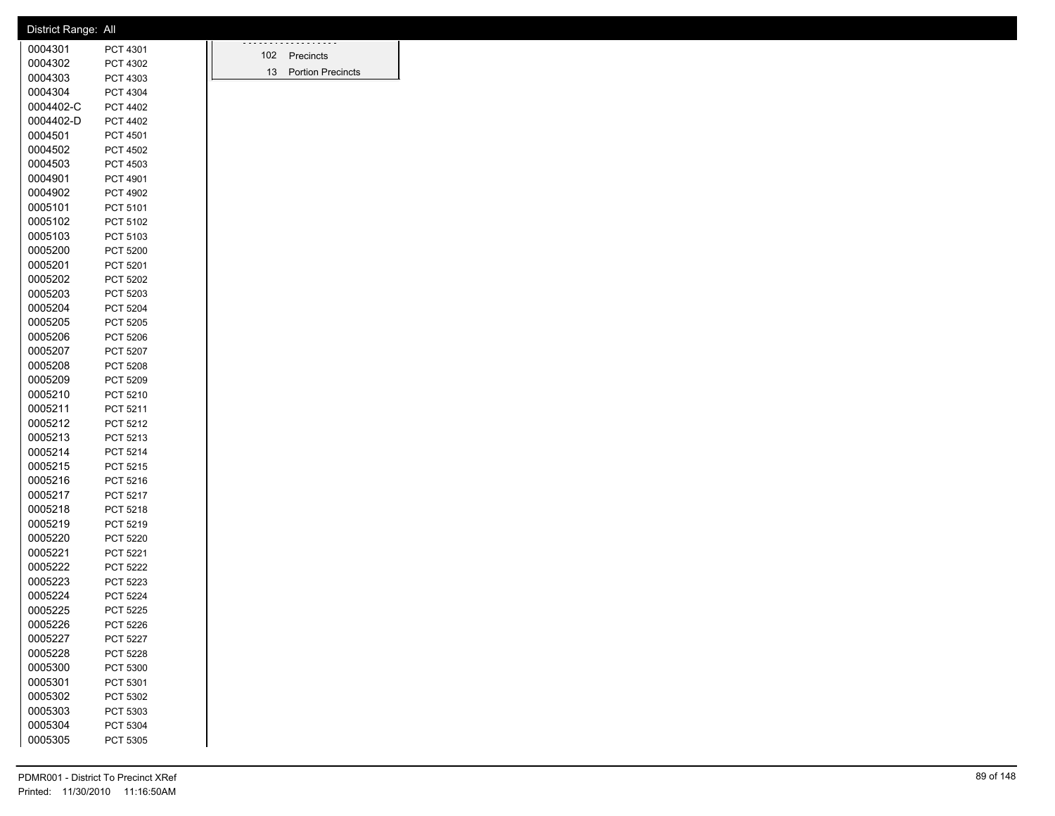District Range: All

| District | Precinct |
|---|---|
| 0004301 | PCT 4301 |
| 0004302 | PCT 4302 |
| 0004303 | PCT 4303 |
| 0004304 | PCT 4304 |
| 0004402-C | PCT 4402 |
| 0004402-D | PCT 4402 |
| 0004501 | PCT 4501 |
| 0004502 | PCT 4502 |
| 0004503 | PCT 4503 |
| 0004901 | PCT 4901 |
| 0004902 | PCT 4902 |
| 0005101 | PCT 5101 |
| 0005102 | PCT 5102 |
| 0005103 | PCT 5103 |
| 0005200 | PCT 5200 |
| 0005201 | PCT 5201 |
| 0005202 | PCT 5202 |
| 0005203 | PCT 5203 |
| 0005204 | PCT 5204 |
| 0005205 | PCT 5205 |
| 0005206 | PCT 5206 |
| 0005207 | PCT 5207 |
| 0005208 | PCT 5208 |
| 0005209 | PCT 5209 |
| 0005210 | PCT 5210 |
| 0005211 | PCT 5211 |
| 0005212 | PCT 5212 |
| 0005213 | PCT 5213 |
| 0005214 | PCT 5214 |
| 0005215 | PCT 5215 |
| 0005216 | PCT 5216 |
| 0005217 | PCT 5217 |
| 0005218 | PCT 5218 |
| 0005219 | PCT 5219 |
| 0005220 | PCT 5220 |
| 0005221 | PCT 5221 |
| 0005222 | PCT 5222 |
| 0005223 | PCT 5223 |
| 0005224 | PCT 5224 |
| 0005225 | PCT 5225 |
| 0005226 | PCT 5226 |
| 0005227 | PCT 5227 |
| 0005228 | PCT 5228 |
| 0005300 | PCT 5300 |
| 0005301 | PCT 5301 |
| 0005302 | PCT 5302 |
| 0005303 | PCT 5303 |
| 0005304 | PCT 5304 |
| 0005305 | PCT 5305 |

| Count | Type |
|---|---|
| 102 | Precincts |
| 13 | Portion Precincts |

PDMR001 - District To Precinct XRef
Printed: 11/30/2010 11:16:50AM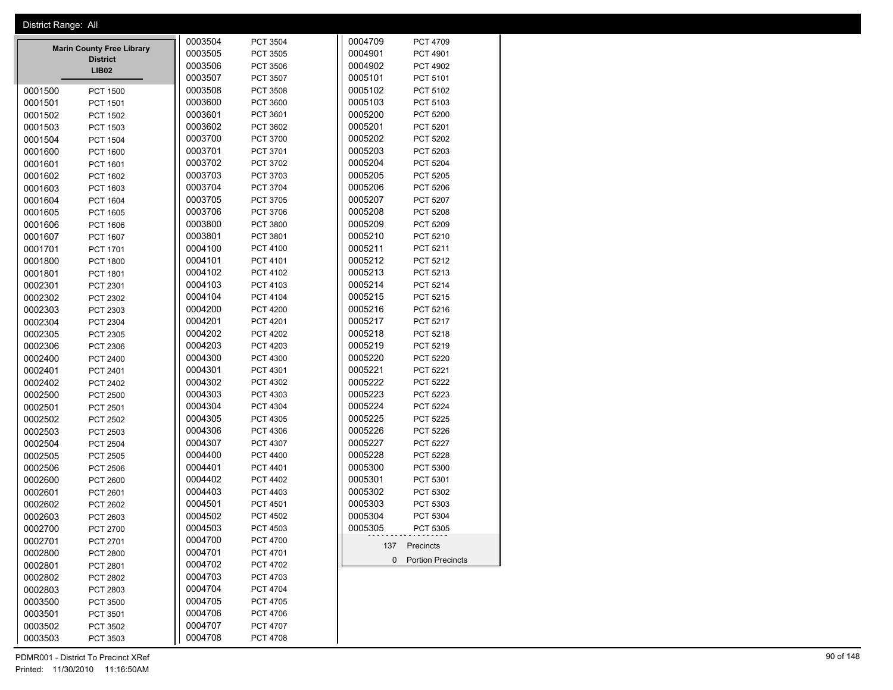District Range: All

**Marin County Free Library District**
**LIB02**

| Precinct | Name |
|---|---|
| 0001500 | PCT 1500 |
| 0001501 | PCT 1501 |
| 0001502 | PCT 1502 |
| 0001503 | PCT 1503 |
| 0001504 | PCT 1504 |
| 0001600 | PCT 1600 |
| 0001601 | PCT 1601 |
| 0001602 | PCT 1602 |
| 0001603 | PCT 1603 |
| 0001604 | PCT 1604 |
| 0001605 | PCT 1605 |
| 0001606 | PCT 1606 |
| 0001607 | PCT 1607 |
| 0001701 | PCT 1701 |
| 0001800 | PCT 1800 |
| 0001801 | PCT 1801 |
| 0002301 | PCT 2301 |
| 0002302 | PCT 2302 |
| 0002303 | PCT 2303 |
| 0002304 | PCT 2304 |
| 0002305 | PCT 2305 |
| 0002306 | PCT 2306 |
| 0002400 | PCT 2400 |
| 0002401 | PCT 2401 |
| 0002402 | PCT 2402 |
| 0002500 | PCT 2500 |
| 0002501 | PCT 2501 |
| 0002502 | PCT 2502 |
| 0002503 | PCT 2503 |
| 0002504 | PCT 2504 |
| 0002505 | PCT 2505 |
| 0002506 | PCT 2506 |
| 0002600 | PCT 2600 |
| 0002601 | PCT 2601 |
| 0002602 | PCT 2602 |
| 0002603 | PCT 2603 |
| 0002700 | PCT 2700 |
| 0002701 | PCT 2701 |
| 0002800 | PCT 2800 |
| 0002801 | PCT 2801 |
| 0002802 | PCT 2802 |
| 0002803 | PCT 2803 |
| 0003500 | PCT 3500 |
| 0003501 | PCT 3501 |
| 0003502 | PCT 3502 |
| 0003503 | PCT 3503 |
| 0003504 | PCT 3504 |
| 0003505 | PCT 3505 |
| 0003506 | PCT 3506 |
| 0003507 | PCT 3507 |
| 0003508 | PCT 3508 |
| 0003600 | PCT 3600 |
| 0003601 | PCT 3601 |
| 0003602 | PCT 3602 |
| 0003700 | PCT 3700 |
| 0003701 | PCT 3701 |
| 0003702 | PCT 3702 |
| 0003703 | PCT 3703 |
| 0003704 | PCT 3704 |
| 0003705 | PCT 3705 |
| 0003706 | PCT 3706 |
| 0003800 | PCT 3800 |
| 0003801 | PCT 3801 |
| 0004100 | PCT 4100 |
| 0004101 | PCT 4101 |
| 0004102 | PCT 4102 |
| 0004103 | PCT 4103 |
| 0004104 | PCT 4104 |
| 0004200 | PCT 4200 |
| 0004201 | PCT 4201 |
| 0004202 | PCT 4202 |
| 0004203 | PCT 4203 |
| 0004300 | PCT 4300 |
| 0004301 | PCT 4301 |
| 0004302 | PCT 4302 |
| 0004303 | PCT 4303 |
| 0004304 | PCT 4304 |
| 0004305 | PCT 4305 |
| 0004306 | PCT 4306 |
| 0004307 | PCT 4307 |
| 0004400 | PCT 4400 |
| 0004401 | PCT 4401 |
| 0004402 | PCT 4402 |
| 0004403 | PCT 4403 |
| 0004501 | PCT 4501 |
| 0004502 | PCT 4502 |
| 0004503 | PCT 4503 |
| 0004700 | PCT 4700 |
| 0004701 | PCT 4701 |
| 0004702 | PCT 4702 |
| 0004703 | PCT 4703 |
| 0004704 | PCT 4704 |
| 0004705 | PCT 4705 |
| 0004706 | PCT 4706 |
| 0004707 | PCT 4707 |
| 0004708 | PCT 4708 |
| 0004709 | PCT 4709 |
| 0004901 | PCT 4901 |
| 0004902 | PCT 4902 |
| 0005101 | PCT 5101 |
| 0005102 | PCT 5102 |
| 0005103 | PCT 5103 |
| 0005200 | PCT 5200 |
| 0005201 | PCT 5201 |
| 0005202 | PCT 5202 |
| 0005203 | PCT 5203 |
| 0005204 | PCT 5204 |
| 0005205 | PCT 5205 |
| 0005206 | PCT 5206 |
| 0005207 | PCT 5207 |
| 0005208 | PCT 5208 |
| 0005209 | PCT 5209 |
| 0005210 | PCT 5210 |
| 0005211 | PCT 5211 |
| 0005212 | PCT 5212 |
| 0005213 | PCT 5213 |
| 0005214 | PCT 5214 |
| 0005215 | PCT 5215 |
| 0005216 | PCT 5216 |
| 0005217 | PCT 5217 |
| 0005218 | PCT 5218 |
| 0005219 | PCT 5219 |
| 0005220 | PCT 5220 |
| 0005221 | PCT 5221 |
| 0005222 | PCT 5222 |
| 0005223 | PCT 5223 |
| 0005224 | PCT 5224 |
| 0005225 | PCT 5225 |
| 0005226 | PCT 5226 |
| 0005227 | PCT 5227 |
| 0005228 | PCT 5228 |
| 0005300 | PCT 5300 |
| 0005301 | PCT 5301 |
| 0005302 | PCT 5302 |
| 0005303 | PCT 5303 |
| 0005304 | PCT 5304 |
| 0005305 | PCT 5305 |

137 Precincts

0 Portion Precincts

PDMR001 - District To Precinct XRef
Printed: 11/30/2010 11:16:50AM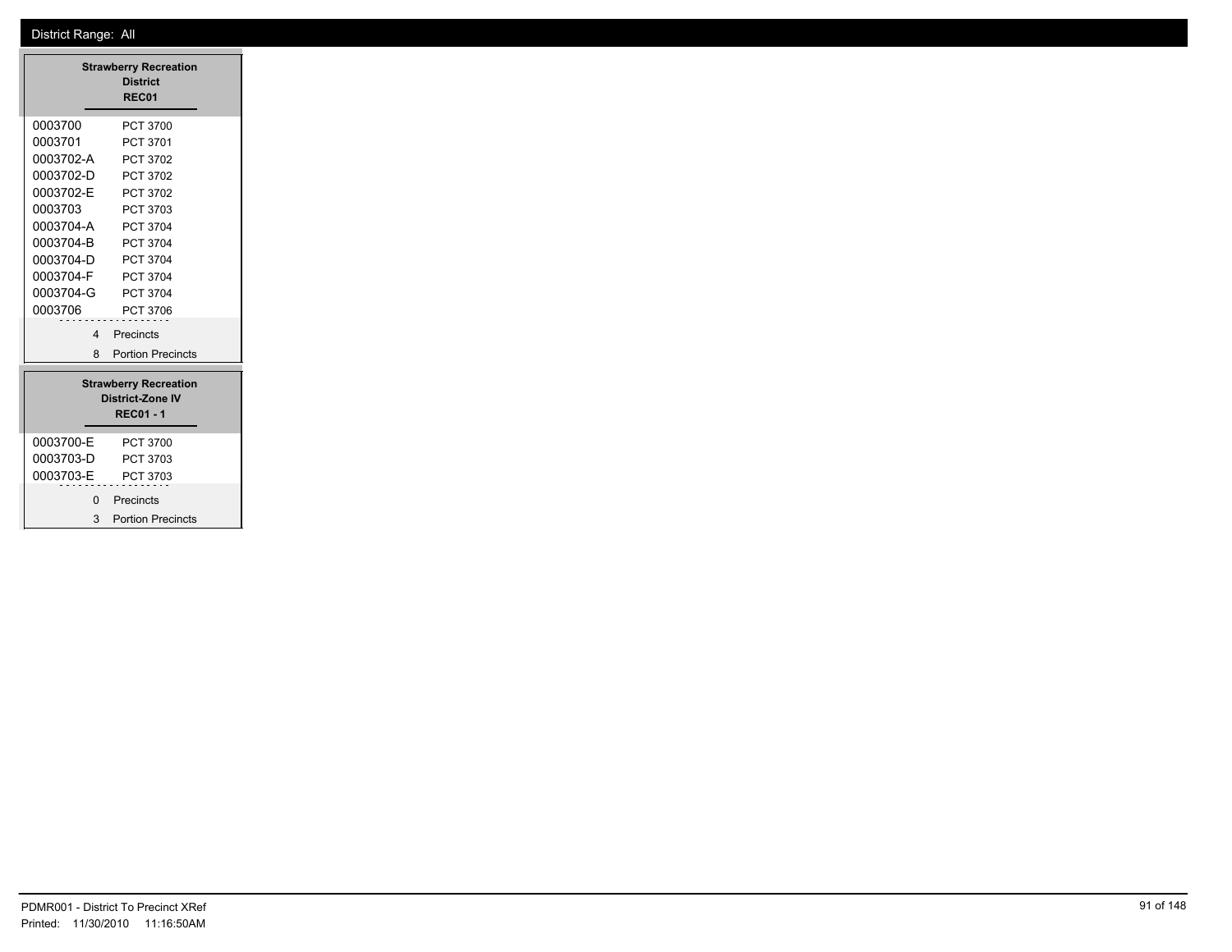District Range: All

## Strawberry Recreation District
### REC01

| | |
|---|---|
| 0003700 | PCT 3700 |
| 0003701 | PCT 3701 |
| 0003702-A | PCT 3702 |
| 0003702-D | PCT 3702 |
| 0003702-E | PCT 3702 |
| 0003703 | PCT 3703 |
| 0003704-A | PCT 3704 |
| 0003704-B | PCT 3704 |
| 0003704-D | PCT 3704 |
| 0003704-F | PCT 3704 |
| 0003704-G | PCT 3704 |
| 0003706 | PCT 3706 |

4 Precincts

8 Portion Precincts

## Strawberry Recreation District-Zone IV
### REC01 - 1

| | |
|---|---|
| 0003700-E | PCT 3700 |
| 0003703-D | PCT 3703 |
| 0003703-E | PCT 3703 |

0 Precincts

3 Portion Precincts

PDMR001 - District To Precinct XRef

Printed: 11/30/2010 11:16:50AM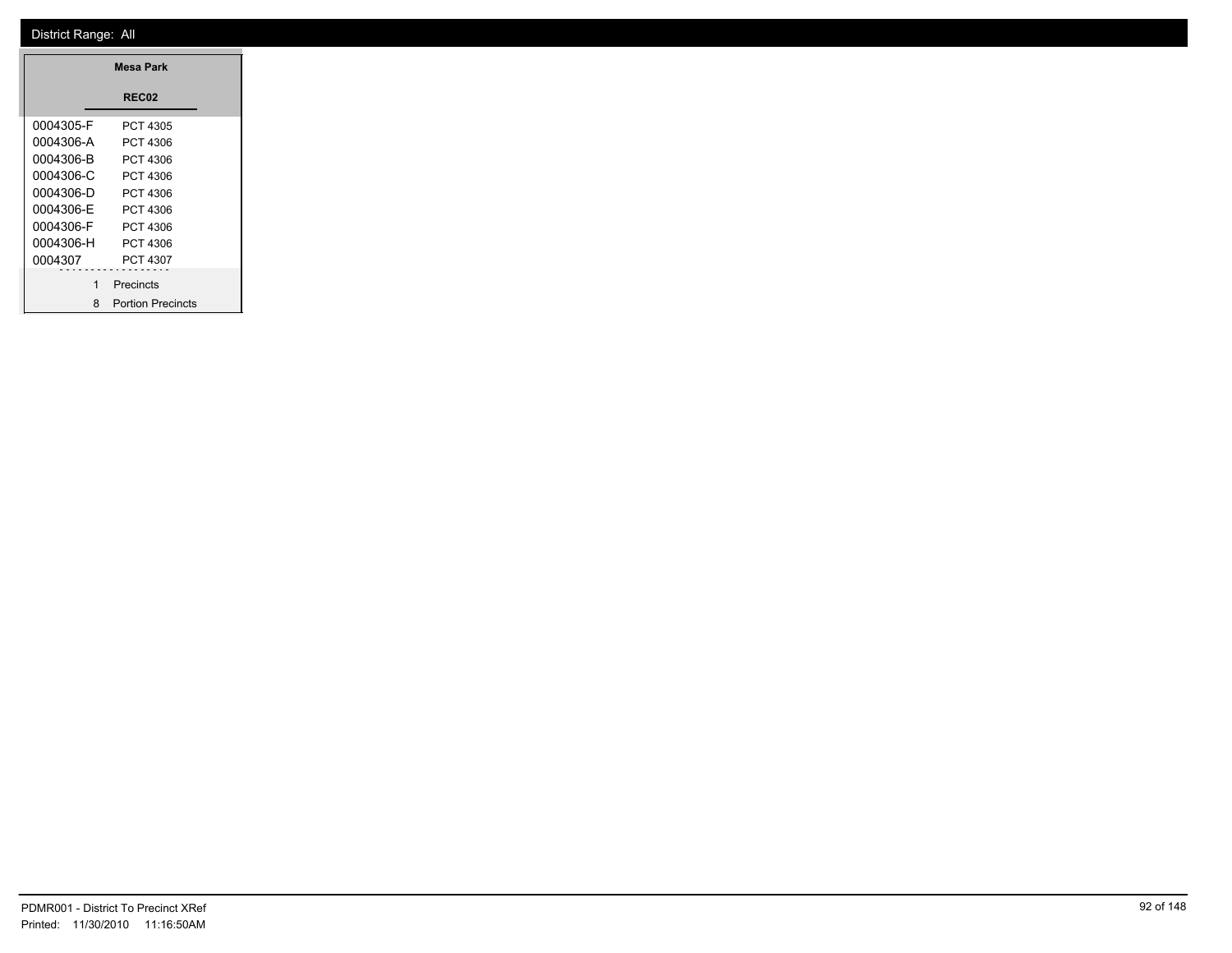District Range: All

| Mesa Park | |
|---|---|
| REC02 | |
| 0004305-F | PCT 4305 |
| 0004306-A | PCT 4306 |
| 0004306-B | PCT 4306 |
| 0004306-C | PCT 4306 |
| 0004306-D | PCT 4306 |
| 0004306-E | PCT 4306 |
| 0004306-F | PCT 4306 |
| 0004306-H | PCT 4306 |
| 0004307 | PCT 4307 |
| 1 | Precincts |
| 8 | Portion Precincts |

PDMR001 - District To Precinct XRef
Printed: 11/30/2010 11:16:50AM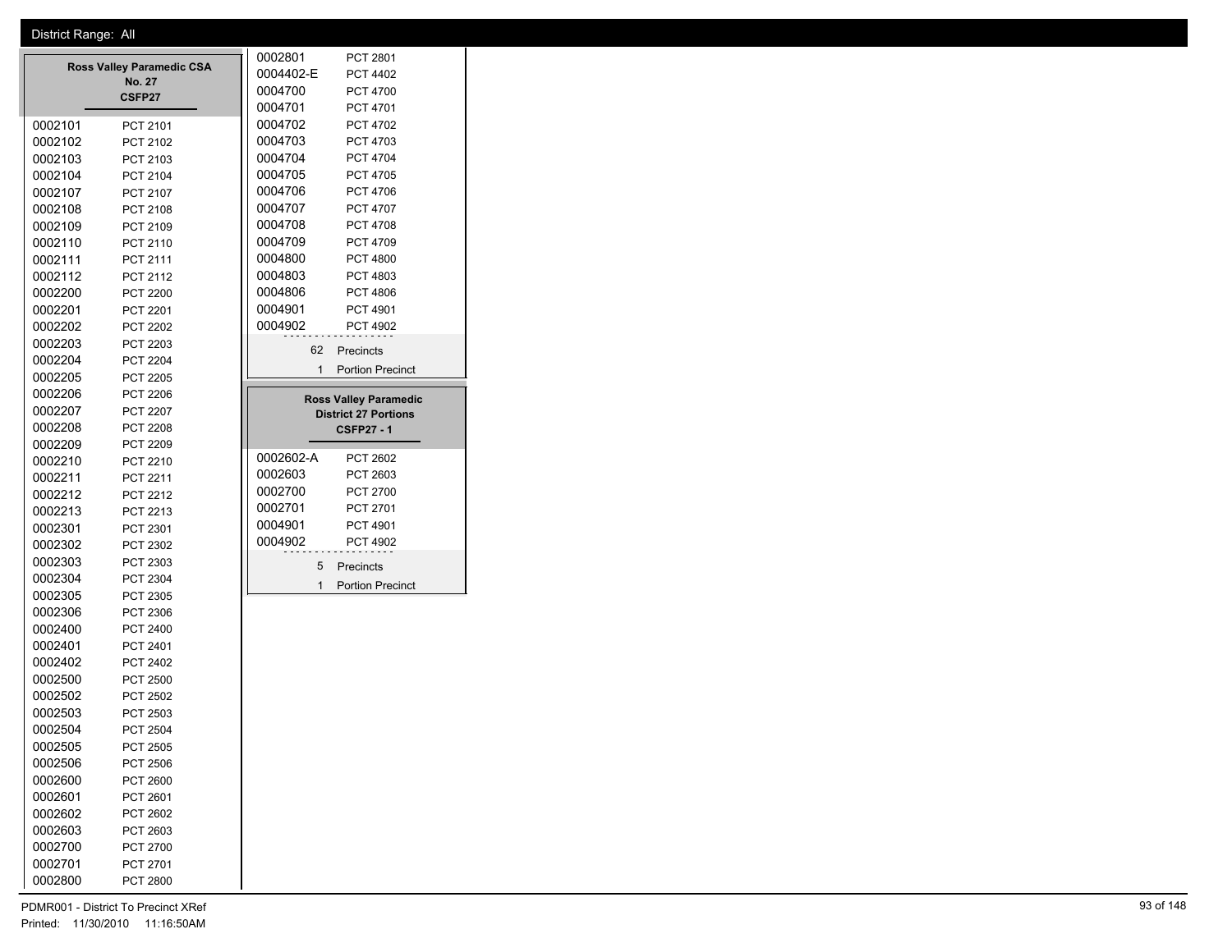District Range: All

## Ross Valley Paramedic CSA No. 27
### CSFP27

| Precinct | Name |
|---|---|
| 0002101 | PCT 2101 |
| 0002102 | PCT 2102 |
| 0002103 | PCT 2103 |
| 0002104 | PCT 2104 |
| 0002107 | PCT 2107 |
| 0002108 | PCT 2108 |
| 0002109 | PCT 2109 |
| 0002110 | PCT 2110 |
| 0002111 | PCT 2111 |
| 0002112 | PCT 2112 |
| 0002200 | PCT 2200 |
| 0002201 | PCT 2201 |
| 0002202 | PCT 2202 |
| 0002203 | PCT 2203 |
| 0002204 | PCT 2204 |
| 0002205 | PCT 2205 |
| 0002206 | PCT 2206 |
| 0002207 | PCT 2207 |
| 0002208 | PCT 2208 |
| 0002209 | PCT 2209 |
| 0002210 | PCT 2210 |
| 0002211 | PCT 2211 |
| 0002212 | PCT 2212 |
| 0002213 | PCT 2213 |
| 0002301 | PCT 2301 |
| 0002302 | PCT 2302 |
| 0002303 | PCT 2303 |
| 0002304 | PCT 2304 |
| 0002305 | PCT 2305 |
| 0002306 | PCT 2306 |
| 0002400 | PCT 2400 |
| 0002401 | PCT 2401 |
| 0002402 | PCT 2402 |
| 0002500 | PCT 2500 |
| 0002502 | PCT 2502 |
| 0002503 | PCT 2503 |
| 0002504 | PCT 2504 |
| 0002505 | PCT 2505 |
| 0002506 | PCT 2506 |
| 0002600 | PCT 2600 |
| 0002601 | PCT 2601 |
| 0002602 | PCT 2602 |
| 0002603 | PCT 2603 |
| 0002700 | PCT 2700 |
| 0002701 | PCT 2701 |
| 0002800 | PCT 2800 |
| 0002801 | PCT 2801 |
| 0004402-E | PCT 4402 |
| 0004700 | PCT 4700 |
| 0004701 | PCT 4701 |
| 0004702 | PCT 4702 |
| 0004703 | PCT 4703 |
| 0004704 | PCT 4704 |
| 0004705 | PCT 4705 |
| 0004706 | PCT 4706 |
| 0004707 | PCT 4707 |
| 0004708 | PCT 4708 |
| 0004709 | PCT 4709 |
| 0004800 | PCT 4800 |
| 0004803 | PCT 4803 |
| 0004806 | PCT 4806 |
| 0004901 | PCT 4901 |
| 0004902 | PCT 4902 |

62 Precincts
1 Portion Precinct

## Ross Valley Paramedic District 27 Portions
### CSFP27 - 1

| Precinct | Name |
|---|---|
| 0002602-A | PCT 2602 |
| 0002603 | PCT 2603 |
| 0002700 | PCT 2700 |
| 0002701 | PCT 2701 |
| 0004901 | PCT 4901 |
| 0004902 | PCT 4902 |

5 Precincts
1 Portion Precinct

PDMR001 - District To Precinct XRef
Printed: 11/30/2010 11:16:50AM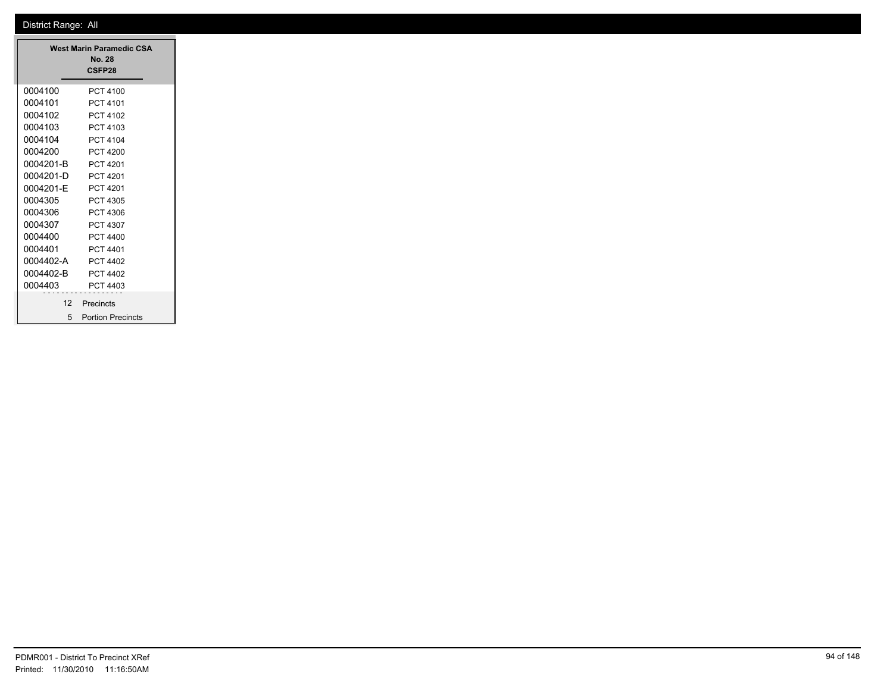District Range: All

**West Marin Paramedic CSA No. 28**
**CSFP28**

| Precinct | Name |
|---|---|
| 0004100 | PCT 4100 |
| 0004101 | PCT 4101 |
| 0004102 | PCT 4102 |
| 0004103 | PCT 4103 |
| 0004104 | PCT 4104 |
| 0004200 | PCT 4200 |
| 0004201-B | PCT 4201 |
| 0004201-D | PCT 4201 |
| 0004201-E | PCT 4201 |
| 0004305 | PCT 4305 |
| 0004306 | PCT 4306 |
| 0004307 | PCT 4307 |
| 0004400 | PCT 4400 |
| 0004401 | PCT 4401 |
| 0004402-A | PCT 4402 |
| 0004402-B | PCT 4402 |
| 0004403 | PCT 4403 |

12 Precincts
5 Portion Precincts

PDMR001 - District To Precinct XRef
Printed: 11/30/2010 11:16:50AM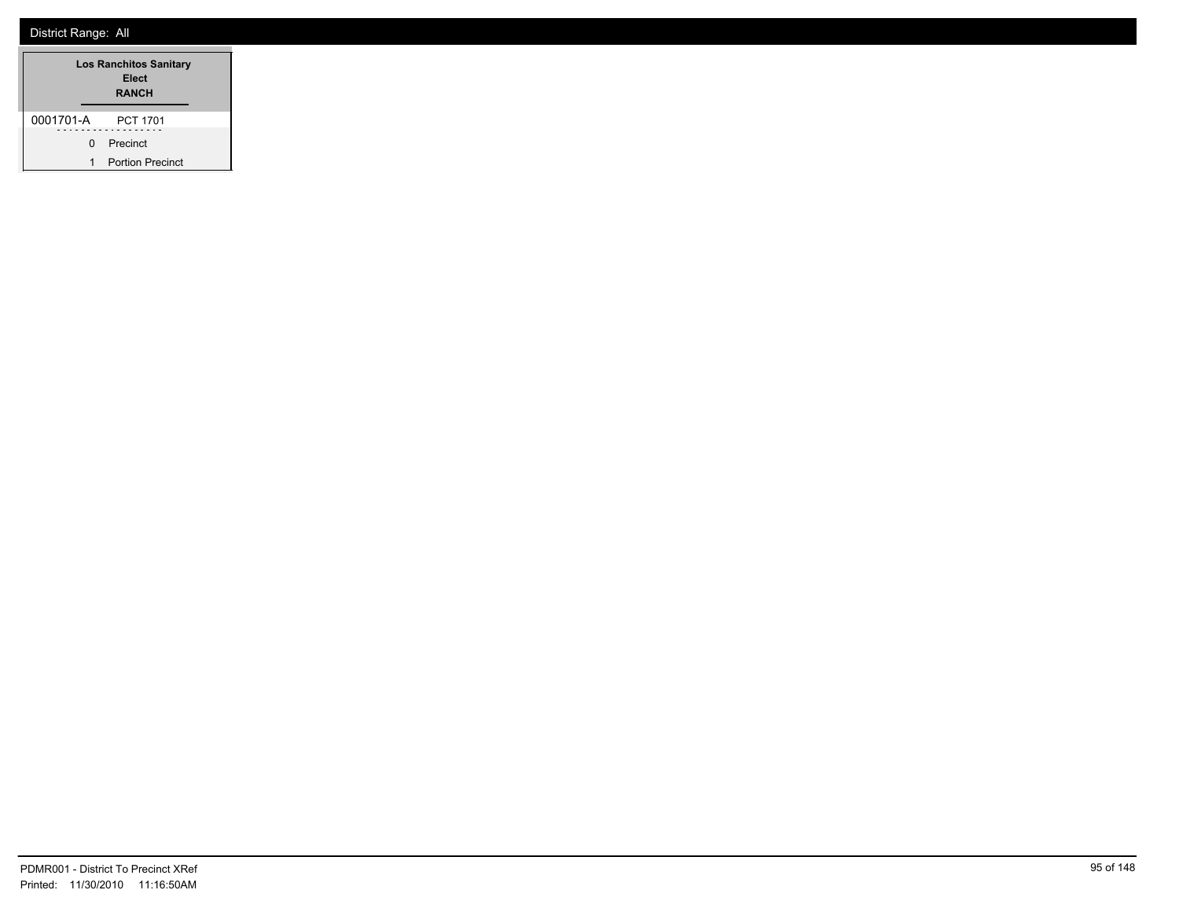District Range: All

| Los Ranchitos Sanitary Elect RANCH | |
|---|---|
| 0001701-A | PCT 1701 |
| 0 | Precinct |
| 1 | Portion Precinct |

PDMR001 - District To Precinct XRef
Printed: 11/30/2010 11:16:50AM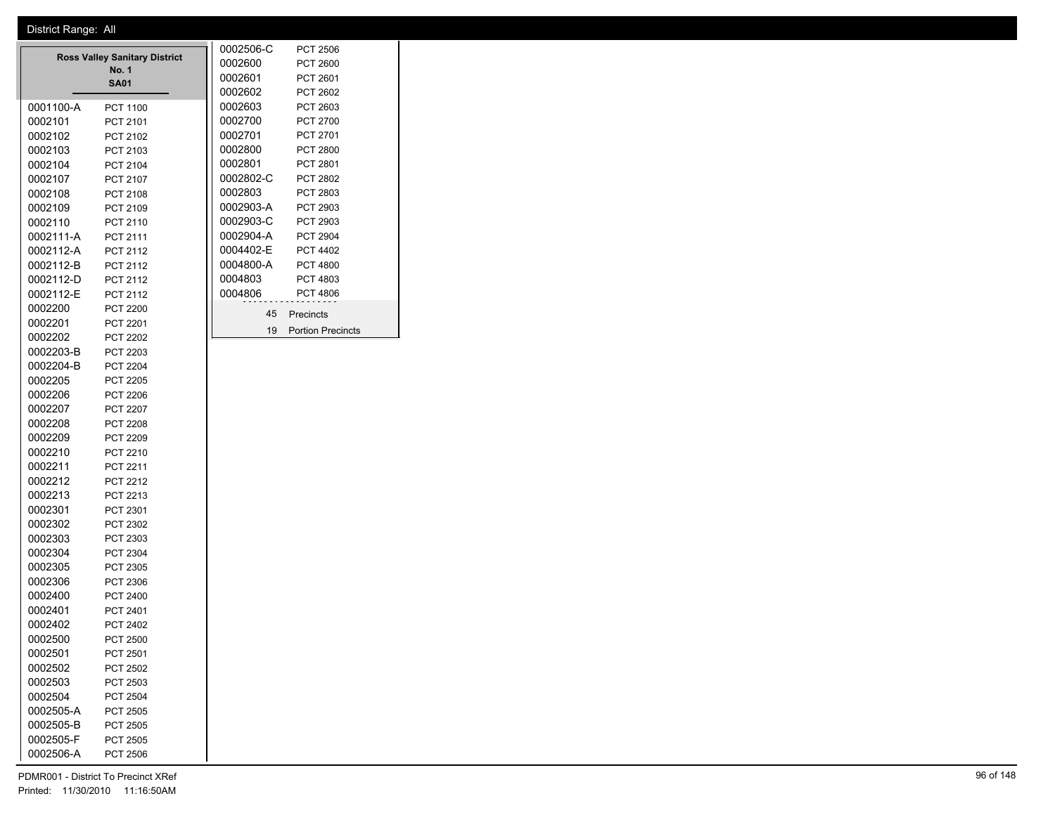District Range: All

## Ross Valley Sanitary District No. 1

**SA01**

| Precinct | Name |
|---|---|
| 0001100-A | PCT 1100 |
| 0002101 | PCT 2101 |
| 0002102 | PCT 2102 |
| 0002103 | PCT 2103 |
| 0002104 | PCT 2104 |
| 0002107 | PCT 2107 |
| 0002108 | PCT 2108 |
| 0002109 | PCT 2109 |
| 0002110 | PCT 2110 |
| 0002111-A | PCT 2111 |
| 0002112-A | PCT 2112 |
| 0002112-B | PCT 2112 |
| 0002112-D | PCT 2112 |
| 0002112-E | PCT 2112 |
| 0002200 | PCT 2200 |
| 0002201 | PCT 2201 |
| 0002202 | PCT 2202 |
| 0002203-B | PCT 2203 |
| 0002204-B | PCT 2204 |
| 0002205 | PCT 2205 |
| 0002206 | PCT 2206 |
| 0002207 | PCT 2207 |
| 0002208 | PCT 2208 |
| 0002209 | PCT 2209 |
| 0002210 | PCT 2210 |
| 0002211 | PCT 2211 |
| 0002212 | PCT 2212 |
| 0002213 | PCT 2213 |
| 0002301 | PCT 2301 |
| 0002302 | PCT 2302 |
| 0002303 | PCT 2303 |
| 0002304 | PCT 2304 |
| 0002305 | PCT 2305 |
| 0002306 | PCT 2306 |
| 0002400 | PCT 2400 |
| 0002401 | PCT 2401 |
| 0002402 | PCT 2402 |
| 0002500 | PCT 2500 |
| 0002501 | PCT 2501 |
| 0002502 | PCT 2502 |
| 0002503 | PCT 2503 |
| 0002504 | PCT 2504 |
| 0002505-A | PCT 2505 |
| 0002505-B | PCT 2505 |
| 0002505-F | PCT 2505 |
| 0002506-A | PCT 2506 |
| 0002506-C | PCT 2506 |
| 0002600 | PCT 2600 |
| 0002601 | PCT 2601 |
| 0002602 | PCT 2602 |
| 0002603 | PCT 2603 |
| 0002700 | PCT 2700 |
| 0002701 | PCT 2701 |
| 0002800 | PCT 2800 |
| 0002801 | PCT 2801 |
| 0002802-C | PCT 2802 |
| 0002803 | PCT 2803 |
| 0002903-A | PCT 2903 |
| 0002903-C | PCT 2903 |
| 0002904-A | PCT 2904 |
| 0004402-E | PCT 4402 |
| 0004800-A | PCT 4800 |
| 0004803 | PCT 4803 |
| 0004806 | PCT 4806 |

45 Precincts

19 Portion Precincts

PDMR001 - District To Precinct XRef

Printed: 11/30/2010 11:16:50AM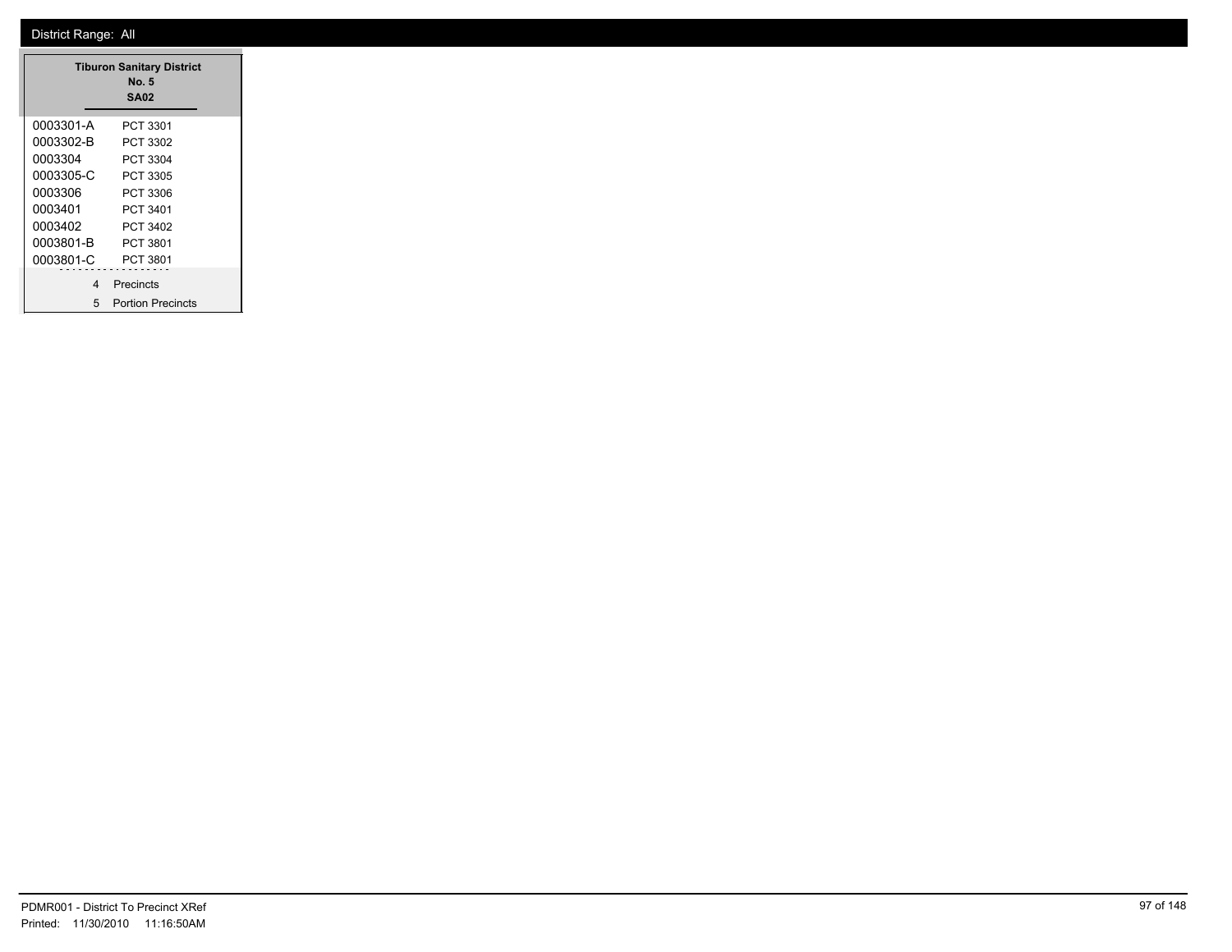District Range: All

**Tiburon Sanitary District No. 5**
**SA02**

| | |
|---|---|
| 0003301-A | PCT 3301 |
| 0003302-B | PCT 3302 |
| 0003304 | PCT 3304 |
| 0003305-C | PCT 3305 |
| 0003306 | PCT 3306 |
| 0003401 | PCT 3401 |
| 0003402 | PCT 3402 |
| 0003801-B | PCT 3801 |
| 0003801-C | PCT 3801 |

4 Precincts
5 Portion Precincts

PDMR001 - District To Precinct XRef
Printed: 11/30/2010 11:16:50AM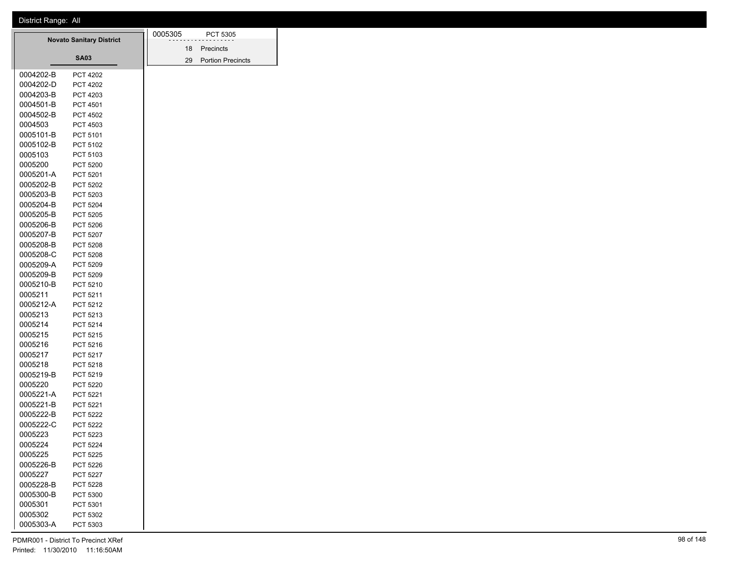District Range: All

## Novato Sanitary District

### SA03

| Precinct | Name |
|---|---|
| 0004202-B | PCT 4202 |
| 0004202-D | PCT 4202 |
| 0004203-B | PCT 4203 |
| 0004501-B | PCT 4501 |
| 0004502-B | PCT 4502 |
| 0004503 | PCT 4503 |
| 0005101-B | PCT 5101 |
| 0005102-B | PCT 5102 |
| 0005103 | PCT 5103 |
| 0005200 | PCT 5200 |
| 0005201-A | PCT 5201 |
| 0005202-B | PCT 5202 |
| 0005203-B | PCT 5203 |
| 0005204-B | PCT 5204 |
| 0005205-B | PCT 5205 |
| 0005206-B | PCT 5206 |
| 0005207-B | PCT 5207 |
| 0005208-B | PCT 5208 |
| 0005208-C | PCT 5208 |
| 0005209-A | PCT 5209 |
| 0005209-B | PCT 5209 |
| 0005210-B | PCT 5210 |
| 0005211 | PCT 5211 |
| 0005212-A | PCT 5212 |
| 0005213 | PCT 5213 |
| 0005214 | PCT 5214 |
| 0005215 | PCT 5215 |
| 0005216 | PCT 5216 |
| 0005217 | PCT 5217 |
| 0005218 | PCT 5218 |
| 0005219-B | PCT 5219 |
| 0005220 | PCT 5220 |
| 0005221-A | PCT 5221 |
| 0005221-B | PCT 5221 |
| 0005222-B | PCT 5222 |
| 0005222-C | PCT 5222 |
| 0005223 | PCT 5223 |
| 0005224 | PCT 5224 |
| 0005225 | PCT 5225 |
| 0005226-B | PCT 5226 |
| 0005227 | PCT 5227 |
| 0005228-B | PCT 5228 |
| 0005300-B | PCT 5300 |
| 0005301 | PCT 5301 |
| 0005302 | PCT 5302 |
| 0005303-A | PCT 5303 |
| 0005305 | PCT 5305 |

18 Precincts

29 Portion Precincts

PDMR001 - District To Precinct XRef

Printed: 11/30/2010 11:16:50AM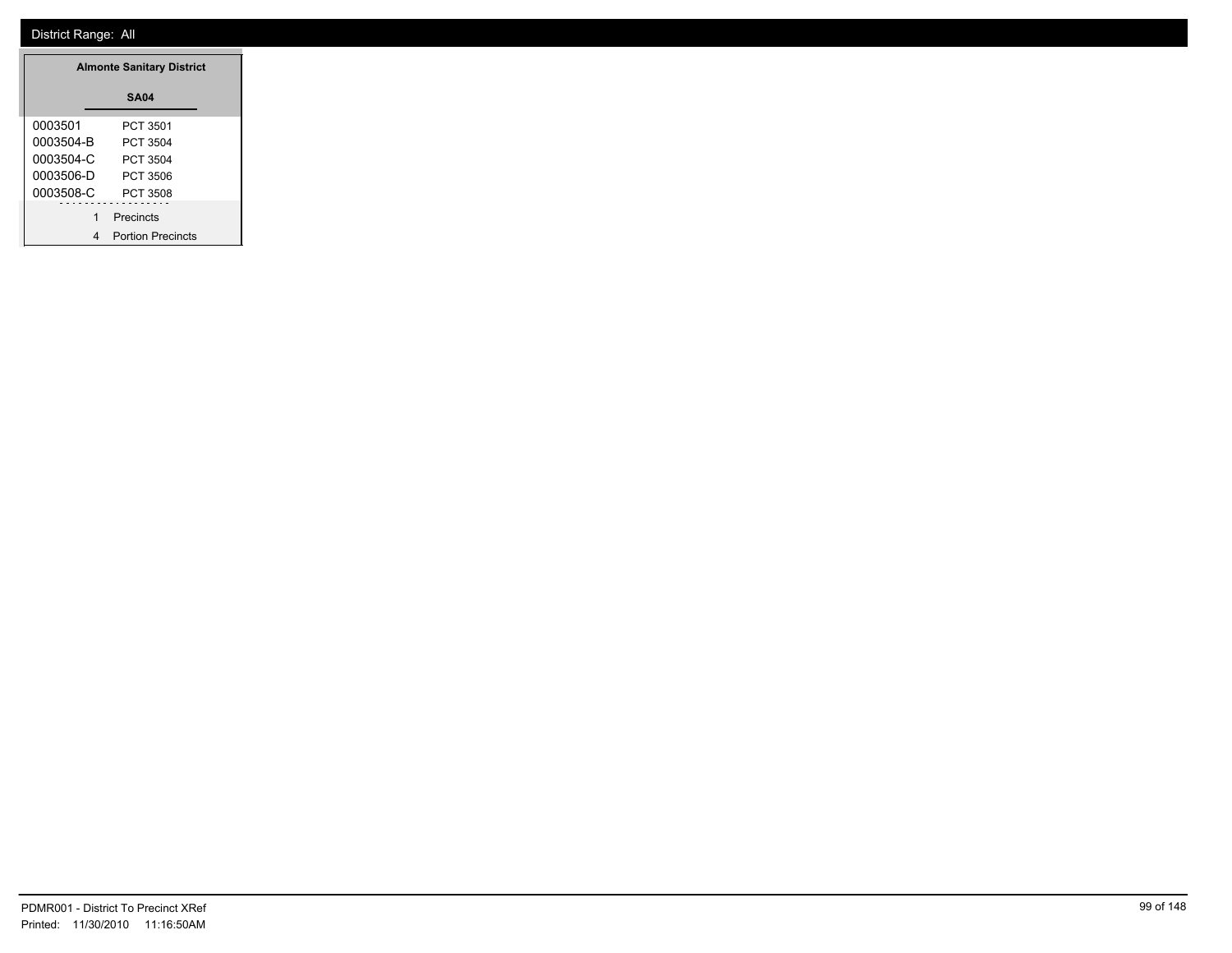District Range: All

**Almonte Sanitary District**

**SA04**

| | |
|---|---|
| 0003501 | PCT 3501 |
| 0003504-B | PCT 3504 |
| 0003504-C | PCT 3504 |
| 0003506-D | PCT 3506 |
| 0003508-C | PCT 3508 |

1 Precincts

4 Portion Precincts

PDMR001 - District To Precinct XRef

Printed: 11/30/2010 11:16:50AM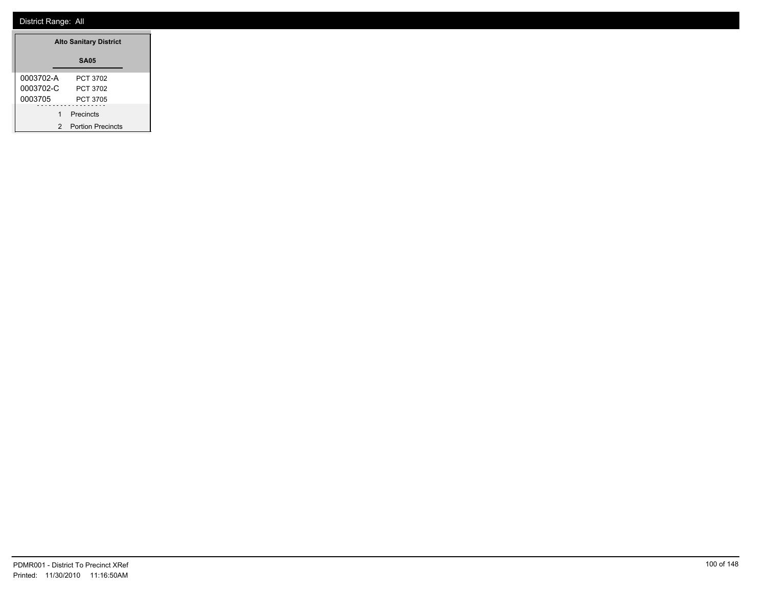District Range: All

**Alto Sanitary District**

**SA05**

| | |
|---|---|
| 0003702-A | PCT 3702 |
| 0003702-C | PCT 3702 |
| 0003705 | PCT 3705 |

1 Precincts

2 Portion Precincts

PDMR001 - District To Precinct XRef

Printed: 11/30/2010 11:16:50AM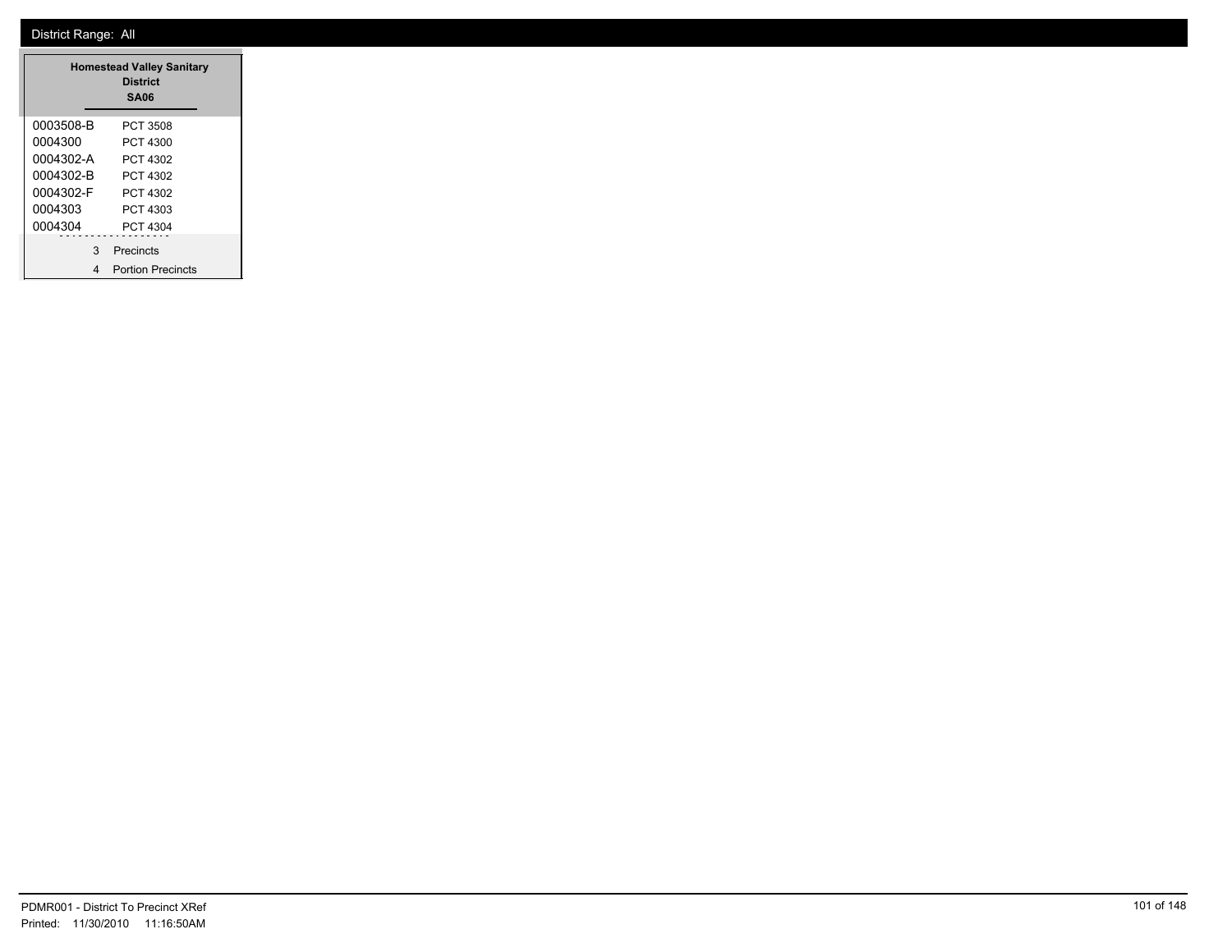District Range: All

**Homestead Valley Sanitary District**
**SA06**

| | |
|---|---|
| 0003508-B | PCT 3508 |
| 0004300 | PCT 4300 |
| 0004302-A | PCT 4302 |
| 0004302-B | PCT 4302 |
| 0004302-F | PCT 4302 |
| 0004303 | PCT 4303 |
| 0004304 | PCT 4304 |

3 Precincts

4 Portion Precincts

PDMR001 - District To Precinct XRef
Printed: 11/30/2010 11:16:50AM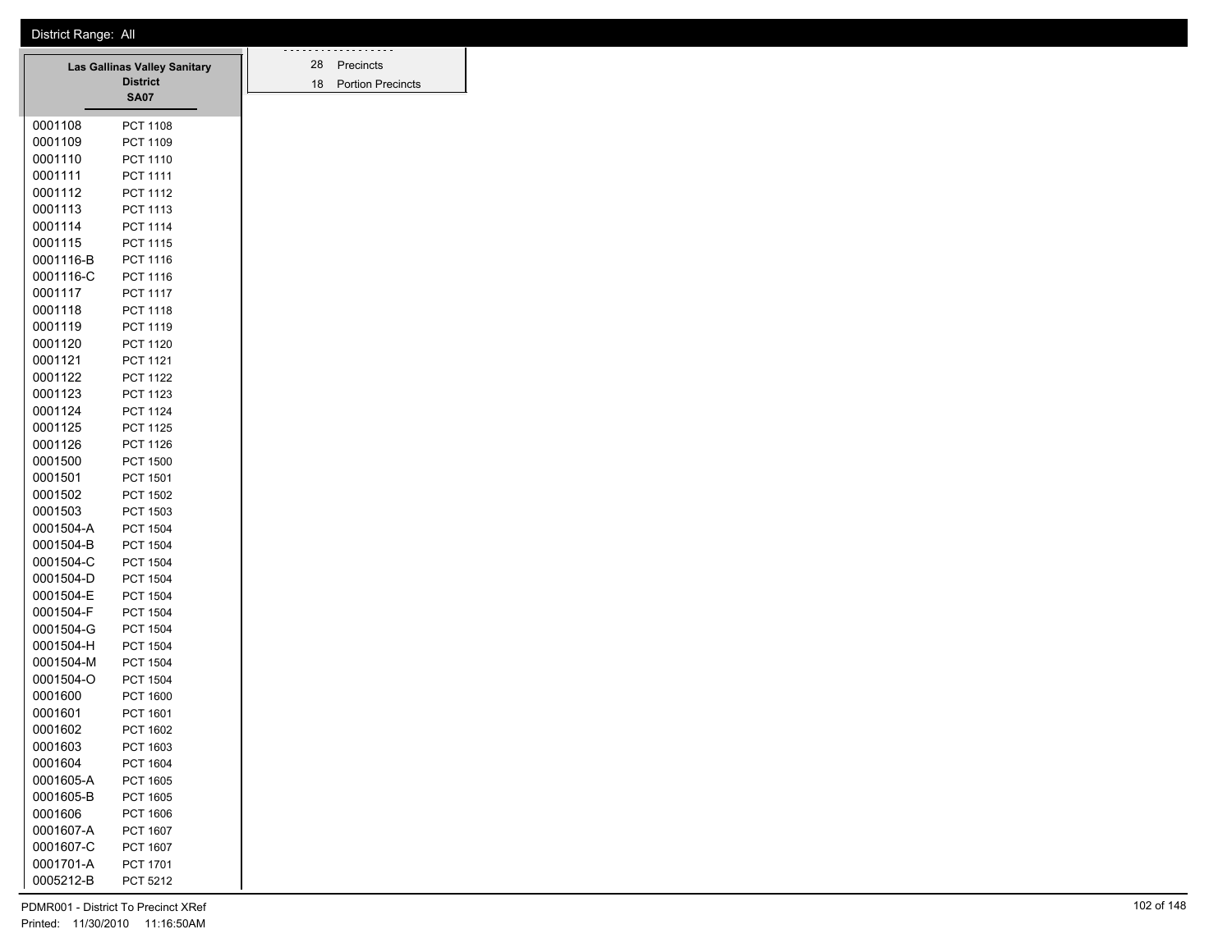District Range: All

| Las Gallinas Valley Sanitary District SA07 | |
|---|---|
| 0001108 | PCT 1108 |
| 0001109 | PCT 1109 |
| 0001110 | PCT 1110 |
| 0001111 | PCT 1111 |
| 0001112 | PCT 1112 |
| 0001113 | PCT 1113 |
| 0001114 | PCT 1114 |
| 0001115 | PCT 1115 |
| 0001116-B | PCT 1116 |
| 0001116-C | PCT 1116 |
| 0001117 | PCT 1117 |
| 0001118 | PCT 1118 |
| 0001119 | PCT 1119 |
| 0001120 | PCT 1120 |
| 0001121 | PCT 1121 |
| 0001122 | PCT 1122 |
| 0001123 | PCT 1123 |
| 0001124 | PCT 1124 |
| 0001125 | PCT 1125 |
| 0001126 | PCT 1126 |
| 0001500 | PCT 1500 |
| 0001501 | PCT 1501 |
| 0001502 | PCT 1502 |
| 0001503 | PCT 1503 |
| 0001504-A | PCT 1504 |
| 0001504-B | PCT 1504 |
| 0001504-C | PCT 1504 |
| 0001504-D | PCT 1504 |
| 0001504-E | PCT 1504 |
| 0001504-F | PCT 1504 |
| 0001504-G | PCT 1504 |
| 0001504-H | PCT 1504 |
| 0001504-M | PCT 1504 |
| 0001504-O | PCT 1504 |
| 0001600 | PCT 1600 |
| 0001601 | PCT 1601 |
| 0001602 | PCT 1602 |
| 0001603 | PCT 1603 |
| 0001604 | PCT 1604 |
| 0001605-A | PCT 1605 |
| 0001605-B | PCT 1605 |
| 0001606 | PCT 1606 |
| 0001607-A | PCT 1607 |
| 0001607-C | PCT 1607 |
| 0001701-A | PCT 1701 |
| 0005212-B | PCT 5212 |

| | |
|---|---|
| 28 | Precincts |
| 18 | Portion Precincts |

PDMR001 - District To Precinct XRef
Printed: 11/30/2010 11:16:50AM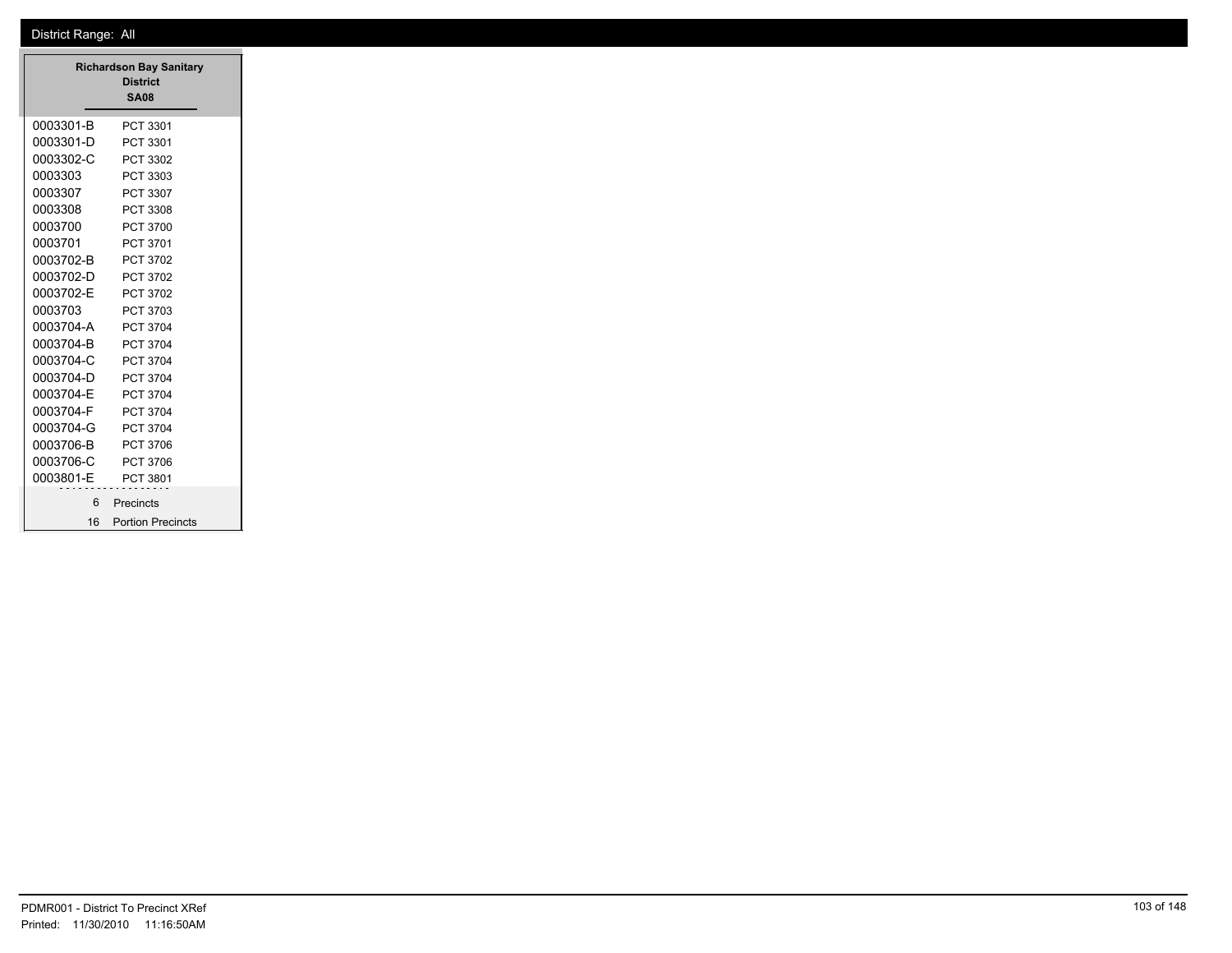District Range: All

| Richardson Bay Sanitary District SA08 | |
|---|---|
| 0003301-B | PCT 3301 |
| 0003301-D | PCT 3301 |
| 0003302-C | PCT 3302 |
| 0003303 | PCT 3303 |
| 0003307 | PCT 3307 |
| 0003308 | PCT 3308 |
| 0003700 | PCT 3700 |
| 0003701 | PCT 3701 |
| 0003702-B | PCT 3702 |
| 0003702-D | PCT 3702 |
| 0003702-E | PCT 3702 |
| 0003703 | PCT 3703 |
| 0003704-A | PCT 3704 |
| 0003704-B | PCT 3704 |
| 0003704-C | PCT 3704 |
| 0003704-D | PCT 3704 |
| 0003704-E | PCT 3704 |
| 0003704-F | PCT 3704 |
| 0003704-G | PCT 3704 |
| 0003706-B | PCT 3706 |
| 0003706-C | PCT 3706 |
| 0003801-E | PCT 3801 |
| 6 | Precincts |
| 16 | Portion Precincts |

PDMR001 - District To Precinct XRef
Printed: 11/30/2010 11:16:50AM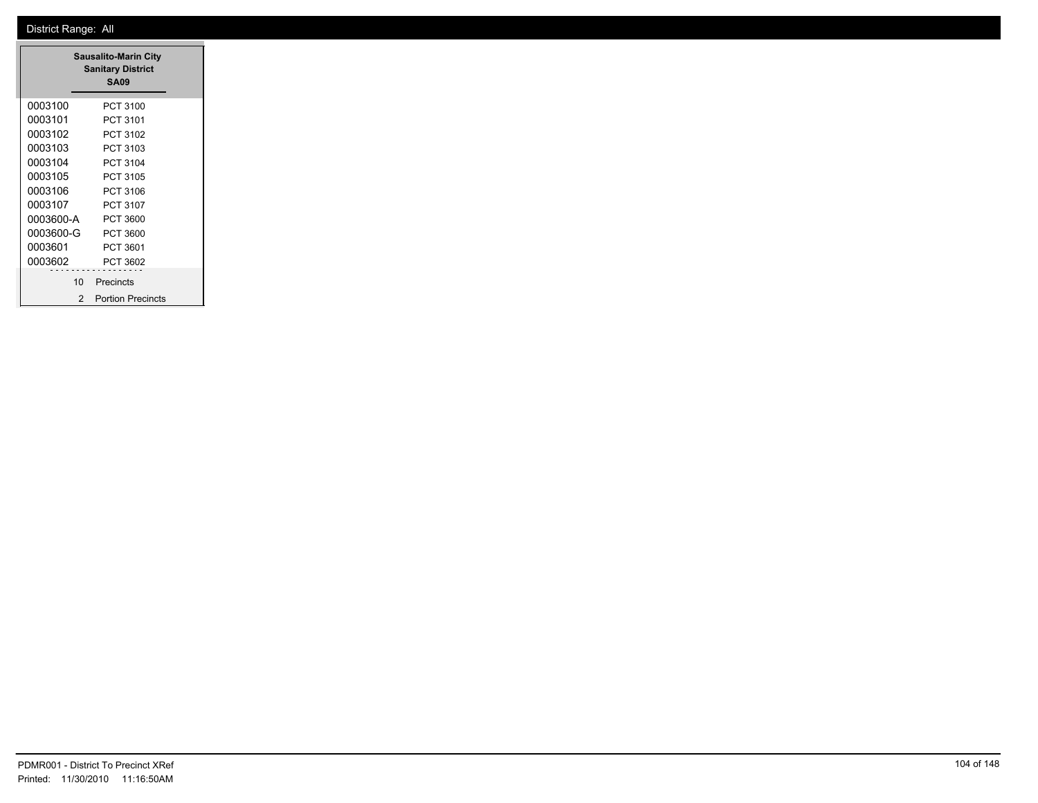District Range: All

**Sausalito-Marin City Sanitary District**
**SA09**

| | |
|---|---|
| 0003100 | PCT 3100 |
| 0003101 | PCT 3101 |
| 0003102 | PCT 3102 |
| 0003103 | PCT 3103 |
| 0003104 | PCT 3104 |
| 0003105 | PCT 3105 |
| 0003106 | PCT 3106 |
| 0003107 | PCT 3107 |
| 0003600-A | PCT 3600 |
| 0003600-G | PCT 3600 |
| 0003601 | PCT 3601 |
| 0003602 | PCT 3602 |

10 Precincts

2 Portion Precincts

PDMR001 - District To Precinct XRef
Printed: 11/30/2010 11:16:50AM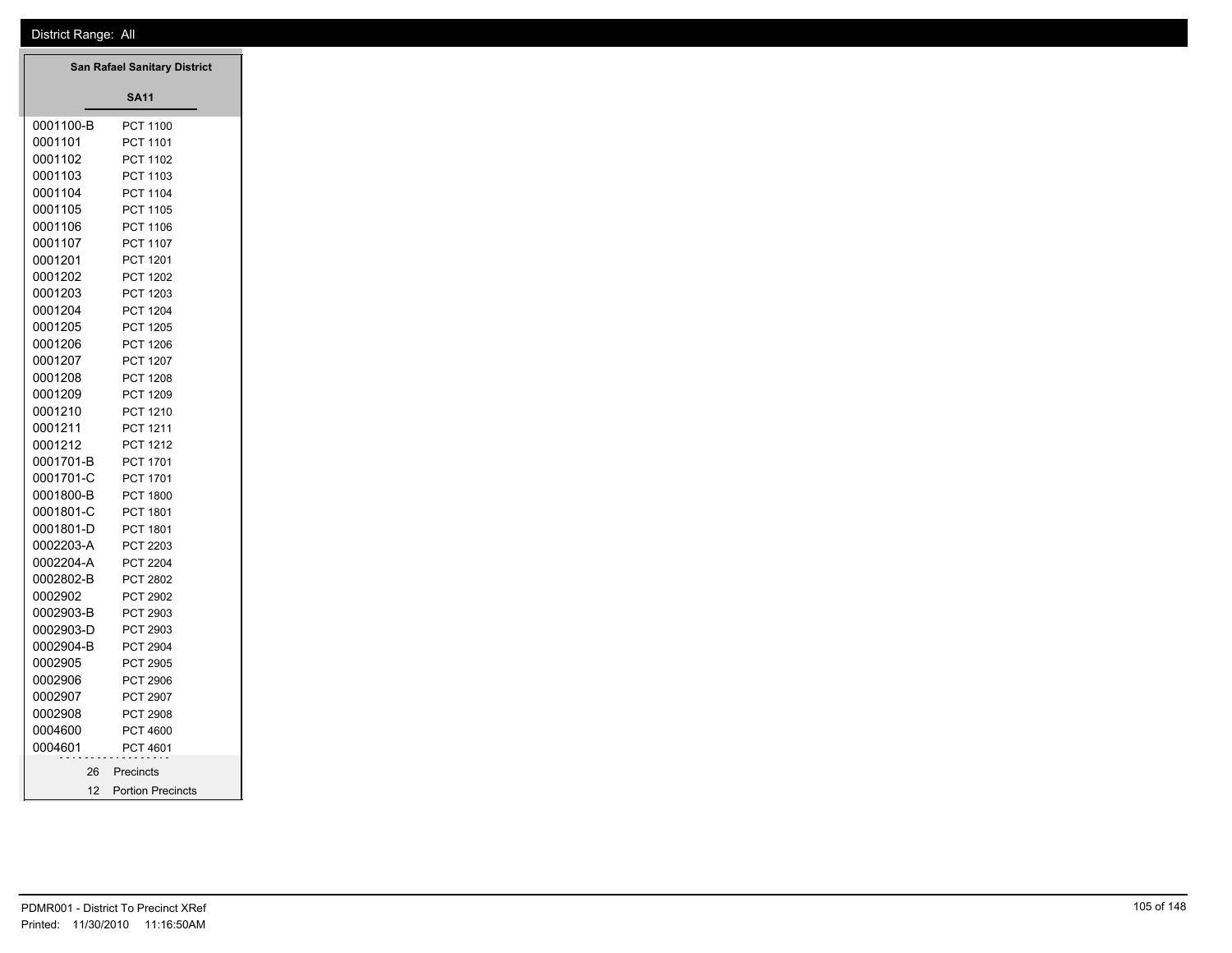District Range: All

**San Rafael Sanitary District**

**SA11**

| Precinct | Name |
|---|---|
| 0001100-B | PCT 1100 |
| 0001101 | PCT 1101 |
| 0001102 | PCT 1102 |
| 0001103 | PCT 1103 |
| 0001104 | PCT 1104 |
| 0001105 | PCT 1105 |
| 0001106 | PCT 1106 |
| 0001107 | PCT 1107 |
| 0001201 | PCT 1201 |
| 0001202 | PCT 1202 |
| 0001203 | PCT 1203 |
| 0001204 | PCT 1204 |
| 0001205 | PCT 1205 |
| 0001206 | PCT 1206 |
| 0001207 | PCT 1207 |
| 0001208 | PCT 1208 |
| 0001209 | PCT 1209 |
| 0001210 | PCT 1210 |
| 0001211 | PCT 1211 |
| 0001212 | PCT 1212 |
| 0001701-B | PCT 1701 |
| 0001701-C | PCT 1701 |
| 0001800-B | PCT 1800 |
| 0001801-C | PCT 1801 |
| 0001801-D | PCT 1801 |
| 0002203-A | PCT 2203 |
| 0002204-A | PCT 2204 |
| 0002802-B | PCT 2802 |
| 0002902 | PCT 2902 |
| 0002903-B | PCT 2903 |
| 0002903-D | PCT 2903 |
| 0002904-B | PCT 2904 |
| 0002905 | PCT 2905 |
| 0002906 | PCT 2906 |
| 0002907 | PCT 2907 |
| 0002908 | PCT 2908 |
| 0004600 | PCT 4600 |
| 0004601 | PCT 4601 |

26 Precincts

12 Portion Precincts

PDMR001 - District To Precinct XRef

Printed: 11/30/2010 11:16:50AM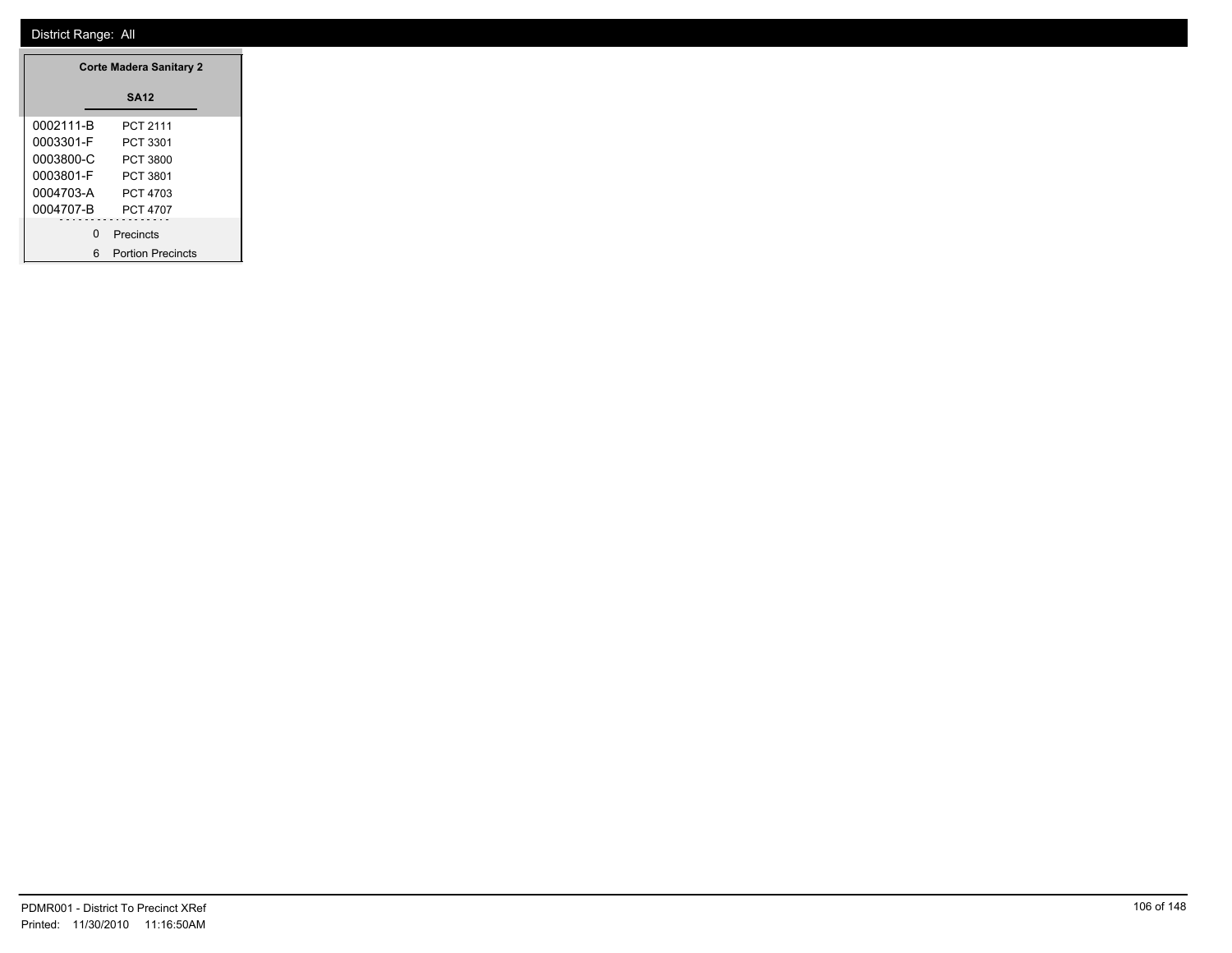District Range: All

| Corte Madera Sanitary 2 | |
|---|---|
| **SA12** | |
| 0002111-B | PCT 2111 |
| 0003301-F | PCT 3301 |
| 0003800-C | PCT 3800 |
| 0003801-F | PCT 3801 |
| 0004703-A | PCT 4703 |
| 0004707-B | PCT 4707 |
| 0 | Precincts |
| 6 | Portion Precincts |

PDMR001 - District To Precinct XRef
Printed: 11/30/2010 11:16:50AM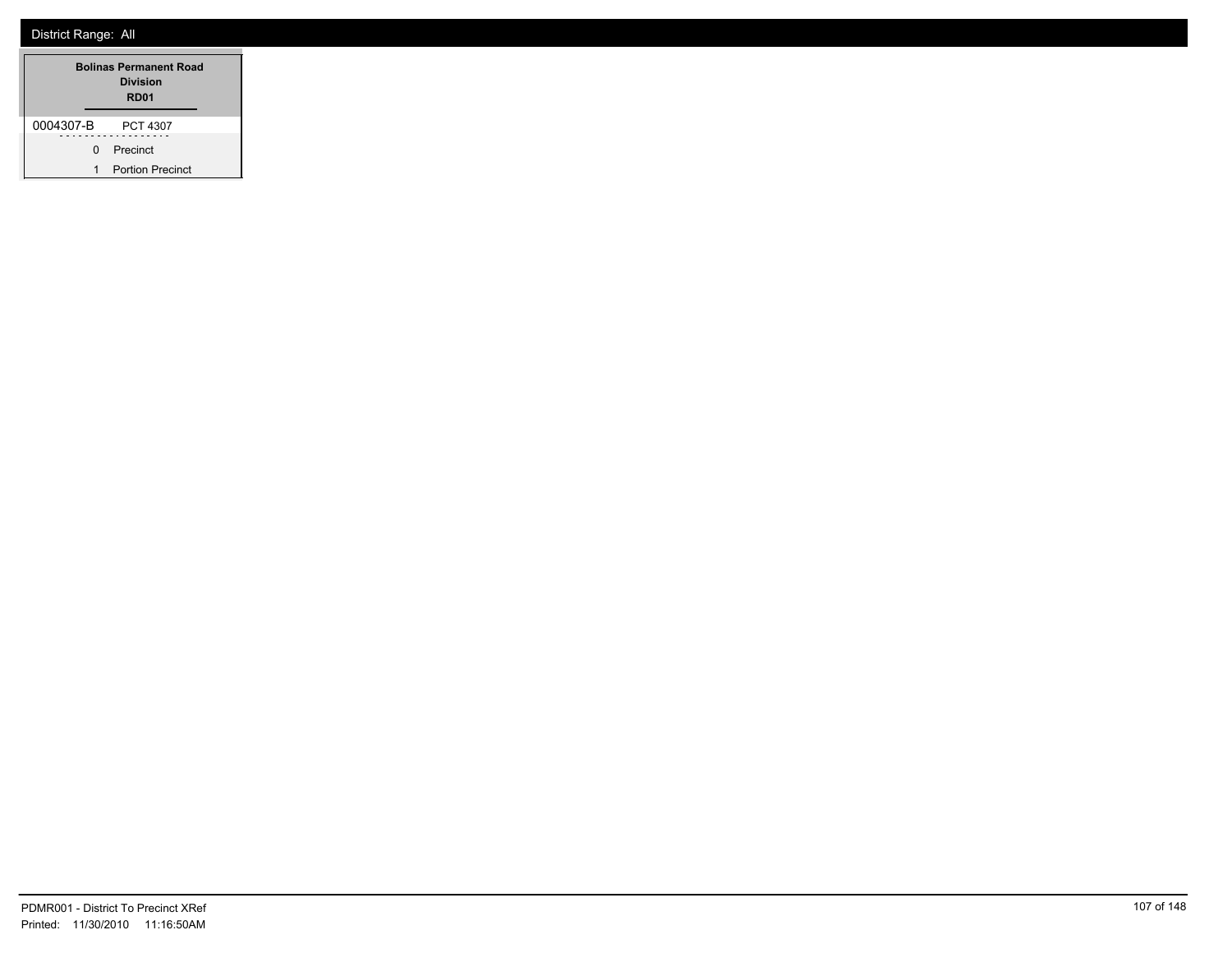District Range: All

| Bolinas Permanent Road Division RD01 | |
|---|---|
| 0004307-B | PCT 4307 |
| 0 | Precinct |
| 1 | Portion Precinct |

PDMR001 - District To Precinct XRef
Printed: 11/30/2010 11:16:50AM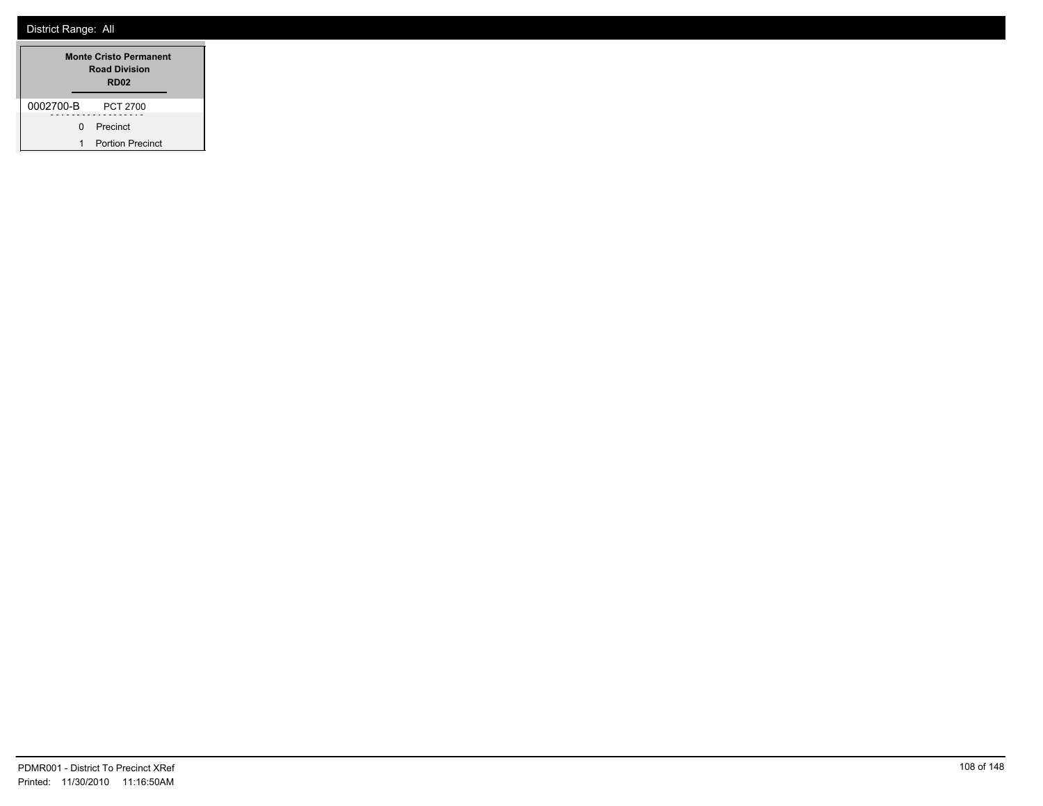District Range: All

| Monte Cristo Permanent Road Division RD02 | |
|---|---|
| 0002700-B | PCT 2700 |
| 0 | Precinct |
| 1 | Portion Precinct |

PDMR001 - District To Precinct XRef
Printed: 11/30/2010 11:16:50AM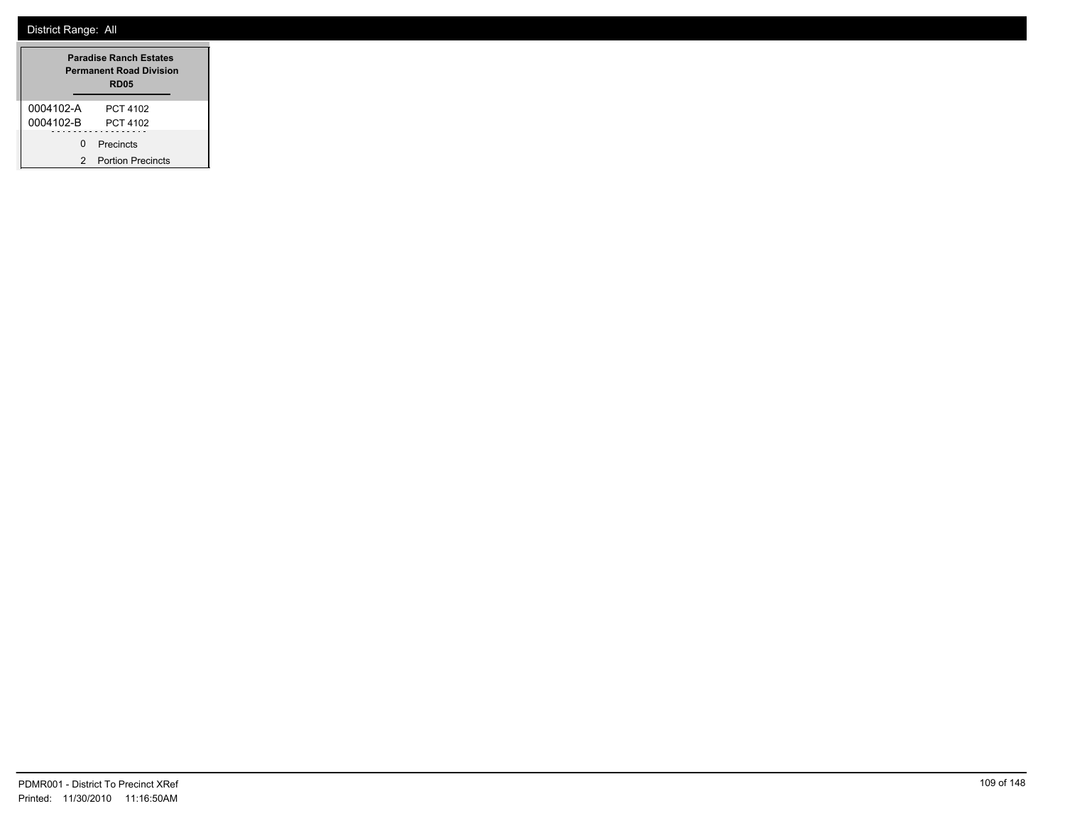District Range: All

**Paradise Ranch Estates**
**Permanent Road Division**
**RD05**

| | |
|---|---|
| 0004102-A | PCT 4102 |
| 0004102-B | PCT 4102 |

0 Precincts

2 Portion Precincts

PDMR001 - District To Precinct XRef
Printed: 11/30/2010 11:16:50AM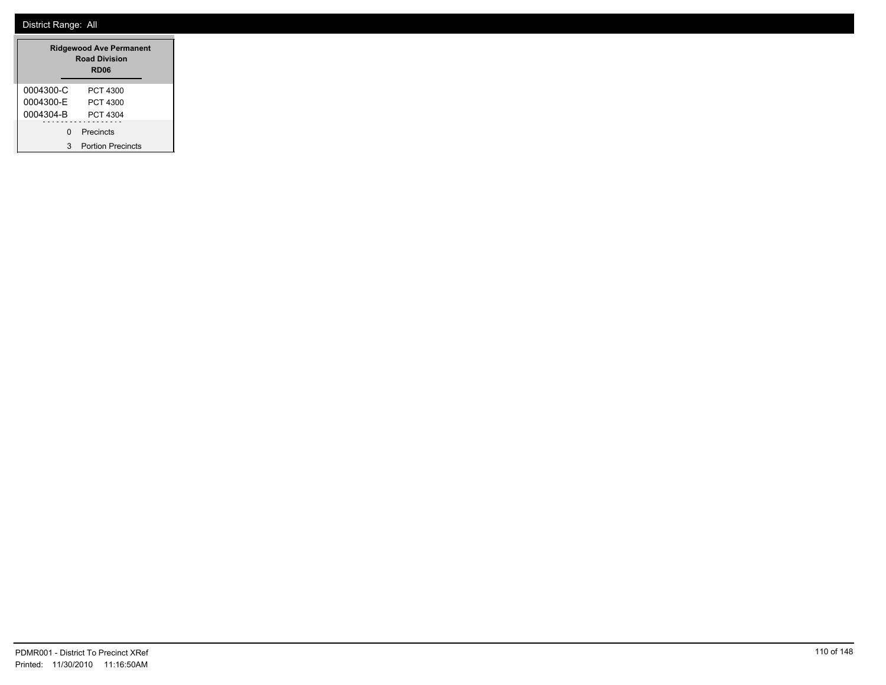District Range: All

| Ridgewood Ave Permanent Road Division RD06 | |
|---|---|
| 0004300-C | PCT 4300 |
| 0004300-E | PCT 4300 |
| 0004304-B | PCT 4304 |
| 0 | Precincts |
| 3 | Portion Precincts |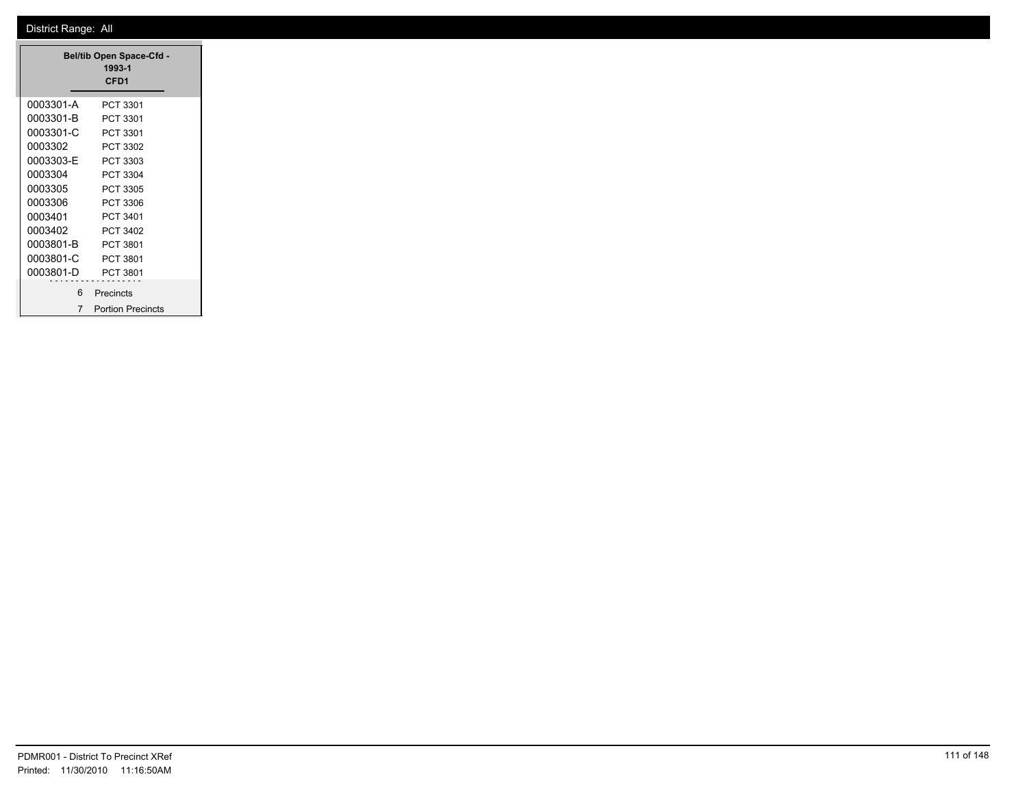District Range: All

| Bel/tib Open Space-Cfd - 1993-1 CFD1 | |
|---|---|
| 0003301-A | PCT 3301 |
| 0003301-B | PCT 3301 |
| 0003301-C | PCT 3301 |
| 0003302 | PCT 3302 |
| 0003303-E | PCT 3303 |
| 0003304 | PCT 3304 |
| 0003305 | PCT 3305 |
| 0003306 | PCT 3306 |
| 0003401 | PCT 3401 |
| 0003402 | PCT 3402 |
| 0003801-B | PCT 3801 |
| 0003801-C | PCT 3801 |
| 0003801-D | PCT 3801 |
| 6 | Precincts |
| 7 | Portion Precincts |

PDMR001 - District To Precinct XRef
Printed: 11/30/2010 11:16:50AM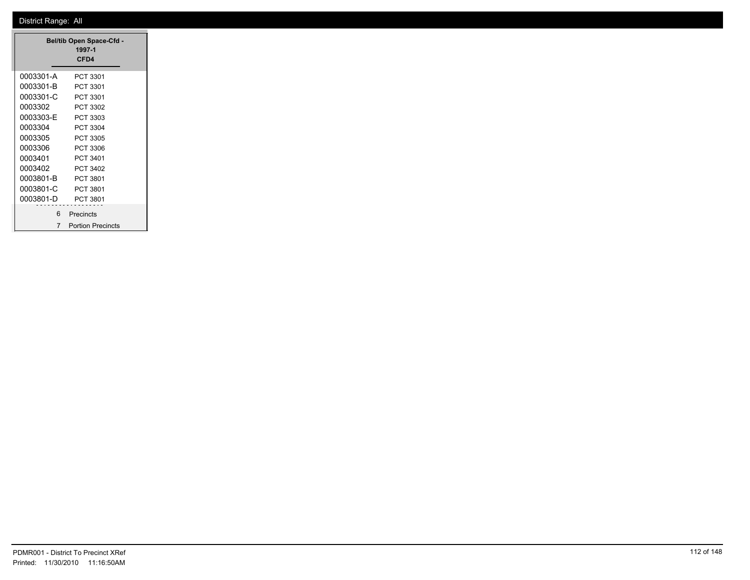District Range: All

| Bel/tib Open Space-Cfd - 1997-1 CFD4 | |
|---|---|
| 0003301-A | PCT 3301 |
| 0003301-B | PCT 3301 |
| 0003301-C | PCT 3301 |
| 0003302 | PCT 3302 |
| 0003303-E | PCT 3303 |
| 0003304 | PCT 3304 |
| 0003305 | PCT 3305 |
| 0003306 | PCT 3306 |
| 0003401 | PCT 3401 |
| 0003402 | PCT 3402 |
| 0003801-B | PCT 3801 |
| 0003801-C | PCT 3801 |
| 0003801-D | PCT 3801 |
| 6 | Precincts |
| 7 | Portion Precincts |

PDMR001 - District To Precinct XRef
Printed: 11/30/2010 11:16:50AM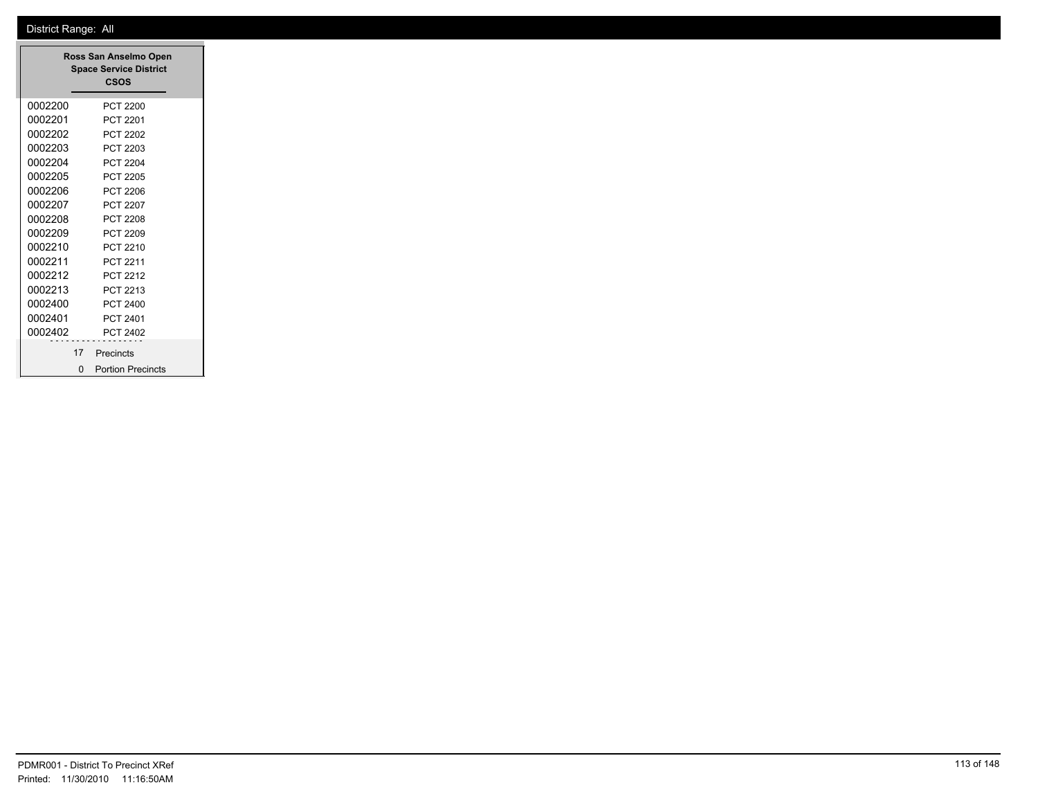District Range: All

| Ross San Anselmo Open Space Service District CSOS | |
|---|---|
| 0002200 | PCT 2200 |
| 0002201 | PCT 2201 |
| 0002202 | PCT 2202 |
| 0002203 | PCT 2203 |
| 0002204 | PCT 2204 |
| 0002205 | PCT 2205 |
| 0002206 | PCT 2206 |
| 0002207 | PCT 2207 |
| 0002208 | PCT 2208 |
| 0002209 | PCT 2209 |
| 0002210 | PCT 2210 |
| 0002211 | PCT 2211 |
| 0002212 | PCT 2212 |
| 0002213 | PCT 2213 |
| 0002400 | PCT 2400 |
| 0002401 | PCT 2401 |
| 0002402 | PCT 2402 |
| 17 | Precincts |
| 0 | Portion Precincts |

PDMR001 - District To Precinct XRef
Printed: 11/30/2010 11:16:50AM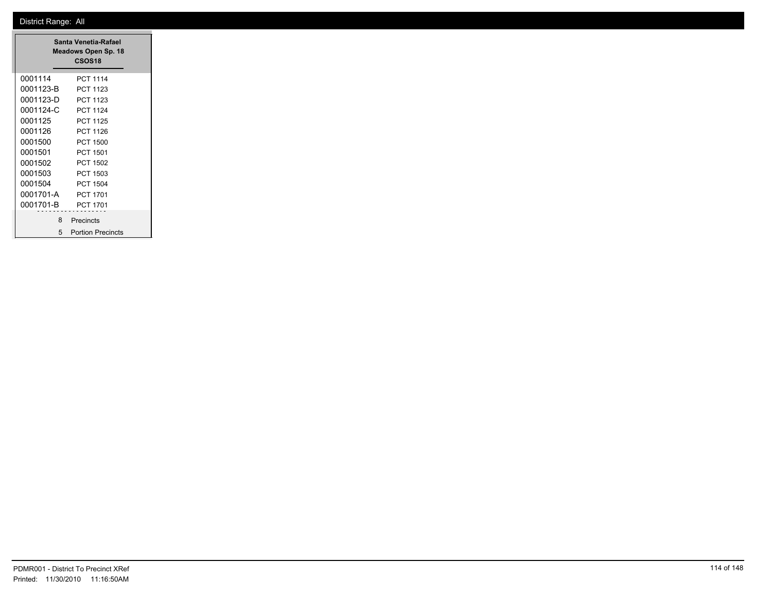District Range: All

**Santa Venetia-Rafael Meadows Open Sp. 18**
**CSOS18**

| Precinct | Name |
|---|---|
| 0001114 | PCT 1114 |
| 0001123-B | PCT 1123 |
| 0001123-D | PCT 1123 |
| 0001124-C | PCT 1124 |
| 0001125 | PCT 1125 |
| 0001126 | PCT 1126 |
| 0001500 | PCT 1500 |
| 0001501 | PCT 1501 |
| 0001502 | PCT 1502 |
| 0001503 | PCT 1503 |
| 0001504 | PCT 1504 |
| 0001701-A | PCT 1701 |
| 0001701-B | PCT 1701 |

8 Precincts

5 Portion Precincts

PDMR001 - District To Precinct XRef
Printed: 11/30/2010 11:16:50AM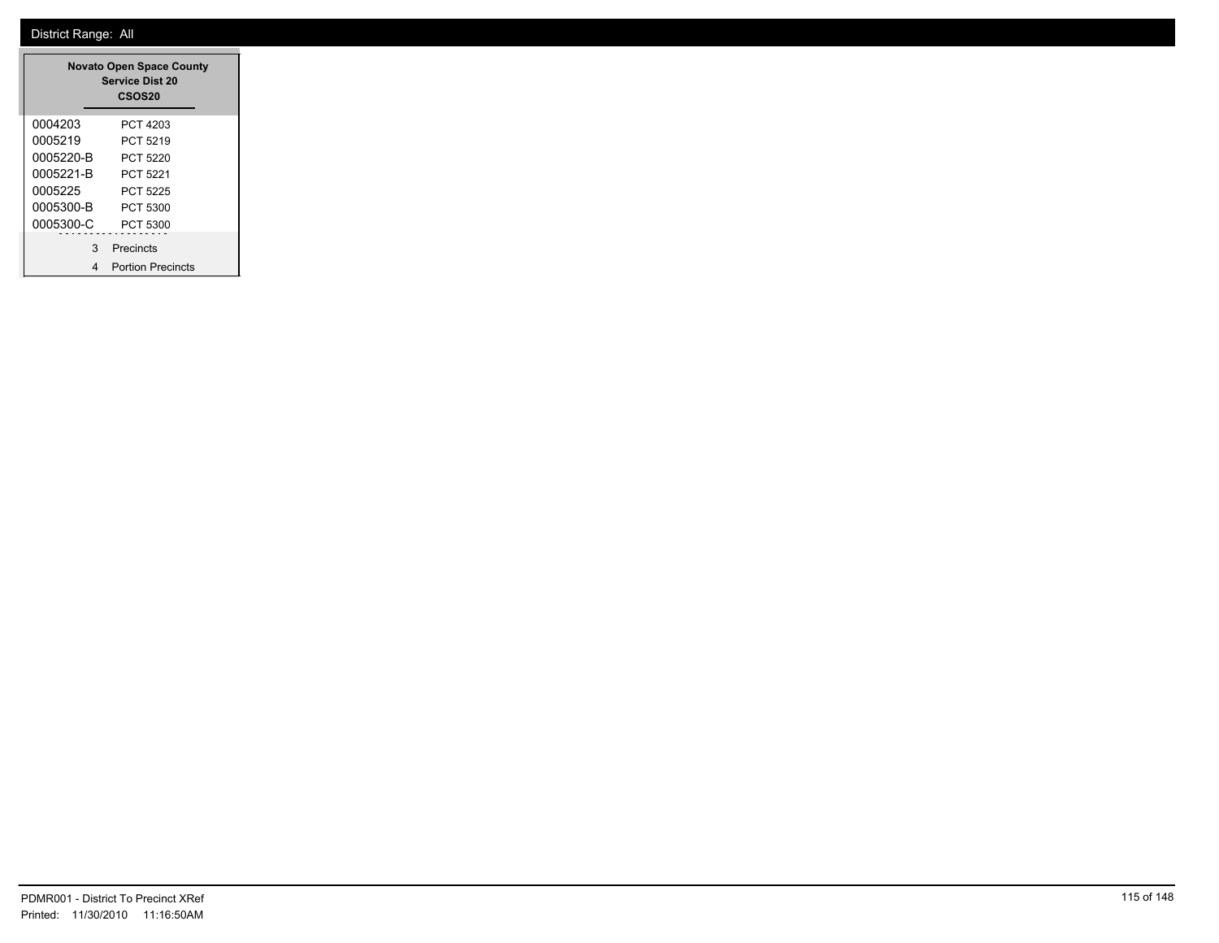District Range: All

**Novato Open Space County Service Dist 20**
**CSOS20**

| | |
|---|---|
| 0004203 | PCT 4203 |
| 0005219 | PCT 5219 |
| 0005220-B | PCT 5220 |
| 0005221-B | PCT 5221 |
| 0005225 | PCT 5225 |
| 0005300-B | PCT 5300 |
| 0005300-C | PCT 5300 |

3 Precincts

4 Portion Precincts

PDMR001 - District To Precinct XRef
Printed: 11/30/2010 11:16:50AM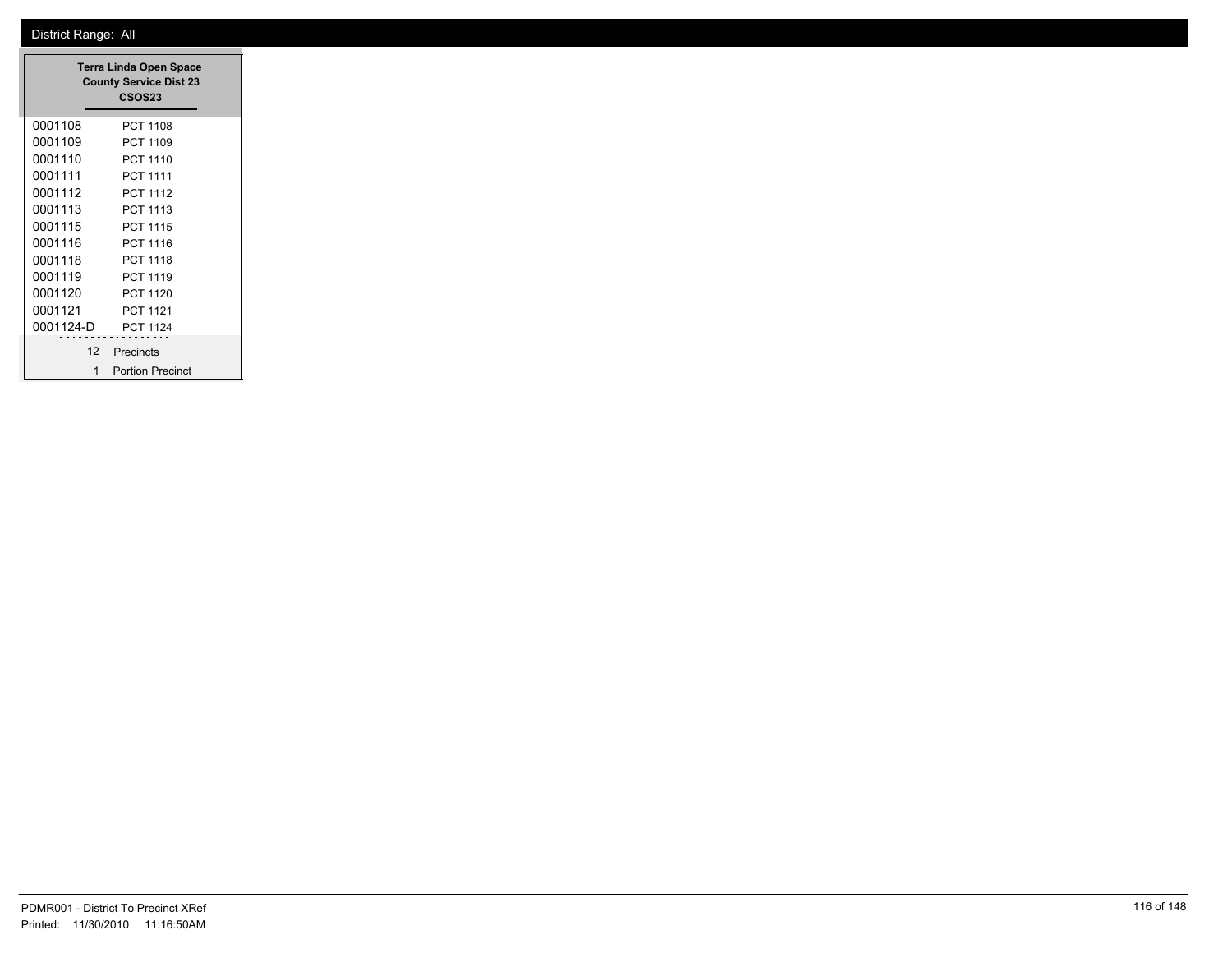District Range: All

**Terra Linda Open Space County Service Dist 23**
**CSOS23**

| Precinct | Name |
|---|---|
| 0001108 | PCT 1108 |
| 0001109 | PCT 1109 |
| 0001110 | PCT 1110 |
| 0001111 | PCT 1111 |
| 0001112 | PCT 1112 |
| 0001113 | PCT 1113 |
| 0001115 | PCT 1115 |
| 0001116 | PCT 1116 |
| 0001118 | PCT 1118 |
| 0001119 | PCT 1119 |
| 0001120 | PCT 1120 |
| 0001121 | PCT 1121 |
| 0001124-D | PCT 1124 |

12 Precincts
1 Portion Precinct

PDMR001 - District To Precinct XRef
Printed: 11/30/2010 11:16:50AM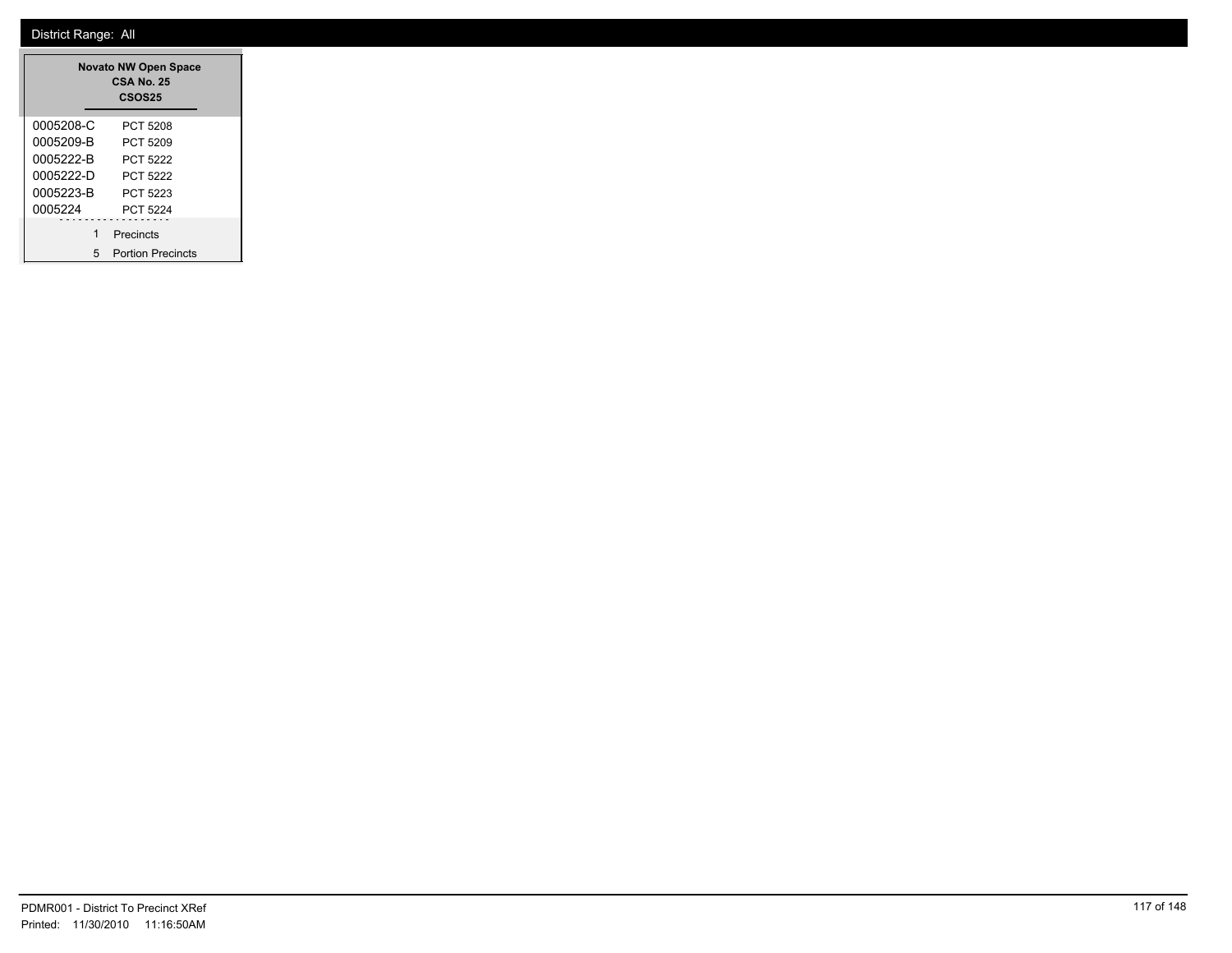District Range: All

| Novato NW Open Space<br>CSA No. 25<br>CSOS25 | |
|---|---|
| 0005208-C | PCT 5208 |
| 0005209-B | PCT 5209 |
| 0005222-B | PCT 5222 |
| 0005222-D | PCT 5222 |
| 0005223-B | PCT 5223 |
| 0005224 | PCT 5224 |
| 1 | Precincts |
| 5 | Portion Precincts |

PDMR001 - District To Precinct XRef
Printed: 11/30/2010 11:16:50AM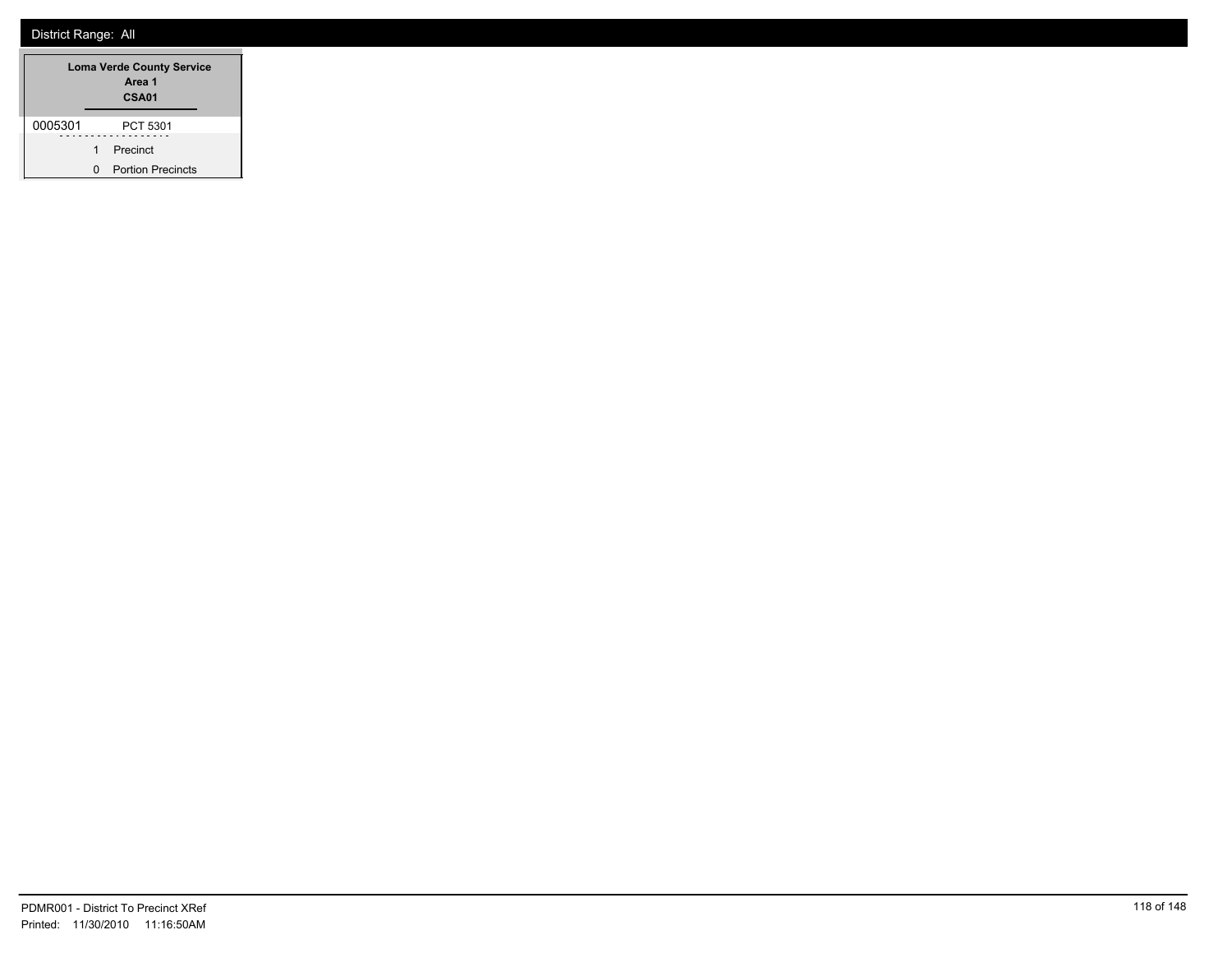District Range: All

| Loma Verde County Service Area 1 CSA01 | |
|---|---|
| 0005301 | PCT 5301 |
| 1 | Precinct |
| 0 | Portion Precincts |

PDMR001 - District To Precinct XRef
Printed: 11/30/2010 11:16:50AM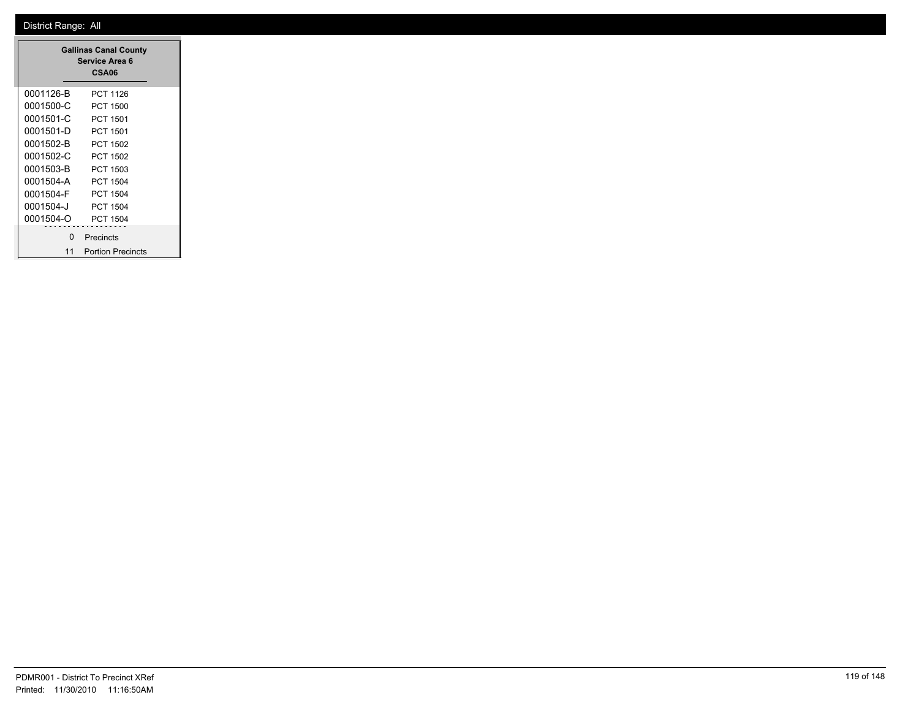District Range: All

**Gallinas Canal County Service Area 6**
**CSA06**

| | |
|---|---|
| 0001126-B | PCT 1126 |
| 0001500-C | PCT 1500 |
| 0001501-C | PCT 1501 |
| 0001501-D | PCT 1501 |
| 0001502-B | PCT 1502 |
| 0001502-C | PCT 1502 |
| 0001503-B | PCT 1503 |
| 0001504-A | PCT 1504 |
| 0001504-F | PCT 1504 |
| 0001504-J | PCT 1504 |
| 0001504-O | PCT 1504 |

| | |
|---|---|
| 0 | Precincts |
| 11 | Portion Precincts |

PDMR001 - District To Precinct XRef
Printed: 11/30/2010 11:16:50AM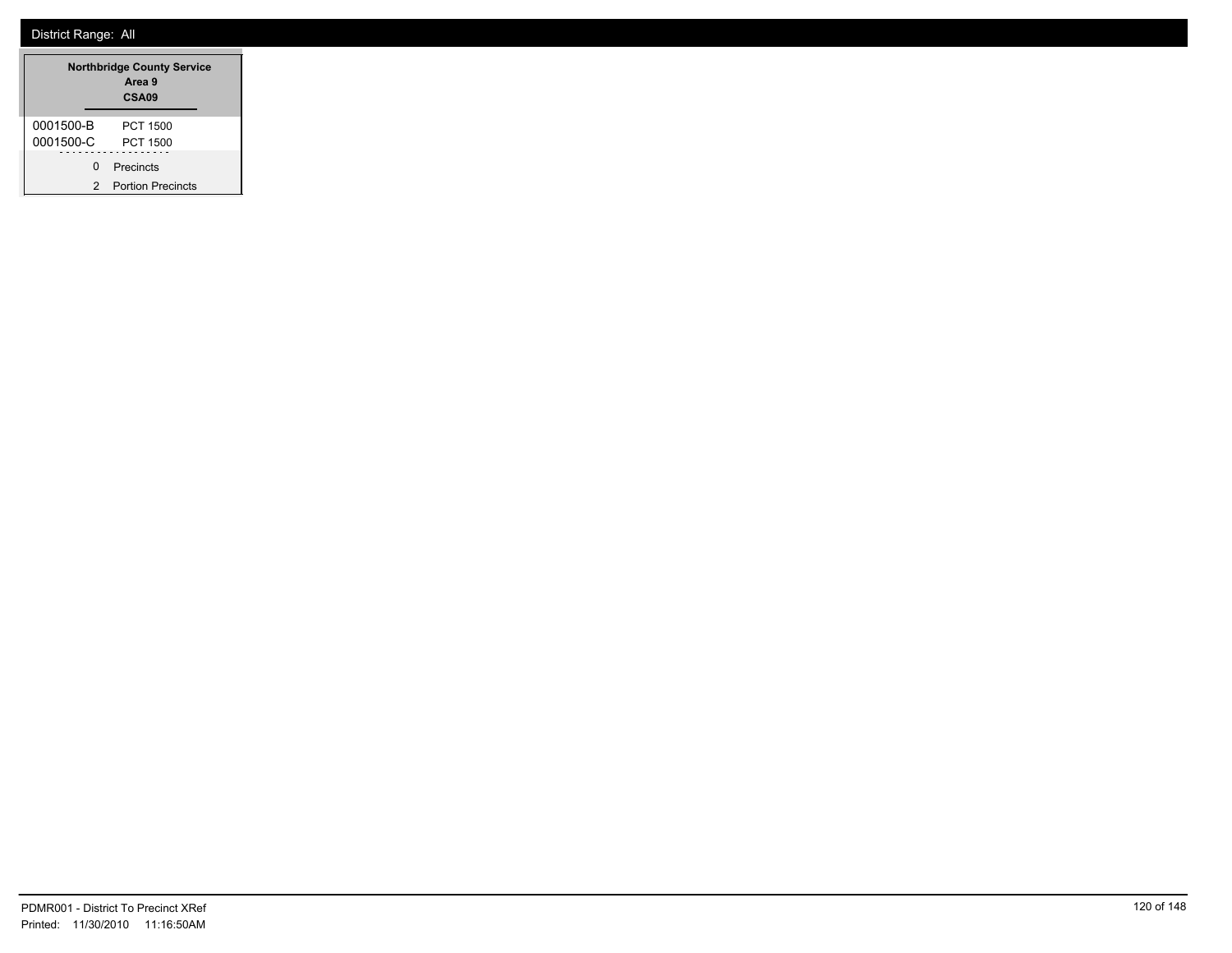District Range: All

| Northbridge County Service Area 9 CSA09 | |
|---|---|
| 0001500-B | PCT 1500 |
| 0001500-C | PCT 1500 |
| 0 | Precincts |
| 2 | Portion Precincts |

PDMR001 - District To Precinct XRef
Printed: 11/30/2010 11:16:50AM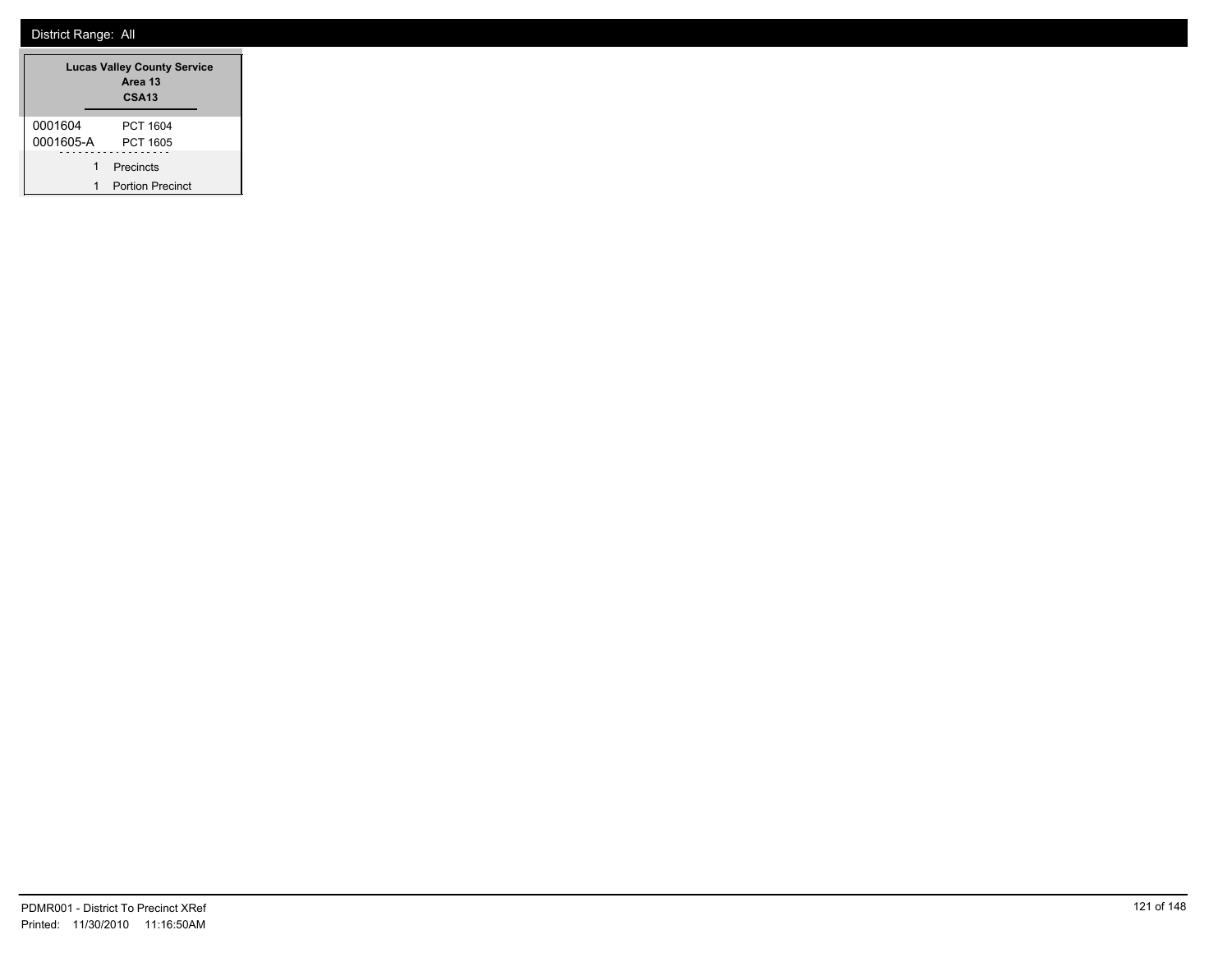District Range: All

| Lucas Valley County Service Area 13 CSA13 | |
|---|---|
| 0001604 | PCT 1604 |
| 0001605-A | PCT 1605 |
| 1 | Precincts |
| 1 | Portion Precinct |

PDMR001 - District To Precinct XRef
Printed: 11/30/2010 11:16:50AM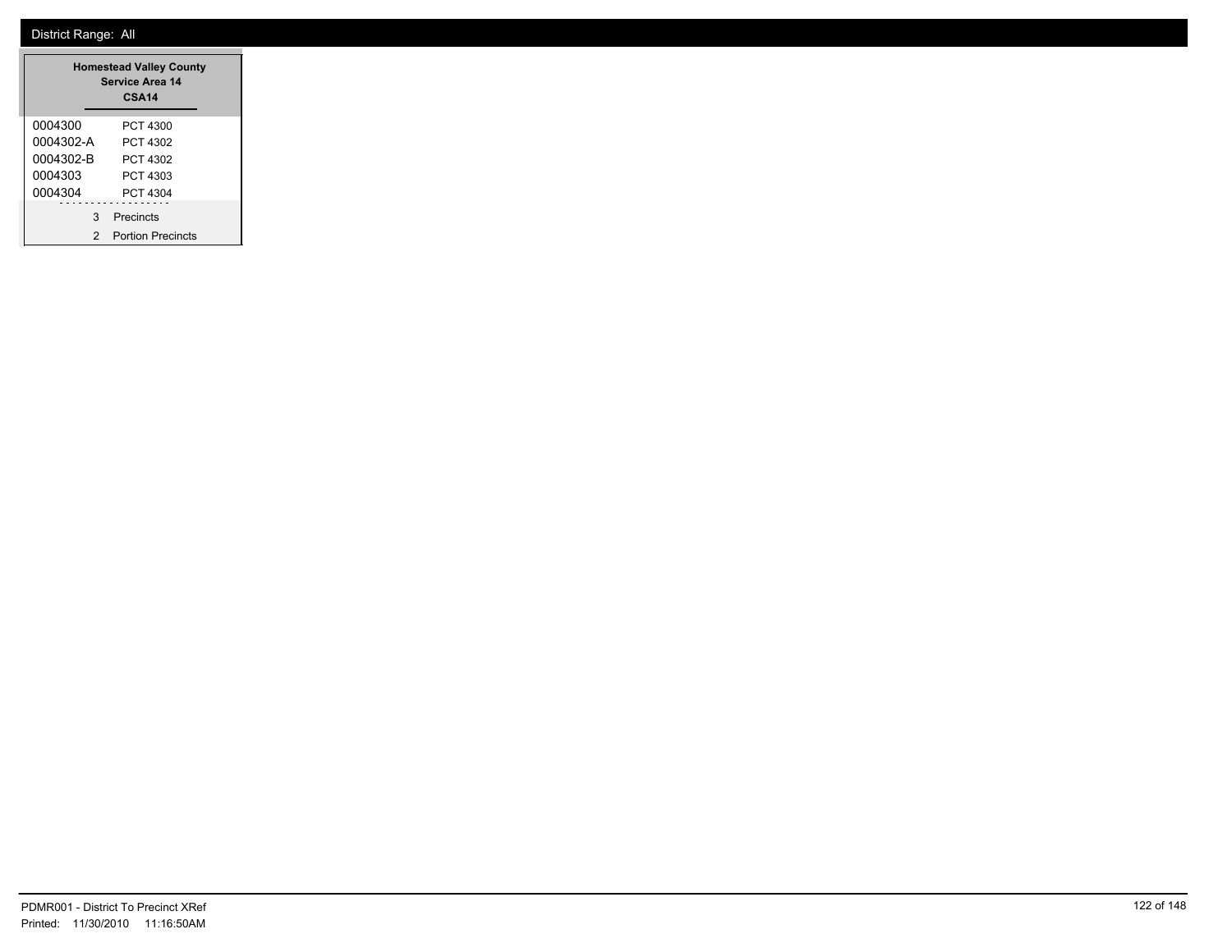District Range: All

**Homestead Valley County Service Area 14**
**CSA14**

| | |
|---|---|
| 0004300 | PCT 4300 |
| 0004302-A | PCT 4302 |
| 0004302-B | PCT 4302 |
| 0004303 | PCT 4303 |
| 0004304 | PCT 4304 |

3 Precincts

2 Portion Precincts

PDMR001 - District To Precinct XRef
Printed: 11/30/2010 11:16:50AM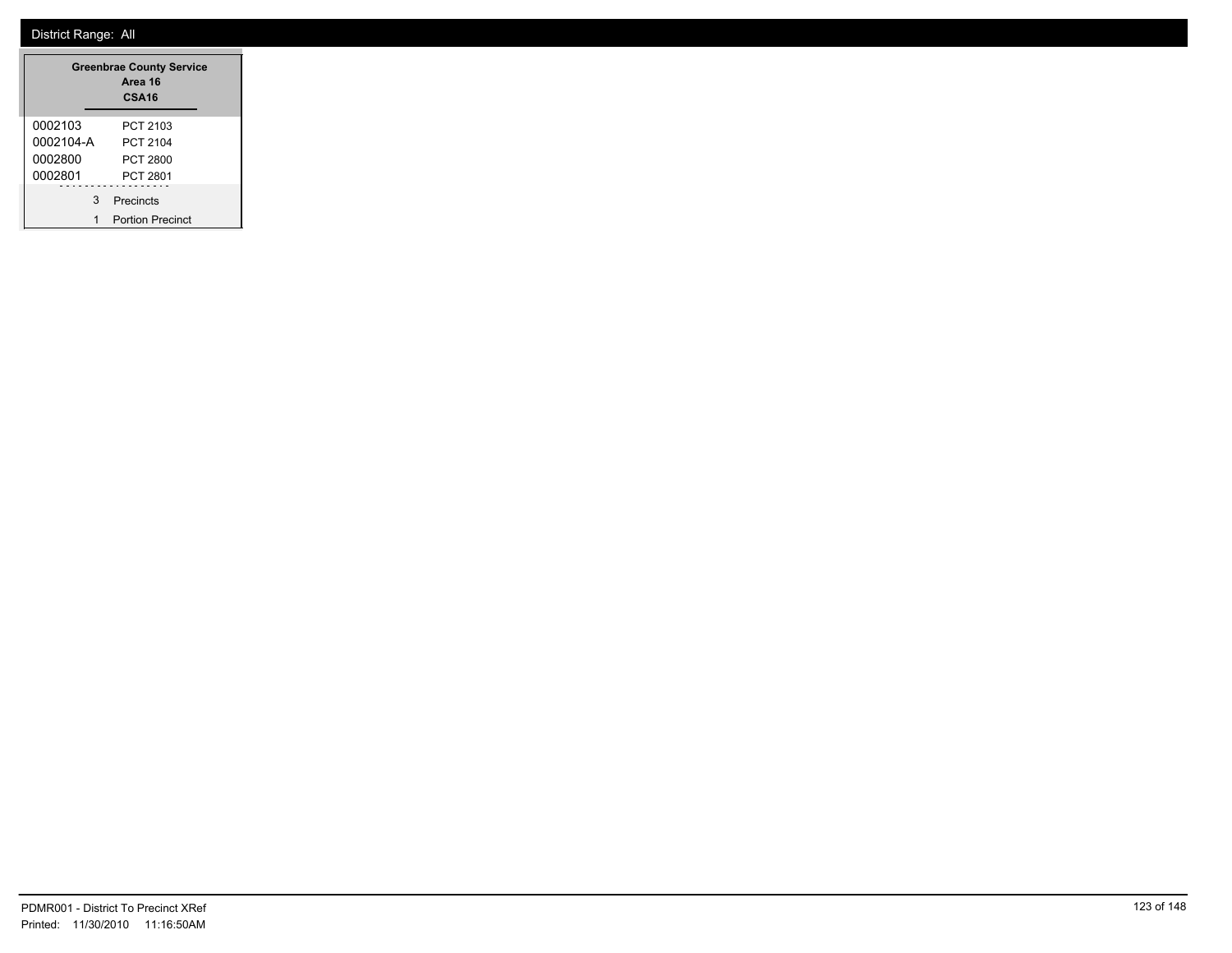District Range: All

**Greenbrae County Service Area 16**
**CSA16**

| | |
|---|---|
| 0002103 | PCT 2103 |
| 0002104-A | PCT 2104 |
| 0002800 | PCT 2800 |
| 0002801 | PCT 2801 |

3 Precincts
1 Portion Precinct

PDMR001 - District To Precinct XRef
Printed: 11/30/2010 11:16:50AM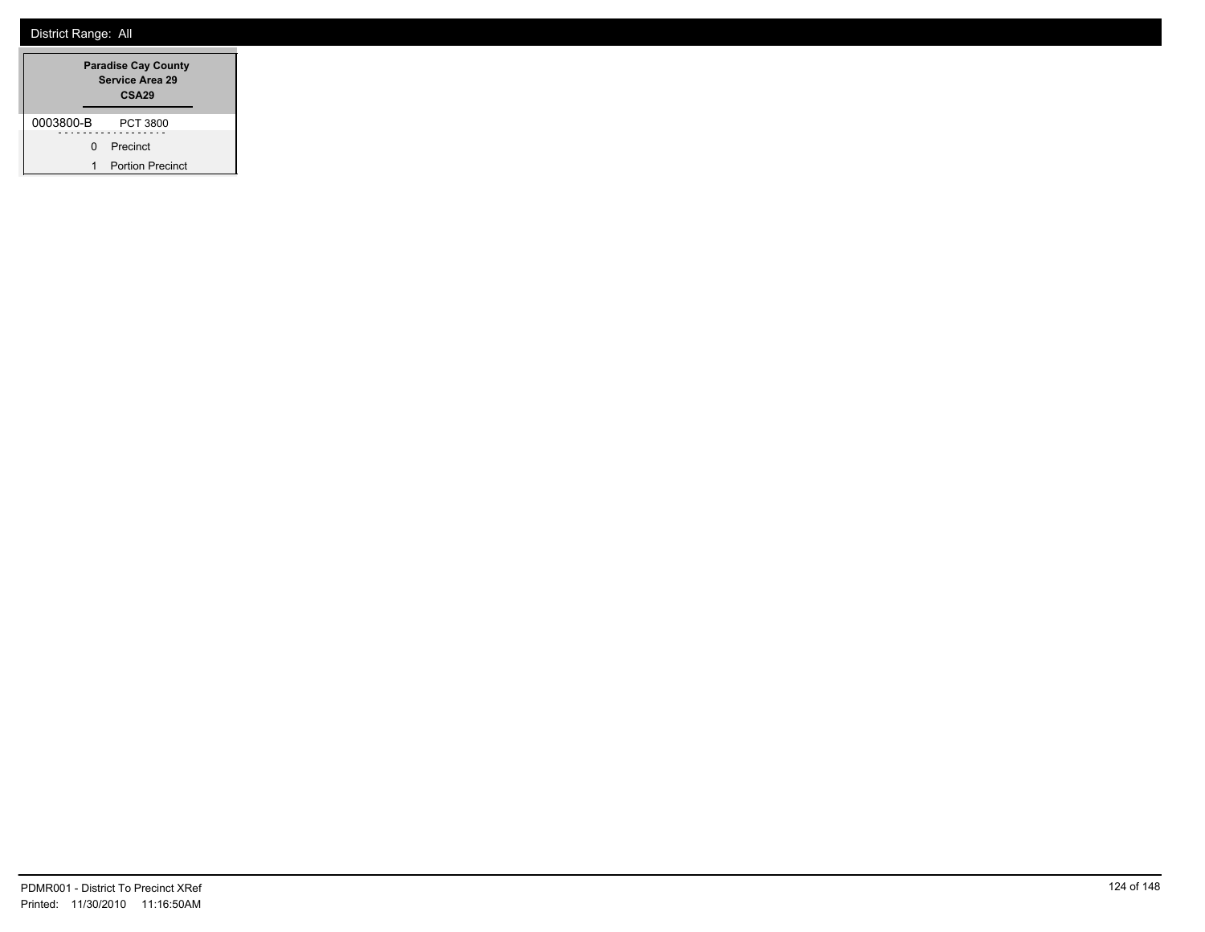District Range: All

| Paradise Cay County Service Area 29 CSA29 | |
|---|---|
| 0003800-B | PCT 3800 |
| 0 | Precinct |
| 1 | Portion Precinct |

PDMR001 - District To Precinct XRef
Printed: 11/30/2010 11:16:50AM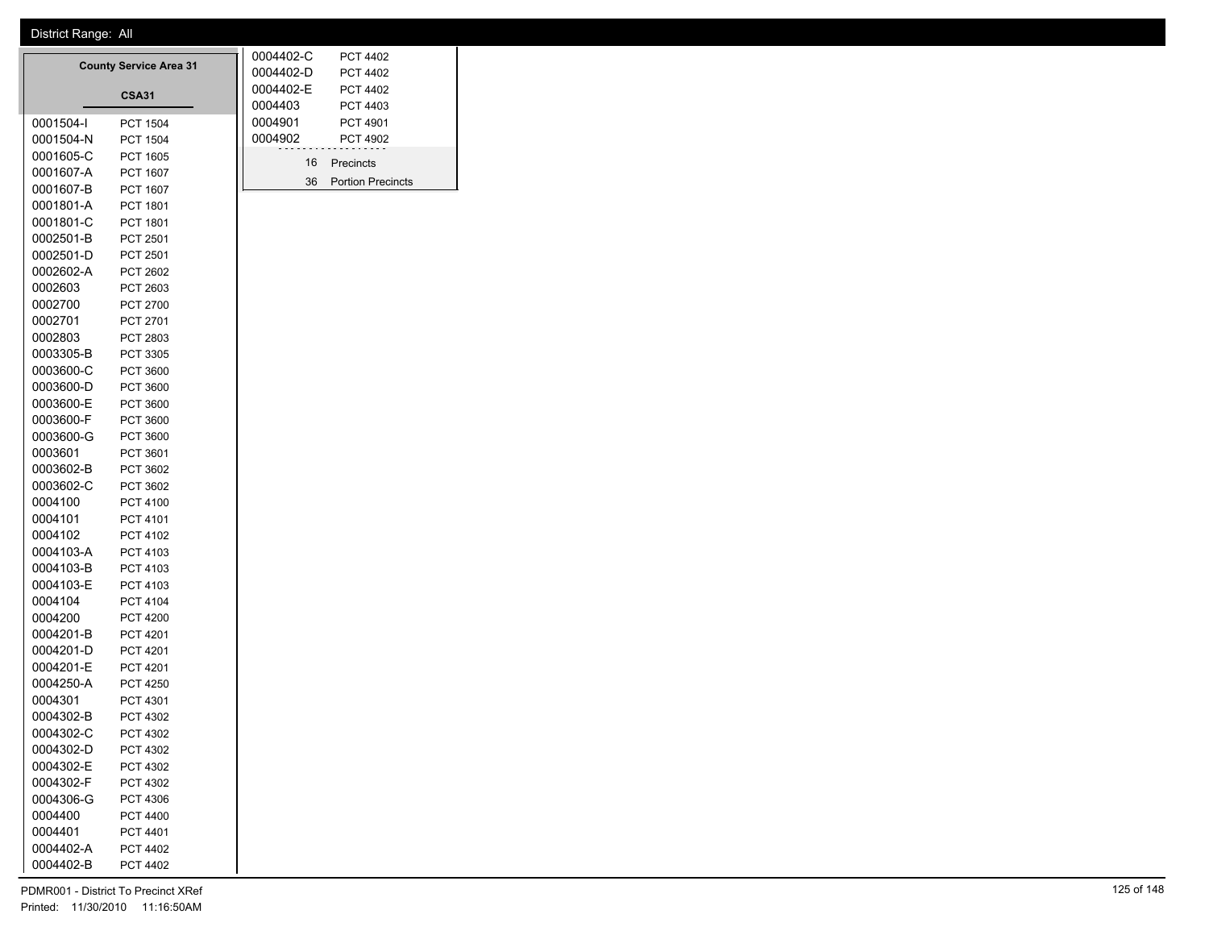District Range: All

## County Service Area 31

### CSA31

| Precinct | Name |
|---|---|
| 0001504-I | PCT 1504 |
| 0001504-N | PCT 1504 |
| 0001605-C | PCT 1605 |
| 0001607-A | PCT 1607 |
| 0001607-B | PCT 1607 |
| 0001801-A | PCT 1801 |
| 0001801-C | PCT 1801 |
| 0002501-B | PCT 2501 |
| 0002501-D | PCT 2501 |
| 0002602-A | PCT 2602 |
| 0002603 | PCT 2603 |
| 0002700 | PCT 2700 |
| 0002701 | PCT 2701 |
| 0002803 | PCT 2803 |
| 0003305-B | PCT 3305 |
| 0003600-C | PCT 3600 |
| 0003600-D | PCT 3600 |
| 0003600-E | PCT 3600 |
| 0003600-F | PCT 3600 |
| 0003600-G | PCT 3600 |
| 0003601 | PCT 3601 |
| 0003602-B | PCT 3602 |
| 0003602-C | PCT 3602 |
| 0004100 | PCT 4100 |
| 0004101 | PCT 4101 |
| 0004102 | PCT 4102 |
| 0004103-A | PCT 4103 |
| 0004103-B | PCT 4103 |
| 0004103-E | PCT 4103 |
| 0004104 | PCT 4104 |
| 0004200 | PCT 4200 |
| 0004201-B | PCT 4201 |
| 0004201-D | PCT 4201 |
| 0004201-E | PCT 4201 |
| 0004250-A | PCT 4250 |
| 0004301 | PCT 4301 |
| 0004302-B | PCT 4302 |
| 0004302-C | PCT 4302 |
| 0004302-D | PCT 4302 |
| 0004302-E | PCT 4302 |
| 0004302-F | PCT 4302 |
| 0004306-G | PCT 4306 |
| 0004400 | PCT 4400 |
| 0004401 | PCT 4401 |
| 0004402-A | PCT 4402 |
| 0004402-B | PCT 4402 |
| 0004402-C | PCT 4402 |
| 0004402-D | PCT 4402 |
| 0004402-E | PCT 4402 |
| 0004403 | PCT 4403 |
| 0004901 | PCT 4901 |
| 0004902 | PCT 4902 |

16 Precincts

36 Portion Precincts

PDMR001 - District To Precinct XRef

Printed: 11/30/2010 11:16:50AM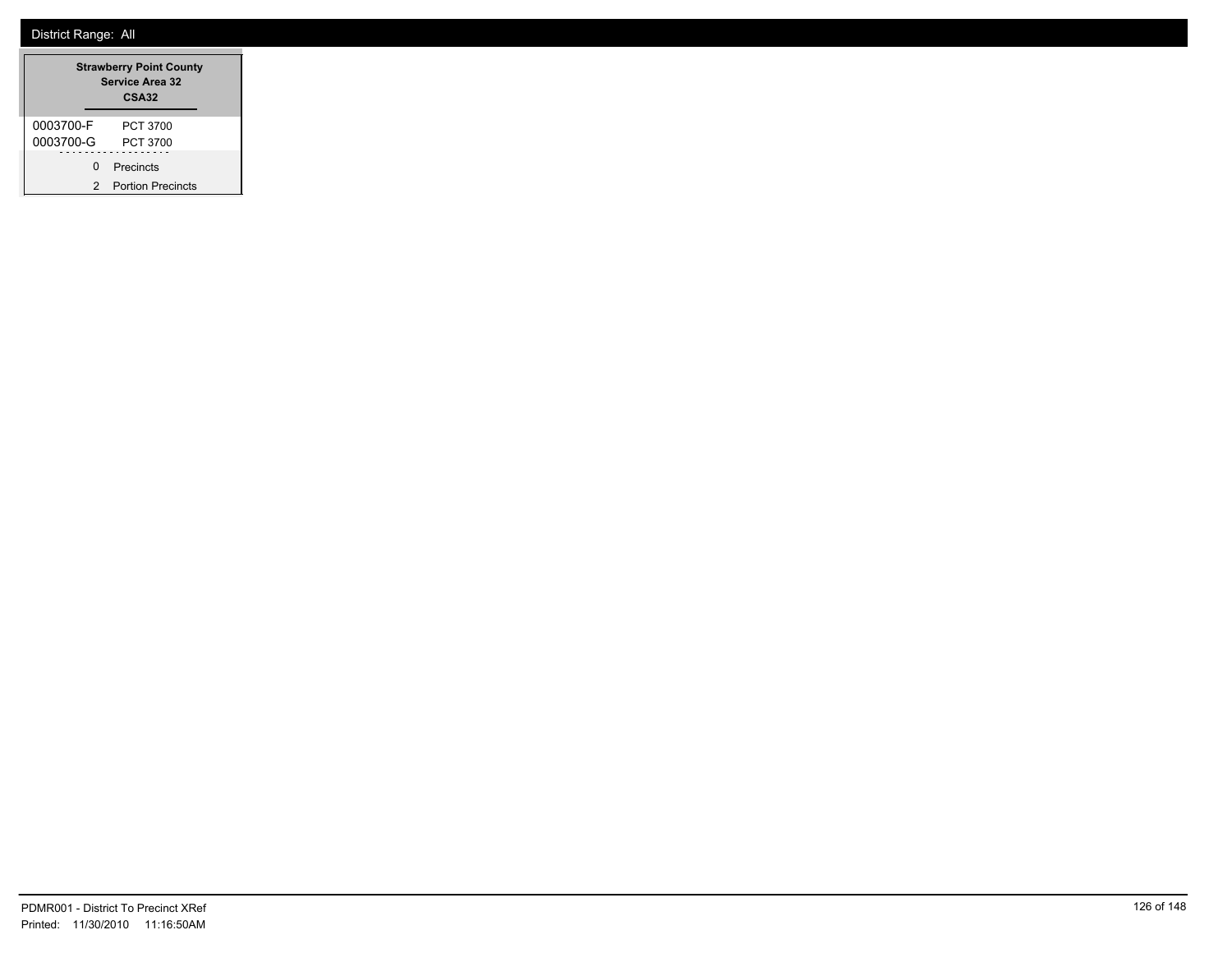District Range: All

| Strawberry Point County Service Area 32 CSA32 | |
|---|---|
| 0003700-F | PCT 3700 |
| 0003700-G | PCT 3700 |
| 0 | Precincts |
| 2 | Portion Precincts |

PDMR001 - District To Precinct XRef
Printed: 11/30/2010 11:16:50AM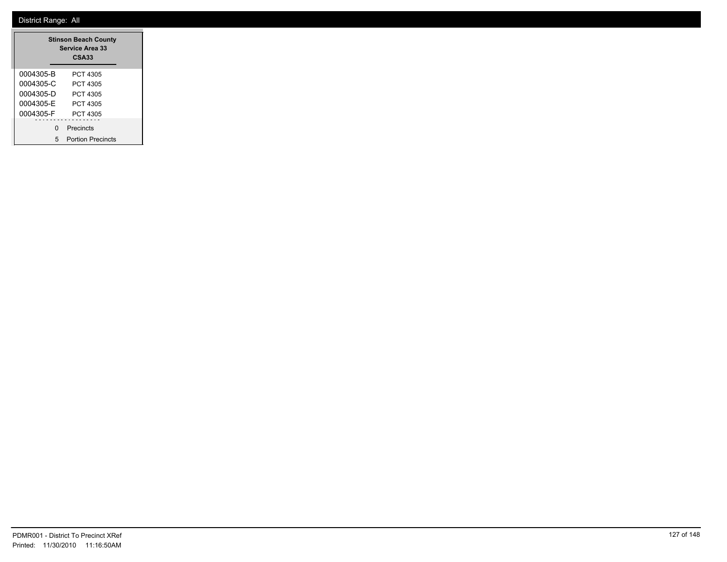District Range: All

**Stinson Beach County Service Area 33**
**CSA33**

| | |
|---|---|
| 0004305-B | PCT 4305 |
| 0004305-C | PCT 4305 |
| 0004305-D | PCT 4305 |
| 0004305-E | PCT 4305 |
| 0004305-F | PCT 4305 |

0 Precincts

5 Portion Precincts

PDMR001 - District To Precinct XRef
Printed: 11/30/2010 11:16:50AM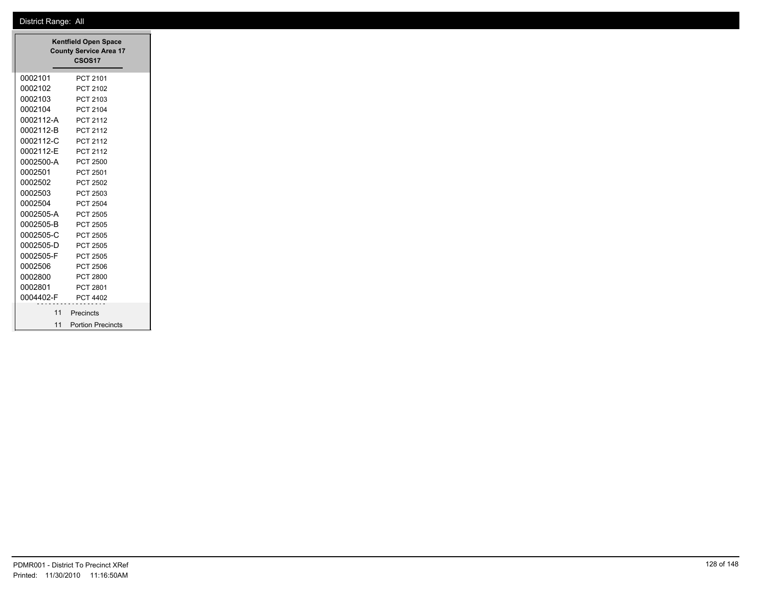District Range: All

| Kentfield Open Space County Service Area 17 CSOS17 | |
|---|---|
| 0002101 | PCT 2101 |
| 0002102 | PCT 2102 |
| 0002103 | PCT 2103 |
| 0002104 | PCT 2104 |
| 0002112-A | PCT 2112 |
| 0002112-B | PCT 2112 |
| 0002112-C | PCT 2112 |
| 0002112-E | PCT 2112 |
| 0002500-A | PCT 2500 |
| 0002501 | PCT 2501 |
| 0002502 | PCT 2502 |
| 0002503 | PCT 2503 |
| 0002504 | PCT 2504 |
| 0002505-A | PCT 2505 |
| 0002505-B | PCT 2505 |
| 0002505-C | PCT 2505 |
| 0002505-D | PCT 2505 |
| 0002505-F | PCT 2505 |
| 0002506 | PCT 2506 |
| 0002800 | PCT 2800 |
| 0002801 | PCT 2801 |
| 0004402-F | PCT 4402 |
| 11 | Precincts |
| 11 | Portion Precincts |

PDMR001 - District To Precinct XRef
Printed: 11/30/2010 11:16:50AM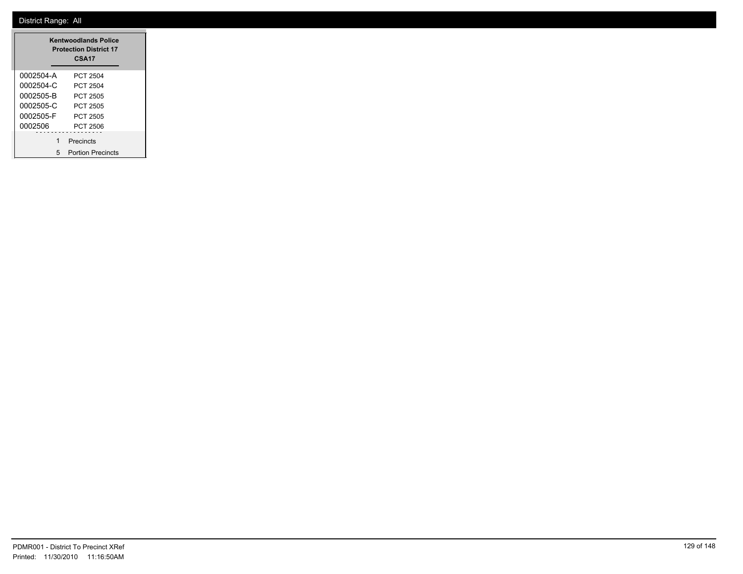District Range: All

**Kentwoodlands Police Protection District 17**
**CSA17**

| Precinct | Name |
|---|---|
| 0002504-A | PCT 2504 |
| 0002504-C | PCT 2504 |
| 0002505-B | PCT 2505 |
| 0002505-C | PCT 2505 |
| 0002505-F | PCT 2505 |
| 0002506 | PCT 2506 |

1 Precincts
5 Portion Precincts

PDMR001 - District To Precinct XRef
Printed: 11/30/2010 11:16:50AM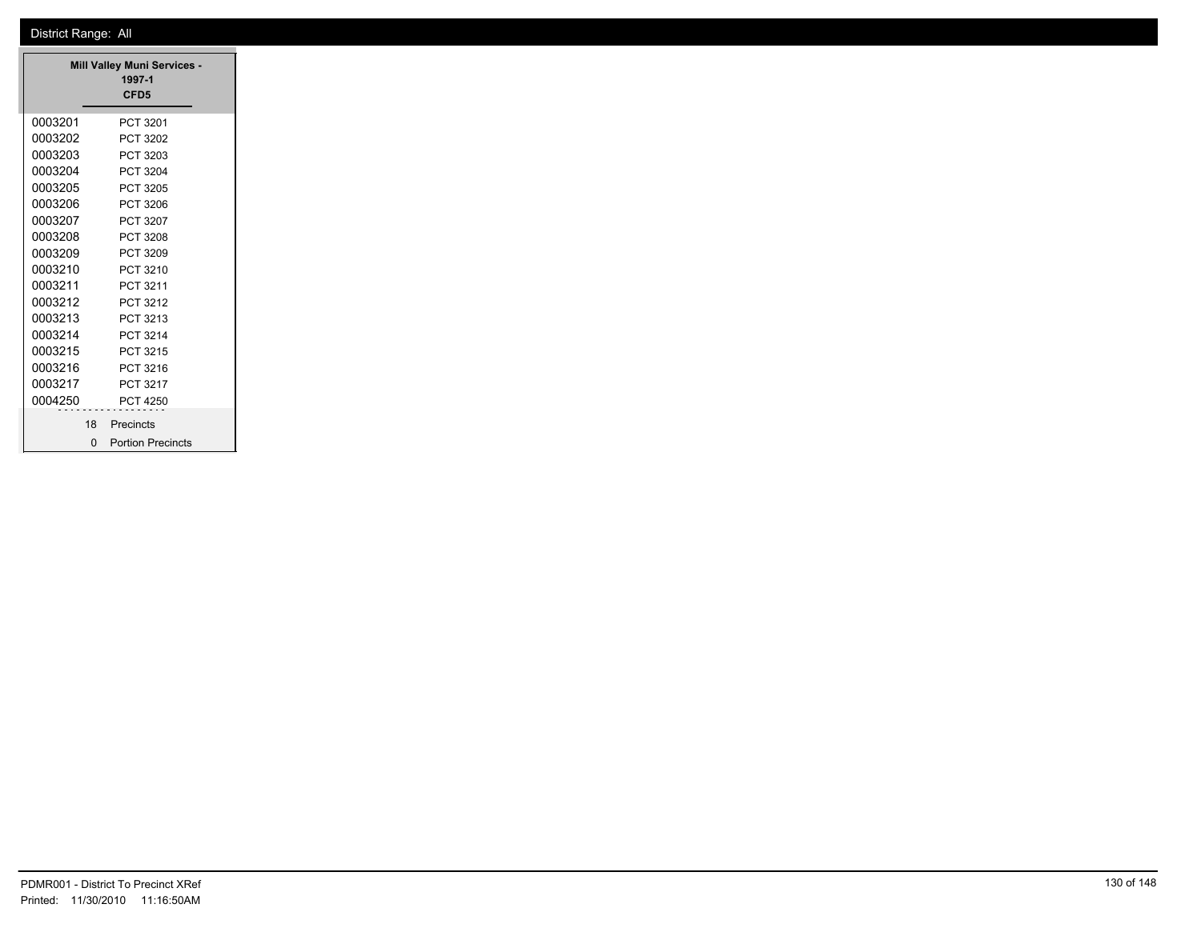District Range: All

**Mill Valley Muni Services - 1997-1**
**CFD5**

| | |
|---|---|
| 0003201 | PCT 3201 |
| 0003202 | PCT 3202 |
| 0003203 | PCT 3203 |
| 0003204 | PCT 3204 |
| 0003205 | PCT 3205 |
| 0003206 | PCT 3206 |
| 0003207 | PCT 3207 |
| 0003208 | PCT 3208 |
| 0003209 | PCT 3209 |
| 0003210 | PCT 3210 |
| 0003211 | PCT 3211 |
| 0003212 | PCT 3212 |
| 0003213 | PCT 3213 |
| 0003214 | PCT 3214 |
| 0003215 | PCT 3215 |
| 0003216 | PCT 3216 |
| 0003217 | PCT 3217 |
| 0004250 | PCT 4250 |

18 Precincts

0 Portion Precincts

PDMR001 - District To Precinct XRef

Printed: 11/30/2010 11:16:50AM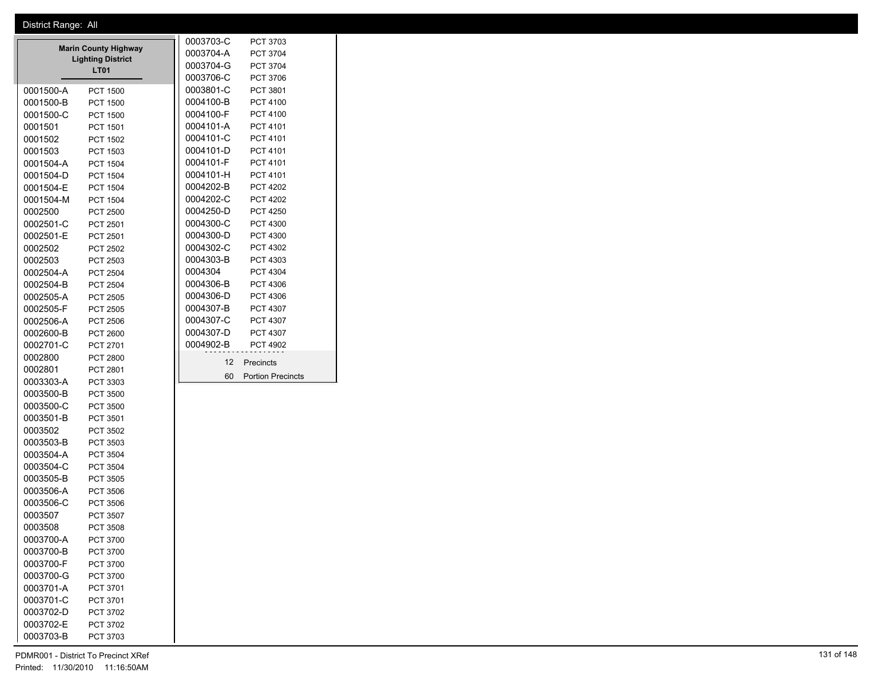District Range: All

### Marin County Highway Lighting District
### LT01

| District | Precinct |
|---|---|
| 0001500-A | PCT 1500 |
| 0001500-B | PCT 1500 |
| 0001500-C | PCT 1500 |
| 0001501 | PCT 1501 |
| 0001502 | PCT 1502 |
| 0001503 | PCT 1503 |
| 0001504-A | PCT 1504 |
| 0001504-D | PCT 1504 |
| 0001504-E | PCT 1504 |
| 0001504-M | PCT 1504 |
| 0002500 | PCT 2500 |
| 0002501-C | PCT 2501 |
| 0002501-E | PCT 2501 |
| 0002502 | PCT 2502 |
| 0002503 | PCT 2503 |
| 0002504-A | PCT 2504 |
| 0002504-B | PCT 2504 |
| 0002505-A | PCT 2505 |
| 0002505-F | PCT 2505 |
| 0002506-A | PCT 2506 |
| 0002600-B | PCT 2600 |
| 0002701-C | PCT 2701 |
| 0002800 | PCT 2800 |
| 0002801 | PCT 2801 |
| 0003303-A | PCT 3303 |
| 0003500-B | PCT 3500 |
| 0003500-C | PCT 3500 |
| 0003501-B | PCT 3501 |
| 0003502 | PCT 3502 |
| 0003503-B | PCT 3503 |
| 0003504-A | PCT 3504 |
| 0003504-C | PCT 3504 |
| 0003505-B | PCT 3505 |
| 0003506-A | PCT 3506 |
| 0003506-C | PCT 3506 |
| 0003507 | PCT 3507 |
| 0003508 | PCT 3508 |
| 0003700-A | PCT 3700 |
| 0003700-B | PCT 3700 |
| 0003700-F | PCT 3700 |
| 0003700-G | PCT 3700 |
| 0003701-A | PCT 3701 |
| 0003701-C | PCT 3701 |
| 0003702-D | PCT 3702 |
| 0003702-E | PCT 3702 |
| 0003703-B | PCT 3703 |
| 0003703-C | PCT 3703 |
| 0003704-A | PCT 3704 |
| 0003704-G | PCT 3704 |
| 0003706-C | PCT 3706 |
| 0003801-C | PCT 3801 |
| 0004100-B | PCT 4100 |
| 0004100-F | PCT 4100 |
| 0004101-A | PCT 4101 |
| 0004101-C | PCT 4101 |
| 0004101-D | PCT 4101 |
| 0004101-F | PCT 4101 |
| 0004101-H | PCT 4101 |
| 0004202-B | PCT 4202 |
| 0004202-C | PCT 4202 |
| 0004250-D | PCT 4250 |
| 0004300-C | PCT 4300 |
| 0004300-D | PCT 4300 |
| 0004302-C | PCT 4302 |
| 0004303-B | PCT 4303 |
| 0004304 | PCT 4304 |
| 0004306-B | PCT 4306 |
| 0004306-D | PCT 4306 |
| 0004307-B | PCT 4307 |
| 0004307-C | PCT 4307 |
| 0004307-D | PCT 4307 |
| 0004902-B | PCT 4902 |

12 Precincts

60 Portion Precincts

PDMR001 - District To Precinct XRef

Printed: 11/30/2010 11:16:50AM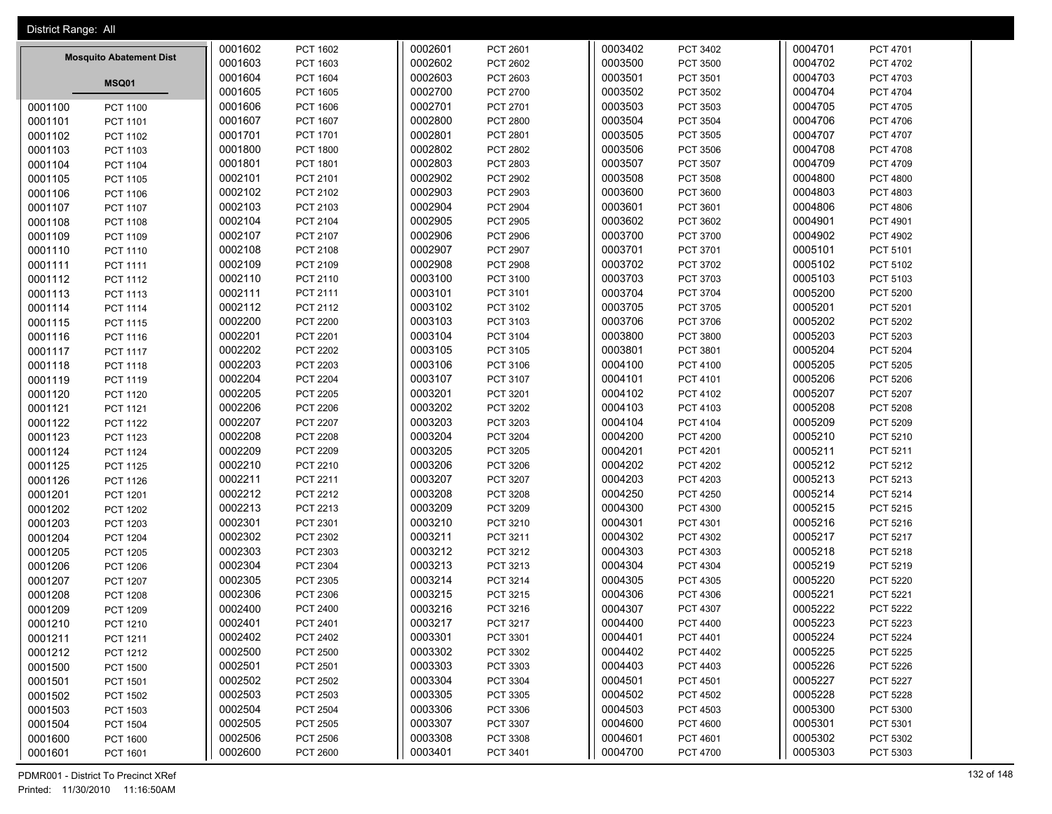District Range: All

**Mosquito Abatement Dist**

**MSQ01**

| Precinct | Name |
|---|---|
| 0001100 | PCT 1100 |
| 0001101 | PCT 1101 |
| 0001102 | PCT 1102 |
| 0001103 | PCT 1103 |
| 0001104 | PCT 1104 |
| 0001105 | PCT 1105 |
| 0001106 | PCT 1106 |
| 0001107 | PCT 1107 |
| 0001108 | PCT 1108 |
| 0001109 | PCT 1109 |
| 0001110 | PCT 1110 |
| 0001111 | PCT 1111 |
| 0001112 | PCT 1112 |
| 0001113 | PCT 1113 |
| 0001114 | PCT 1114 |
| 0001115 | PCT 1115 |
| 0001116 | PCT 1116 |
| 0001117 | PCT 1117 |
| 0001118 | PCT 1118 |
| 0001119 | PCT 1119 |
| 0001120 | PCT 1120 |
| 0001121 | PCT 1121 |
| 0001122 | PCT 1122 |
| 0001123 | PCT 1123 |
| 0001124 | PCT 1124 |
| 0001125 | PCT 1125 |
| 0001126 | PCT 1126 |
| 0001201 | PCT 1201 |
| 0001202 | PCT 1202 |
| 0001203 | PCT 1203 |
| 0001204 | PCT 1204 |
| 0001205 | PCT 1205 |
| 0001206 | PCT 1206 |
| 0001207 | PCT 1207 |
| 0001208 | PCT 1208 |
| 0001209 | PCT 1209 |
| 0001210 | PCT 1210 |
| 0001211 | PCT 1211 |
| 0001212 | PCT 1212 |
| 0001500 | PCT 1500 |
| 0001501 | PCT 1501 |
| 0001502 | PCT 1502 |
| 0001503 | PCT 1503 |
| 0001504 | PCT 1504 |
| 0001600 | PCT 1600 |
| 0001601 | PCT 1601 |
| 0001602 | PCT 1602 |
| 0001603 | PCT 1603 |
| 0001604 | PCT 1604 |
| 0001605 | PCT 1605 |
| 0001606 | PCT 1606 |
| 0001607 | PCT 1607 |
| 0001701 | PCT 1701 |
| 0001800 | PCT 1800 |
| 0001801 | PCT 1801 |
| 0002101 | PCT 2101 |
| 0002102 | PCT 2102 |
| 0002103 | PCT 2103 |
| 0002104 | PCT 2104 |
| 0002107 | PCT 2107 |
| 0002108 | PCT 2108 |
| 0002109 | PCT 2109 |
| 0002110 | PCT 2110 |
| 0002111 | PCT 2111 |
| 0002112 | PCT 2112 |
| 0002200 | PCT 2200 |
| 0002201 | PCT 2201 |
| 0002202 | PCT 2202 |
| 0002203 | PCT 2203 |
| 0002204 | PCT 2204 |
| 0002205 | PCT 2205 |
| 0002206 | PCT 2206 |
| 0002207 | PCT 2207 |
| 0002208 | PCT 2208 |
| 0002209 | PCT 2209 |
| 0002210 | PCT 2210 |
| 0002211 | PCT 2211 |
| 0002212 | PCT 2212 |
| 0002213 | PCT 2213 |
| 0002301 | PCT 2301 |
| 0002302 | PCT 2302 |
| 0002303 | PCT 2303 |
| 0002304 | PCT 2304 |
| 0002305 | PCT 2305 |
| 0002306 | PCT 2306 |
| 0002400 | PCT 2400 |
| 0002401 | PCT 2401 |
| 0002402 | PCT 2402 |
| 0002500 | PCT 2500 |
| 0002501 | PCT 2501 |
| 0002502 | PCT 2502 |
| 0002503 | PCT 2503 |
| 0002504 | PCT 2504 |
| 0002505 | PCT 2505 |
| 0002506 | PCT 2506 |
| 0002600 | PCT 2600 |
| 0002601 | PCT 2601 |
| 0002602 | PCT 2602 |
| 0002603 | PCT 2603 |
| 0002700 | PCT 2700 |
| 0002701 | PCT 2701 |
| 0002800 | PCT 2800 |
| 0002801 | PCT 2801 |
| 0002802 | PCT 2802 |
| 0002803 | PCT 2803 |
| 0002902 | PCT 2902 |
| 0002903 | PCT 2903 |
| 0002904 | PCT 2904 |
| 0002905 | PCT 2905 |
| 0002906 | PCT 2906 |
| 0002907 | PCT 2907 |
| 0002908 | PCT 2908 |
| 0003100 | PCT 3100 |
| 0003101 | PCT 3101 |
| 0003102 | PCT 3102 |
| 0003103 | PCT 3103 |
| 0003104 | PCT 3104 |
| 0003105 | PCT 3105 |
| 0003106 | PCT 3106 |
| 0003107 | PCT 3107 |
| 0003201 | PCT 3201 |
| 0003202 | PCT 3202 |
| 0003203 | PCT 3203 |
| 0003204 | PCT 3204 |
| 0003205 | PCT 3205 |
| 0003206 | PCT 3206 |
| 0003207 | PCT 3207 |
| 0003208 | PCT 3208 |
| 0003209 | PCT 3209 |
| 0003210 | PCT 3210 |
| 0003211 | PCT 3211 |
| 0003212 | PCT 3212 |
| 0003213 | PCT 3213 |
| 0003214 | PCT 3214 |
| 0003215 | PCT 3215 |
| 0003216 | PCT 3216 |
| 0003217 | PCT 3217 |
| 0003301 | PCT 3301 |
| 0003302 | PCT 3302 |
| 0003303 | PCT 3303 |
| 0003304 | PCT 3304 |
| 0003305 | PCT 3305 |
| 0003306 | PCT 3306 |
| 0003307 | PCT 3307 |
| 0003308 | PCT 3308 |
| 0003401 | PCT 3401 |
| 0003402 | PCT 3402 |
| 0003500 | PCT 3500 |
| 0003501 | PCT 3501 |
| 0003502 | PCT 3502 |
| 0003503 | PCT 3503 |
| 0003504 | PCT 3504 |
| 0003505 | PCT 3505 |
| 0003506 | PCT 3506 |
| 0003507 | PCT 3507 |
| 0003508 | PCT 3508 |
| 0003600 | PCT 3600 |
| 0003601 | PCT 3601 |
| 0003602 | PCT 3602 |
| 0003700 | PCT 3700 |
| 0003701 | PCT 3701 |
| 0003702 | PCT 3702 |
| 0003703 | PCT 3703 |
| 0003704 | PCT 3704 |
| 0003705 | PCT 3705 |
| 0003706 | PCT 3706 |
| 0003800 | PCT 3800 |
| 0003801 | PCT 3801 |
| 0004100 | PCT 4100 |
| 0004101 | PCT 4101 |
| 0004102 | PCT 4102 |
| 0004103 | PCT 4103 |
| 0004104 | PCT 4104 |
| 0004200 | PCT 4200 |
| 0004201 | PCT 4201 |
| 0004202 | PCT 4202 |
| 0004203 | PCT 4203 |
| 0004250 | PCT 4250 |
| 0004300 | PCT 4300 |
| 0004301 | PCT 4301 |
| 0004302 | PCT 4302 |
| 0004303 | PCT 4303 |
| 0004304 | PCT 4304 |
| 0004305 | PCT 4305 |
| 0004306 | PCT 4306 |
| 0004307 | PCT 4307 |
| 0004400 | PCT 4400 |
| 0004401 | PCT 4401 |
| 0004402 | PCT 4402 |
| 0004403 | PCT 4403 |
| 0004501 | PCT 4501 |
| 0004502 | PCT 4502 |
| 0004503 | PCT 4503 |
| 0004600 | PCT 4600 |
| 0004601 | PCT 4601 |
| 0004700 | PCT 4700 |
| 0004701 | PCT 4701 |
| 0004702 | PCT 4702 |
| 0004703 | PCT 4703 |
| 0004704 | PCT 4704 |
| 0004705 | PCT 4705 |
| 0004706 | PCT 4706 |
| 0004707 | PCT 4707 |
| 0004708 | PCT 4708 |
| 0004709 | PCT 4709 |
| 0004800 | PCT 4800 |
| 0004803 | PCT 4803 |
| 0004806 | PCT 4806 |
| 0004901 | PCT 4901 |
| 0004902 | PCT 4902 |
| 0005101 | PCT 5101 |
| 0005102 | PCT 5102 |
| 0005103 | PCT 5103 |
| 0005200 | PCT 5200 |
| 0005201 | PCT 5201 |
| 0005202 | PCT 5202 |
| 0005203 | PCT 5203 |
| 0005204 | PCT 5204 |
| 0005205 | PCT 5205 |
| 0005206 | PCT 5206 |
| 0005207 | PCT 5207 |
| 0005208 | PCT 5208 |
| 0005209 | PCT 5209 |
| 0005210 | PCT 5210 |
| 0005211 | PCT 5211 |
| 0005212 | PCT 5212 |
| 0005213 | PCT 5213 |
| 0005214 | PCT 5214 |
| 0005215 | PCT 5215 |
| 0005216 | PCT 5216 |
| 0005217 | PCT 5217 |
| 0005218 | PCT 5218 |
| 0005219 | PCT 5219 |
| 0005220 | PCT 5220 |
| 0005221 | PCT 5221 |
| 0005222 | PCT 5222 |
| 0005223 | PCT 5223 |
| 0005224 | PCT 5224 |
| 0005225 | PCT 5225 |
| 0005226 | PCT 5226 |
| 0005227 | PCT 5227 |
| 0005228 | PCT 5228 |
| 0005300 | PCT 5300 |
| 0005301 | PCT 5301 |
| 0005302 | PCT 5302 |
| 0005303 | PCT 5303 |

PDMR001 - District To Precinct XRef
Printed: 11/30/2010 11:16:50AM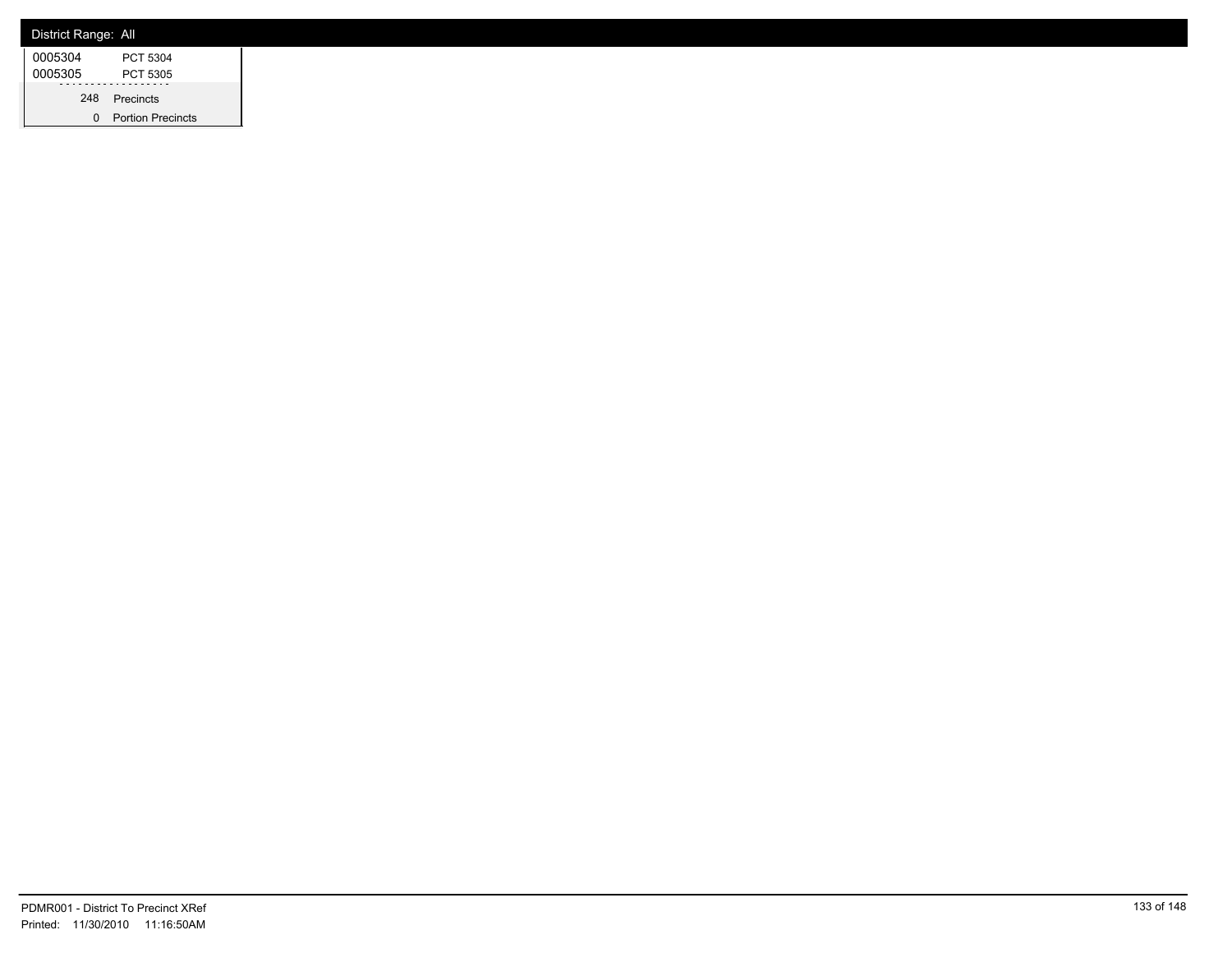District Range: All

| | |
|---|---|
| 0005304 | PCT 5304 |
| 0005305 | PCT 5305 |

| | |
|---|---|
| 248 | Precincts |
| 0 | Portion Precincts |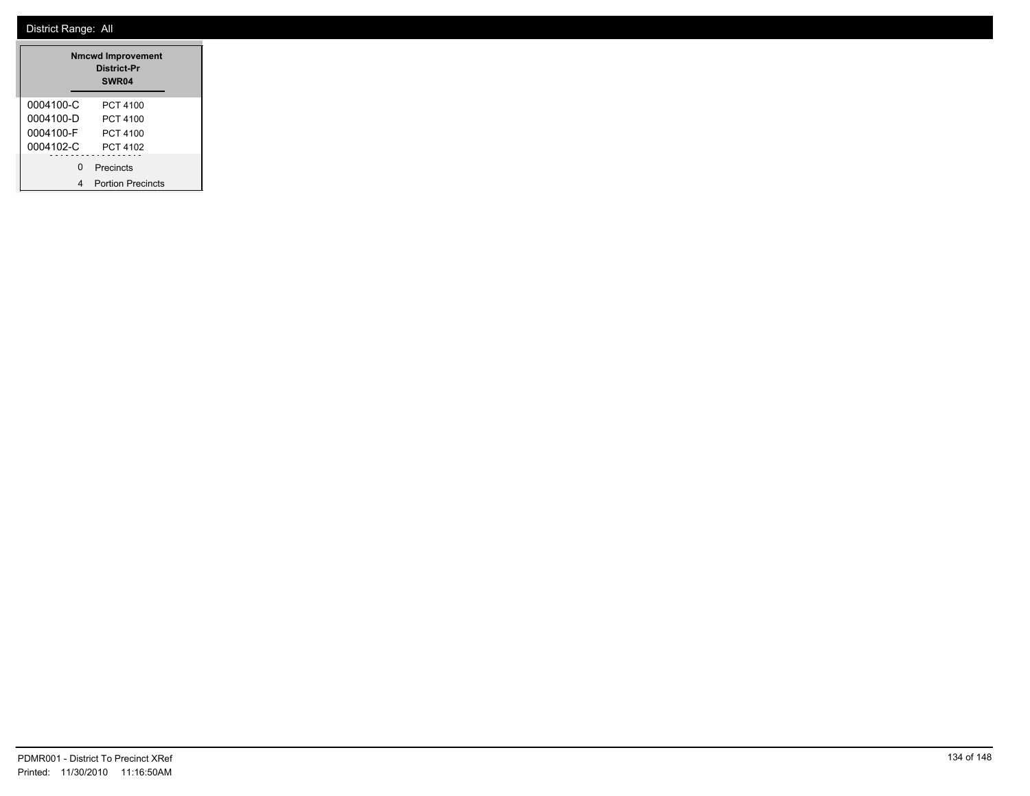District Range: All

| Nmcwd Improvement District-Pr SWR04 | |
|---|---|
| 0004100-C | PCT 4100 |
| 0004100-D | PCT 4100 |
| 0004100-F | PCT 4100 |
| 0004102-C | PCT 4102 |
| 0 | Precincts |
| 4 | Portion Precincts |

PDMR001 - District To Precinct XRef
Printed: 11/30/2010 11:16:50AM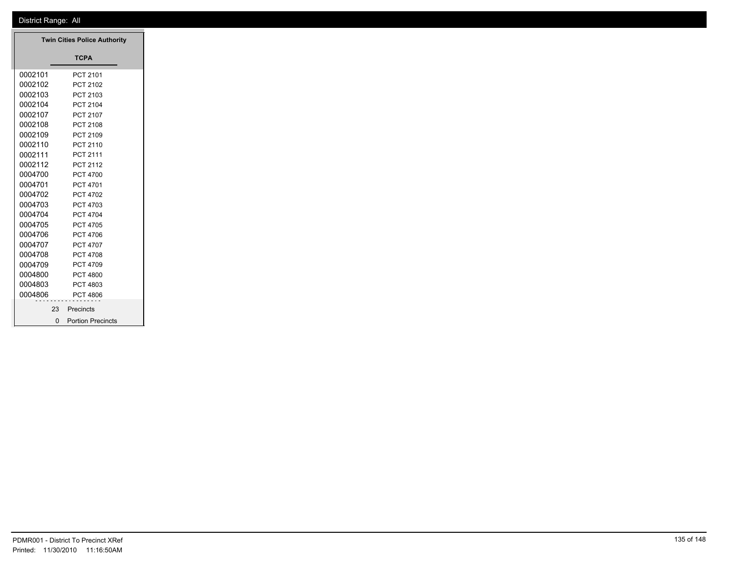District Range: All

**Twin Cities Police Authority**

**TCPA**

| | |
|---|---|
| 0002101 | PCT 2101 |
| 0002102 | PCT 2102 |
| 0002103 | PCT 2103 |
| 0002104 | PCT 2104 |
| 0002107 | PCT 2107 |
| 0002108 | PCT 2108 |
| 0002109 | PCT 2109 |
| 0002110 | PCT 2110 |
| 0002111 | PCT 2111 |
| 0002112 | PCT 2112 |
| 0004700 | PCT 4700 |
| 0004701 | PCT 4701 |
| 0004702 | PCT 4702 |
| 0004703 | PCT 4703 |
| 0004704 | PCT 4704 |
| 0004705 | PCT 4705 |
| 0004706 | PCT 4706 |
| 0004707 | PCT 4707 |
| 0004708 | PCT 4708 |
| 0004709 | PCT 4709 |
| 0004800 | PCT 4800 |
| 0004803 | PCT 4803 |
| 0004806 | PCT 4806 |

23 Precincts

0 Portion Precincts

PDMR001 - District To Precinct XRef

Printed: 11/30/2010 11:16:50AM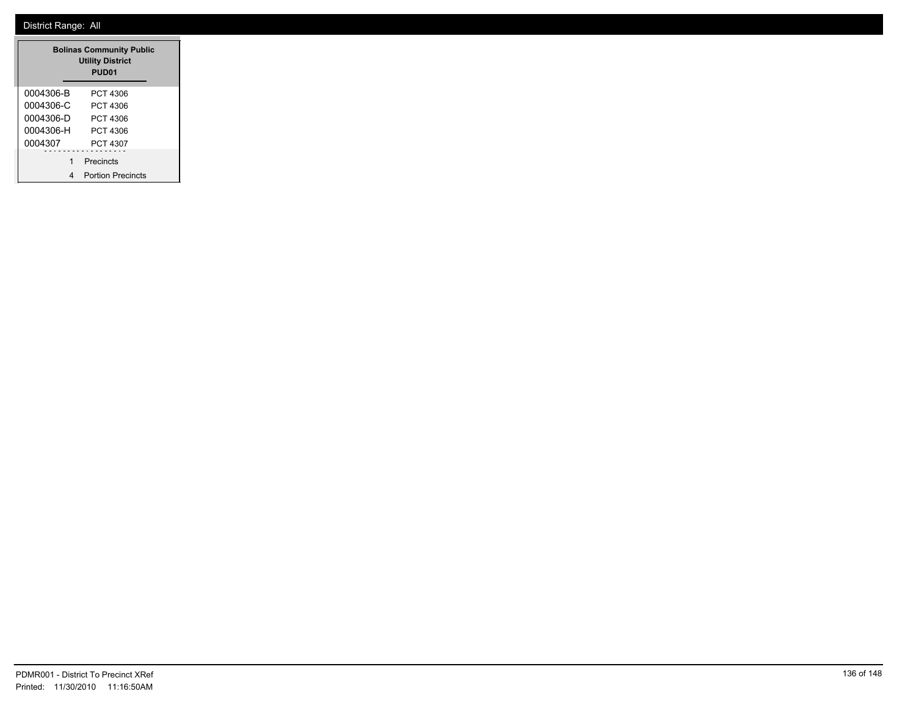District Range: All

| Bolinas Community Public Utility District PUD01 | |
|---|---|
| 0004306-B | PCT 4306 |
| 0004306-C | PCT 4306 |
| 0004306-D | PCT 4306 |
| 0004306-H | PCT 4306 |
| 0004307 | PCT 4307 |
| 1 | Precincts |
| 4 | Portion Precincts |

PDMR001 - District To Precinct XRef
Printed: 11/30/2010 11:16:50AM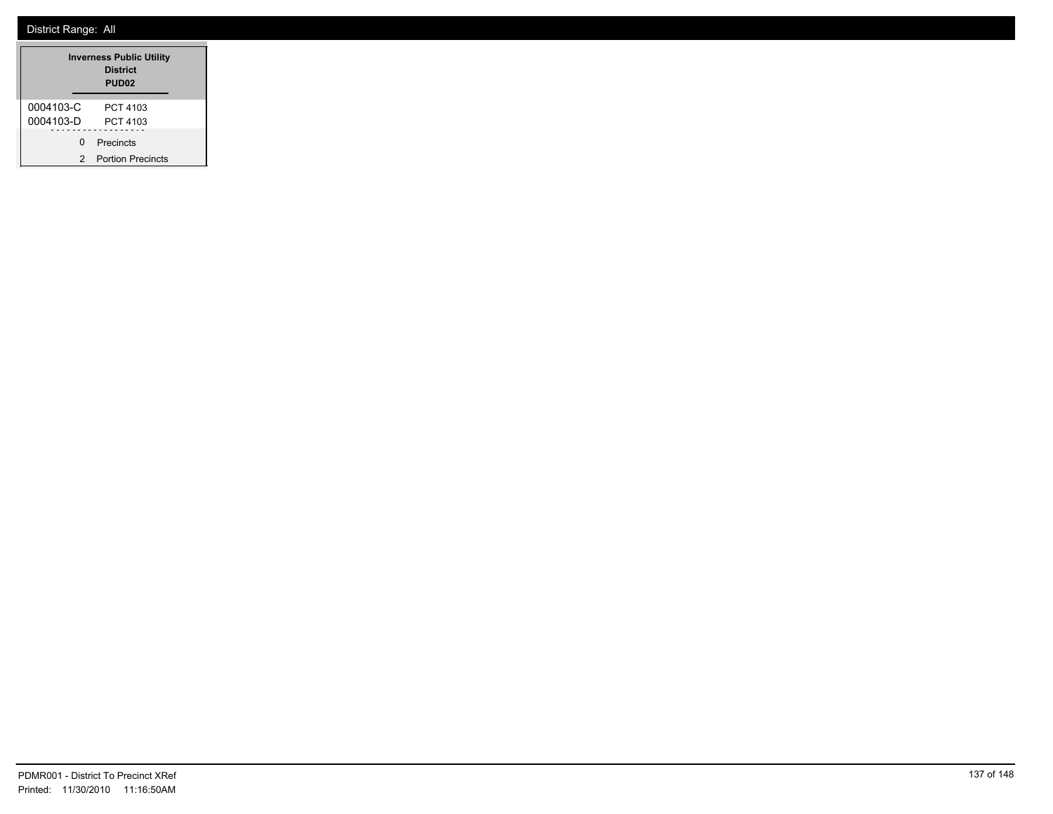District Range: All

| Inverness Public Utility District PUD02 | |
|---|---|
| 0004103-C | PCT 4103 |
| 0004103-D | PCT 4103 |
| 0 | Precincts |
| 2 | Portion Precincts |

PDMR001 - District To Precinct XRef
Printed: 11/30/2010 11:16:50AM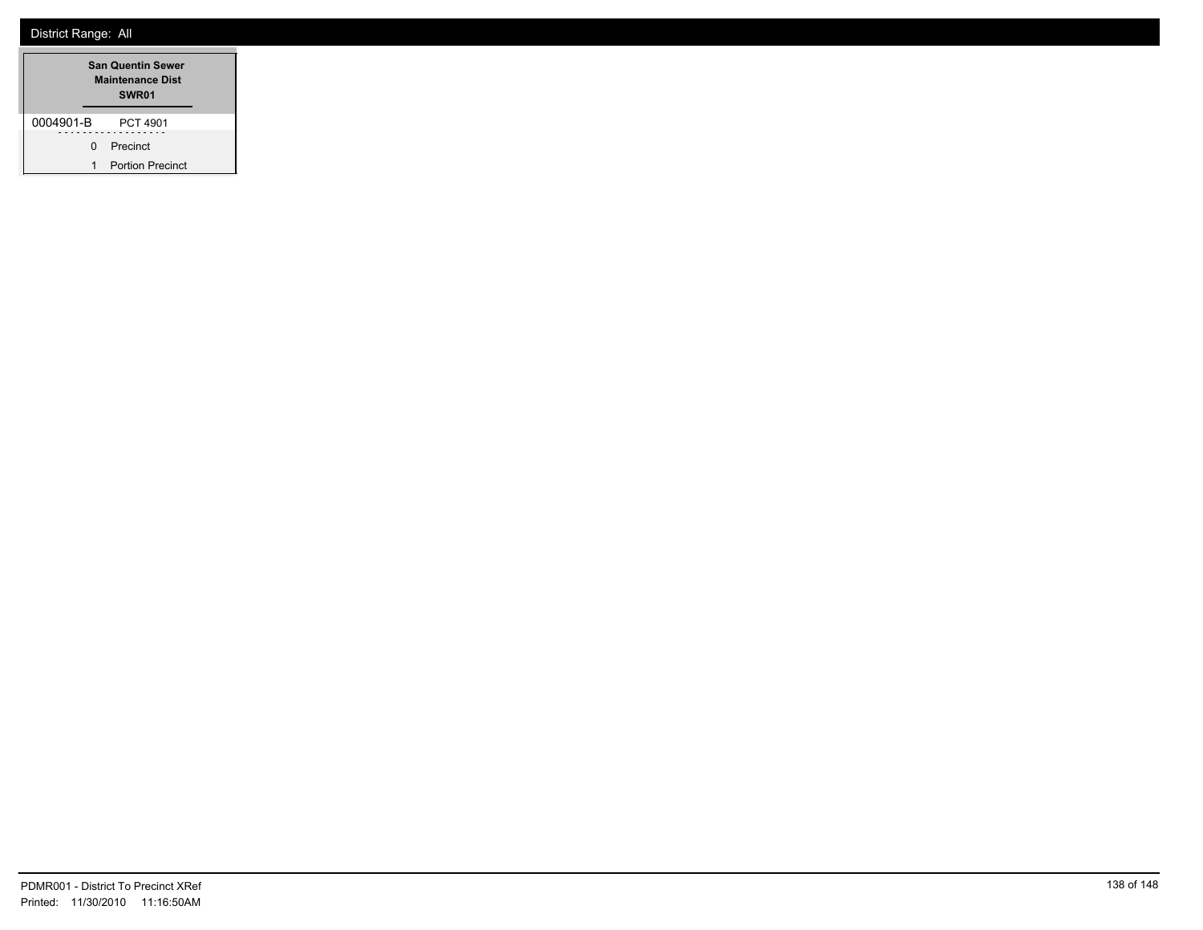District Range: All

| San Quentin Sewer Maintenance Dist SWR01 | |
|---|---|
| 0004901-B | PCT 4901 |
| 0 | Precinct |
| 1 | Portion Precinct |

PDMR001 - District To Precinct XRef
Printed: 11/30/2010 11:16:50AM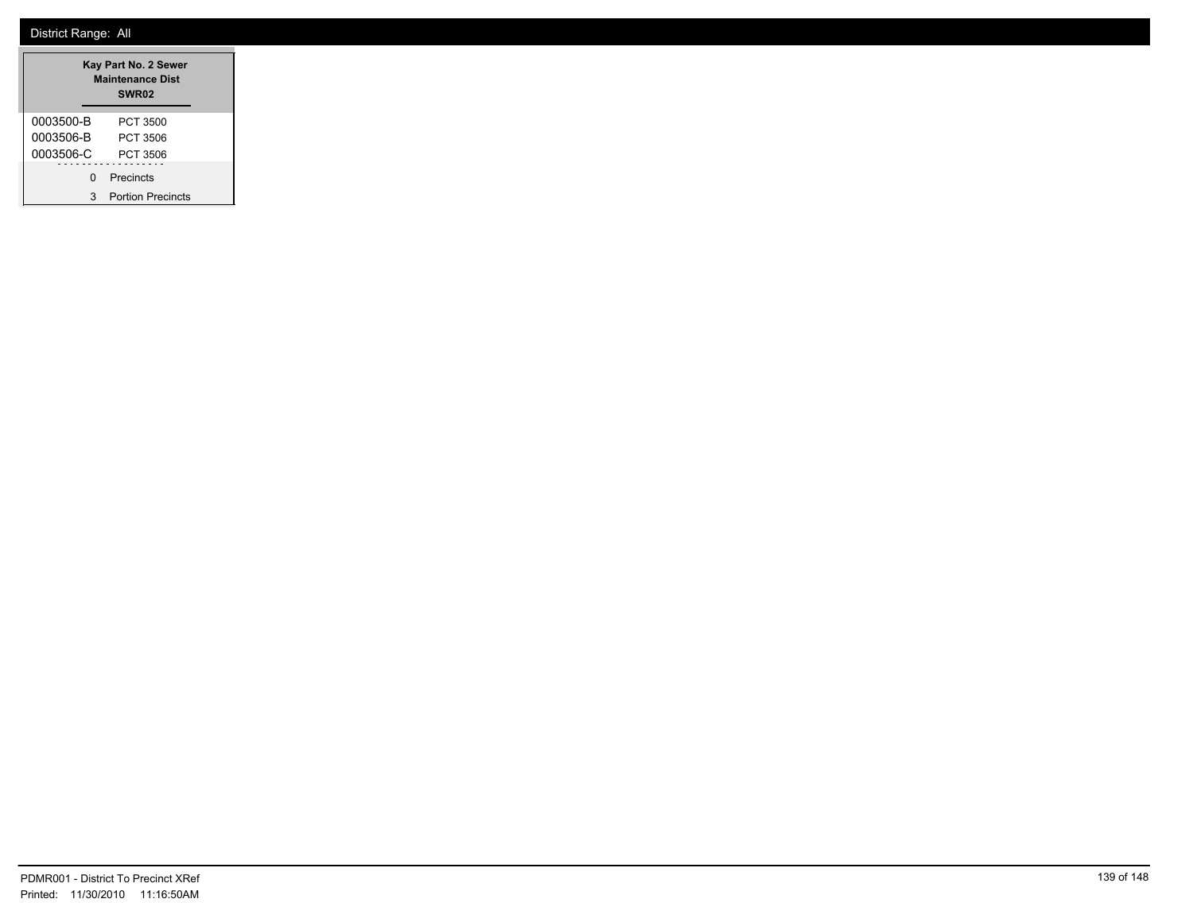District Range: All

| Kay Part No. 2 Sewer Maintenance Dist SWR02 | |
|---|---|
| 0003500-B | PCT 3500 |
| 0003506-B | PCT 3506 |
| 0003506-C | PCT 3506 |
| 0 | Precincts |
| 3 | Portion Precincts |

PDMR001 - District To Precinct XRef
Printed: 11/30/2010 11:16:50AM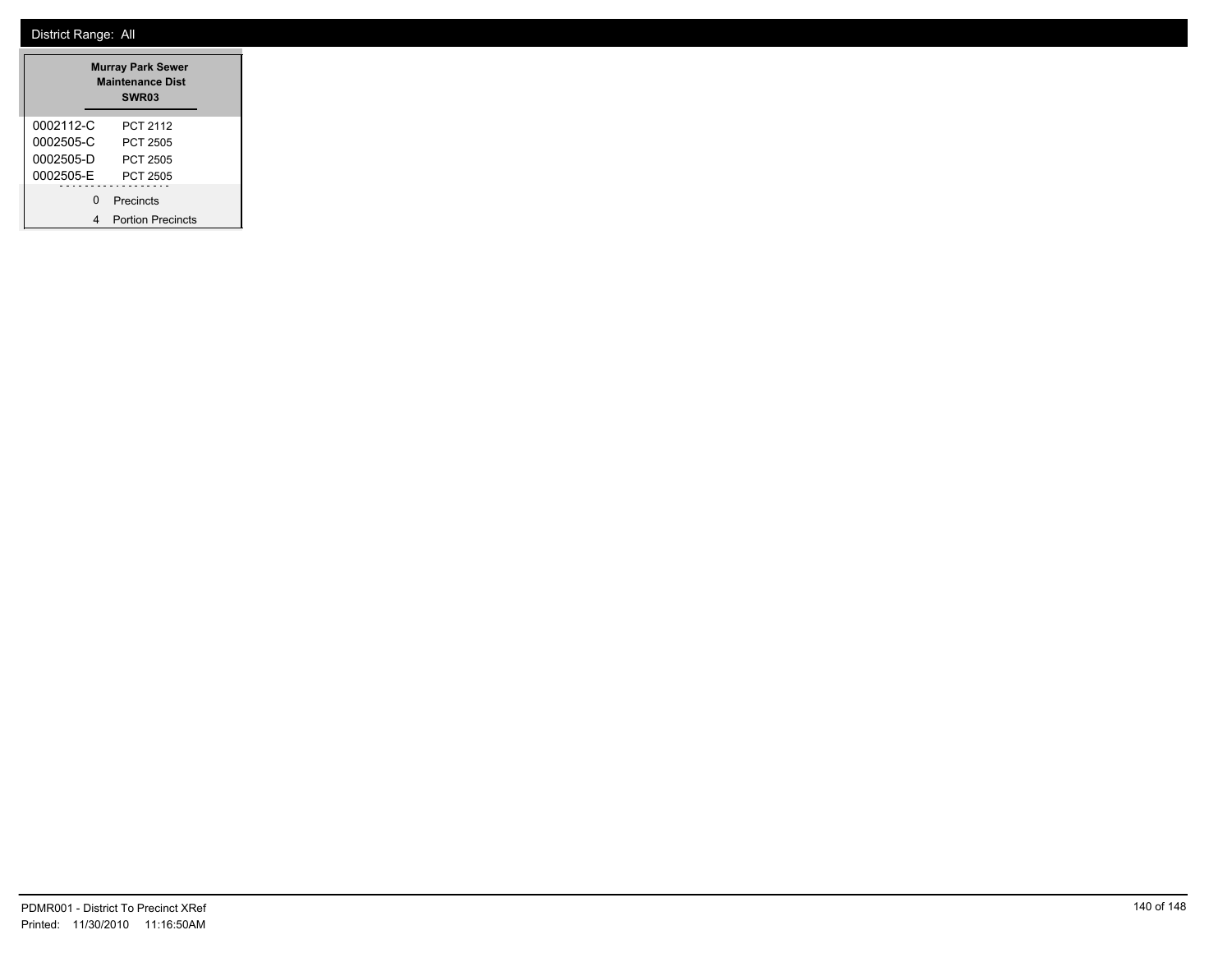District Range: All

| Murray Park Sewer Maintenance Dist SWR03 | |
|---|---|
| 0002112-C | PCT 2112 |
| 0002505-C | PCT 2505 |
| 0002505-D | PCT 2505 |
| 0002505-E | PCT 2505 |
| 0 | Precincts |
| 4 | Portion Precincts |

PDMR001 - District To Precinct XRef
Printed: 11/30/2010 11:16:50AM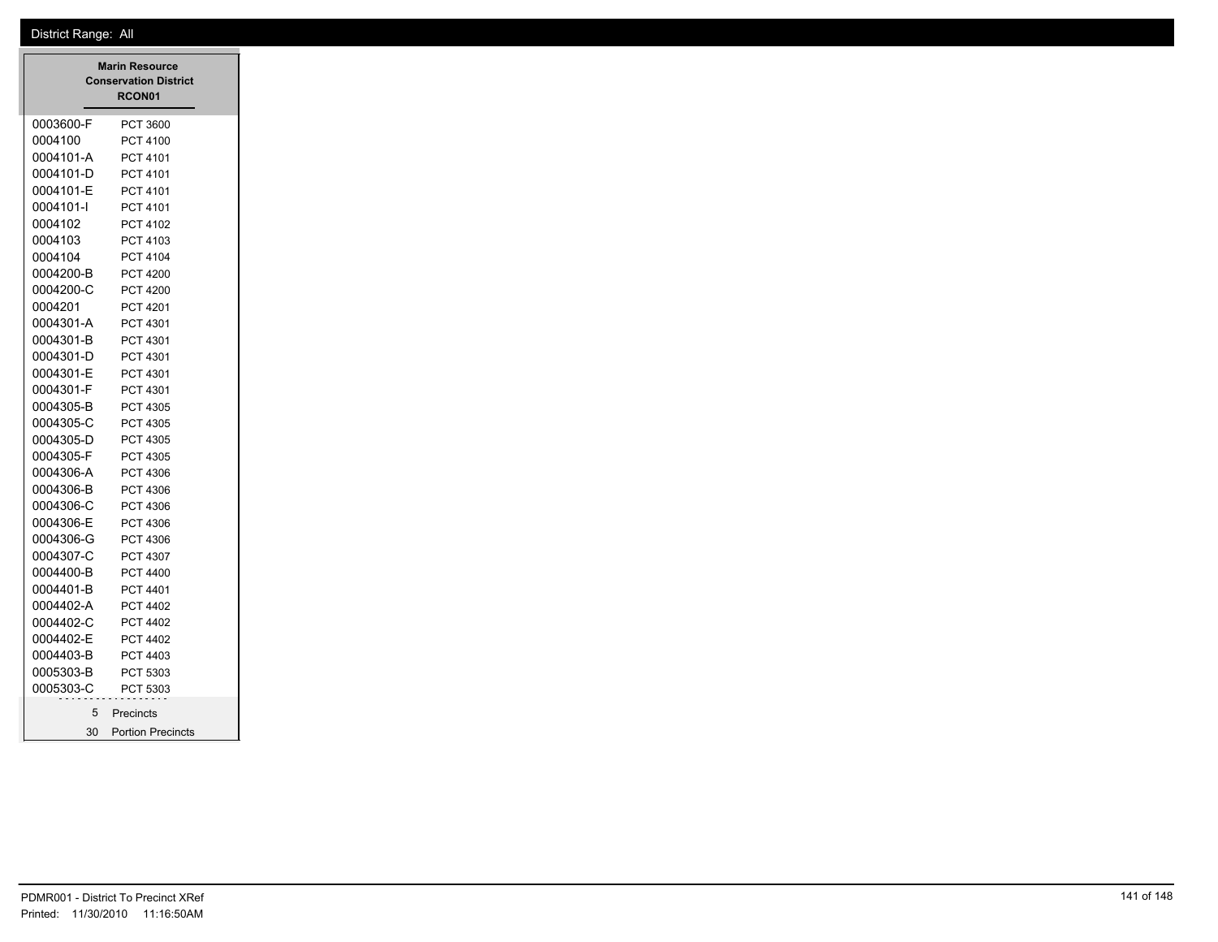District Range: All

| Marin Resource Conservation District RCON01 | |
|---|---|
| 0003600-F | PCT 3600 |
| 0004100 | PCT 4100 |
| 0004101-A | PCT 4101 |
| 0004101-D | PCT 4101 |
| 0004101-E | PCT 4101 |
| 0004101-I | PCT 4101 |
| 0004102 | PCT 4102 |
| 0004103 | PCT 4103 |
| 0004104 | PCT 4104 |
| 0004200-B | PCT 4200 |
| 0004200-C | PCT 4200 |
| 0004201 | PCT 4201 |
| 0004301-A | PCT 4301 |
| 0004301-B | PCT 4301 |
| 0004301-D | PCT 4301 |
| 0004301-E | PCT 4301 |
| 0004301-F | PCT 4301 |
| 0004305-B | PCT 4305 |
| 0004305-C | PCT 4305 |
| 0004305-D | PCT 4305 |
| 0004305-F | PCT 4305 |
| 0004306-A | PCT 4306 |
| 0004306-B | PCT 4306 |
| 0004306-C | PCT 4306 |
| 0004306-E | PCT 4306 |
| 0004306-G | PCT 4306 |
| 0004307-C | PCT 4307 |
| 0004400-B | PCT 4400 |
| 0004401-B | PCT 4401 |
| 0004402-A | PCT 4402 |
| 0004402-C | PCT 4402 |
| 0004402-E | PCT 4402 |
| 0004403-B | PCT 4403 |
| 0005303-B | PCT 5303 |
| 0005303-C | PCT 5303 |
| 5 | Precincts |
| 30 | Portion Precincts |

PDMR001 - District To Precinct XRef
Printed: 11/30/2010 11:16:50AM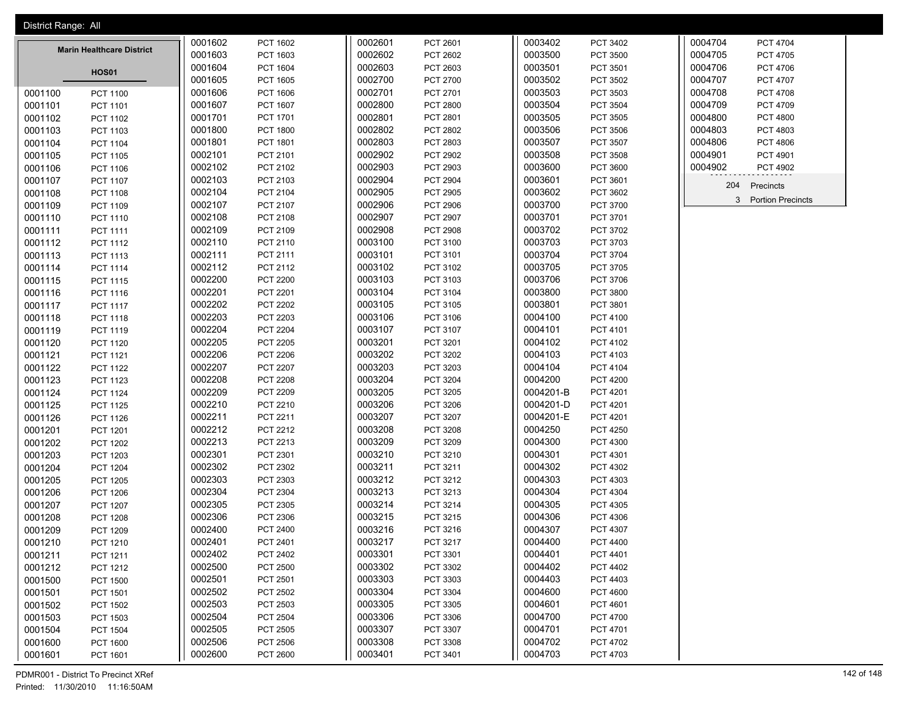District Range: All

## Marin Healthcare District

### HOS01

| Precinct | Name |
|---|---|
| 0001100 | PCT 1100 |
| 0001101 | PCT 1101 |
| 0001102 | PCT 1102 |
| 0001103 | PCT 1103 |
| 0001104 | PCT 1104 |
| 0001105 | PCT 1105 |
| 0001106 | PCT 1106 |
| 0001107 | PCT 1107 |
| 0001108 | PCT 1108 |
| 0001109 | PCT 1109 |
| 0001110 | PCT 1110 |
| 0001111 | PCT 1111 |
| 0001112 | PCT 1112 |
| 0001113 | PCT 1113 |
| 0001114 | PCT 1114 |
| 0001115 | PCT 1115 |
| 0001116 | PCT 1116 |
| 0001117 | PCT 1117 |
| 0001118 | PCT 1118 |
| 0001119 | PCT 1119 |
| 0001120 | PCT 1120 |
| 0001121 | PCT 1121 |
| 0001122 | PCT 1122 |
| 0001123 | PCT 1123 |
| 0001124 | PCT 1124 |
| 0001125 | PCT 1125 |
| 0001126 | PCT 1126 |
| 0001201 | PCT 1201 |
| 0001202 | PCT 1202 |
| 0001203 | PCT 1203 |
| 0001204 | PCT 1204 |
| 0001205 | PCT 1205 |
| 0001206 | PCT 1206 |
| 0001207 | PCT 1207 |
| 0001208 | PCT 1208 |
| 0001209 | PCT 1209 |
| 0001210 | PCT 1210 |
| 0001211 | PCT 1211 |
| 0001212 | PCT 1212 |
| 0001500 | PCT 1500 |
| 0001501 | PCT 1501 |
| 0001502 | PCT 1502 |
| 0001503 | PCT 1503 |
| 0001504 | PCT 1504 |
| 0001600 | PCT 1600 |
| 0001601 | PCT 1601 |
| 0001602 | PCT 1602 |
| 0001603 | PCT 1603 |
| 0001604 | PCT 1604 |
| 0001605 | PCT 1605 |
| 0001606 | PCT 1606 |
| 0001607 | PCT 1607 |
| 0001701 | PCT 1701 |
| 0001800 | PCT 1800 |
| 0001801 | PCT 1801 |
| 0002101 | PCT 2101 |
| 0002102 | PCT 2102 |
| 0002103 | PCT 2103 |
| 0002104 | PCT 2104 |
| 0002107 | PCT 2107 |
| 0002108 | PCT 2108 |
| 0002109 | PCT 2109 |
| 0002110 | PCT 2110 |
| 0002111 | PCT 2111 |
| 0002112 | PCT 2112 |
| 0002200 | PCT 2200 |
| 0002201 | PCT 2201 |
| 0002202 | PCT 2202 |
| 0002203 | PCT 2203 |
| 0002204 | PCT 2204 |
| 0002205 | PCT 2205 |
| 0002206 | PCT 2206 |
| 0002207 | PCT 2207 |
| 0002208 | PCT 2208 |
| 0002209 | PCT 2209 |
| 0002210 | PCT 2210 |
| 0002211 | PCT 2211 |
| 0002212 | PCT 2212 |
| 0002213 | PCT 2213 |
| 0002301 | PCT 2301 |
| 0002302 | PCT 2302 |
| 0002303 | PCT 2303 |
| 0002304 | PCT 2304 |
| 0002305 | PCT 2305 |
| 0002306 | PCT 2306 |
| 0002400 | PCT 2400 |
| 0002401 | PCT 2401 |
| 0002402 | PCT 2402 |
| 0002500 | PCT 2500 |
| 0002501 | PCT 2501 |
| 0002502 | PCT 2502 |
| 0002503 | PCT 2503 |
| 0002504 | PCT 2504 |
| 0002505 | PCT 2505 |
| 0002506 | PCT 2506 |
| 0002600 | PCT 2600 |
| 0002601 | PCT 2601 |
| 0002602 | PCT 2602 |
| 0002603 | PCT 2603 |
| 0002700 | PCT 2700 |
| 0002701 | PCT 2701 |
| 0002800 | PCT 2800 |
| 0002801 | PCT 2801 |
| 0002802 | PCT 2802 |
| 0002803 | PCT 2803 |
| 0002902 | PCT 2902 |
| 0002903 | PCT 2903 |
| 0002904 | PCT 2904 |
| 0002905 | PCT 2905 |
| 0002906 | PCT 2906 |
| 0002907 | PCT 2907 |
| 0002908 | PCT 2908 |
| 0003100 | PCT 3100 |
| 0003101 | PCT 3101 |
| 0003102 | PCT 3102 |
| 0003103 | PCT 3103 |
| 0003104 | PCT 3104 |
| 0003105 | PCT 3105 |
| 0003106 | PCT 3106 |
| 0003107 | PCT 3107 |
| 0003201 | PCT 3201 |
| 0003202 | PCT 3202 |
| 0003203 | PCT 3203 |
| 0003204 | PCT 3204 |
| 0003205 | PCT 3205 |
| 0003206 | PCT 3206 |
| 0003207 | PCT 3207 |
| 0003208 | PCT 3208 |
| 0003209 | PCT 3209 |
| 0003210 | PCT 3210 |
| 0003211 | PCT 3211 |
| 0003212 | PCT 3212 |
| 0003213 | PCT 3213 |
| 0003214 | PCT 3214 |
| 0003215 | PCT 3215 |
| 0003216 | PCT 3216 |
| 0003217 | PCT 3217 |
| 0003301 | PCT 3301 |
| 0003302 | PCT 3302 |
| 0003303 | PCT 3303 |
| 0003304 | PCT 3304 |
| 0003305 | PCT 3305 |
| 0003306 | PCT 3306 |
| 0003307 | PCT 3307 |
| 0003308 | PCT 3308 |
| 0003401 | PCT 3401 |
| 0003402 | PCT 3402 |
| 0003500 | PCT 3500 |
| 0003501 | PCT 3501 |
| 0003502 | PCT 3502 |
| 0003503 | PCT 3503 |
| 0003504 | PCT 3504 |
| 0003505 | PCT 3505 |
| 0003506 | PCT 3506 |
| 0003507 | PCT 3507 |
| 0003508 | PCT 3508 |
| 0003600 | PCT 3600 |
| 0003601 | PCT 3601 |
| 0003602 | PCT 3602 |
| 0003700 | PCT 3700 |
| 0003701 | PCT 3701 |
| 0003702 | PCT 3702 |
| 0003703 | PCT 3703 |
| 0003704 | PCT 3704 |
| 0003705 | PCT 3705 |
| 0003706 | PCT 3706 |
| 0003800 | PCT 3800 |
| 0003801 | PCT 3801 |
| 0004100 | PCT 4100 |
| 0004101 | PCT 4101 |
| 0004102 | PCT 4102 |
| 0004103 | PCT 4103 |
| 0004104 | PCT 4104 |
| 0004200 | PCT 4200 |
| 0004201-B | PCT 4201 |
| 0004201-D | PCT 4201 |
| 0004201-E | PCT 4201 |
| 0004250 | PCT 4250 |
| 0004300 | PCT 4300 |
| 0004301 | PCT 4301 |
| 0004302 | PCT 4302 |
| 0004303 | PCT 4303 |
| 0004304 | PCT 4304 |
| 0004305 | PCT 4305 |
| 0004306 | PCT 4306 |
| 0004307 | PCT 4307 |
| 0004400 | PCT 4400 |
| 0004401 | PCT 4401 |
| 0004402 | PCT 4402 |
| 0004403 | PCT 4403 |
| 0004600 | PCT 4600 |
| 0004601 | PCT 4601 |
| 0004700 | PCT 4700 |
| 0004701 | PCT 4701 |
| 0004702 | PCT 4702 |
| 0004703 | PCT 4703 |
| 0004704 | PCT 4704 |
| 0004705 | PCT 4705 |
| 0004706 | PCT 4706 |
| 0004707 | PCT 4707 |
| 0004708 | PCT 4708 |
| 0004709 | PCT 4709 |
| 0004800 | PCT 4800 |
| 0004803 | PCT 4803 |
| 0004806 | PCT 4806 |
| 0004901 | PCT 4901 |
| 0004902 | PCT 4902 |

204 Precincts

3 Portion Precincts

PDMR001 - District To Precinct XRef

Printed: 11/30/2010 11:16:50AM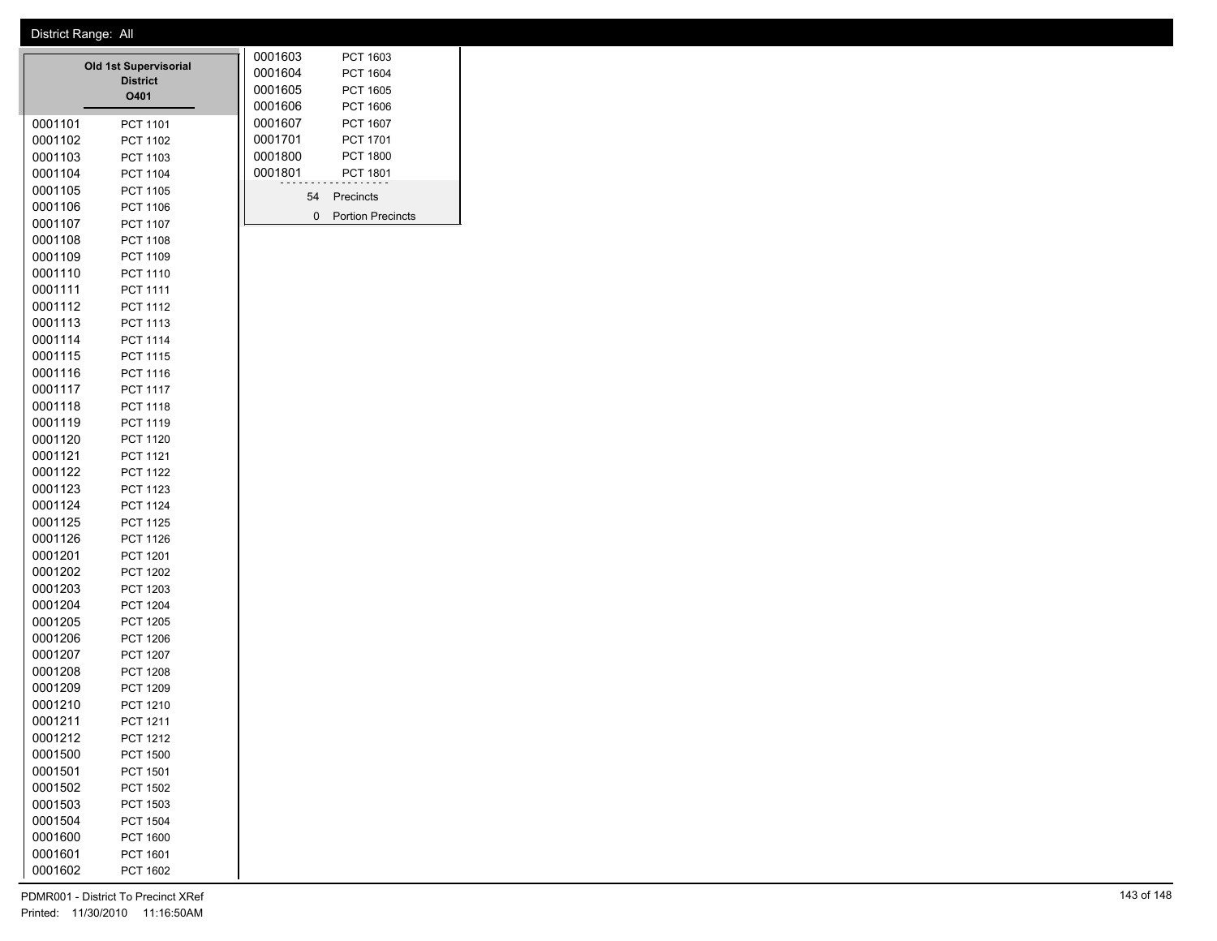District Range: All

**Old 1st Supervisorial District**
**O401**

| | |
|---|---|
| 0001101 | PCT 1101 |
| 0001102 | PCT 1102 |
| 0001103 | PCT 1103 |
| 0001104 | PCT 1104 |
| 0001105 | PCT 1105 |
| 0001106 | PCT 1106 |
| 0001107 | PCT 1107 |
| 0001108 | PCT 1108 |
| 0001109 | PCT 1109 |
| 0001110 | PCT 1110 |
| 0001111 | PCT 1111 |
| 0001112 | PCT 1112 |
| 0001113 | PCT 1113 |
| 0001114 | PCT 1114 |
| 0001115 | PCT 1115 |
| 0001116 | PCT 1116 |
| 0001117 | PCT 1117 |
| 0001118 | PCT 1118 |
| 0001119 | PCT 1119 |
| 0001120 | PCT 1120 |
| 0001121 | PCT 1121 |
| 0001122 | PCT 1122 |
| 0001123 | PCT 1123 |
| 0001124 | PCT 1124 |
| 0001125 | PCT 1125 |
| 0001126 | PCT 1126 |
| 0001201 | PCT 1201 |
| 0001202 | PCT 1202 |
| 0001203 | PCT 1203 |
| 0001204 | PCT 1204 |
| 0001205 | PCT 1205 |
| 0001206 | PCT 1206 |
| 0001207 | PCT 1207 |
| 0001208 | PCT 1208 |
| 0001209 | PCT 1209 |
| 0001210 | PCT 1210 |
| 0001211 | PCT 1211 |
| 0001212 | PCT 1212 |
| 0001500 | PCT 1500 |
| 0001501 | PCT 1501 |
| 0001502 | PCT 1502 |
| 0001503 | PCT 1503 |
| 0001504 | PCT 1504 |
| 0001600 | PCT 1600 |
| 0001601 | PCT 1601 |
| 0001602 | PCT 1602 |
| 0001603 | PCT 1603 |
| 0001604 | PCT 1604 |
| 0001605 | PCT 1605 |
| 0001606 | PCT 1606 |
| 0001607 | PCT 1607 |
| 0001701 | PCT 1701 |
| 0001800 | PCT 1800 |
| 0001801 | PCT 1801 |

54 Precincts

0 Portion Precincts

PDMR001 - District To Precinct XRef
Printed: 11/30/2010 11:16:50AM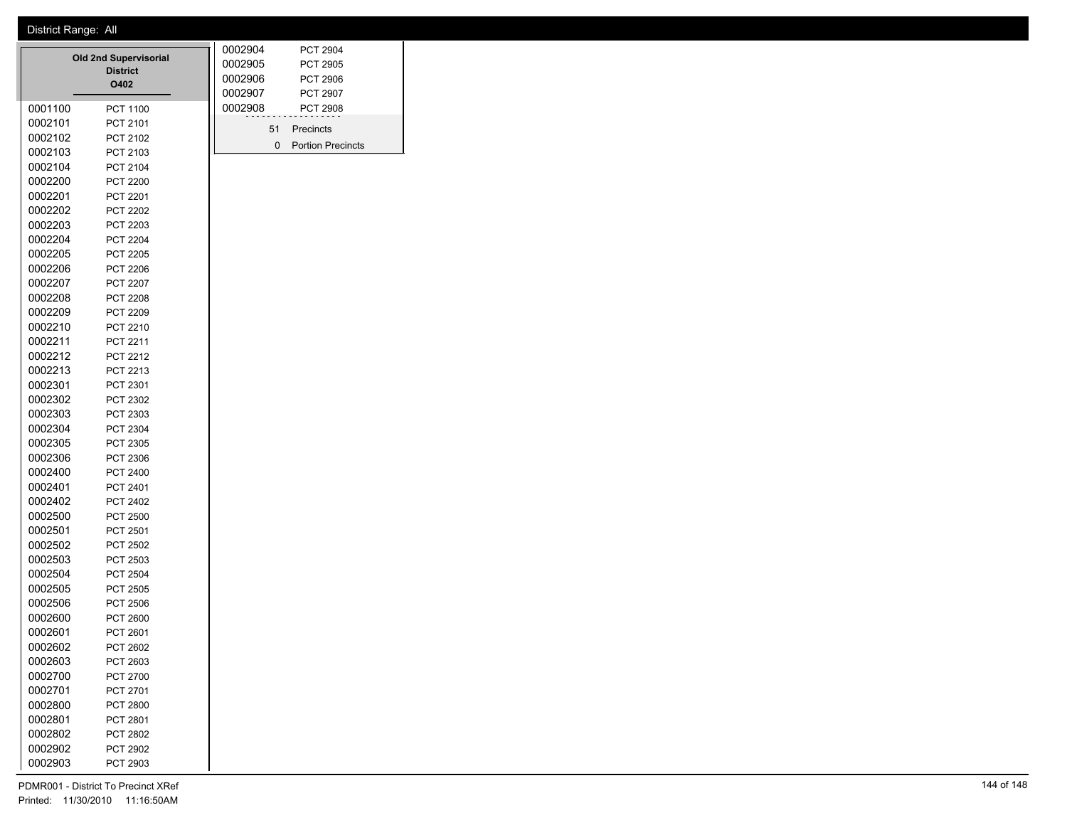District Range: All

## Old 2nd Supervisorial District

**O402**

| Precinct | Name |
|---|---|
| 0001100 | PCT 1100 |
| 0002101 | PCT 2101 |
| 0002102 | PCT 2102 |
| 0002103 | PCT 2103 |
| 0002104 | PCT 2104 |
| 0002200 | PCT 2200 |
| 0002201 | PCT 2201 |
| 0002202 | PCT 2202 |
| 0002203 | PCT 2203 |
| 0002204 | PCT 2204 |
| 0002205 | PCT 2205 |
| 0002206 | PCT 2206 |
| 0002207 | PCT 2207 |
| 0002208 | PCT 2208 |
| 0002209 | PCT 2209 |
| 0002210 | PCT 2210 |
| 0002211 | PCT 2211 |
| 0002212 | PCT 2212 |
| 0002213 | PCT 2213 |
| 0002301 | PCT 2301 |
| 0002302 | PCT 2302 |
| 0002303 | PCT 2303 |
| 0002304 | PCT 2304 |
| 0002305 | PCT 2305 |
| 0002306 | PCT 2306 |
| 0002400 | PCT 2400 |
| 0002401 | PCT 2401 |
| 0002402 | PCT 2402 |
| 0002500 | PCT 2500 |
| 0002501 | PCT 2501 |
| 0002502 | PCT 2502 |
| 0002503 | PCT 2503 |
| 0002504 | PCT 2504 |
| 0002505 | PCT 2505 |
| 0002506 | PCT 2506 |
| 0002600 | PCT 2600 |
| 0002601 | PCT 2601 |
| 0002602 | PCT 2602 |
| 0002603 | PCT 2603 |
| 0002700 | PCT 2700 |
| 0002701 | PCT 2701 |
| 0002800 | PCT 2800 |
| 0002801 | PCT 2801 |
| 0002802 | PCT 2802 |
| 0002902 | PCT 2902 |
| 0002903 | PCT 2903 |
| 0002904 | PCT 2904 |
| 0002905 | PCT 2905 |
| 0002906 | PCT 2906 |
| 0002907 | PCT 2907 |
| 0002908 | PCT 2908 |

51 Precincts

0 Portion Precincts

PDMR001 - District To Precinct XRef

Printed: 11/30/2010 11:16:50AM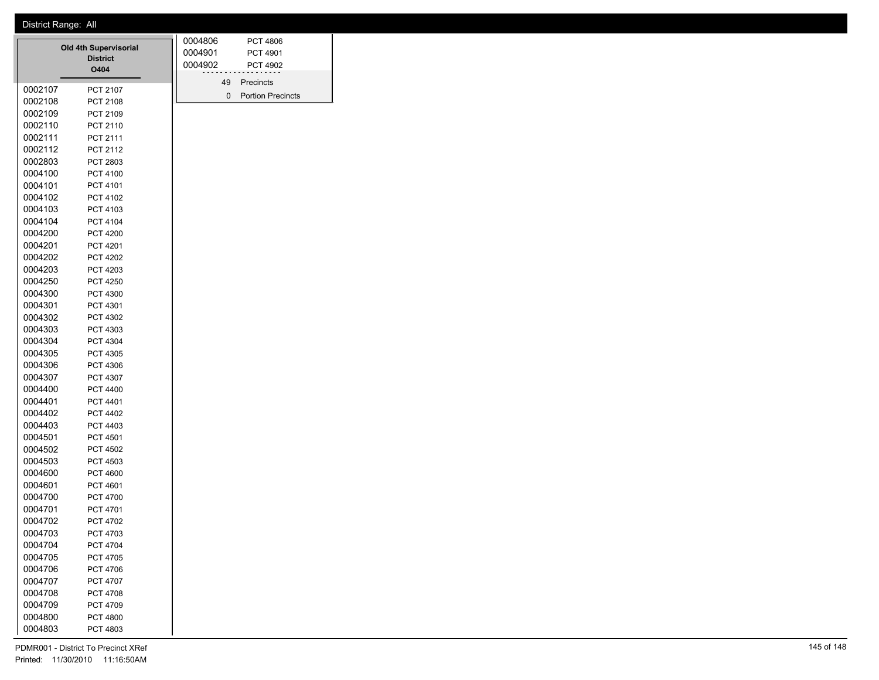District Range: All

## Old 4th Supervisorial District

**O404**

| | |
|---|---|
| 0002107 | PCT 2107 |
| 0002108 | PCT 2108 |
| 0002109 | PCT 2109 |
| 0002110 | PCT 2110 |
| 0002111 | PCT 2111 |
| 0002112 | PCT 2112 |
| 0002803 | PCT 2803 |
| 0004100 | PCT 4100 |
| 0004101 | PCT 4101 |
| 0004102 | PCT 4102 |
| 0004103 | PCT 4103 |
| 0004104 | PCT 4104 |
| 0004200 | PCT 4200 |
| 0004201 | PCT 4201 |
| 0004202 | PCT 4202 |
| 0004203 | PCT 4203 |
| 0004250 | PCT 4250 |
| 0004300 | PCT 4300 |
| 0004301 | PCT 4301 |
| 0004302 | PCT 4302 |
| 0004303 | PCT 4303 |
| 0004304 | PCT 4304 |
| 0004305 | PCT 4305 |
| 0004306 | PCT 4306 |
| 0004307 | PCT 4307 |
| 0004400 | PCT 4400 |
| 0004401 | PCT 4401 |
| 0004402 | PCT 4402 |
| 0004403 | PCT 4403 |
| 0004501 | PCT 4501 |
| 0004502 | PCT 4502 |
| 0004503 | PCT 4503 |
| 0004600 | PCT 4600 |
| 0004601 | PCT 4601 |
| 0004700 | PCT 4700 |
| 0004701 | PCT 4701 |
| 0004702 | PCT 4702 |
| 0004703 | PCT 4703 |
| 0004704 | PCT 4704 |
| 0004705 | PCT 4705 |
| 0004706 | PCT 4706 |
| 0004707 | PCT 4707 |
| 0004708 | PCT 4708 |
| 0004709 | PCT 4709 |
| 0004800 | PCT 4800 |
| 0004803 | PCT 4803 |
| 0004806 | PCT 4806 |
| 0004901 | PCT 4901 |
| 0004902 | PCT 4902 |

49 Precincts

0 Portion Precincts

PDMR001 - District To Precinct XRef

Printed: 11/30/2010 11:16:50AM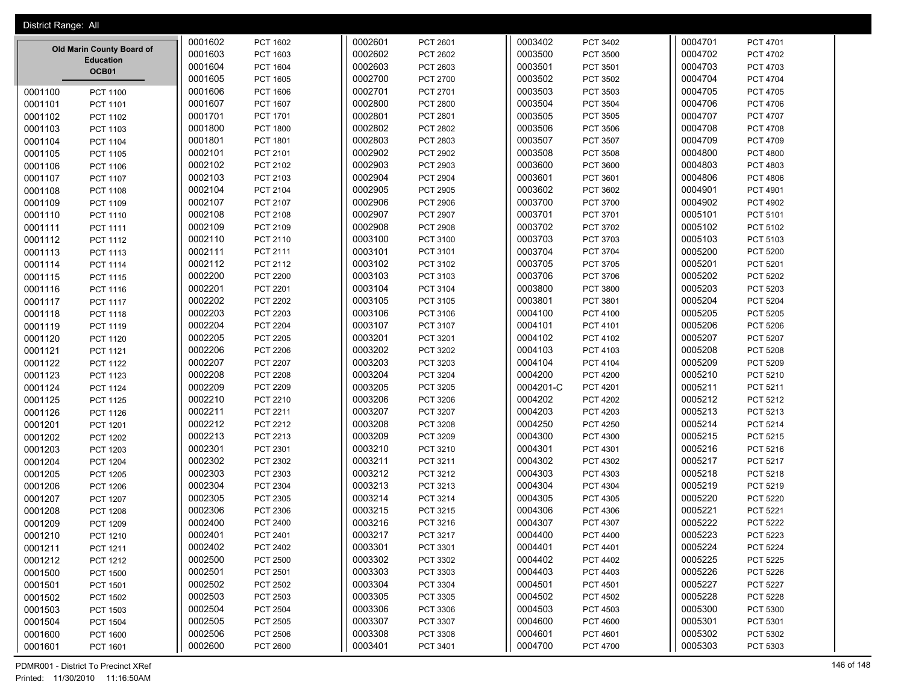District Range: All

**Old Marin County Board of Education**

**OCB01**

| Precinct | Name |
|---|---|
| 0001100 | PCT 1100 |
| 0001101 | PCT 1101 |
| 0001102 | PCT 1102 |
| 0001103 | PCT 1103 |
| 0001104 | PCT 1104 |
| 0001105 | PCT 1105 |
| 0001106 | PCT 1106 |
| 0001107 | PCT 1107 |
| 0001108 | PCT 1108 |
| 0001109 | PCT 1109 |
| 0001110 | PCT 1110 |
| 0001111 | PCT 1111 |
| 0001112 | PCT 1112 |
| 0001113 | PCT 1113 |
| 0001114 | PCT 1114 |
| 0001115 | PCT 1115 |
| 0001116 | PCT 1116 |
| 0001117 | PCT 1117 |
| 0001118 | PCT 1118 |
| 0001119 | PCT 1119 |
| 0001120 | PCT 1120 |
| 0001121 | PCT 1121 |
| 0001122 | PCT 1122 |
| 0001123 | PCT 1123 |
| 0001124 | PCT 1124 |
| 0001125 | PCT 1125 |
| 0001126 | PCT 1126 |
| 0001201 | PCT 1201 |
| 0001202 | PCT 1202 |
| 0001203 | PCT 1203 |
| 0001204 | PCT 1204 |
| 0001205 | PCT 1205 |
| 0001206 | PCT 1206 |
| 0001207 | PCT 1207 |
| 0001208 | PCT 1208 |
| 0001209 | PCT 1209 |
| 0001210 | PCT 1210 |
| 0001211 | PCT 1211 |
| 0001212 | PCT 1212 |
| 0001500 | PCT 1500 |
| 0001501 | PCT 1501 |
| 0001502 | PCT 1502 |
| 0001503 | PCT 1503 |
| 0001504 | PCT 1504 |
| 0001600 | PCT 1600 |
| 0001601 | PCT 1601 |
| 0001602 | PCT 1602 |
| 0001603 | PCT 1603 |
| 0001604 | PCT 1604 |
| 0001605 | PCT 1605 |
| 0001606 | PCT 1606 |
| 0001607 | PCT 1607 |
| 0001701 | PCT 1701 |
| 0001800 | PCT 1800 |
| 0001801 | PCT 1801 |
| 0002101 | PCT 2101 |
| 0002102 | PCT 2102 |
| 0002103 | PCT 2103 |
| 0002104 | PCT 2104 |
| 0002107 | PCT 2107 |
| 0002108 | PCT 2108 |
| 0002109 | PCT 2109 |
| 0002110 | PCT 2110 |
| 0002111 | PCT 2111 |
| 0002112 | PCT 2112 |
| 0002200 | PCT 2200 |
| 0002201 | PCT 2201 |
| 0002202 | PCT 2202 |
| 0002203 | PCT 2203 |
| 0002204 | PCT 2204 |
| 0002205 | PCT 2205 |
| 0002206 | PCT 2206 |
| 0002207 | PCT 2207 |
| 0002208 | PCT 2208 |
| 0002209 | PCT 2209 |
| 0002210 | PCT 2210 |
| 0002211 | PCT 2211 |
| 0002212 | PCT 2212 |
| 0002213 | PCT 2213 |
| 0002301 | PCT 2301 |
| 0002302 | PCT 2302 |
| 0002303 | PCT 2303 |
| 0002304 | PCT 2304 |
| 0002305 | PCT 2305 |
| 0002306 | PCT 2306 |
| 0002400 | PCT 2400 |
| 0002401 | PCT 2401 |
| 0002402 | PCT 2402 |
| 0002500 | PCT 2500 |
| 0002501 | PCT 2501 |
| 0002502 | PCT 2502 |
| 0002503 | PCT 2503 |
| 0002504 | PCT 2504 |
| 0002505 | PCT 2505 |
| 0002506 | PCT 2506 |
| 0002600 | PCT 2600 |
| 0002601 | PCT 2601 |
| 0002602 | PCT 2602 |
| 0002603 | PCT 2603 |
| 0002700 | PCT 2700 |
| 0002701 | PCT 2701 |
| 0002800 | PCT 2800 |
| 0002801 | PCT 2801 |
| 0002802 | PCT 2802 |
| 0002803 | PCT 2803 |
| 0002902 | PCT 2902 |
| 0002903 | PCT 2903 |
| 0002904 | PCT 2904 |
| 0002905 | PCT 2905 |
| 0002906 | PCT 2906 |
| 0002907 | PCT 2907 |
| 0002908 | PCT 2908 |
| 0003100 | PCT 3100 |
| 0003101 | PCT 3101 |
| 0003102 | PCT 3102 |
| 0003103 | PCT 3103 |
| 0003104 | PCT 3104 |
| 0003105 | PCT 3105 |
| 0003106 | PCT 3106 |
| 0003107 | PCT 3107 |
| 0003201 | PCT 3201 |
| 0003202 | PCT 3202 |
| 0003203 | PCT 3203 |
| 0003204 | PCT 3204 |
| 0003205 | PCT 3205 |
| 0003206 | PCT 3206 |
| 0003207 | PCT 3207 |
| 0003208 | PCT 3208 |
| 0003209 | PCT 3209 |
| 0003210 | PCT 3210 |
| 0003211 | PCT 3211 |
| 0003212 | PCT 3212 |
| 0003213 | PCT 3213 |
| 0003214 | PCT 3214 |
| 0003215 | PCT 3215 |
| 0003216 | PCT 3216 |
| 0003217 | PCT 3217 |
| 0003301 | PCT 3301 |
| 0003302 | PCT 3302 |
| 0003303 | PCT 3303 |
| 0003304 | PCT 3304 |
| 0003305 | PCT 3305 |
| 0003306 | PCT 3306 |
| 0003307 | PCT 3307 |
| 0003308 | PCT 3308 |
| 0003401 | PCT 3401 |
| 0003402 | PCT 3402 |
| 0003500 | PCT 3500 |
| 0003501 | PCT 3501 |
| 0003502 | PCT 3502 |
| 0003503 | PCT 3503 |
| 0003504 | PCT 3504 |
| 0003505 | PCT 3505 |
| 0003506 | PCT 3506 |
| 0003507 | PCT 3507 |
| 0003508 | PCT 3508 |
| 0003600 | PCT 3600 |
| 0003601 | PCT 3601 |
| 0003602 | PCT 3602 |
| 0003700 | PCT 3700 |
| 0003701 | PCT 3701 |
| 0003702 | PCT 3702 |
| 0003703 | PCT 3703 |
| 0003704 | PCT 3704 |
| 0003705 | PCT 3705 |
| 0003706 | PCT 3706 |
| 0003800 | PCT 3800 |
| 0003801 | PCT 3801 |
| 0004100 | PCT 4100 |
| 0004101 | PCT 4101 |
| 0004102 | PCT 4102 |
| 0004103 | PCT 4103 |
| 0004104 | PCT 4104 |
| 0004200 | PCT 4200 |
| 0004201-C | PCT 4201 |
| 0004202 | PCT 4202 |
| 0004203 | PCT 4203 |
| 0004250 | PCT 4250 |
| 0004300 | PCT 4300 |
| 0004301 | PCT 4301 |
| 0004302 | PCT 4302 |
| 0004303 | PCT 4303 |
| 0004304 | PCT 4304 |
| 0004305 | PCT 4305 |
| 0004306 | PCT 4306 |
| 0004307 | PCT 4307 |
| 0004400 | PCT 4400 |
| 0004401 | PCT 4401 |
| 0004402 | PCT 4402 |
| 0004403 | PCT 4403 |
| 0004501 | PCT 4501 |
| 0004502 | PCT 4502 |
| 0004503 | PCT 4503 |
| 0004600 | PCT 4600 |
| 0004601 | PCT 4601 |
| 0004700 | PCT 4700 |
| 0004701 | PCT 4701 |
| 0004702 | PCT 4702 |
| 0004703 | PCT 4703 |
| 0004704 | PCT 4704 |
| 0004705 | PCT 4705 |
| 0004706 | PCT 4706 |
| 0004707 | PCT 4707 |
| 0004708 | PCT 4708 |
| 0004709 | PCT 4709 |
| 0004800 | PCT 4800 |
| 0004803 | PCT 4803 |
| 0004806 | PCT 4806 |
| 0004901 | PCT 4901 |
| 0004902 | PCT 4902 |
| 0005101 | PCT 5101 |
| 0005102 | PCT 5102 |
| 0005103 | PCT 5103 |
| 0005200 | PCT 5200 |
| 0005201 | PCT 5201 |
| 0005202 | PCT 5202 |
| 0005203 | PCT 5203 |
| 0005204 | PCT 5204 |
| 0005205 | PCT 5205 |
| 0005206 | PCT 5206 |
| 0005207 | PCT 5207 |
| 0005208 | PCT 5208 |
| 0005209 | PCT 5209 |
| 0005210 | PCT 5210 |
| 0005211 | PCT 5211 |
| 0005212 | PCT 5212 |
| 0005213 | PCT 5213 |
| 0005214 | PCT 5214 |
| 0005215 | PCT 5215 |
| 0005216 | PCT 5216 |
| 0005217 | PCT 5217 |
| 0005218 | PCT 5218 |
| 0005219 | PCT 5219 |
| 0005220 | PCT 5220 |
| 0005221 | PCT 5221 |
| 0005222 | PCT 5222 |
| 0005223 | PCT 5223 |
| 0005224 | PCT 5224 |
| 0005225 | PCT 5225 |
| 0005226 | PCT 5226 |
| 0005227 | PCT 5227 |
| 0005228 | PCT 5228 |
| 0005300 | PCT 5300 |
| 0005301 | PCT 5301 |
| 0005302 | PCT 5302 |
| 0005303 | PCT 5303 |

PDMR001 - District To Precinct XRef
Printed: 11/30/2010 11:16:50AM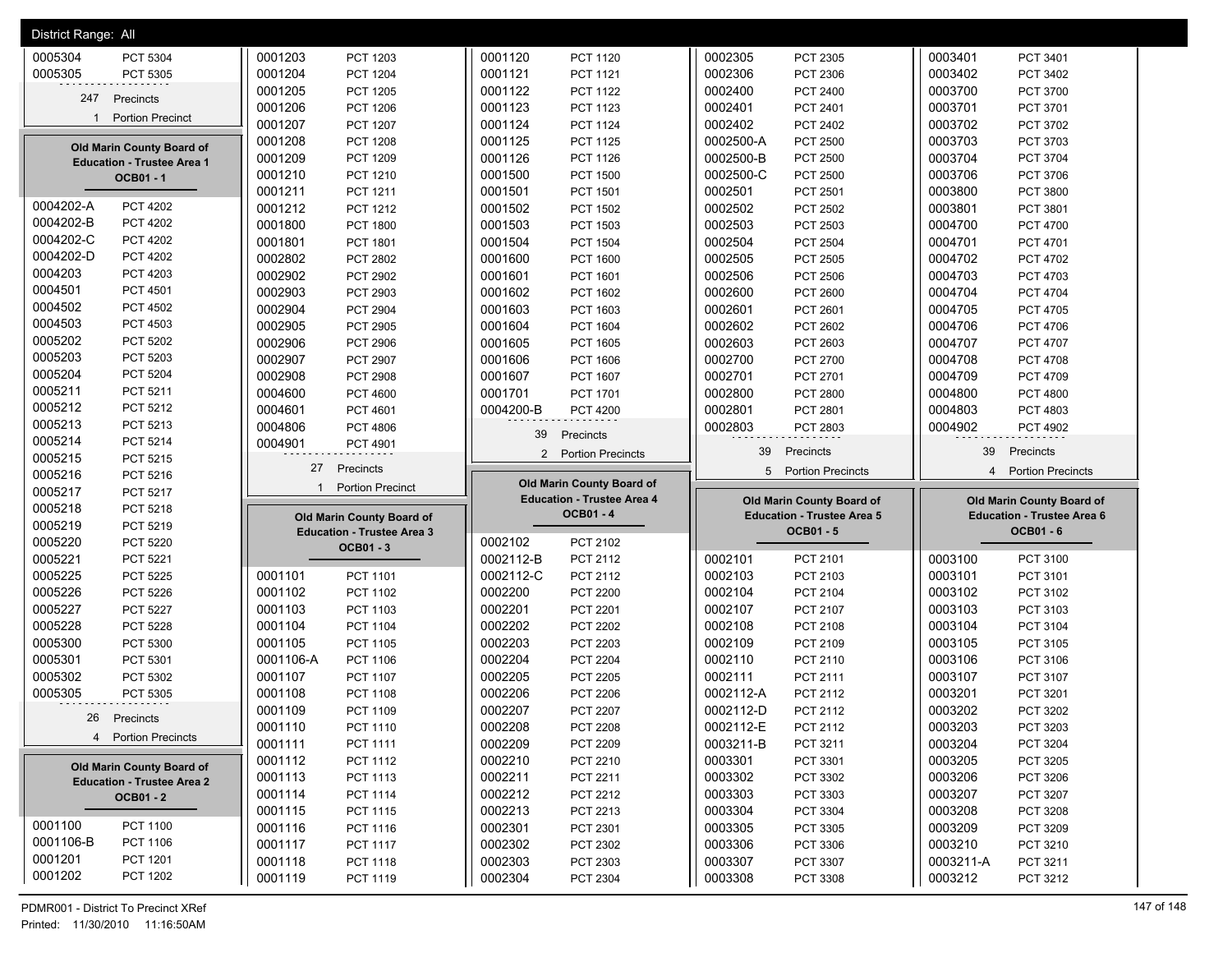District Range: All

| | |
|---|---|
| 0005304 | PCT 5304 |
| 0005305 | PCT 5305 |

247 Precincts
1 Portion Precinct

## Old Marin County Board of Education - Trustee Area 1
**OCB01 - 1**

| | |
|---|---|
| 0004202-A | PCT 4202 |
| 0004202-B | PCT 4202 |
| 0004202-C | PCT 4202 |
| 0004202-D | PCT 4202 |
| 0004203 | PCT 4203 |
| 0004501 | PCT 4501 |
| 0004502 | PCT 4502 |
| 0004503 | PCT 4503 |
| 0005202 | PCT 5202 |
| 0005203 | PCT 5203 |
| 0005204 | PCT 5204 |
| 0005211 | PCT 5211 |
| 0005212 | PCT 5212 |
| 0005213 | PCT 5213 |
| 0005214 | PCT 5214 |
| 0005215 | PCT 5215 |
| 0005216 | PCT 5216 |
| 0005217 | PCT 5217 |
| 0005218 | PCT 5218 |
| 0005219 | PCT 5219 |
| 0005220 | PCT 5220 |
| 0005221 | PCT 5221 |
| 0005225 | PCT 5225 |
| 0005226 | PCT 5226 |
| 0005227 | PCT 5227 |
| 0005228 | PCT 5228 |
| 0005300 | PCT 5300 |
| 0005301 | PCT 5301 |
| 0005302 | PCT 5302 |
| 0005305 | PCT 5305 |

26 Precincts
4 Portion Precincts

## Old Marin County Board of Education - Trustee Area 2
**OCB01 - 2**

| | |
|---|---|
| 0001100 | PCT 1100 |
| 0001106-B | PCT 1106 |
| 0001201 | PCT 1201 |
| 0001202 | PCT 1202 |
| 0001203 | PCT 1203 |
| 0001204 | PCT 1204 |
| 0001205 | PCT 1205 |
| 0001206 | PCT 1206 |
| 0001207 | PCT 1207 |
| 0001208 | PCT 1208 |
| 0001209 | PCT 1209 |
| 0001210 | PCT 1210 |
| 0001211 | PCT 1211 |
| 0001212 | PCT 1212 |
| 0001800 | PCT 1800 |
| 0001801 | PCT 1801 |
| 0002802 | PCT 2802 |
| 0002902 | PCT 2902 |
| 0002903 | PCT 2903 |
| 0002904 | PCT 2904 |
| 0002905 | PCT 2905 |
| 0002906 | PCT 2906 |
| 0002907 | PCT 2907 |
| 0002908 | PCT 2908 |
| 0004600 | PCT 4600 |
| 0004601 | PCT 4601 |
| 0004806 | PCT 4806 |
| 0004901 | PCT 4901 |

27 Precincts
1 Portion Precinct

## Old Marin County Board of Education - Trustee Area 3
**OCB01 - 3**

| | |
|---|---|
| 0001101 | PCT 1101 |
| 0001102 | PCT 1102 |
| 0001103 | PCT 1103 |
| 0001104 | PCT 1104 |
| 0001105 | PCT 1105 |
| 0001106-A | PCT 1106 |
| 0001107 | PCT 1107 |
| 0001108 | PCT 1108 |
| 0001109 | PCT 1109 |
| 0001110 | PCT 1110 |
| 0001111 | PCT 1111 |
| 0001112 | PCT 1112 |
| 0001113 | PCT 1113 |
| 0001114 | PCT 1114 |
| 0001115 | PCT 1115 |
| 0001116 | PCT 1116 |
| 0001117 | PCT 1117 |
| 0001118 | PCT 1118 |
| 0001119 | PCT 1119 |
| 0001120 | PCT 1120 |
| 0001121 | PCT 1121 |
| 0001122 | PCT 1122 |
| 0001123 | PCT 1123 |
| 0001124 | PCT 1124 |
| 0001125 | PCT 1125 |
| 0001126 | PCT 1126 |
| 0001500 | PCT 1500 |
| 0001501 | PCT 1501 |
| 0001502 | PCT 1502 |
| 0001503 | PCT 1503 |
| 0001504 | PCT 1504 |
| 0001600 | PCT 1600 |
| 0001601 | PCT 1601 |
| 0001602 | PCT 1602 |
| 0001603 | PCT 1603 |
| 0001604 | PCT 1604 |
| 0001605 | PCT 1605 |
| 0001606 | PCT 1606 |
| 0001607 | PCT 1607 |
| 0001701 | PCT 1701 |
| 0004200-B | PCT 4200 |

39 Precincts
2 Portion Precincts

## Old Marin County Board of Education - Trustee Area 4
**OCB01 - 4**

| | |
|---|---|
| 0002102 | PCT 2102 |
| 0002112-B | PCT 2112 |
| 0002112-C | PCT 2112 |
| 0002200 | PCT 2200 |
| 0002201 | PCT 2201 |
| 0002202 | PCT 2202 |
| 0002203 | PCT 2203 |
| 0002204 | PCT 2204 |
| 0002205 | PCT 2205 |
| 0002206 | PCT 2206 |
| 0002207 | PCT 2207 |
| 0002208 | PCT 2208 |
| 0002209 | PCT 2209 |
| 0002210 | PCT 2210 |
| 0002211 | PCT 2211 |
| 0002212 | PCT 2212 |
| 0002213 | PCT 2213 |
| 0002301 | PCT 2301 |
| 0002302 | PCT 2302 |
| 0002303 | PCT 2303 |
| 0002304 | PCT 2304 |
| 0002305 | PCT 2305 |
| 0002306 | PCT 2306 |
| 0002400 | PCT 2400 |
| 0002401 | PCT 2401 |
| 0002402 | PCT 2402 |
| 0002500-A | PCT 2500 |
| 0002500-B | PCT 2500 |
| 0002500-C | PCT 2500 |
| 0002501 | PCT 2501 |
| 0002502 | PCT 2502 |
| 0002503 | PCT 2503 |
| 0002504 | PCT 2504 |
| 0002505 | PCT 2505 |
| 0002506 | PCT 2506 |
| 0002600 | PCT 2600 |
| 0002601 | PCT 2601 |
| 0002602 | PCT 2602 |
| 0002603 | PCT 2603 |
| 0002700 | PCT 2700 |
| 0002701 | PCT 2701 |
| 0002800 | PCT 2800 |
| 0002801 | PCT 2801 |
| 0002803 | PCT 2803 |

39 Precincts
5 Portion Precincts

## Old Marin County Board of Education - Trustee Area 5
**OCB01 - 5**

| | |
|---|---|
| 0002101 | PCT 2101 |
| 0002103 | PCT 2103 |
| 0002104 | PCT 2104 |
| 0002107 | PCT 2107 |
| 0002108 | PCT 2108 |
| 0002109 | PCT 2109 |
| 0002110 | PCT 2110 |
| 0002111 | PCT 2111 |
| 0002112-A | PCT 2112 |
| 0002112-D | PCT 2112 |
| 0002112-E | PCT 2112 |
| 0003211-B | PCT 3211 |
| 0003301 | PCT 3301 |
| 0003302 | PCT 3302 |
| 0003303 | PCT 3303 |
| 0003304 | PCT 3304 |
| 0003305 | PCT 3305 |
| 0003306 | PCT 3306 |
| 0003307 | PCT 3307 |
| 0003308 | PCT 3308 |
| 0003401 | PCT 3401 |
| 0003402 | PCT 3402 |
| 0003700 | PCT 3700 |
| 0003701 | PCT 3701 |
| 0003702 | PCT 3702 |
| 0003703 | PCT 3703 |
| 0003704 | PCT 3704 |
| 0003706 | PCT 3706 |
| 0003800 | PCT 3800 |
| 0003801 | PCT 3801 |
| 0004700 | PCT 4700 |
| 0004701 | PCT 4701 |
| 0004702 | PCT 4702 |
| 0004703 | PCT 4703 |
| 0004704 | PCT 4704 |
| 0004705 | PCT 4705 |
| 0004706 | PCT 4706 |
| 0004707 | PCT 4707 |
| 0004708 | PCT 4708 |
| 0004709 | PCT 4709 |
| 0004800 | PCT 4800 |
| 0004803 | PCT 4803 |
| 0004902 | PCT 4902 |

39 Precincts
4 Portion Precincts

## Old Marin County Board of Education - Trustee Area 6
**OCB01 - 6**

| | |
|---|---|
| 0003100 | PCT 3100 |
| 0003101 | PCT 3101 |
| 0003102 | PCT 3102 |
| 0003103 | PCT 3103 |
| 0003104 | PCT 3104 |
| 0003105 | PCT 3105 |
| 0003106 | PCT 3106 |
| 0003107 | PCT 3107 |
| 0003201 | PCT 3201 |
| 0003202 | PCT 3202 |
| 0003203 | PCT 3203 |
| 0003204 | PCT 3204 |
| 0003205 | PCT 3205 |
| 0003206 | PCT 3206 |
| 0003207 | PCT 3207 |
| 0003208 | PCT 3208 |
| 0003209 | PCT 3209 |
| 0003210 | PCT 3210 |
| 0003211-A | PCT 3211 |
| 0003212 | PCT 3212 |

PDMR001 - District To Precinct XRef
Printed: 11/30/2010 11:16:50AM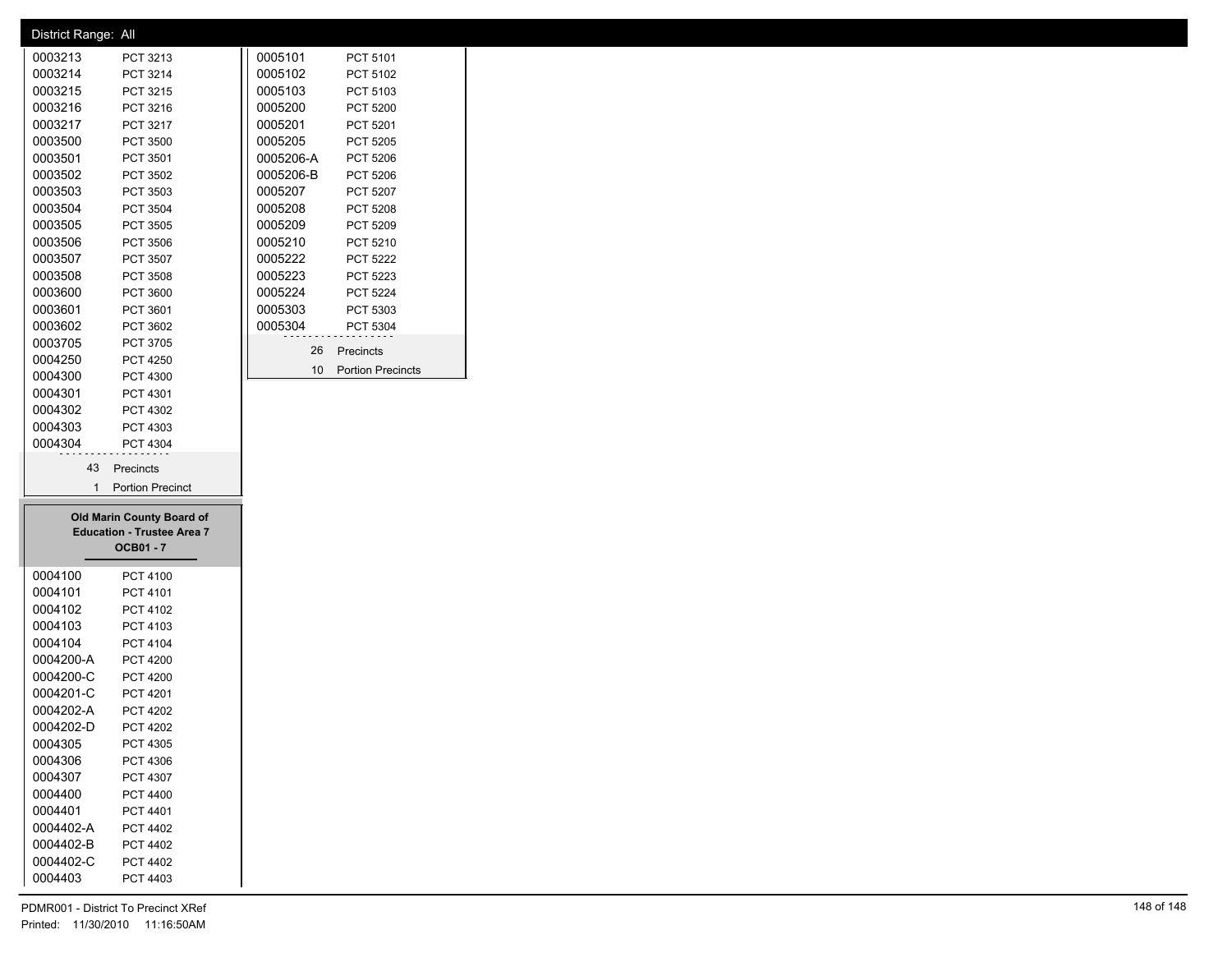District Range: All

| | |
|---|---|
| 0003213 | PCT 3213 |
| 0003214 | PCT 3214 |
| 0003215 | PCT 3215 |
| 0003216 | PCT 3216 |
| 0003217 | PCT 3217 |
| 0003500 | PCT 3500 |
| 0003501 | PCT 3501 |
| 0003502 | PCT 3502 |
| 0003503 | PCT 3503 |
| 0003504 | PCT 3504 |
| 0003505 | PCT 3505 |
| 0003506 | PCT 3506 |
| 0003507 | PCT 3507 |
| 0003508 | PCT 3508 |
| 0003600 | PCT 3600 |
| 0003601 | PCT 3601 |
| 0003602 | PCT 3602 |
| 0003705 | PCT 3705 |
| 0004250 | PCT 4250 |
| 0004300 | PCT 4300 |
| 0004301 | PCT 4301 |
| 0004302 | PCT 4302 |
| 0004303 | PCT 4303 |
| 0004304 | PCT 4304 |

43 Precincts
1 Portion Precinct

**Old Marin County Board of Education - Trustee Area 7**
**OCB01 - 7**

| | |
|---|---|
| 0004100 | PCT 4100 |
| 0004101 | PCT 4101 |
| 0004102 | PCT 4102 |
| 0004103 | PCT 4103 |
| 0004104 | PCT 4104 |
| 0004200-A | PCT 4200 |
| 0004200-C | PCT 4200 |
| 0004201-C | PCT 4201 |
| 0004202-A | PCT 4202 |
| 0004202-D | PCT 4202 |
| 0004305 | PCT 4305 |
| 0004306 | PCT 4306 |
| 0004307 | PCT 4307 |
| 0004400 | PCT 4400 |
| 0004401 | PCT 4401 |
| 0004402-A | PCT 4402 |
| 0004402-B | PCT 4402 |
| 0004402-C | PCT 4402 |
| 0004403 | PCT 4403 |
| 0005101 | PCT 5101 |
| 0005102 | PCT 5102 |
| 0005103 | PCT 5103 |
| 0005200 | PCT 5200 |
| 0005201 | PCT 5201 |
| 0005205 | PCT 5205 |
| 0005206-A | PCT 5206 |
| 0005206-B | PCT 5206 |
| 0005207 | PCT 5207 |
| 0005208 | PCT 5208 |
| 0005209 | PCT 5209 |
| 0005210 | PCT 5210 |
| 0005222 | PCT 5222 |
| 0005223 | PCT 5223 |
| 0005224 | PCT 5224 |
| 0005303 | PCT 5303 |
| 0005304 | PCT 5304 |

26 Precincts
10 Portion Precincts

PDMR001 - District To Precinct XRef
Printed: 11/30/2010 11:16:50AM